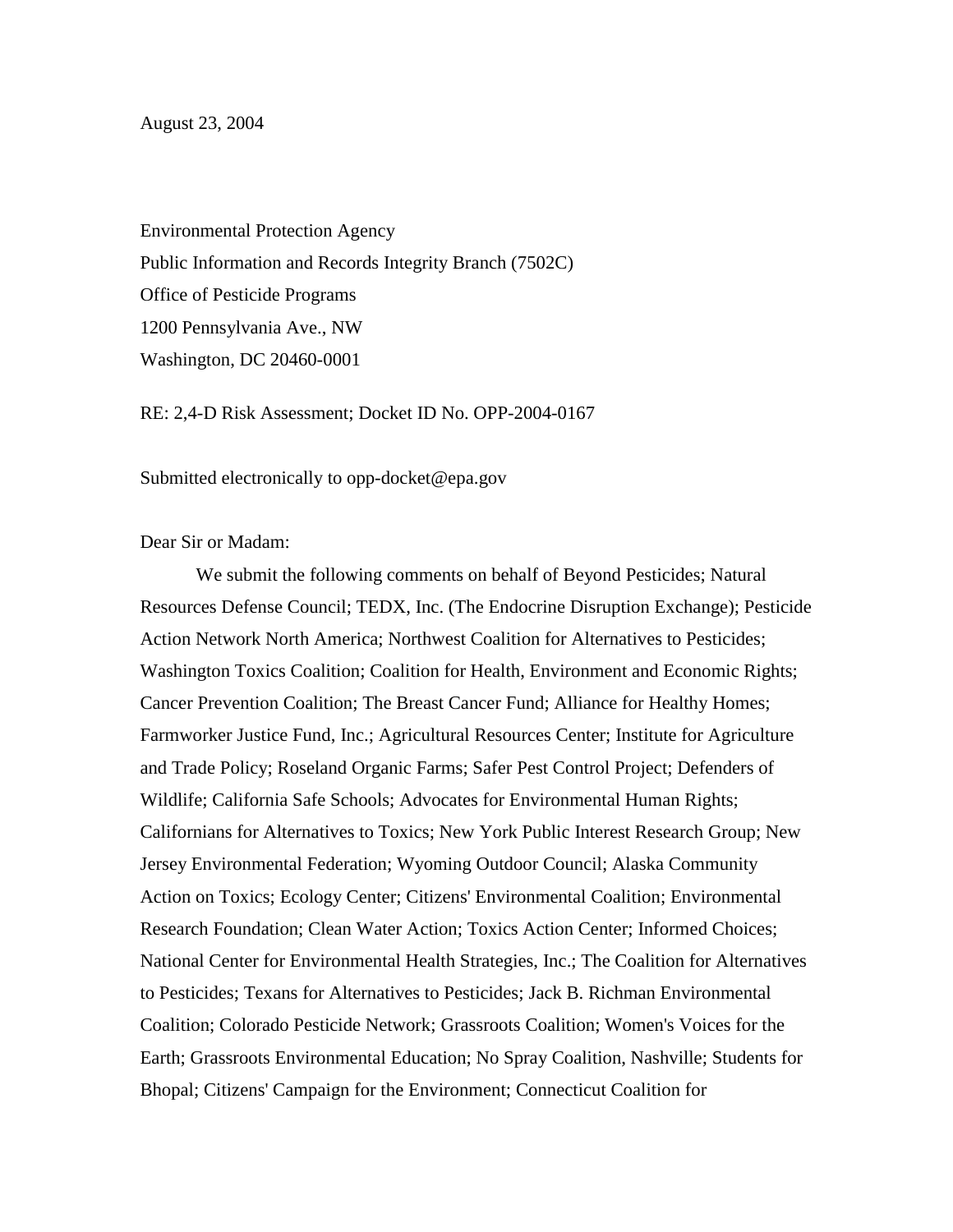August 23, 2004

Environmental Protection Agency
Public Information and Records Integrity Branch (7502C)
Office of Pesticide Programs
1200 Pennsylvania Ave., NW
Washington, DC 20460-0001

RE: 2,4-D Risk Assessment; Docket ID No. OPP-2004-0167

Submitted electronically to opp-docket@epa.gov

Dear Sir or Madam:

We submit the following comments on behalf of Beyond Pesticides; Natural Resources Defense Council; TEDX, Inc. (The Endocrine Disruption Exchange); Pesticide Action Network North America; Northwest Coalition for Alternatives to Pesticides; Washington Toxics Coalition; Coalition for Health, Environment and Economic Rights; Cancer Prevention Coalition; The Breast Cancer Fund; Alliance for Healthy Homes; Farmworker Justice Fund, Inc.; Agricultural Resources Center; Institute for Agriculture and Trade Policy; Roseland Organic Farms; Safer Pest Control Project; Defenders of Wildlife; California Safe Schools; Advocates for Environmental Human Rights; Californians for Alternatives to Toxics; New York Public Interest Research Group; New Jersey Environmental Federation; Wyoming Outdoor Council; Alaska Community Action on Toxics; Ecology Center; Citizens' Environmental Coalition; Environmental Research Foundation; Clean Water Action; Toxics Action Center; Informed Choices; National Center for Environmental Health Strategies, Inc.; The Coalition for Alternatives to Pesticides; Texans for Alternatives to Pesticides; Jack B. Richman Environmental Coalition; Colorado Pesticide Network; Grassroots Coalition; Women's Voices for the Earth; Grassroots Environmental Education; No Spray Coalition, Nashville; Students for Bhopal; Citizens' Campaign for the Environment; Connecticut Coalition for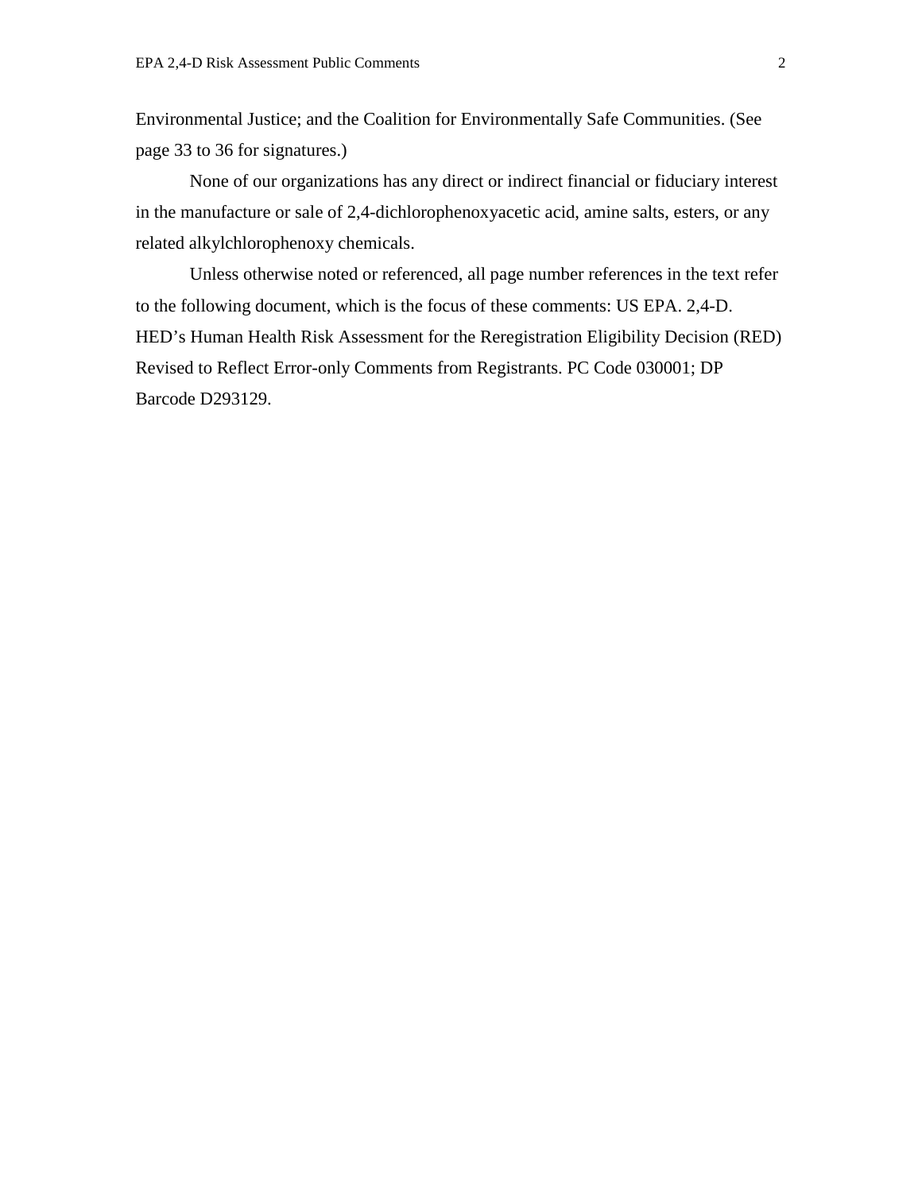Environmental Justice; and the Coalition for Environmentally Safe Communities. (See page 33 to 36 for signatures.)

None of our organizations has any direct or indirect financial or fiduciary interest in the manufacture or sale of 2,4-dichlorophenoxyacetic acid, amine salts, esters, or any related alkylchlorophenoxy chemicals.

Unless otherwise noted or referenced, all page number references in the text refer to the following document, which is the focus of these comments: US EPA. 2,4-D. HED's Human Health Risk Assessment for the Reregistration Eligibility Decision (RED) Revised to Reflect Error-only Comments from Registrants. PC Code 030001; DP Barcode D293129.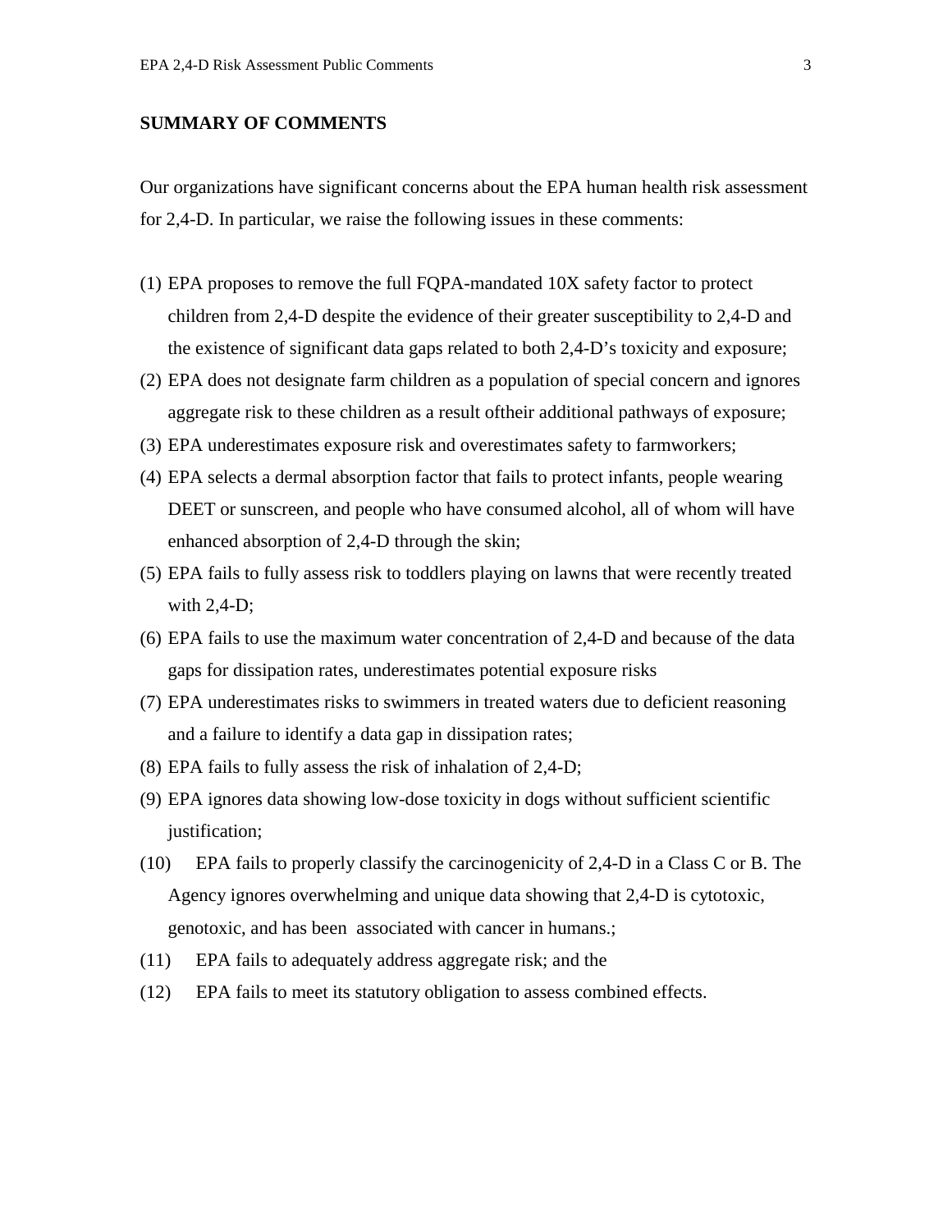**SUMMARY OF COMMENTS**

Our organizations have significant concerns about the EPA human health risk assessment for 2,4-D. In particular, we raise the following issues in these comments:

(1) EPA proposes to remove the full FQPA-mandated 10X safety factor to protect children from 2,4-D despite the evidence of their greater susceptibility to 2,4-D and the existence of significant data gaps related to both 2,4-D's toxicity and exposure;

(2) EPA does not designate farm children as a population of special concern and ignores aggregate risk to these children as a result oftheir additional pathways of exposure;

(3) EPA underestimates exposure risk and overestimates safety to farmworkers;

(4) EPA selects a dermal absorption factor that fails to protect infants, people wearing DEET or sunscreen, and people who have consumed alcohol, all of whom will have enhanced absorption of 2,4-D through the skin;

(5) EPA fails to fully assess risk to toddlers playing on lawns that were recently treated with 2,4-D;

(6) EPA fails to use the maximum water concentration of 2,4-D and because of the data gaps for dissipation rates, underestimates potential exposure risks

(7) EPA underestimates risks to swimmers in treated waters due to deficient reasoning and a failure to identify a data gap in dissipation rates;

(8) EPA fails to fully assess the risk of inhalation of 2,4-D;

(9) EPA ignores data showing low-dose toxicity in dogs without sufficient scientific justification;

(10) EPA fails to properly classify the carcinogenicity of 2,4-D in a Class C or B. The Agency ignores overwhelming and unique data showing that 2,4-D is cytotoxic, genotoxic, and has been associated with cancer in humans.;

(11) EPA fails to adequately address aggregate risk; and the

(12) EPA fails to meet its statutory obligation to assess combined effects.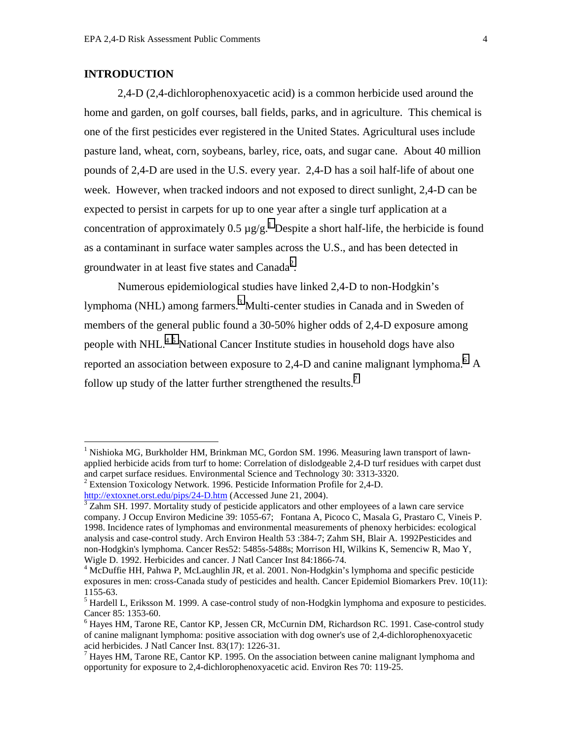## INTRODUCTION

2,4-D (2,4-dichlorophenoxyacetic acid) is a common herbicide used around the home and garden, on golf courses, ball fields, parks, and in agriculture. This chemical is one of the first pesticides ever registered in the United States. Agricultural uses include pasture land, wheat, corn, soybeans, barley, rice, oats, and sugar cane. About 40 million pounds of 2,4-D are used in the U.S. every year. 2,4-D has a soil half-life of about one week. However, when tracked indoors and not exposed to direct sunlight, 2,4-D can be expected to persist in carpets for up to one year after a single turf application at a concentration of approximately 0.5 µg/g.[1] Despite a short half-life, the herbicide is found as a contaminant in surface water samples across the U.S., and has been detected in groundwater in at least five states and Canada[2].

Numerous epidemiological studies have linked 2,4-D to non-Hodgkin's lymphoma (NHL) among farmers.[3] Multi-center studies in Canada and in Sweden of members of the general public found a 30-50% higher odds of 2,4-D exposure among people with NHL.[4,5] National Cancer Institute studies in household dogs have also reported an association between exposure to 2,4-D and canine malignant lymphoma.[6] A follow up study of the latter further strengthened the results.[7]

---

[1] Nishioka MG, Burkholder HM, Brinkman MC, Gordon SM. 1996. Measuring lawn transport of lawn-applied herbicide acids from turf to home: Correlation of dislodgeable 2,4-D turf residues with carpet dust and carpet surface residues. Environmental Science and Technology 30: 3313-3320.

[2] Extension Toxicology Network. 1996. Pesticide Information Profile for 2,4-D. http://extoxnet.orst.edu/pips/24-D.htm (Accessed June 21, 2004).

[3] Zahm SH. 1997. Mortality study of pesticide applicators and other employees of a lawn care service company. J Occup Environ Medicine 39: 1055-67; Fontana A, Picoco C, Masala G, Prastaro C, Vineis P. 1998. Incidence rates of lymphomas and environmental measurements of phenoxy herbicides: ecological analysis and case-control study. Arch Environ Health 53 :384-7; Zahm SH, Blair A. 1992Pesticides and non-Hodgkin's lymphoma. Cancer Res52: 5485s-5488s; Morrison HI, Wilkins K, Semenciw R, Mao Y, Wigle D. 1992. Herbicides and cancer. J Natl Cancer Inst 84:1866-74.

[4] McDuffie HH, Pahwa P, McLaughlin JR, et al. 2001. Non-Hodgkin's lymphoma and specific pesticide exposures in men: cross-Canada study of pesticides and health. Cancer Epidemiol Biomarkers Prev. 10(11): 1155-63.

[5] Hardell L, Eriksson M. 1999. A case-control study of non-Hodgkin lymphoma and exposure to pesticides. Cancer 85: 1353-60.

[6] Hayes HM, Tarone RE, Cantor KP, Jessen CR, McCurnin DM, Richardson RC. 1991. Case-control study of canine malignant lymphoma: positive association with dog owner's use of 2,4-dichlorophenoxyacetic acid herbicides. J Natl Cancer Inst. 83(17): 1226-31.

[7] Hayes HM, Tarone RE, Cantor KP. 1995. On the association between canine malignant lymphoma and opportunity for exposure to 2,4-dichlorophenoxyacetic acid. Environ Res 70: 119-25.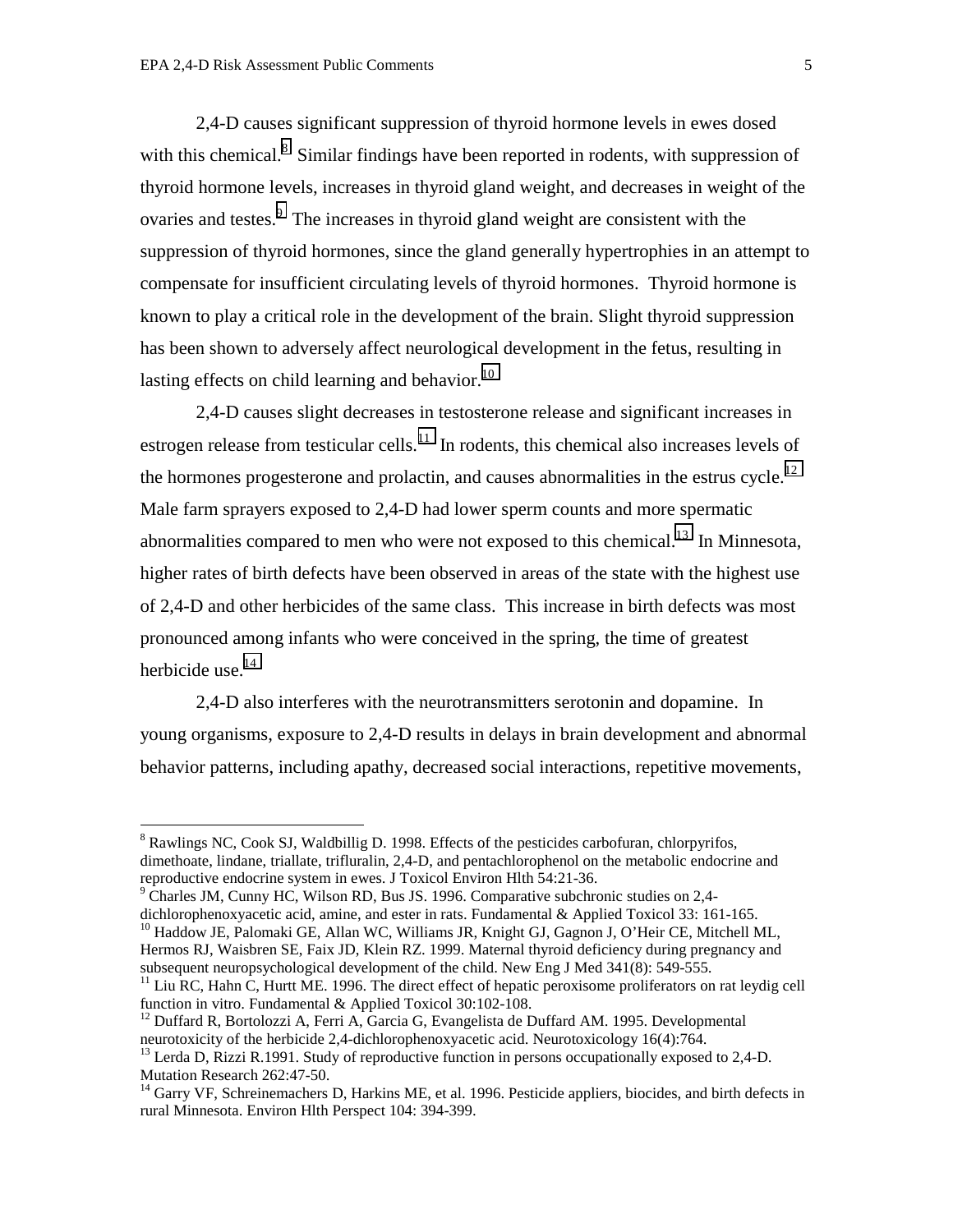2,4-D causes significant suppression of thyroid hormone levels in ewes dosed with this chemical.[8] Similar findings have been reported in rodents, with suppression of thyroid hormone levels, increases in thyroid gland weight, and decreases in weight of the ovaries and testes.[9] The increases in thyroid gland weight are consistent with the suppression of thyroid hormones, since the gland generally hypertrophies in an attempt to compensate for insufficient circulating levels of thyroid hormones. Thyroid hormone is known to play a critical role in the development of the brain. Slight thyroid suppression has been shown to adversely affect neurological development in the fetus, resulting in lasting effects on child learning and behavior.[10]

2,4-D causes slight decreases in testosterone release and significant increases in estrogen release from testicular cells.[11] In rodents, this chemical also increases levels of the hormones progesterone and prolactin, and causes abnormalities in the estrus cycle.[12] Male farm sprayers exposed to 2,4-D had lower sperm counts and more spermatic abnormalities compared to men who were not exposed to this chemical.[13] In Minnesota, higher rates of birth defects have been observed in areas of the state with the highest use of 2,4-D and other herbicides of the same class. This increase in birth defects was most pronounced among infants who were conceived in the spring, the time of greatest herbicide use.[14]

2,4-D also interferes with the neurotransmitters serotonin and dopamine. In young organisms, exposure to 2,4-D results in delays in brain development and abnormal behavior patterns, including apathy, decreased social interactions, repetitive movements,

---

[8] Rawlings NC, Cook SJ, Waldbillig D. 1998. Effects of the pesticides carbofuran, chlorpyrifos, dimethoate, lindane, triallate, trifluralin, 2,4-D, and pentachlorophenol on the metabolic endocrine and reproductive endocrine system in ewes. J Toxicol Environ Hlth 54:21-36.

[9] Charles JM, Cunny HC, Wilson RD, Bus JS. 1996. Comparative subchronic studies on 2,4-dichlorophenoxyacetic acid, amine, and ester in rats. Fundamental & Applied Toxicol 33: 161-165.

[10] Haddow JE, Palomaki GE, Allan WC, Williams JR, Knight GJ, Gagnon J, O'Heir CE, Mitchell ML, Hermos RJ, Waisbren SE, Faix JD, Klein RZ. 1999. Maternal thyroid deficiency during pregnancy and subsequent neuropsychological development of the child. New Eng J Med 341(8): 549-555.

[11] Liu RC, Hahn C, Hurtt ME. 1996. The direct effect of hepatic peroxisome proliferators on rat leydig cell function in vitro. Fundamental & Applied Toxicol 30:102-108.

[12] Duffard R, Bortolozzi A, Ferri A, Garcia G, Evangelista de Duffard AM. 1995. Developmental neurotoxicity of the herbicide 2,4-dichlorophenoxyacetic acid. Neurotoxicology 16(4):764.

[13] Lerda D, Rizzi R.1991. Study of reproductive function in persons occupationally exposed to 2,4-D. Mutation Research 262:47-50.

[14] Garry VF, Schreinemachers D, Harkins ME, et al. 1996. Pesticide appliers, biocides, and birth defects in rural Minnesota. Environ Hlth Perspect 104: 394-399.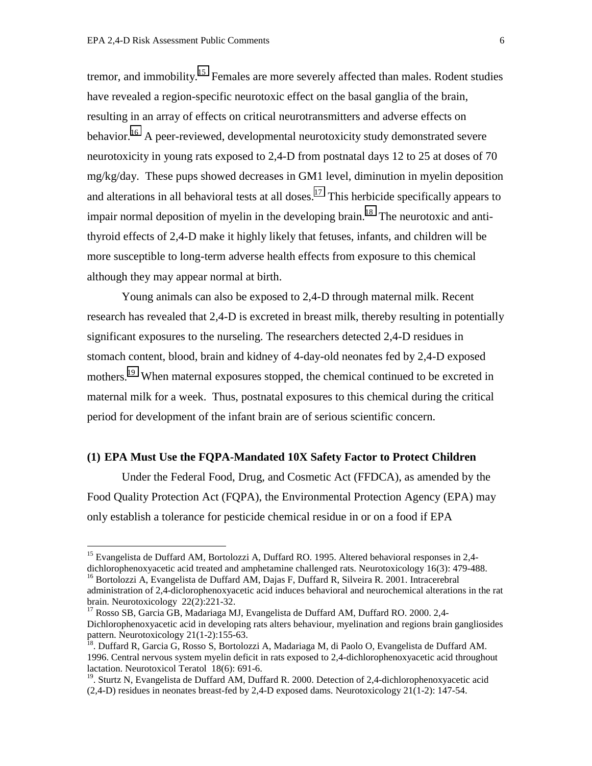tremor, and immobility.[15] Females are more severely affected than males. Rodent studies have revealed a region-specific neurotoxic effect on the basal ganglia of the brain, resulting in an array of effects on critical neurotransmitters and adverse effects on behavior.[16] A peer-reviewed, developmental neurotoxicity study demonstrated severe neurotoxicity in young rats exposed to 2,4-D from postnatal days 12 to 25 at doses of 70 mg/kg/day. These pups showed decreases in GM1 level, diminution in myelin deposition and alterations in all behavioral tests at all doses.[17] This herbicide specifically appears to impair normal deposition of myelin in the developing brain.[18] The neurotoxic and anti-thyroid effects of 2,4-D make it highly likely that fetuses, infants, and children will be more susceptible to long-term adverse health effects from exposure to this chemical although they may appear normal at birth.

Young animals can also be exposed to 2,4-D through maternal milk. Recent research has revealed that 2,4-D is excreted in breast milk, thereby resulting in potentially significant exposures to the nurseling. The researchers detected 2,4-D residues in stomach content, blood, brain and kidney of 4-day-old neonates fed by 2,4-D exposed mothers.[19] When maternal exposures stopped, the chemical continued to be excreted in maternal milk for a week. Thus, postnatal exposures to this chemical during the critical period for development of the infant brain are of serious scientific concern.

### (1) EPA Must Use the FQPA-Mandated 10X Safety Factor to Protect Children

Under the Federal Food, Drug, and Cosmetic Act (FFDCA), as amended by the Food Quality Protection Act (FQPA), the Environmental Protection Agency (EPA) may only establish a tolerance for pesticide chemical residue in or on a food if EPA

---

[15] Evangelista de Duffard AM, Bortolozzi A, Duffard RO. 1995. Altered behavioral responses in 2,4-dichlorophenoxyacetic acid treated and amphetamine challenged rats. Neurotoxicology 16(3): 479-488.

[16] Bortolozzi A, Evangelista de Duffard AM, Dajas F, Duffard R, Silveira R. 2001. Intracerebral administration of 2,4-diclorophenoxyacetic acid induces behavioral and neurochemical alterations in the rat brain. Neurotoxicology 22(2):221-32.

[17] Rosso SB, Garcia GB, Madariaga MJ, Evangelista de Duffard AM, Duffard RO. 2000. 2,4-Dichlorophenoxyacetic acid in developing rats alters behaviour, myelination and regions brain gangliosides pattern. Neurotoxicology 21(1-2):155-63.

[18]. Duffard R, Garcia G, Rosso S, Bortolozzi A, Madariaga M, di Paolo O, Evangelista de Duffard AM. 1996. Central nervous system myelin deficit in rats exposed to 2,4-dichlorophenoxyacetic acid throughout lactation. Neurotoxicol Teratol 18(6): 691-6.

[19]. Sturtz N, Evangelista de Duffard AM, Duffard R. 2000. Detection of 2,4-dichlorophenoxyacetic acid (2,4-D) residues in neonates breast-fed by 2,4-D exposed dams. Neurotoxicology 21(1-2): 147-54.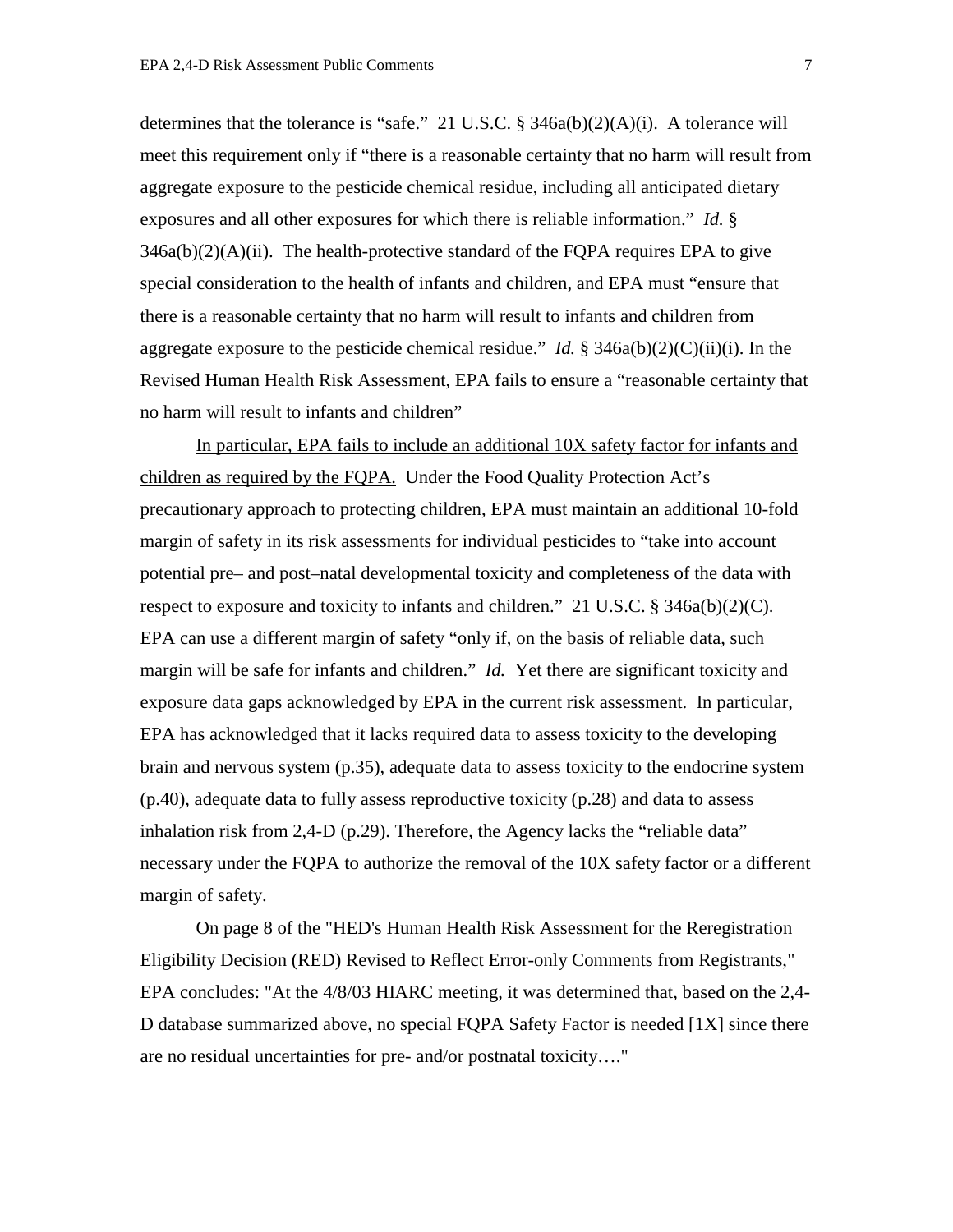determines that the tolerance is "safe." 21 U.S.C. § 346a(b)(2)(A)(i). A tolerance will meet this requirement only if "there is a reasonable certainty that no harm will result from aggregate exposure to the pesticide chemical residue, including all anticipated dietary exposures and all other exposures for which there is reliable information." *Id.* § 346a(b)(2)(A)(ii). The health-protective standard of the FQPA requires EPA to give special consideration to the health of infants and children, and EPA must "ensure that there is a reasonable certainty that no harm will result to infants and children from aggregate exposure to the pesticide chemical residue." *Id.* § 346a(b)(2)(C)(ii)(i). In the Revised Human Health Risk Assessment, EPA fails to ensure a "reasonable certainty that no harm will result to infants and children"

<u>In particular, EPA fails to include an additional 10X safety factor for infants and children as required by the FQPA.</u> Under the Food Quality Protection Act's precautionary approach to protecting children, EPA must maintain an additional 10-fold margin of safety in its risk assessments for individual pesticides to "take into account potential pre– and post–natal developmental toxicity and completeness of the data with respect to exposure and toxicity to infants and children." 21 U.S.C. § 346a(b)(2)(C). EPA can use a different margin of safety "only if, on the basis of reliable data, such margin will be safe for infants and children." *Id.* Yet there are significant toxicity and exposure data gaps acknowledged by EPA in the current risk assessment. In particular, EPA has acknowledged that it lacks required data to assess toxicity to the developing brain and nervous system (p.35), adequate data to assess toxicity to the endocrine system (p.40), adequate data to fully assess reproductive toxicity (p.28) and data to assess inhalation risk from 2,4-D (p.29). Therefore, the Agency lacks the "reliable data" necessary under the FQPA to authorize the removal of the 10X safety factor or a different margin of safety.

On page 8 of the "HED's Human Health Risk Assessment for the Reregistration Eligibility Decision (RED) Revised to Reflect Error-only Comments from Registrants," EPA concludes: "At the 4/8/03 HIARC meeting, it was determined that, based on the 2,4-D database summarized above, no special FQPA Safety Factor is needed [1X] since there are no residual uncertainties for pre- and/or postnatal toxicity…."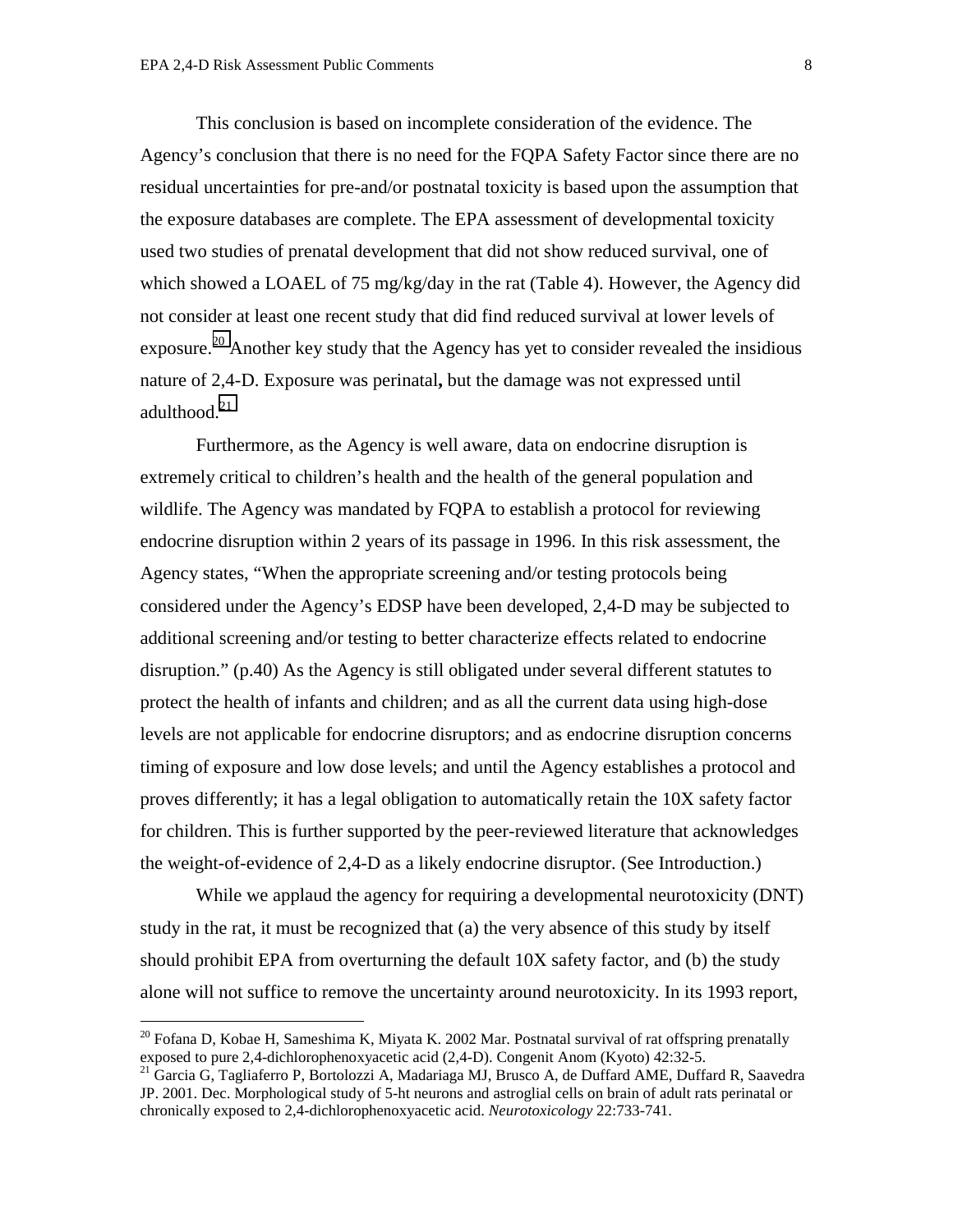This conclusion is based on incomplete consideration of the evidence. The Agency's conclusion that there is no need for the FQPA Safety Factor since there are no residual uncertainties for pre-and/or postnatal toxicity is based upon the assumption that the exposure databases are complete. The EPA assessment of developmental toxicity used two studies of prenatal development that did not show reduced survival, one of which showed a LOAEL of 75 mg/kg/day in the rat (Table 4). However, the Agency did not consider at least one recent study that did find reduced survival at lower levels of exposure.[20] Another key study that the Agency has yet to consider revealed the insidious nature of 2,4-D. Exposure was perinatal**,** but the damage was not expressed until adulthood.[21]

Furthermore, as the Agency is well aware, data on endocrine disruption is extremely critical to children's health and the health of the general population and wildlife. The Agency was mandated by FQPA to establish a protocol for reviewing endocrine disruption within 2 years of its passage in 1996. In this risk assessment, the Agency states, "When the appropriate screening and/or testing protocols being considered under the Agency's EDSP have been developed, 2,4-D may be subjected to additional screening and/or testing to better characterize effects related to endocrine disruption." (p.40) As the Agency is still obligated under several different statutes to protect the health of infants and children; and as all the current data using high-dose levels are not applicable for endocrine disruptors; and as endocrine disruption concerns timing of exposure and low dose levels; and until the Agency establishes a protocol and proves differently; it has a legal obligation to automatically retain the 10X safety factor for children. This is further supported by the peer-reviewed literature that acknowledges the weight-of-evidence of 2,4-D as a likely endocrine disruptor. (See Introduction.)

While we applaud the agency for requiring a developmental neurotoxicity (DNT) study in the rat, it must be recognized that (a) the very absence of this study by itself should prohibit EPA from overturning the default 10X safety factor, and (b) the study alone will not suffice to remove the uncertainty around neurotoxicity. In its 1993 report,

---

[20] Fofana D, Kobae H, Sameshima K, Miyata K. 2002 Mar. Postnatal survival of rat offspring prenatally exposed to pure 2,4-dichlorophenoxyacetic acid (2,4-D). Congenit Anom (Kyoto) 42:32-5.

[21] Garcia G, Tagliaferro P, Bortolozzi A, Madariaga MJ, Brusco A, de Duffard AME, Duffard R, Saavedra JP. 2001. Dec. Morphological study of 5-ht neurons and astroglial cells on brain of adult rats perinatal or chronically exposed to 2,4-dichlorophenoxyacetic acid. *Neurotoxicology* 22:733-741.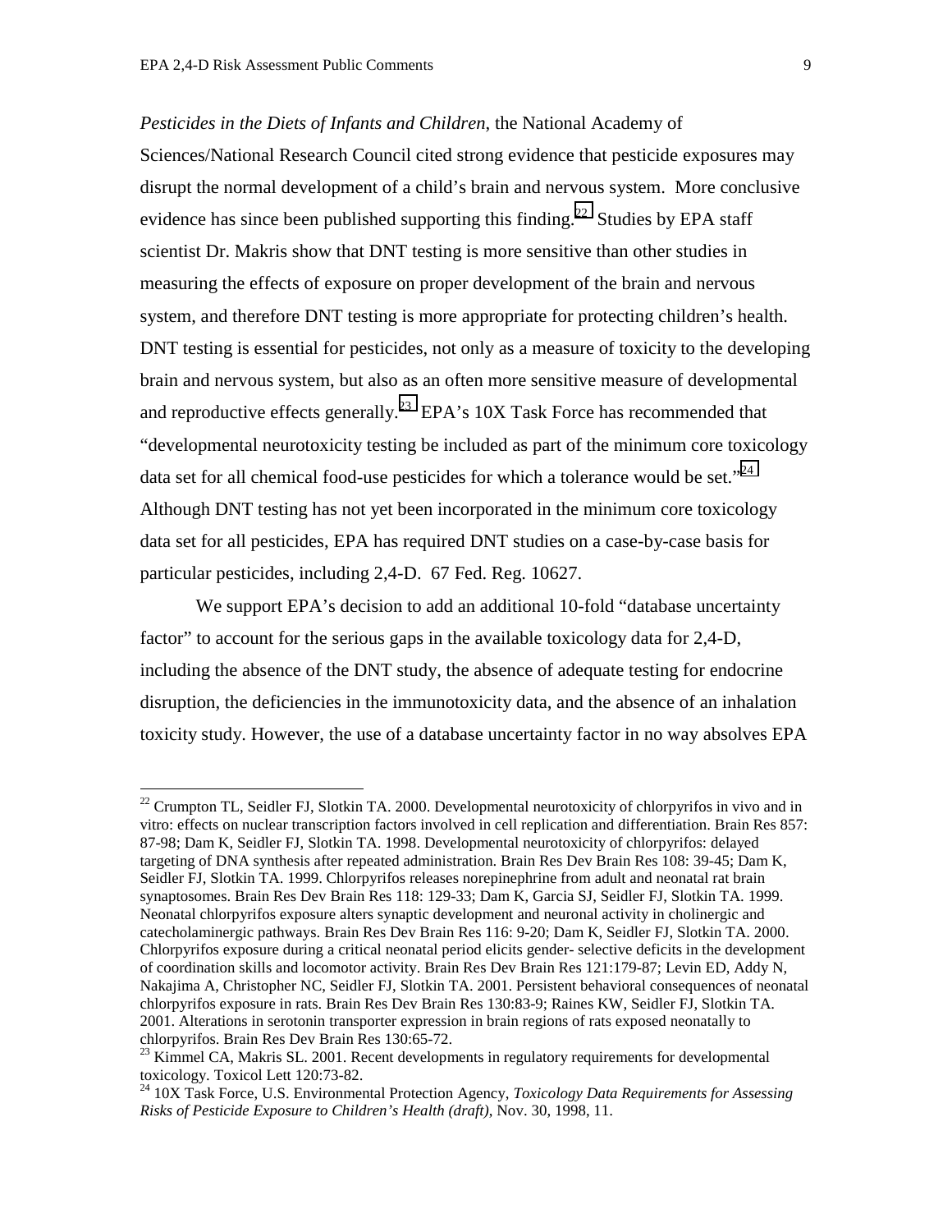*Pesticides in the Diets of Infants and Children*, the National Academy of Sciences/National Research Council cited strong evidence that pesticide exposures may disrupt the normal development of a child's brain and nervous system. More conclusive evidence has since been published supporting this finding.[22] Studies by EPA staff scientist Dr. Makris show that DNT testing is more sensitive than other studies in measuring the effects of exposure on proper development of the brain and nervous system, and therefore DNT testing is more appropriate for protecting children's health. DNT testing is essential for pesticides, not only as a measure of toxicity to the developing brain and nervous system, but also as an often more sensitive measure of developmental and reproductive effects generally.[23] EPA's 10X Task Force has recommended that "developmental neurotoxicity testing be included as part of the minimum core toxicology data set for all chemical food-use pesticides for which a tolerance would be set."[24] Although DNT testing has not yet been incorporated in the minimum core toxicology data set for all pesticides, EPA has required DNT studies on a case-by-case basis for particular pesticides, including 2,4-D. 67 Fed. Reg. 10627.

We support EPA's decision to add an additional 10-fold "database uncertainty factor" to account for the serious gaps in the available toxicology data for 2,4-D, including the absence of the DNT study, the absence of adequate testing for endocrine disruption, the deficiencies in the immunotoxicity data, and the absence of an inhalation toxicity study. However, the use of a database uncertainty factor in no way absolves EPA

---

[22] Crumpton TL, Seidler FJ, Slotkin TA. 2000. Developmental neurotoxicity of chlorpyrifos in vivo and in vitro: effects on nuclear transcription factors involved in cell replication and differentiation. Brain Res 857: 87-98; Dam K, Seidler FJ, Slotkin TA. 1998. Developmental neurotoxicity of chlorpyrifos: delayed targeting of DNA synthesis after repeated administration. Brain Res Dev Brain Res 108: 39-45; Dam K, Seidler FJ, Slotkin TA. 1999. Chlorpyrifos releases norepinephrine from adult and neonatal rat brain synaptosomes. Brain Res Dev Brain Res 118: 129-33; Dam K, Garcia SJ, Seidler FJ, Slotkin TA. 1999. Neonatal chlorpyrifos exposure alters synaptic development and neuronal activity in cholinergic and catecholaminergic pathways. Brain Res Dev Brain Res 116: 9-20; Dam K, Seidler FJ, Slotkin TA. 2000. Chlorpyrifos exposure during a critical neonatal period elicits gender- selective deficits in the development of coordination skills and locomotor activity. Brain Res Dev Brain Res 121:179-87; Levin ED, Addy N, Nakajima A, Christopher NC, Seidler FJ, Slotkin TA. 2001. Persistent behavioral consequences of neonatal chlorpyrifos exposure in rats. Brain Res Dev Brain Res 130:83-9; Raines KW, Seidler FJ, Slotkin TA. 2001. Alterations in serotonin transporter expression in brain regions of rats exposed neonatally to chlorpyrifos. Brain Res Dev Brain Res 130:65-72.

[23] Kimmel CA, Makris SL. 2001. Recent developments in regulatory requirements for developmental toxicology. Toxicol Lett 120:73-82.

[24] 10X Task Force, U.S. Environmental Protection Agency, *Toxicology Data Requirements for Assessing Risks of Pesticide Exposure to Children's Health (draft)*, Nov. 30, 1998, 11.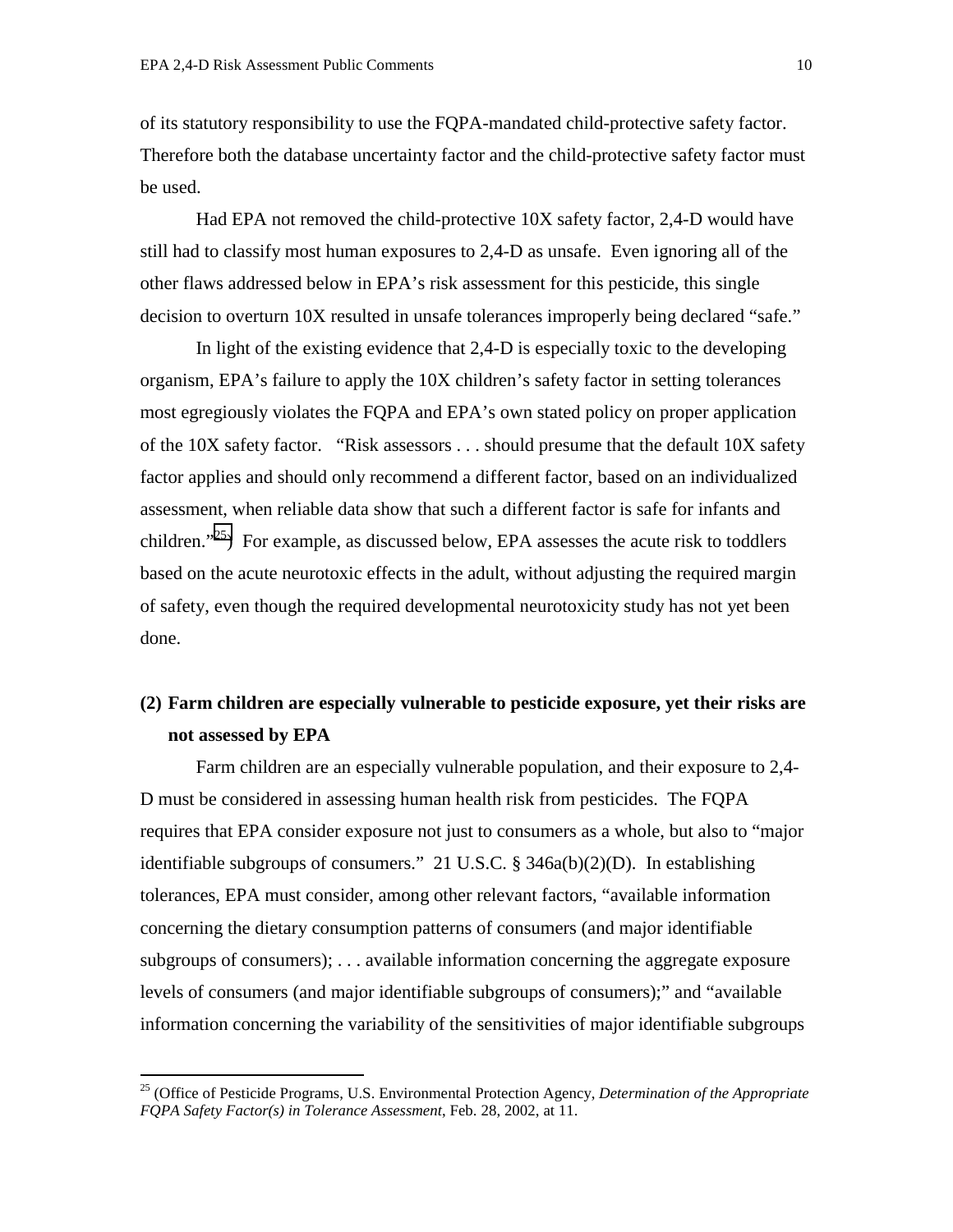of its statutory responsibility to use the FQPA-mandated child-protective safety factor. Therefore both the database uncertainty factor and the child-protective safety factor must be used.

Had EPA not removed the child-protective 10X safety factor, 2,4-D would have still had to classify most human exposures to 2,4-D as unsafe. Even ignoring all of the other flaws addressed below in EPA's risk assessment for this pesticide, this single decision to overturn 10X resulted in unsafe tolerances improperly being declared "safe."

In light of the existing evidence that 2,4-D is especially toxic to the developing organism, EPA's failure to apply the 10X children's safety factor in setting tolerances most egregiously violates the FQPA and EPA's own stated policy on proper application of the 10X safety factor. "Risk assessors . . . should presume that the default 10X safety factor applies and should only recommend a different factor, based on an individualized assessment, when reliable data show that such a different factor is safe for infants and children."[25]) For example, as discussed below, EPA assesses the acute risk to toddlers based on the acute neurotoxic effects in the adult, without adjusting the required margin of safety, even though the required developmental neurotoxicity study has not yet been done.

**(2) Farm children are especially vulnerable to pesticide exposure, yet their risks are not assessed by EPA**

Farm children are an especially vulnerable population, and their exposure to 2,4-D must be considered in assessing human health risk from pesticides. The FQPA requires that EPA consider exposure not just to consumers as a whole, but also to "major identifiable subgroups of consumers." 21 U.S.C. § 346a(b)(2)(D). In establishing tolerances, EPA must consider, among other relevant factors, "available information concerning the dietary consumption patterns of consumers (and major identifiable subgroups of consumers); . . . available information concerning the aggregate exposure levels of consumers (and major identifiable subgroups of consumers);" and "available information concerning the variability of the sensitivities of major identifiable subgroups

[25] (Office of Pesticide Programs, U.S. Environmental Protection Agency, *Determination of the Appropriate FQPA Safety Factor(s) in Tolerance Assessment*, Feb. 28, 2002, at 11.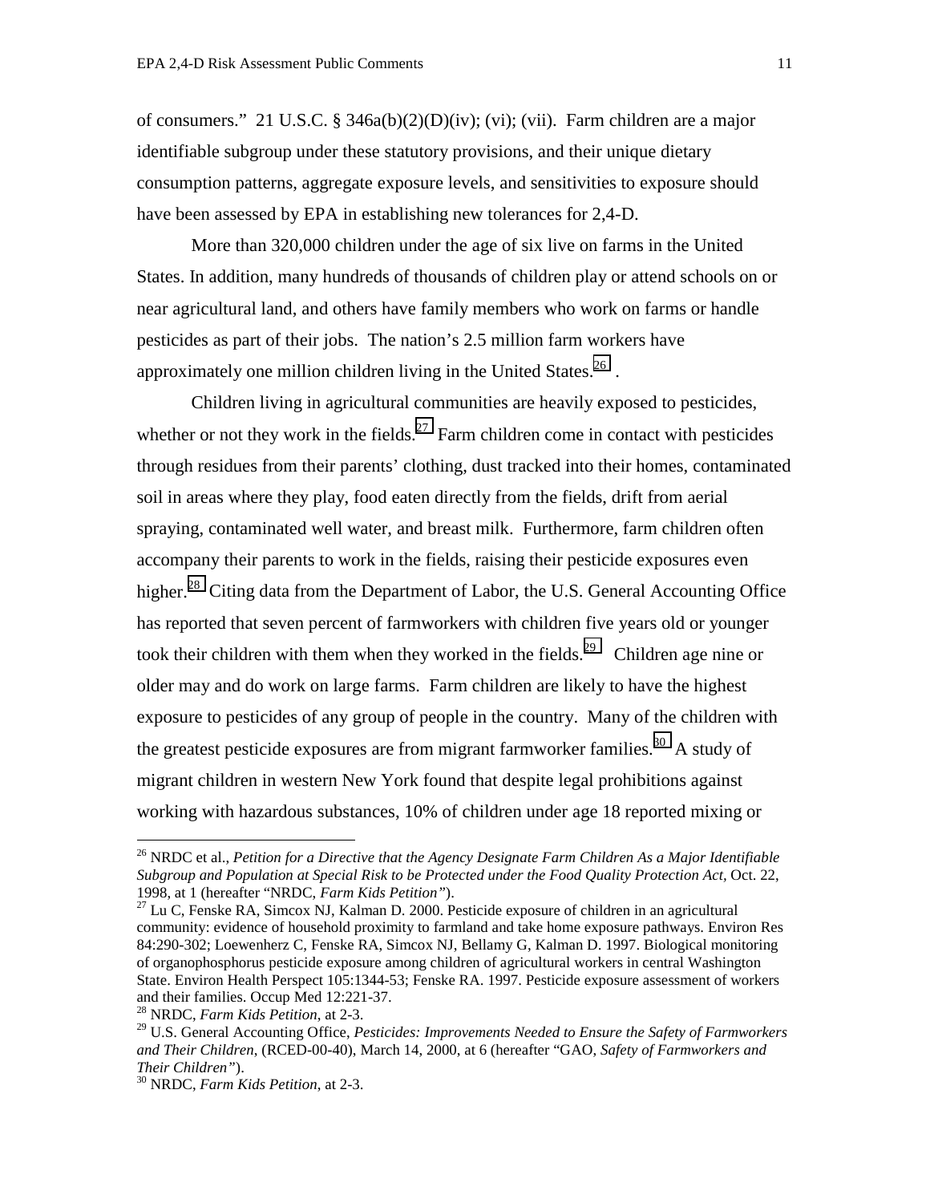of consumers." 21 U.S.C. § 346a(b)(2)(D)(iv); (vi); (vii). Farm children are a major identifiable subgroup under these statutory provisions, and their unique dietary consumption patterns, aggregate exposure levels, and sensitivities to exposure should have been assessed by EPA in establishing new tolerances for 2,4-D.

More than 320,000 children under the age of six live on farms in the United States. In addition, many hundreds of thousands of children play or attend schools on or near agricultural land, and others have family members who work on farms or handle pesticides as part of their jobs. The nation's 2.5 million farm workers have approximately one million children living in the United States.[26] .

Children living in agricultural communities are heavily exposed to pesticides, whether or not they work in the fields.[27] Farm children come in contact with pesticides through residues from their parents' clothing, dust tracked into their homes, contaminated soil in areas where they play, food eaten directly from the fields, drift from aerial spraying, contaminated well water, and breast milk. Furthermore, farm children often accompany their parents to work in the fields, raising their pesticide exposures even higher.[28] Citing data from the Department of Labor, the U.S. General Accounting Office has reported that seven percent of farmworkers with children five years old or younger took their children with them when they worked in the fields.[29] Children age nine or older may and do work on large farms. Farm children are likely to have the highest exposure to pesticides of any group of people in the country. Many of the children with the greatest pesticide exposures are from migrant farmworker families.[30] A study of migrant children in western New York found that despite legal prohibitions against working with hazardous substances, 10% of children under age 18 reported mixing or

---

[26] NRDC et al., *Petition for a Directive that the Agency Designate Farm Children As a Major Identifiable Subgroup and Population at Special Risk to be Protected under the Food Quality Protection Act*, Oct. 22, 1998, at 1 (hereafter "NRDC, *Farm Kids Petition"*).

[27] Lu C, Fenske RA, Simcox NJ, Kalman D. 2000. Pesticide exposure of children in an agricultural community: evidence of household proximity to farmland and take home exposure pathways. Environ Res 84:290-302; Loewenherz C, Fenske RA, Simcox NJ, Bellamy G, Kalman D. 1997. Biological monitoring of organophosphorus pesticide exposure among children of agricultural workers in central Washington State. Environ Health Perspect 105:1344-53; Fenske RA. 1997. Pesticide exposure assessment of workers and their families. Occup Med 12:221-37.

[28] NRDC, *Farm Kids Petition*, at 2-3.

[29] U.S. General Accounting Office, *Pesticides: Improvements Needed to Ensure the Safety of Farmworkers and Their Children*, (RCED-00-40), March 14, 2000, at 6 (hereafter "GAO, *Safety of Farmworkers and Their Children"*).

[30] NRDC, *Farm Kids Petition*, at 2-3.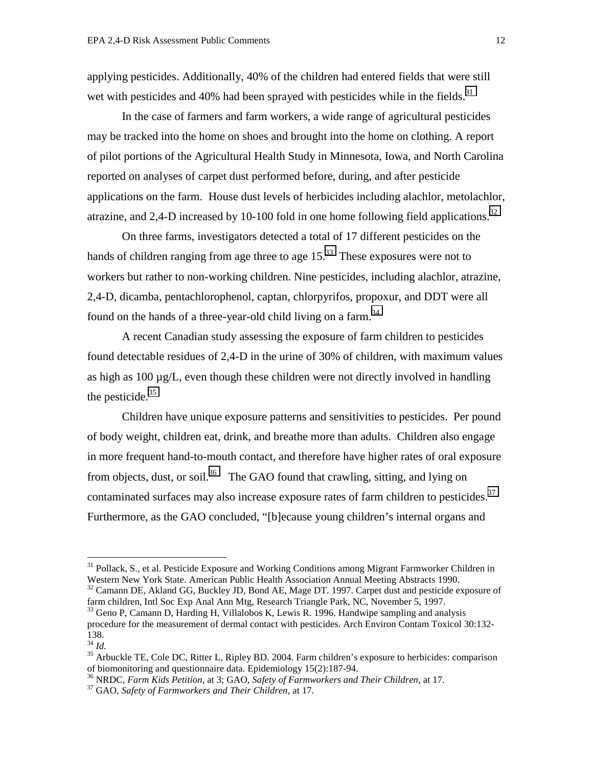applying pesticides. Additionally, 40% of the children had entered fields that were still wet with pesticides and 40% had been sprayed with pesticides while in the fields.[31]

In the case of farmers and farm workers, a wide range of agricultural pesticides may be tracked into the home on shoes and brought into the home on clothing. A report of pilot portions of the Agricultural Health Study in Minnesota, Iowa, and North Carolina reported on analyses of carpet dust performed before, during, and after pesticide applications on the farm. House dust levels of herbicides including alachlor, metolachlor, atrazine, and 2,4-D increased by 10-100 fold in one home following field applications.[32]

On three farms, investigators detected a total of 17 different pesticides on the hands of children ranging from age three to age 15.[33] These exposures were not to workers but rather to non-working children. Nine pesticides, including alachlor, atrazine, 2,4-D, dicamba, pentachlorophenol, captan, chlorpyrifos, propoxur, and DDT were all found on the hands of a three-year-old child living on a farm.[34]

A recent Canadian study assessing the exposure of farm children to pesticides found detectable residues of 2,4-D in the urine of 30% of children, with maximum values as high as 100 µg/L, even though these children were not directly involved in handling the pesticide.[35]

Children have unique exposure patterns and sensitivities to pesticides. Per pound of body weight, children eat, drink, and breathe more than adults. Children also engage in more frequent hand-to-mouth contact, and therefore have higher rates of oral exposure from objects, dust, or soil.[36] The GAO found that crawling, sitting, and lying on contaminated surfaces may also increase exposure rates of farm children to pesticides.[37] Furthermore, as the GAO concluded, "[b]ecause young children's internal organs and

---

[31] Pollack, S., et al. Pesticide Exposure and Working Conditions among Migrant Farmworker Children in Western New York State. American Public Health Association Annual Meeting Abstracts 1990.

[32] Camann DE, Akland GG, Buckley JD, Bond AE, Mage DT. 1997. Carpet dust and pesticide exposure of farm children, Intl Soc Exp Anal Ann Mtg, Research Triangle Park, NC, November 5, 1997.

[33] Geno P, Camann D, Harding H, Villalobos K, Lewis R. 1996. Handwipe sampling and analysis procedure for the measurement of dermal contact with pesticides. Arch Environ Contam Toxicol 30:132-138.

[34] *Id.*

[35] Arbuckle TE, Cole DC, Ritter L, Ripley BD. 2004. Farm children's exposure to herbicides: comparison of biomonitoring and questionnaire data. Epidemiology 15(2):187-94.

[36] NRDC, *Farm Kids Petition*, at 3; GAO, *Safety of Farmworkers and Their Children*, at 17.

[37] GAO, *Safety of Farmworkers and Their Children*, at 17.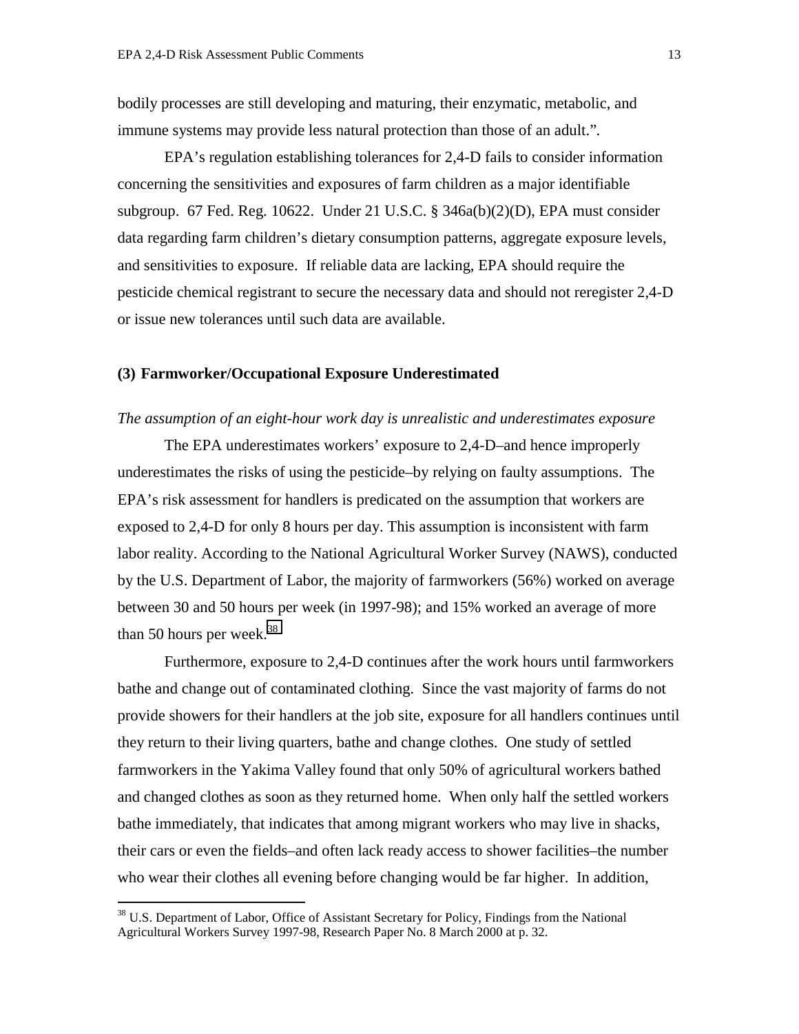bodily processes are still developing and maturing, their enzymatic, metabolic, and immune systems may provide less natural protection than those of an adult.".

EPA's regulation establishing tolerances for 2,4-D fails to consider information concerning the sensitivities and exposures of farm children as a major identifiable subgroup. 67 Fed. Reg. 10622. Under 21 U.S.C. § 346a(b)(2)(D), EPA must consider data regarding farm children's dietary consumption patterns, aggregate exposure levels, and sensitivities to exposure. If reliable data are lacking, EPA should require the pesticide chemical registrant to secure the necessary data and should not reregister 2,4-D or issue new tolerances until such data are available.

### (3) Farmworker/Occupational Exposure Underestimated

*The assumption of an eight-hour work day is unrealistic and underestimates exposure*

The EPA underestimates workers' exposure to 2,4-D–and hence improperly underestimates the risks of using the pesticide–by relying on faulty assumptions. The EPA's risk assessment for handlers is predicated on the assumption that workers are exposed to 2,4-D for only 8 hours per day. This assumption is inconsistent with farm labor reality. According to the National Agricultural Worker Survey (NAWS), conducted by the U.S. Department of Labor, the majority of farmworkers (56%) worked on average between 30 and 50 hours per week (in 1997-98); and 15% worked an average of more than 50 hours per week.[38]

Furthermore, exposure to 2,4-D continues after the work hours until farmworkers bathe and change out of contaminated clothing. Since the vast majority of farms do not provide showers for their handlers at the job site, exposure for all handlers continues until they return to their living quarters, bathe and change clothes. One study of settled farmworkers in the Yakima Valley found that only 50% of agricultural workers bathed and changed clothes as soon as they returned home. When only half the settled workers bathe immediately, that indicates that among migrant workers who may live in shacks, their cars or even the fields–and often lack ready access to shower facilities–the number who wear their clothes all evening before changing would be far higher. In addition,

---

[38] U.S. Department of Labor, Office of Assistant Secretary for Policy, Findings from the National Agricultural Workers Survey 1997-98, Research Paper No. 8 March 2000 at p. 32.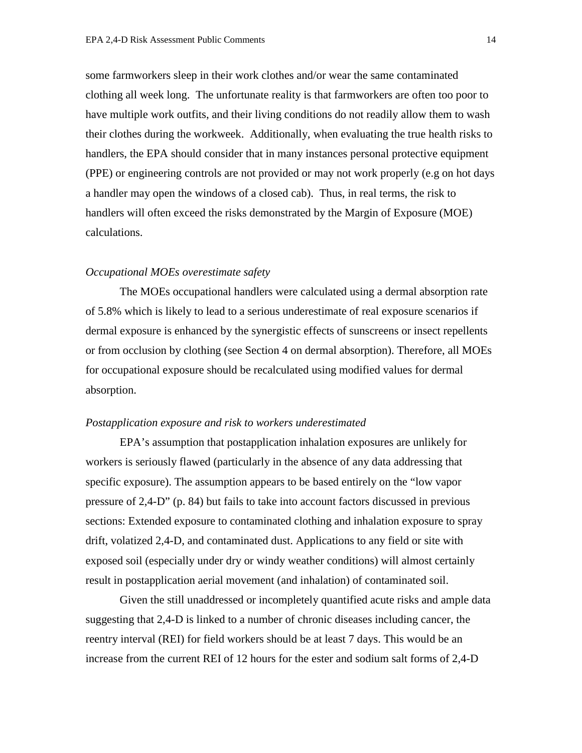some farmworkers sleep in their work clothes and/or wear the same contaminated clothing all week long. The unfortunate reality is that farmworkers are often too poor to have multiple work outfits, and their living conditions do not readily allow them to wash their clothes during the workweek. Additionally, when evaluating the true health risks to handlers, the EPA should consider that in many instances personal protective equipment (PPE) or engineering controls are not provided or may not work properly (e.g on hot days a handler may open the windows of a closed cab). Thus, in real terms, the risk to handlers will often exceed the risks demonstrated by the Margin of Exposure (MOE) calculations.

*Occupational MOEs overestimate safety*

The MOEs occupational handlers were calculated using a dermal absorption rate of 5.8% which is likely to lead to a serious underestimate of real exposure scenarios if dermal exposure is enhanced by the synergistic effects of sunscreens or insect repellents or from occlusion by clothing (see Section 4 on dermal absorption). Therefore, all MOEs for occupational exposure should be recalculated using modified values for dermal absorption.

*Postapplication exposure and risk to workers underestimated*

EPA's assumption that postapplication inhalation exposures are unlikely for workers is seriously flawed (particularly in the absence of any data addressing that specific exposure). The assumption appears to be based entirely on the "low vapor pressure of 2,4-D" (p. 84) but fails to take into account factors discussed in previous sections: Extended exposure to contaminated clothing and inhalation exposure to spray drift, volatized 2,4-D, and contaminated dust. Applications to any field or site with exposed soil (especially under dry or windy weather conditions) will almost certainly result in postapplication aerial movement (and inhalation) of contaminated soil.

Given the still unaddressed or incompletely quantified acute risks and ample data suggesting that 2,4-D is linked to a number of chronic diseases including cancer, the reentry interval (REI) for field workers should be at least 7 days. This would be an increase from the current REI of 12 hours for the ester and sodium salt forms of 2,4-D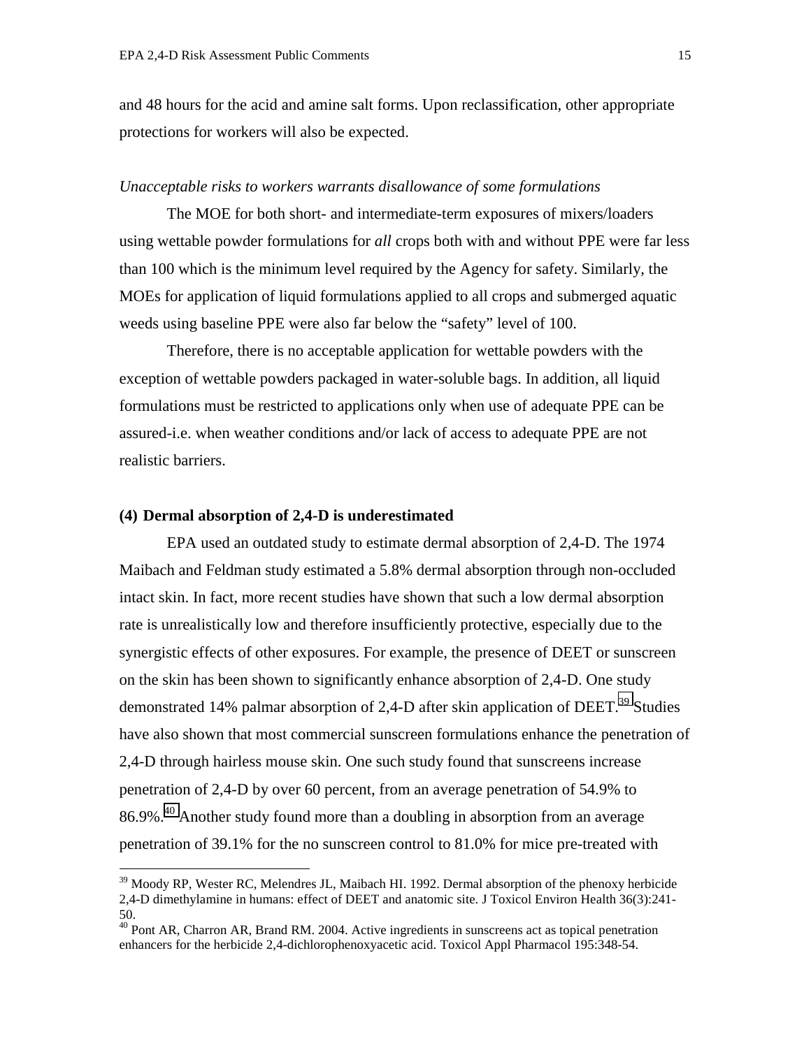and 48 hours for the acid and amine salt forms. Upon reclassification, other appropriate protections for workers will also be expected.

*Unacceptable risks to workers warrants disallowance of some formulations*

The MOE for both short- and intermediate-term exposures of mixers/loaders using wettable powder formulations for *all* crops both with and without PPE were far less than 100 which is the minimum level required by the Agency for safety. Similarly, the MOEs for application of liquid formulations applied to all crops and submerged aquatic weeds using baseline PPE were also far below the “safety” level of 100.

Therefore, there is no acceptable application for wettable powders with the exception of wettable powders packaged in water-soluble bags. In addition, all liquid formulations must be restricted to applications only when use of adequate PPE can be assured-i.e. when weather conditions and/or lack of access to adequate PPE are not realistic barriers.

**(4) Dermal absorption of 2,4-D is underestimated**

EPA used an outdated study to estimate dermal absorption of 2,4-D. The 1974 Maibach and Feldman study estimated a 5.8% dermal absorption through non-occluded intact skin. In fact, more recent studies have shown that such a low dermal absorption rate is unrealistically low and therefore insufficiently protective, especially due to the synergistic effects of other exposures. For example, the presence of DEET or sunscreen on the skin has been shown to significantly enhance absorption of 2,4-D. One study demonstrated 14% palmar absorption of 2,4-D after skin application of DEET.[39] Studies have also shown that most commercial sunscreen formulations enhance the penetration of 2,4-D through hairless mouse skin. One such study found that sunscreens increase penetration of 2,4-D by over 60 percent, from an average penetration of 54.9% to 86.9%.[40] Another study found more than a doubling in absorption from an average penetration of 39.1% for the no sunscreen control to 81.0% for mice pre-treated with

[39] Moody RP, Wester RC, Melendres JL, Maibach HI. 1992. Dermal absorption of the phenoxy herbicide 2,4-D dimethylamine in humans: effect of DEET and anatomic site. J Toxicol Environ Health 36(3):241-50.

[40] Pont AR, Charron AR, Brand RM. 2004. Active ingredients in sunscreens act as topical penetration enhancers for the herbicide 2,4-dichlorophenoxyacetic acid. Toxicol Appl Pharmacol 195:348-54.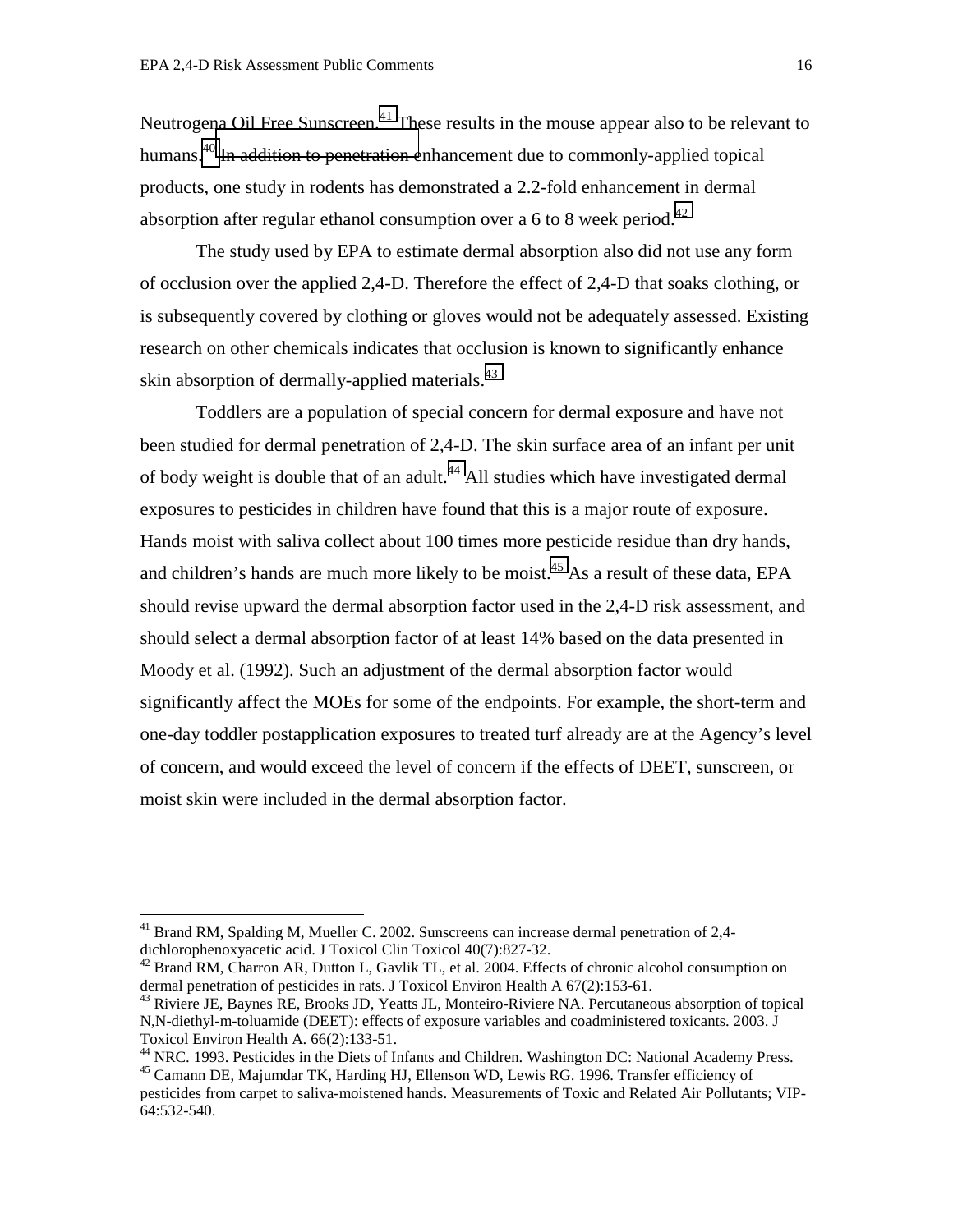Neutrogena Oil Free Sunscreen.[41] These results in the mouse appear also to be relevant to humans.[40] In addition to penetration enhancement due to commonly-applied topical products, one study in rodents has demonstrated a 2.2-fold enhancement in dermal absorption after regular ethanol consumption over a 6 to 8 week period.[42]

The study used by EPA to estimate dermal absorption also did not use any form of occlusion over the applied 2,4-D. Therefore the effect of 2,4-D that soaks clothing, or is subsequently covered by clothing or gloves would not be adequately assessed. Existing research on other chemicals indicates that occlusion is known to significantly enhance skin absorption of dermally-applied materials.[43]

Toddlers are a population of special concern for dermal exposure and have not been studied for dermal penetration of 2,4-D. The skin surface area of an infant per unit of body weight is double that of an adult.[44] All studies which have investigated dermal exposures to pesticides in children have found that this is a major route of exposure. Hands moist with saliva collect about 100 times more pesticide residue than dry hands, and children's hands are much more likely to be moist.[45] As a result of these data, EPA should revise upward the dermal absorption factor used in the 2,4-D risk assessment, and should select a dermal absorption factor of at least 14% based on the data presented in Moody et al. (1992). Such an adjustment of the dermal absorption factor would significantly affect the MOEs for some of the endpoints. For example, the short-term and one-day toddler postapplication exposures to treated turf already are at the Agency's level of concern, and would exceed the level of concern if the effects of DEET, sunscreen, or moist skin were included in the dermal absorption factor.

---

[41] Brand RM, Spalding M, Mueller C. 2002. Sunscreens can increase dermal penetration of 2,4-dichlorophenoxyacetic acid. J Toxicol Clin Toxicol 40(7):827-32.

[42] Brand RM, Charron AR, Dutton L, Gavlik TL, et al. 2004. Effects of chronic alcohol consumption on dermal penetration of pesticides in rats. J Toxicol Environ Health A 67(2):153-61.

[43] Riviere JE, Baynes RE, Brooks JD, Yeatts JL, Monteiro-Riviere NA. Percutaneous absorption of topical N,N-diethyl-m-toluamide (DEET): effects of exposure variables and coadministered toxicants. 2003. J Toxicol Environ Health A. 66(2):133-51.

[44] NRC. 1993. Pesticides in the Diets of Infants and Children. Washington DC: National Academy Press.

[45] Camann DE, Majumdar TK, Harding HJ, Ellenson WD, Lewis RG. 1996. Transfer efficiency of pesticides from carpet to saliva-moistened hands. Measurements of Toxic and Related Air Pollutants; VIP-64:532-540.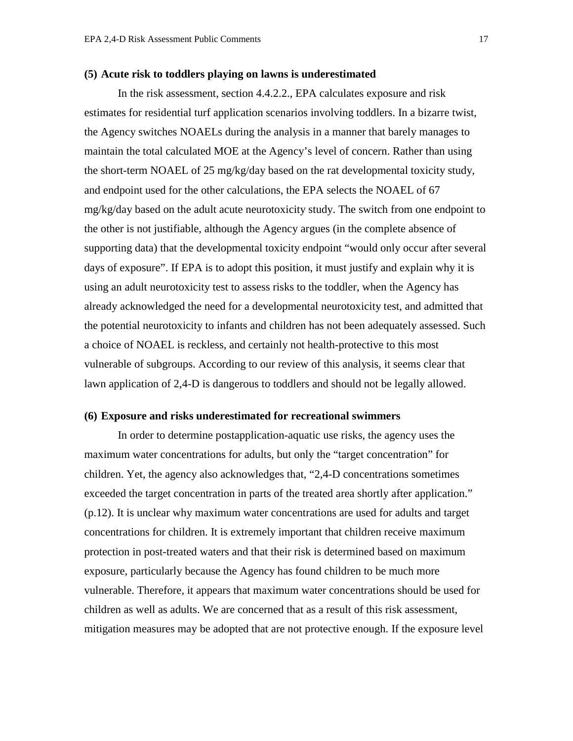**(5) Acute risk to toddlers playing on lawns is underestimated**

In the risk assessment, section 4.4.2.2., EPA calculates exposure and risk estimates for residential turf application scenarios involving toddlers. In a bizarre twist, the Agency switches NOAELs during the analysis in a manner that barely manages to maintain the total calculated MOE at the Agency's level of concern. Rather than using the short-term NOAEL of 25 mg/kg/day based on the rat developmental toxicity study, and endpoint used for the other calculations, the EPA selects the NOAEL of 67 mg/kg/day based on the adult acute neurotoxicity study. The switch from one endpoint to the other is not justifiable, although the Agency argues (in the complete absence of supporting data) that the developmental toxicity endpoint "would only occur after several days of exposure". If EPA is to adopt this position, it must justify and explain why it is using an adult neurotoxicity test to assess risks to the toddler, when the Agency has already acknowledged the need for a developmental neurotoxicity test, and admitted that the potential neurotoxicity to infants and children has not been adequately assessed. Such a choice of NOAEL is reckless, and certainly not health-protective to this most vulnerable of subgroups. According to our review of this analysis, it seems clear that lawn application of 2,4-D is dangerous to toddlers and should not be legally allowed.

**(6) Exposure and risks underestimated for recreational swimmers**

In order to determine postapplication-aquatic use risks, the agency uses the maximum water concentrations for adults, but only the "target concentration" for children. Yet, the agency also acknowledges that, "2,4-D concentrations sometimes exceeded the target concentration in parts of the treated area shortly after application." (p.12). It is unclear why maximum water concentrations are used for adults and target concentrations for children. It is extremely important that children receive maximum protection in post-treated waters and that their risk is determined based on maximum exposure, particularly because the Agency has found children to be much more vulnerable. Therefore, it appears that maximum water concentrations should be used for children as well as adults. We are concerned that as a result of this risk assessment, mitigation measures may be adopted that are not protective enough. If the exposure level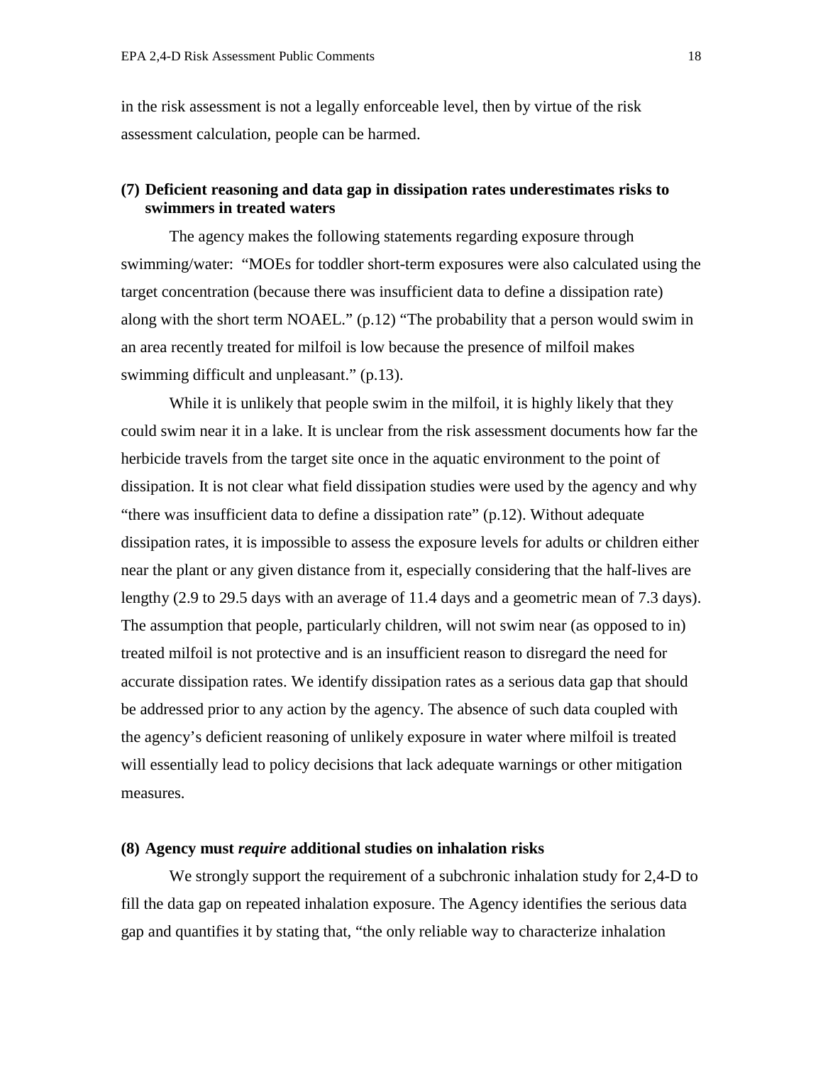in the risk assessment is not a legally enforceable level, then by virtue of the risk assessment calculation, people can be harmed.

### (7) Deficient reasoning and data gap in dissipation rates underestimates risks to swimmers in treated waters

The agency makes the following statements regarding exposure through swimming/water: "MOEs for toddler short-term exposures were also calculated using the target concentration (because there was insufficient data to define a dissipation rate) along with the short term NOAEL." (p.12) "The probability that a person would swim in an area recently treated for milfoil is low because the presence of milfoil makes swimming difficult and unpleasant." (p.13).

While it is unlikely that people swim in the milfoil, it is highly likely that they could swim near it in a lake. It is unclear from the risk assessment documents how far the herbicide travels from the target site once in the aquatic environment to the point of dissipation. It is not clear what field dissipation studies were used by the agency and why "there was insufficient data to define a dissipation rate" (p.12). Without adequate dissipation rates, it is impossible to assess the exposure levels for adults or children either near the plant or any given distance from it, especially considering that the half-lives are lengthy (2.9 to 29.5 days with an average of 11.4 days and a geometric mean of 7.3 days). The assumption that people, particularly children, will not swim near (as opposed to in) treated milfoil is not protective and is an insufficient reason to disregard the need for accurate dissipation rates. We identify dissipation rates as a serious data gap that should be addressed prior to any action by the agency. The absence of such data coupled with the agency's deficient reasoning of unlikely exposure in water where milfoil is treated will essentially lead to policy decisions that lack adequate warnings or other mitigation measures.

### (8) Agency must *require* additional studies on inhalation risks

We strongly support the requirement of a subchronic inhalation study for 2,4-D to fill the data gap on repeated inhalation exposure. The Agency identifies the serious data gap and quantifies it by stating that, "the only reliable way to characterize inhalation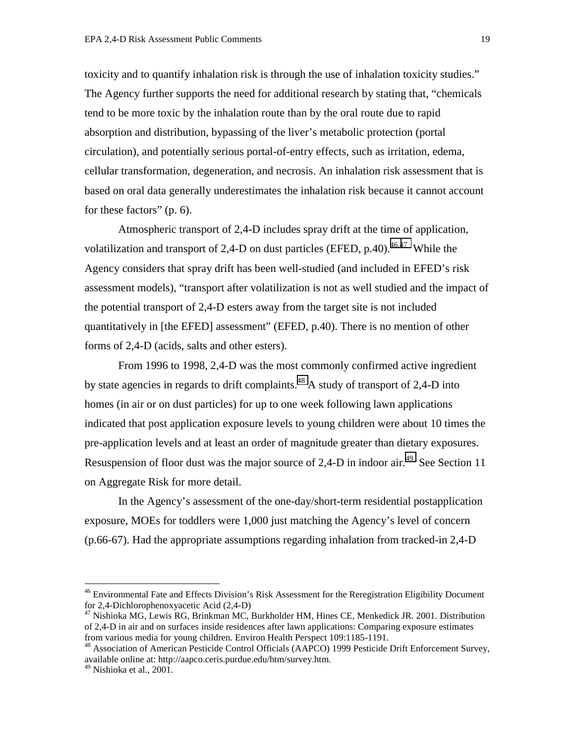toxicity and to quantify inhalation risk is through the use of inhalation toxicity studies." The Agency further supports the need for additional research by stating that, "chemicals tend to be more toxic by the inhalation route than by the oral route due to rapid absorption and distribution, bypassing of the liver's metabolic protection (portal circulation), and potentially serious portal-of-entry effects, such as irritation, edema, cellular transformation, degeneration, and necrosis. An inhalation risk assessment that is based on oral data generally underestimates the inhalation risk because it cannot account for these factors" (p. 6).

Atmospheric transport of 2,4-D includes spray drift at the time of application, volatilization and transport of 2,4-D on dust particles (EFED, p.40).[46,47] While the Agency considers that spray drift has been well-studied (and included in EFED's risk assessment models), "transport after volatilization is not as well studied and the impact of the potential transport of 2,4-D esters away from the target site is not included quantitatively in [the EFED] assessment" (EFED, p.40). There is no mention of other forms of 2,4-D (acids, salts and other esters).

From 1996 to 1998, 2,4-D was the most commonly confirmed active ingredient by state agencies in regards to drift complaints.[48] A study of transport of 2,4-D into homes (in air or on dust particles) for up to one week following lawn applications indicated that post application exposure levels to young children were about 10 times the pre-application levels and at least an order of magnitude greater than dietary exposures. Resuspension of floor dust was the major source of 2,4-D in indoor air.[49] See Section 11 on Aggregate Risk for more detail.

In the Agency's assessment of the one-day/short-term residential postapplication exposure, MOEs for toddlers were 1,000 just matching the Agency's level of concern (p.66-67). Had the appropriate assumptions regarding inhalation from tracked-in 2,4-D

---

[46] Environmental Fate and Effects Division's Risk Assessment for the Reregistration Eligibility Document for 2,4-Dichlorophenoxyacetic Acid (2,4-D)

[47] Nishioka MG, Lewis RG, Brinkman MC, Burkholder HM, Hines CE, Menkedick JR. 2001. Distribution of 2,4-D in air and on surfaces inside residences after lawn applications: Comparing exposure estimates from various media for young children. Environ Health Perspect 109:1185-1191.

[48] Association of American Pesticide Control Officials (AAPCO) 1999 Pesticide Drift Enforcement Survey, available online at: http://aapco.ceris.purdue.edu/htm/survey.htm.

[49] Nishioka et al., 2001.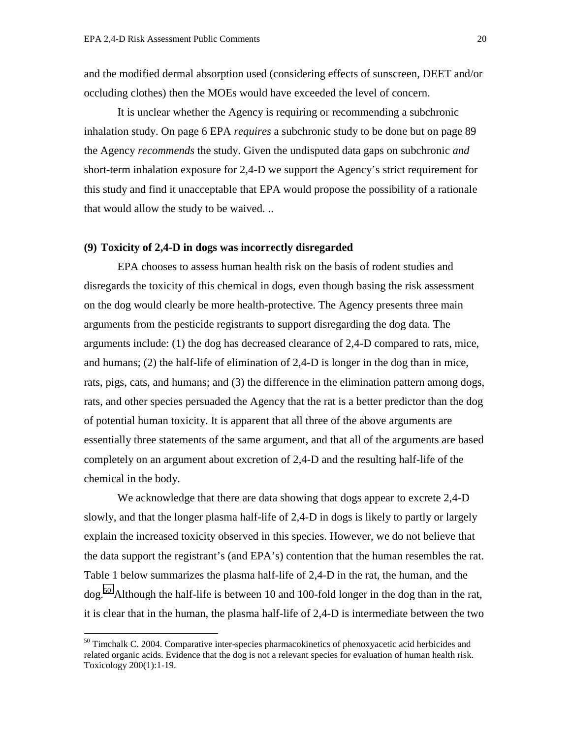and the modified dermal absorption used (considering effects of sunscreen, DEET and/or occluding clothes) then the MOEs would have exceeded the level of concern.

It is unclear whether the Agency is requiring or recommending a subchronic inhalation study. On page 6 EPA *requires* a subchronic study to be done but on page 89 the Agency *recommends* the study. Given the undisputed data gaps on subchronic *and* short-term inhalation exposure for 2,4-D we support the Agency's strict requirement for this study and find it unacceptable that EPA would propose the possibility of a rationale that would allow the study to be waived. ..

**(9) Toxicity of 2,4-D in dogs was incorrectly disregarded**

EPA chooses to assess human health risk on the basis of rodent studies and disregards the toxicity of this chemical in dogs, even though basing the risk assessment on the dog would clearly be more health-protective. The Agency presents three main arguments from the pesticide registrants to support disregarding the dog data. The arguments include: (1) the dog has decreased clearance of 2,4-D compared to rats, mice, and humans; (2) the half-life of elimination of 2,4-D is longer in the dog than in mice, rats, pigs, cats, and humans; and (3) the difference in the elimination pattern among dogs, rats, and other species persuaded the Agency that the rat is a better predictor than the dog of potential human toxicity. It is apparent that all three of the above arguments are essentially three statements of the same argument, and that all of the arguments are based completely on an argument about excretion of 2,4-D and the resulting half-life of the chemical in the body.

We acknowledge that there are data showing that dogs appear to excrete 2,4-D slowly, and that the longer plasma half-life of 2,4-D in dogs is likely to partly or largely explain the increased toxicity observed in this species. However, we do not believe that the data support the registrant's (and EPA's) contention that the human resembles the rat. Table 1 below summarizes the plasma half-life of 2,4-D in the rat, the human, and the dog.[50] Although the half-life is between 10 and 100-fold longer in the dog than in the rat, it is clear that in the human, the plasma half-life of 2,4-D is intermediate between the two

[50] Timchalk C. 2004. Comparative inter-species pharmacokinetics of phenoxyacetic acid herbicides and related organic acids. Evidence that the dog is not a relevant species for evaluation of human health risk. Toxicology 200(1):1-19.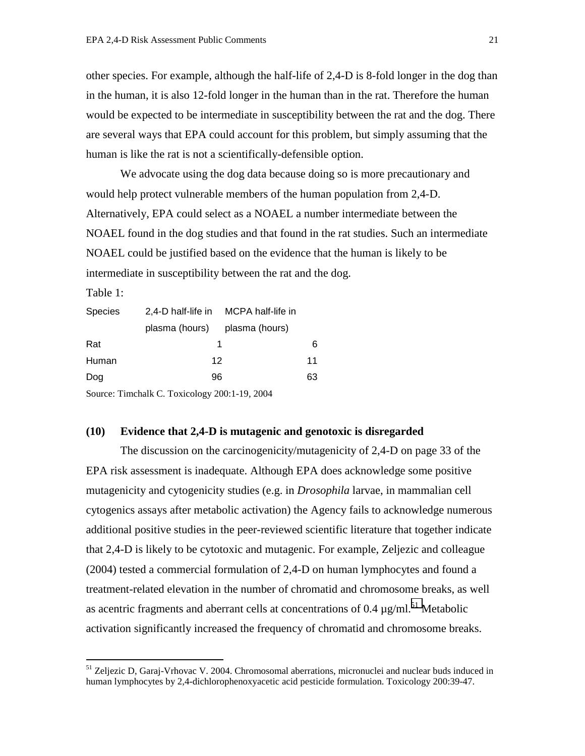other species. For example, although the half-life of 2,4-D is 8-fold longer in the dog than in the human, it is also 12-fold longer in the human than in the rat. Therefore the human would be expected to be intermediate in susceptibility between the rat and the dog. There are several ways that EPA could account for this problem, but simply assuming that the human is like the rat is not a scientifically-defensible option.

We advocate using the dog data because doing so is more precautionary and would help protect vulnerable members of the human population from 2,4-D. Alternatively, EPA could select as a NOAEL a number intermediate between the NOAEL found in the dog studies and that found in the rat studies. Such an intermediate NOAEL could be justified based on the evidence that the human is likely to be intermediate in susceptibility between the rat and the dog.

Table 1:

| Species | 2,4-D half-life in plasma (hours) | MCPA half-life in plasma (hours) |
|---|---|---|
| Rat | 1 | 6 |
| Human | 12 | 11 |
| Dog | 96 | 63 |

Source: Timchalk C. Toxicology 200:1-19, 2004

### (10) Evidence that 2,4-D is mutagenic and genotoxic is disregarded

The discussion on the carcinogenicity/mutagenicity of 2,4-D on page 33 of the EPA risk assessment is inadequate. Although EPA does acknowledge some positive mutagenicity and cytogenicity studies (e.g. in *Drosophila* larvae, in mammalian cell cytogenics assays after metabolic activation) the Agency fails to acknowledge numerous additional positive studies in the peer-reviewed scientific literature that together indicate that 2,4-D is likely to be cytotoxic and mutagenic. For example, Zeljezic and colleague (2004) tested a commercial formulation of 2,4-D on human lymphocytes and found a treatment-related elevation in the number of chromatid and chromosome breaks, as well as acentric fragments and aberrant cells at concentrations of 0.4 µg/ml.[51] Metabolic activation significantly increased the frequency of chromatid and chromosome breaks.

[51] Zeljezic D, Garaj-Vrhovac V. 2004. Chromosomal aberrations, micronuclei and nuclear buds induced in human lymphocytes by 2,4-dichlorophenoxyacetic acid pesticide formulation. Toxicology 200:39-47.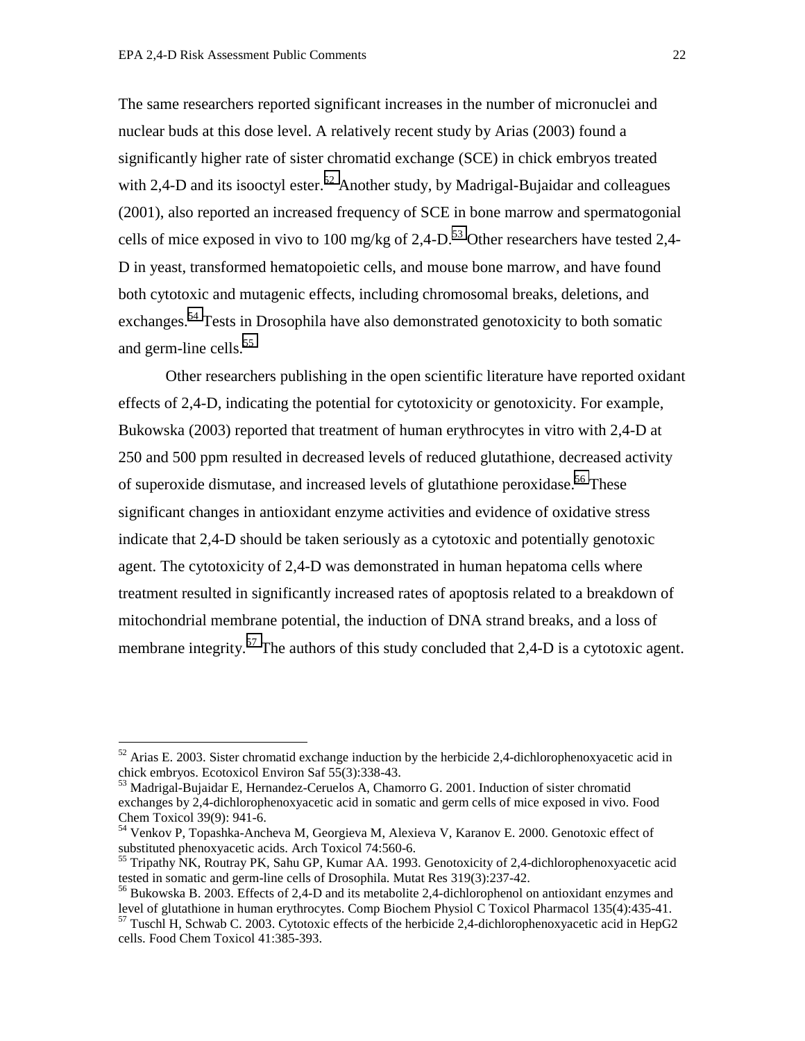The same researchers reported significant increases in the number of micronuclei and nuclear buds at this dose level. A relatively recent study by Arias (2003) found a significantly higher rate of sister chromatid exchange (SCE) in chick embryos treated with 2,4-D and its isooctyl ester.[52] Another study, by Madrigal-Bujaidar and colleagues (2001), also reported an increased frequency of SCE in bone marrow and spermatogonial cells of mice exposed in vivo to 100 mg/kg of 2,4-D.[53] Other researchers have tested 2,4-D in yeast, transformed hematopoietic cells, and mouse bone marrow, and have found both cytotoxic and mutagenic effects, including chromosomal breaks, deletions, and exchanges.[54] Tests in Drosophila have also demonstrated genotoxicity to both somatic and germ-line cells.[55]

Other researchers publishing in the open scientific literature have reported oxidant effects of 2,4-D, indicating the potential for cytotoxicity or genotoxicity. For example, Bukowska (2003) reported that treatment of human erythrocytes in vitro with 2,4-D at 250 and 500 ppm resulted in decreased levels of reduced glutathione, decreased activity of superoxide dismutase, and increased levels of glutathione peroxidase.[56] These significant changes in antioxidant enzyme activities and evidence of oxidative stress indicate that 2,4-D should be taken seriously as a cytotoxic and potentially genotoxic agent. The cytotoxicity of 2,4-D was demonstrated in human hepatoma cells where treatment resulted in significantly increased rates of apoptosis related to a breakdown of mitochondrial membrane potential, the induction of DNA strand breaks, and a loss of membrane integrity.[57] The authors of this study concluded that 2,4-D is a cytotoxic agent.

---

[52] Arias E. 2003. Sister chromatid exchange induction by the herbicide 2,4-dichlorophenoxyacetic acid in chick embryos. Ecotoxicol Environ Saf 55(3):338-43.

[53] Madrigal-Bujaidar E, Hernandez-Ceruelos A, Chamorro G. 2001. Induction of sister chromatid exchanges by 2,4-dichlorophenoxyacetic acid in somatic and germ cells of mice exposed in vivo. Food Chem Toxicol 39(9): 941-6.

[54] Venkov P, Topashka-Ancheva M, Georgieva M, Alexieva V, Karanov E. 2000. Genotoxic effect of substituted phenoxyacetic acids. Arch Toxicol 74:560-6.

[55] Tripathy NK, Routray PK, Sahu GP, Kumar AA. 1993. Genotoxicity of 2,4-dichlorophenoxyacetic acid tested in somatic and germ-line cells of Drosophila. Mutat Res 319(3):237-42.

[56] Bukowska B. 2003. Effects of 2,4-D and its metabolite 2,4-dichlorophenol on antioxidant enzymes and level of glutathione in human erythrocytes. Comp Biochem Physiol C Toxicol Pharmacol 135(4):435-41.

[57] Tuschl H, Schwab C. 2003. Cytotoxic effects of the herbicide 2,4-dichlorophenoxyacetic acid in HepG2 cells. Food Chem Toxicol 41:385-393.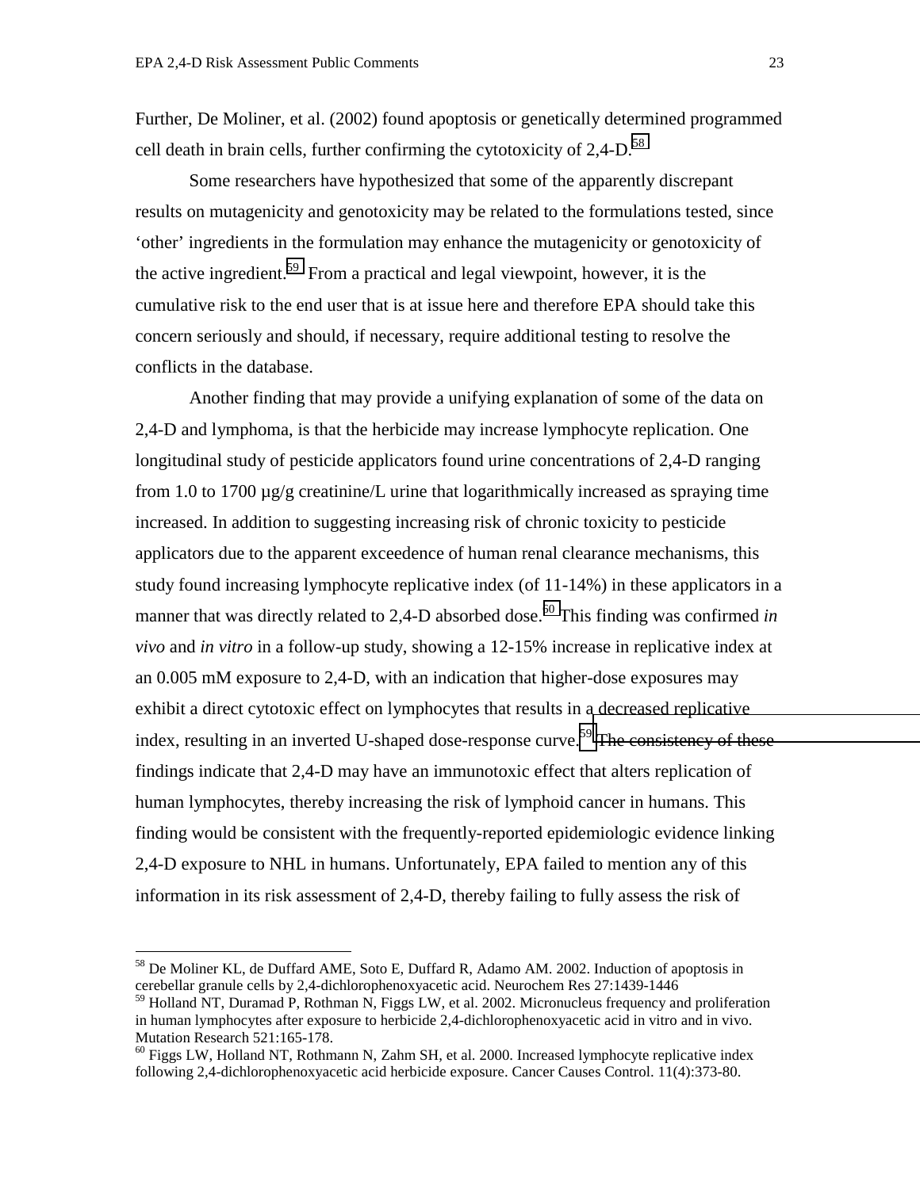Further, De Moliner, et al. (2002) found apoptosis or genetically determined programmed cell death in brain cells, further confirming the cytotoxicity of 2,4-D.[58]

Some researchers have hypothesized that some of the apparently discrepant results on mutagenicity and genotoxicity may be related to the formulations tested, since 'other' ingredients in the formulation may enhance the mutagenicity or genotoxicity of the active ingredient.[59] From a practical and legal viewpoint, however, it is the cumulative risk to the end user that is at issue here and therefore EPA should take this concern seriously and should, if necessary, require additional testing to resolve the conflicts in the database.

Another finding that may provide a unifying explanation of some of the data on 2,4-D and lymphoma, is that the herbicide may increase lymphocyte replication. One longitudinal study of pesticide applicators found urine concentrations of 2,4-D ranging from 1.0 to 1700 µg/g creatinine/L urine that logarithmically increased as spraying time increased. In addition to suggesting increasing risk of chronic toxicity to pesticide applicators due to the apparent exceedence of human renal clearance mechanisms, this study found increasing lymphocyte replicative index (of 11-14%) in these applicators in a manner that was directly related to 2,4-D absorbed dose.[60] This finding was confirmed *in vivo* and *in vitro* in a follow-up study, showing a 12-15% increase in replicative index at an 0.005 mM exposure to 2,4-D, with an indication that higher-dose exposures may exhibit a direct cytotoxic effect on lymphocytes that results in a decreased replicative index, resulting in an inverted U-shaped dose-response curve.[59] The consistency of these findings indicate that 2,4-D may have an immunotoxic effect that alters replication of human lymphocytes, thereby increasing the risk of lymphoid cancer in humans. This finding would be consistent with the frequently-reported epidemiologic evidence linking 2,4-D exposure to NHL in humans. Unfortunately, EPA failed to mention any of this information in its risk assessment of 2,4-D, thereby failing to fully assess the risk of

---

[58] De Moliner KL, de Duffard AME, Soto E, Duffard R, Adamo AM. 2002. Induction of apoptosis in cerebellar granule cells by 2,4-dichlorophenoxyacetic acid. Neurochem Res 27:1439-1446

[59] Holland NT, Duramad P, Rothman N, Figgs LW, et al. 2002. Micronucleus frequency and proliferation in human lymphocytes after exposure to herbicide 2,4-dichlorophenoxyacetic acid in vitro and in vivo. Mutation Research 521:165-178.

[60] Figgs LW, Holland NT, Rothmann N, Zahm SH, et al. 2000. Increased lymphocyte replicative index following 2,4-dichlorophenoxyacetic acid herbicide exposure. Cancer Causes Control. 11(4):373-80.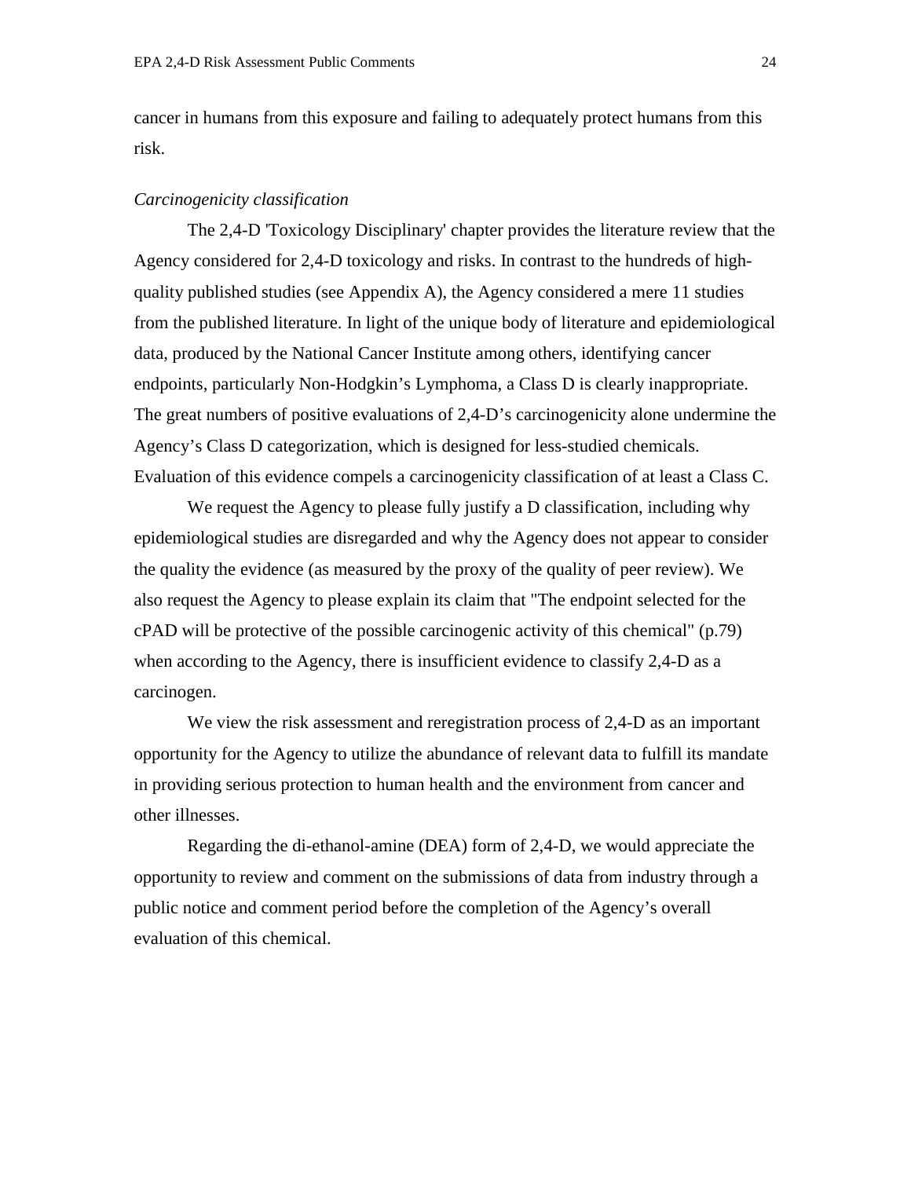cancer in humans from this exposure and failing to adequately protect humans from this risk.

*Carcinogenicity classification*

The 2,4-D 'Toxicology Disciplinary' chapter provides the literature review that the Agency considered for 2,4-D toxicology and risks. In contrast to the hundreds of high-quality published studies (see Appendix A), the Agency considered a mere 11 studies from the published literature. In light of the unique body of literature and epidemiological data, produced by the National Cancer Institute among others, identifying cancer endpoints, particularly Non-Hodgkin's Lymphoma, a Class D is clearly inappropriate. The great numbers of positive evaluations of 2,4-D's carcinogenicity alone undermine the Agency's Class D categorization, which is designed for less-studied chemicals. Evaluation of this evidence compels a carcinogenicity classification of at least a Class C.

We request the Agency to please fully justify a D classification, including why epidemiological studies are disregarded and why the Agency does not appear to consider the quality the evidence (as measured by the proxy of the quality of peer review). We also request the Agency to please explain its claim that "The endpoint selected for the cPAD will be protective of the possible carcinogenic activity of this chemical" (p.79) when according to the Agency, there is insufficient evidence to classify 2,4-D as a carcinogen.

We view the risk assessment and reregistration process of 2,4-D as an important opportunity for the Agency to utilize the abundance of relevant data to fulfill its mandate in providing serious protection to human health and the environment from cancer and other illnesses.

Regarding the di-ethanol-amine (DEA) form of 2,4-D, we would appreciate the opportunity to review and comment on the submissions of data from industry through a public notice and comment period before the completion of the Agency's overall evaluation of this chemical.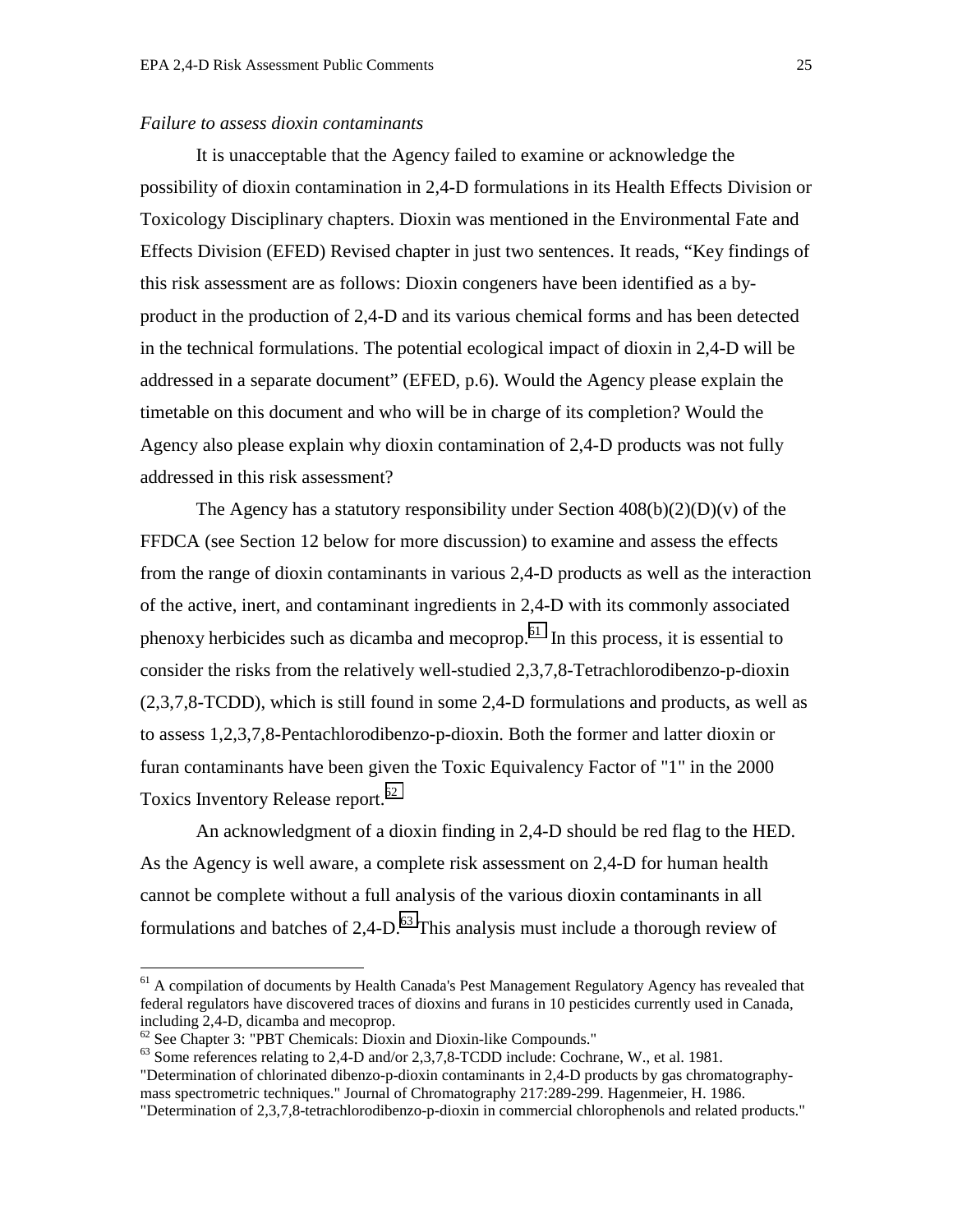*Failure to assess dioxin contaminants*

It is unacceptable that the Agency failed to examine or acknowledge the possibility of dioxin contamination in 2,4-D formulations in its Health Effects Division or Toxicology Disciplinary chapters. Dioxin was mentioned in the Environmental Fate and Effects Division (EFED) Revised chapter in just two sentences. It reads, "Key findings of this risk assessment are as follows: Dioxin congeners have been identified as a by-product in the production of 2,4-D and its various chemical forms and has been detected in the technical formulations. The potential ecological impact of dioxin in 2,4-D will be addressed in a separate document" (EFED, p.6). Would the Agency please explain the timetable on this document and who will be in charge of its completion? Would the Agency also please explain why dioxin contamination of 2,4-D products was not fully addressed in this risk assessment?

The Agency has a statutory responsibility under Section 408(b)(2)(D)(v) of the FFDCA (see Section 12 below for more discussion) to examine and assess the effects from the range of dioxin contaminants in various 2,4-D products as well as the interaction of the active, inert, and contaminant ingredients in 2,4-D with its commonly associated phenoxy herbicides such as dicamba and mecoprop.[61] In this process, it is essential to consider the risks from the relatively well-studied 2,3,7,8-Tetrachlorodibenzo-p-dioxin (2,3,7,8-TCDD), which is still found in some 2,4-D formulations and products, as well as to assess 1,2,3,7,8-Pentachlorodibenzo-p-dioxin. Both the former and latter dioxin or furan contaminants have been given the Toxic Equivalency Factor of "1" in the 2000 Toxics Inventory Release report.[62]

An acknowledgment of a dioxin finding in 2,4-D should be red flag to the HED. As the Agency is well aware, a complete risk assessment on 2,4-D for human health cannot be complete without a full analysis of the various dioxin contaminants in all formulations and batches of 2,4-D.[63] This analysis must include a thorough review of

---

[61] A compilation of documents by Health Canada's Pest Management Regulatory Agency has revealed that federal regulators have discovered traces of dioxins and furans in 10 pesticides currently used in Canada, including 2,4-D, dicamba and mecoprop.

[62] See Chapter 3: "PBT Chemicals: Dioxin and Dioxin-like Compounds."

[63] Some references relating to 2,4-D and/or 2,3,7,8-TCDD include: Cochrane, W., et al. 1981. "Determination of chlorinated dibenzo-p-dioxin contaminants in 2,4-D products by gas chromatography-mass spectrometric techniques." Journal of Chromatography 217:289-299. Hagenmeier, H. 1986. "Determination of 2,3,7,8-tetrachlorodibenzo-p-dioxin in commercial chlorophenols and related products."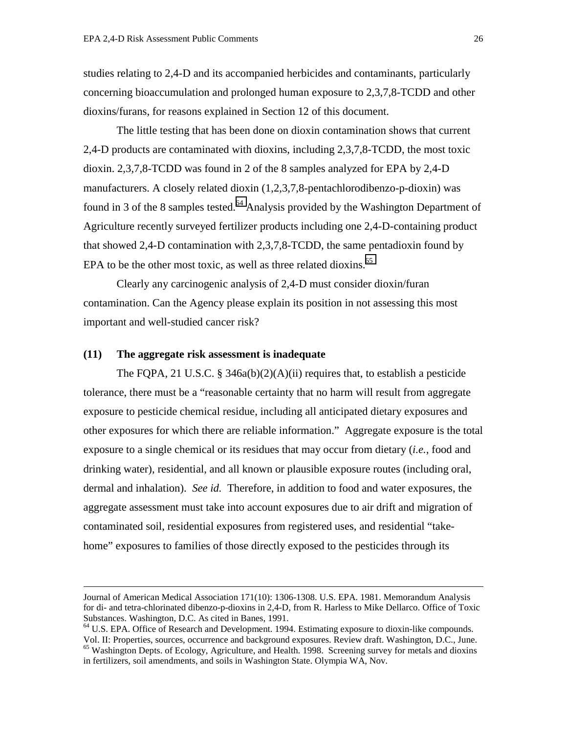studies relating to 2,4-D and its accompanied herbicides and contaminants, particularly concerning bioaccumulation and prolonged human exposure to 2,3,7,8-TCDD and other dioxins/furans, for reasons explained in Section 12 of this document.

The little testing that has been done on dioxin contamination shows that current 2,4-D products are contaminated with dioxins, including 2,3,7,8-TCDD, the most toxic dioxin. 2,3,7,8-TCDD was found in 2 of the 8 samples analyzed for EPA by 2,4-D manufacturers. A closely related dioxin (1,2,3,7,8-pentachlorodibenzo-p-dioxin) was found in 3 of the 8 samples tested.[64] Analysis provided by the Washington Department of Agriculture recently surveyed fertilizer products including one 2,4-D-containing product that showed 2,4-D contamination with 2,3,7,8-TCDD, the same pentadioxin found by EPA to be the other most toxic, as well as three related dioxins.[65]

Clearly any carcinogenic analysis of 2,4-D must consider dioxin/furan contamination. Can the Agency please explain its position in not assessing this most important and well-studied cancer risk?

## (11) The aggregate risk assessment is inadequate

The FQPA, 21 U.S.C. § 346a(b)(2)(A)(ii) requires that, to establish a pesticide tolerance, there must be a "reasonable certainty that no harm will result from aggregate exposure to pesticide chemical residue, including all anticipated dietary exposures and other exposures for which there are reliable information." Aggregate exposure is the total exposure to a single chemical or its residues that may occur from dietary (*i.e.*, food and drinking water), residential, and all known or plausible exposure routes (including oral, dermal and inhalation). *See id.* Therefore, in addition to food and water exposures, the aggregate assessment must take into account exposures due to air drift and migration of contaminated soil, residential exposures from registered uses, and residential "take-home" exposures to families of those directly exposed to the pesticides through its

---

Journal of American Medical Association 171(10): 1306-1308. U.S. EPA. 1981. Memorandum Analysis for di- and tetra-chlorinated dibenzo-p-dioxins in 2,4-D, from R. Harless to Mike Dellarco. Office of Toxic Substances. Washington, D.C. As cited in Banes, 1991.

[64] U.S. EPA. Office of Research and Development. 1994. Estimating exposure to dioxin-like compounds. Vol. II: Properties, sources, occurrence and background exposures. Review draft. Washington, D.C., June.

[65] Washington Depts. of Ecology, Agriculture, and Health. 1998. Screening survey for metals and dioxins in fertilizers, soil amendments, and soils in Washington State. Olympia WA, Nov.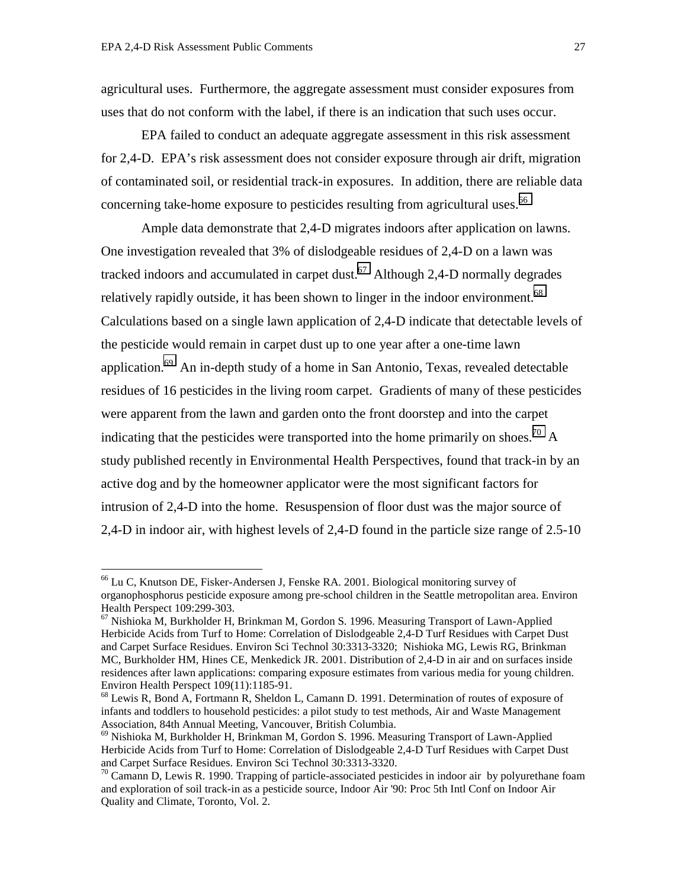agricultural uses. Furthermore, the aggregate assessment must consider exposures from uses that do not conform with the label, if there is an indication that such uses occur.

EPA failed to conduct an adequate aggregate assessment in this risk assessment for 2,4-D. EPA's risk assessment does not consider exposure through air drift, migration of contaminated soil, or residential track-in exposures. In addition, there are reliable data concerning take-home exposure to pesticides resulting from agricultural uses.[66]

Ample data demonstrate that 2,4-D migrates indoors after application on lawns. One investigation revealed that 3% of dislodgeable residues of 2,4-D on a lawn was tracked indoors and accumulated in carpet dust.[67] Although 2,4-D normally degrades relatively rapidly outside, it has been shown to linger in the indoor environment.[68] Calculations based on a single lawn application of 2,4-D indicate that detectable levels of the pesticide would remain in carpet dust up to one year after a one-time lawn application.[69] An in-depth study of a home in San Antonio, Texas, revealed detectable residues of 16 pesticides in the living room carpet. Gradients of many of these pesticides were apparent from the lawn and garden onto the front doorstep and into the carpet indicating that the pesticides were transported into the home primarily on shoes.[70] A study published recently in Environmental Health Perspectives, found that track-in by an active dog and by the homeowner applicator were the most significant factors for intrusion of 2,4-D into the home. Resuspension of floor dust was the major source of 2,4-D in indoor air, with highest levels of 2,4-D found in the particle size range of 2.5-10

---

[66] Lu C, Knutson DE, Fisker-Andersen J, Fenske RA. 2001. Biological monitoring survey of organophosphorus pesticide exposure among pre-school children in the Seattle metropolitan area. Environ Health Perspect 109:299-303.

[67] Nishioka M, Burkholder H, Brinkman M, Gordon S. 1996. Measuring Transport of Lawn-Applied Herbicide Acids from Turf to Home: Correlation of Dislodgeable 2,4-D Turf Residues with Carpet Dust and Carpet Surface Residues. Environ Sci Technol 30:3313-3320; Nishioka MG, Lewis RG, Brinkman MC, Burkholder HM, Hines CE, Menkedick JR. 2001. Distribution of 2,4-D in air and on surfaces inside residences after lawn applications: comparing exposure estimates from various media for young children. Environ Health Perspect 109(11):1185-91.

[68] Lewis R, Bond A, Fortmann R, Sheldon L, Camann D. 1991. Determination of routes of exposure of infants and toddlers to household pesticides: a pilot study to test methods, Air and Waste Management Association, 84th Annual Meeting, Vancouver, British Columbia.

[69] Nishioka M, Burkholder H, Brinkman M, Gordon S. 1996. Measuring Transport of Lawn-Applied Herbicide Acids from Turf to Home: Correlation of Dislodgeable 2,4-D Turf Residues with Carpet Dust and Carpet Surface Residues. Environ Sci Technol 30:3313-3320.

[70] Camann D, Lewis R. 1990. Trapping of particle-associated pesticides in indoor air by polyurethane foam and exploration of soil track-in as a pesticide source, Indoor Air '90: Proc 5th Intl Conf on Indoor Air Quality and Climate, Toronto, Vol. 2.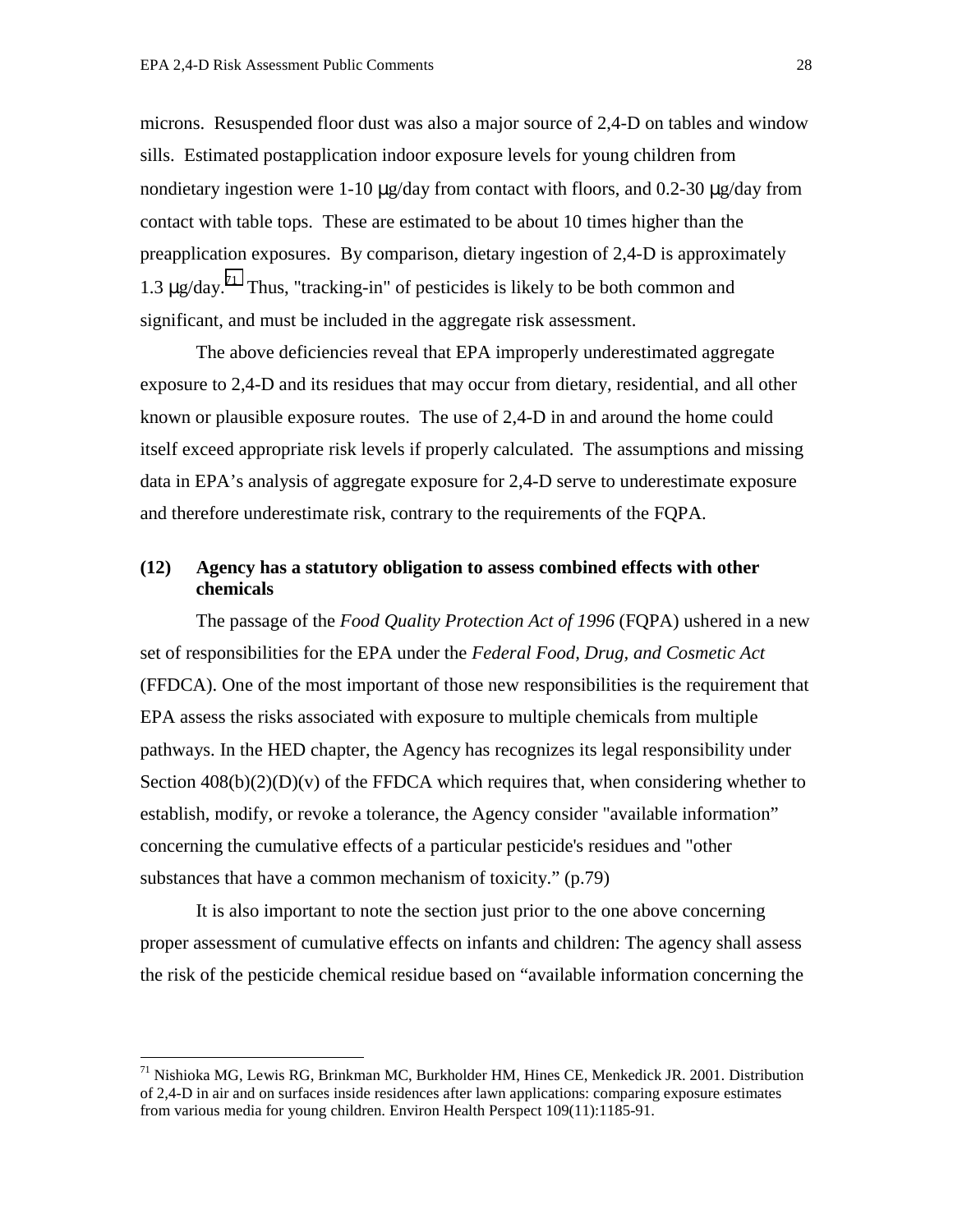microns. Resuspended floor dust was also a major source of 2,4-D on tables and window sills. Estimated postapplication indoor exposure levels for young children from nondietary ingestion were 1-10 μg/day from contact with floors, and 0.2-30 μg/day from contact with table tops. These are estimated to be about 10 times higher than the preapplication exposures. By comparison, dietary ingestion of 2,4-D is approximately 1.3 μg/day.[71] Thus, "tracking-in" of pesticides is likely to be both common and significant, and must be included in the aggregate risk assessment.

The above deficiencies reveal that EPA improperly underestimated aggregate exposure to 2,4-D and its residues that may occur from dietary, residential, and all other known or plausible exposure routes. The use of 2,4-D in and around the home could itself exceed appropriate risk levels if properly calculated. The assumptions and missing data in EPA's analysis of aggregate exposure for 2,4-D serve to underestimate exposure and therefore underestimate risk, contrary to the requirements of the FQPA.

### (12) Agency has a statutory obligation to assess combined effects with other chemicals

The passage of the *Food Quality Protection Act of 1996* (FQPA) ushered in a new set of responsibilities for the EPA under the *Federal Food, Drug, and Cosmetic Act* (FFDCA). One of the most important of those new responsibilities is the requirement that EPA assess the risks associated with exposure to multiple chemicals from multiple pathways. In the HED chapter, the Agency has recognizes its legal responsibility under Section 408(b)(2)(D)(v) of the FFDCA which requires that, when considering whether to establish, modify, or revoke a tolerance, the Agency consider "available information" concerning the cumulative effects of a particular pesticide's residues and "other substances that have a common mechanism of toxicity." (p.79)

It is also important to note the section just prior to the one above concerning proper assessment of cumulative effects on infants and children: The agency shall assess the risk of the pesticide chemical residue based on "available information concerning the

---

[71] Nishioka MG, Lewis RG, Brinkman MC, Burkholder HM, Hines CE, Menkedick JR. 2001. Distribution of 2,4-D in air and on surfaces inside residences after lawn applications: comparing exposure estimates from various media for young children. Environ Health Perspect 109(11):1185-91.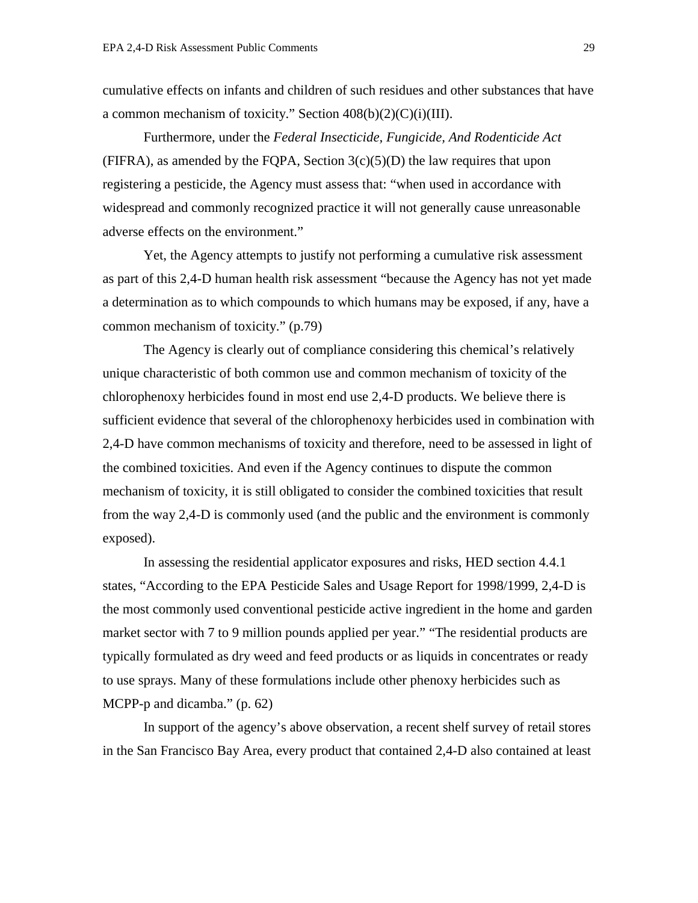cumulative effects on infants and children of such residues and other substances that have a common mechanism of toxicity." Section 408(b)(2)(C)(i)(III).

Furthermore, under the *Federal Insecticide, Fungicide, And Rodenticide Act* (FIFRA), as amended by the FQPA, Section 3(c)(5)(D) the law requires that upon registering a pesticide, the Agency must assess that: "when used in accordance with widespread and commonly recognized practice it will not generally cause unreasonable adverse effects on the environment."

Yet, the Agency attempts to justify not performing a cumulative risk assessment as part of this 2,4-D human health risk assessment "because the Agency has not yet made a determination as to which compounds to which humans may be exposed, if any, have a common mechanism of toxicity." (p.79)

The Agency is clearly out of compliance considering this chemical's relatively unique characteristic of both common use and common mechanism of toxicity of the chlorophenoxy herbicides found in most end use 2,4-D products. We believe there is sufficient evidence that several of the chlorophenoxy herbicides used in combination with 2,4-D have common mechanisms of toxicity and therefore, need to be assessed in light of the combined toxicities. And even if the Agency continues to dispute the common mechanism of toxicity, it is still obligated to consider the combined toxicities that result from the way 2,4-D is commonly used (and the public and the environment is commonly exposed).

In assessing the residential applicator exposures and risks, HED section 4.4.1 states, "According to the EPA Pesticide Sales and Usage Report for 1998/1999, 2,4-D is the most commonly used conventional pesticide active ingredient in the home and garden market sector with 7 to 9 million pounds applied per year." "The residential products are typically formulated as dry weed and feed products or as liquids in concentrates or ready to use sprays. Many of these formulations include other phenoxy herbicides such as MCPP-p and dicamba." (p. 62)

In support of the agency's above observation, a recent shelf survey of retail stores in the San Francisco Bay Area, every product that contained 2,4-D also contained at least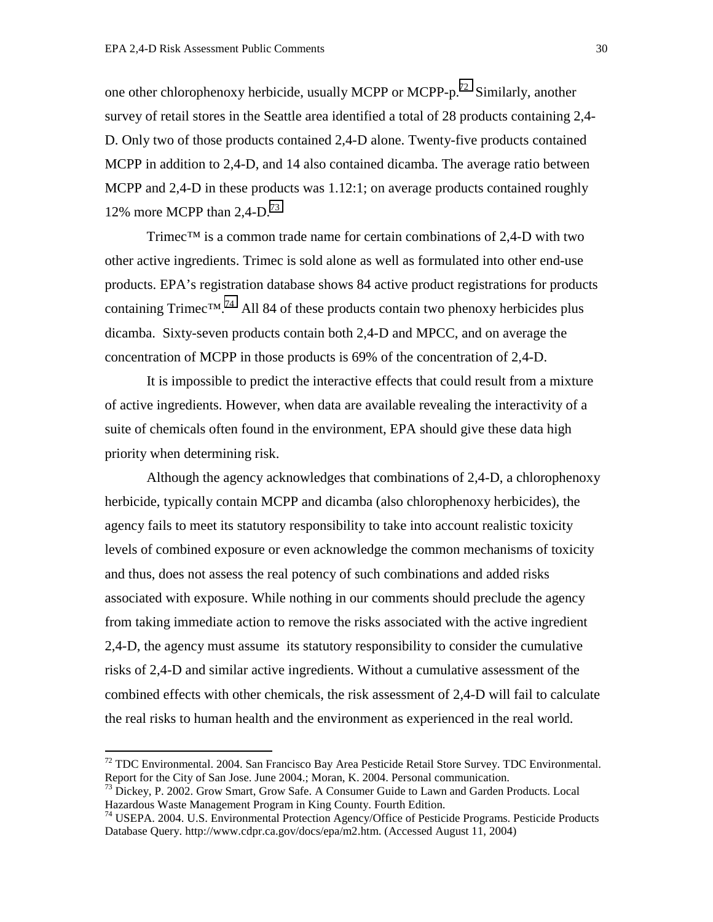one other chlorophenoxy herbicide, usually MCPP or MCPP-p.[72] Similarly, another survey of retail stores in the Seattle area identified a total of 28 products containing 2,4-D. Only two of those products contained 2,4-D alone. Twenty-five products contained MCPP in addition to 2,4-D, and 14 also contained dicamba. The average ratio between MCPP and 2,4-D in these products was 1.12:1; on average products contained roughly 12% more MCPP than 2,4-D.[73]

Trimec™ is a common trade name for certain combinations of 2,4-D with two other active ingredients. Trimec is sold alone as well as formulated into other end-use products. EPA's registration database shows 84 active product registrations for products containing Trimec™.[74] All 84 of these products contain two phenoxy herbicides plus dicamba. Sixty-seven products contain both 2,4-D and MPCC, and on average the concentration of MCPP in those products is 69% of the concentration of 2,4-D.

It is impossible to predict the interactive effects that could result from a mixture of active ingredients. However, when data are available revealing the interactivity of a suite of chemicals often found in the environment, EPA should give these data high priority when determining risk.

Although the agency acknowledges that combinations of 2,4-D, a chlorophenoxy herbicide, typically contain MCPP and dicamba (also chlorophenoxy herbicides), the agency fails to meet its statutory responsibility to take into account realistic toxicity levels of combined exposure or even acknowledge the common mechanisms of toxicity and thus, does not assess the real potency of such combinations and added risks associated with exposure. While nothing in our comments should preclude the agency from taking immediate action to remove the risks associated with the active ingredient 2,4-D, the agency must assume its statutory responsibility to consider the cumulative risks of 2,4-D and similar active ingredients. Without a cumulative assessment of the combined effects with other chemicals, the risk assessment of 2,4-D will fail to calculate the real risks to human health and the environment as experienced in the real world.

---

[72] TDC Environmental. 2004. San Francisco Bay Area Pesticide Retail Store Survey. TDC Environmental. Report for the City of San Jose. June 2004.; Moran, K. 2004. Personal communication.

[73] Dickey, P. 2002. Grow Smart, Grow Safe. A Consumer Guide to Lawn and Garden Products. Local Hazardous Waste Management Program in King County. Fourth Edition.

[74] USEPA. 2004. U.S. Environmental Protection Agency/Office of Pesticide Programs. Pesticide Products Database Query. http://www.cdpr.ca.gov/docs/epa/m2.htm. (Accessed August 11, 2004)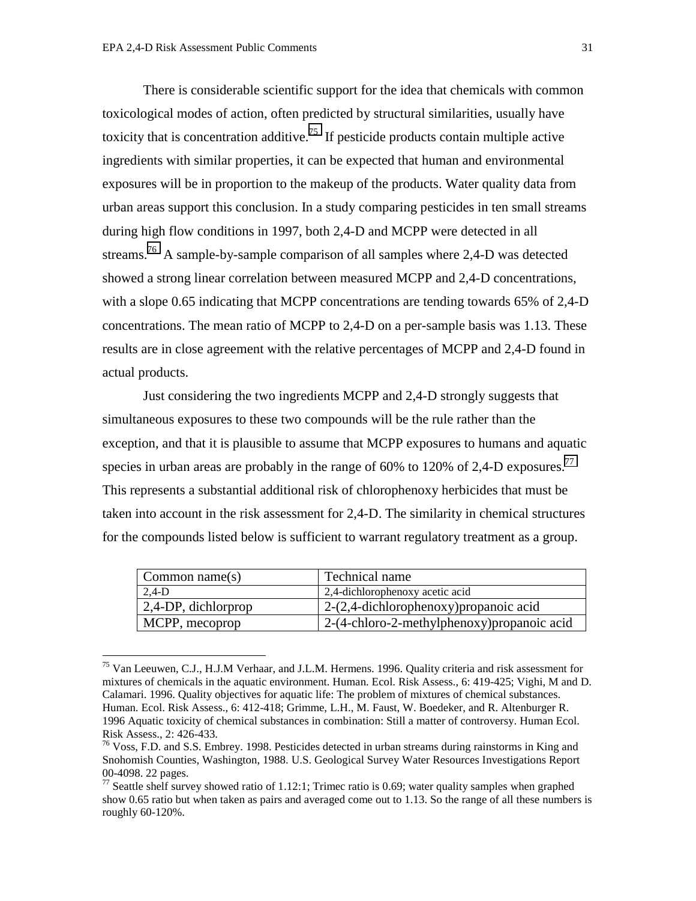There is considerable scientific support for the idea that chemicals with common toxicological modes of action, often predicted by structural similarities, usually have toxicity that is concentration additive.[75] If pesticide products contain multiple active ingredients with similar properties, it can be expected that human and environmental exposures will be in proportion to the makeup of the products. Water quality data from urban areas support this conclusion. In a study comparing pesticides in ten small streams during high flow conditions in 1997, both 2,4-D and MCPP were detected in all streams.[76] A sample-by-sample comparison of all samples where 2,4-D was detected showed a strong linear correlation between measured MCPP and 2,4-D concentrations, with a slope 0.65 indicating that MCPP concentrations are tending towards 65% of 2,4-D concentrations. The mean ratio of MCPP to 2,4-D on a per-sample basis was 1.13. These results are in close agreement with the relative percentages of MCPP and 2,4-D found in actual products.

Just considering the two ingredients MCPP and 2,4-D strongly suggests that simultaneous exposures to these two compounds will be the rule rather than the exception, and that it is plausible to assume that MCPP exposures to humans and aquatic species in urban areas are probably in the range of 60% to 120% of 2,4-D exposures.[77] This represents a substantial additional risk of chlorophenoxy herbicides that must be taken into account in the risk assessment for 2,4-D. The similarity in chemical structures for the compounds listed below is sufficient to warrant regulatory treatment as a group.

| Common name(s) | Technical name |
|---|---|
| 2,4-D | 2,4-dichlorophenoxy acetic acid |
| 2,4-DP, dichlorprop | 2-(2,4-dichlorophenoxy)propanoic acid |
| MCPP, mecoprop | 2-(4-chloro-2-methylphenoxy)propanoic acid |

---

[75] Van Leeuwen, C.J., H.J.M Verhaar, and J.L.M. Hermens. 1996. Quality criteria and risk assessment for mixtures of chemicals in the aquatic environment. Human. Ecol. Risk Assess., 6: 419-425; Vighi, M and D. Calamari. 1996. Quality objectives for aquatic life: The problem of mixtures of chemical substances. Human. Ecol. Risk Assess., 6: 412-418; Grimme, L.H., M. Faust, W. Boedeker, and R. Altenburger R. 1996 Aquatic toxicity of chemical substances in combination: Still a matter of controversy. Human Ecol. Risk Assess., 2: 426-433.

[76] Voss, F.D. and S.S. Embrey. 1998. Pesticides detected in urban streams during rainstorms in King and Snohomish Counties, Washington, 1988. U.S. Geological Survey Water Resources Investigations Report 00-4098. 22 pages.

[77] Seattle shelf survey showed ratio of 1.12:1; Trimec ratio is 0.69; water quality samples when graphed show 0.65 ratio but when taken as pairs and averaged come out to 1.13. So the range of all these numbers is roughly 60-120%.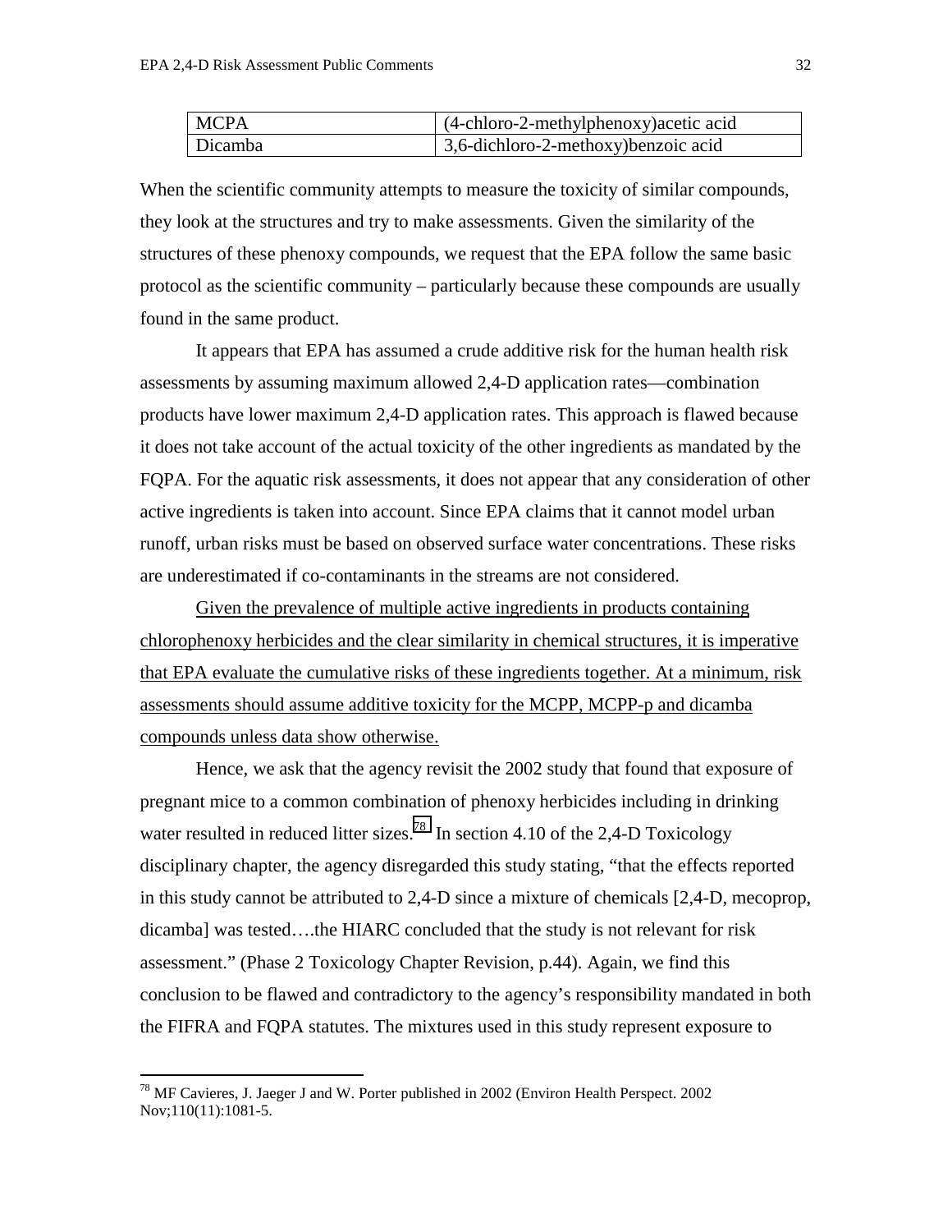| MCPA | (4-chloro-2-methylphenoxy)acetic acid |
|---|---|
| Dicamba | 3,6-dichloro-2-methoxy)benzoic acid |

When the scientific community attempts to measure the toxicity of similar compounds, they look at the structures and try to make assessments. Given the similarity of the structures of these phenoxy compounds, we request that the EPA follow the same basic protocol as the scientific community – particularly because these compounds are usually found in the same product.

It appears that EPA has assumed a crude additive risk for the human health risk assessments by assuming maximum allowed 2,4-D application rates—combination products have lower maximum 2,4-D application rates. This approach is flawed because it does not take account of the actual toxicity of the other ingredients as mandated by the FQPA. For the aquatic risk assessments, it does not appear that any consideration of other active ingredients is taken into account. Since EPA claims that it cannot model urban runoff, urban risks must be based on observed surface water concentrations. These risks are underestimated if co-contaminants in the streams are not considered.

<u>Given the prevalence of multiple active ingredients in products containing chlorophenoxy herbicides and the clear similarity in chemical structures, it is imperative that EPA evaluate the cumulative risks of these ingredients together. At a minimum, risk assessments should assume additive toxicity for the MCPP, MCPP-p and dicamba compounds unless data show otherwise.</u>

Hence, we ask that the agency revisit the 2002 study that found that exposure of pregnant mice to a common combination of phenoxy herbicides including in drinking water resulted in reduced litter sizes.[78] In section 4.10 of the 2,4-D Toxicology disciplinary chapter, the agency disregarded this study stating, "that the effects reported in this study cannot be attributed to 2,4-D since a mixture of chemicals [2,4-D, mecoprop, dicamba] was tested….the HIARC concluded that the study is not relevant for risk assessment." (Phase 2 Toxicology Chapter Revision, p.44). Again, we find this conclusion to be flawed and contradictory to the agency's responsibility mandated in both the FIFRA and FQPA statutes. The mixtures used in this study represent exposure to

[78] MF Cavieres, J. Jaeger J and W. Porter published in 2002 (Environ Health Perspect. 2002 Nov;110(11):1081-5.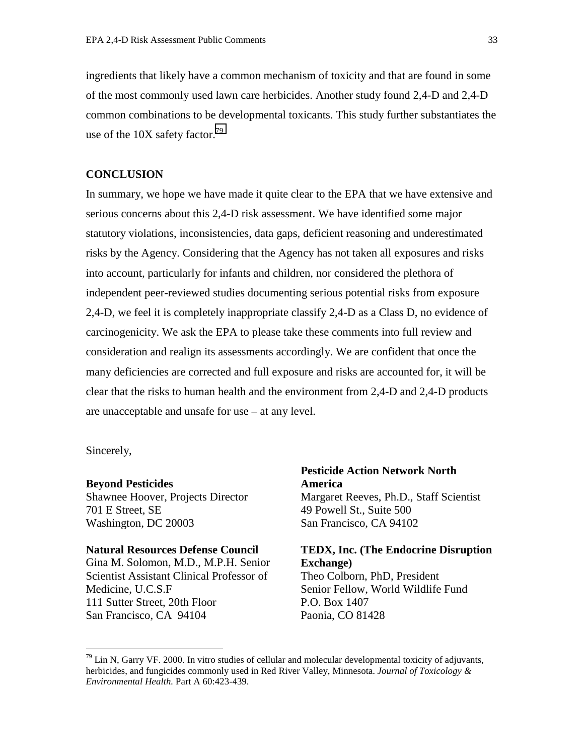ingredients that likely have a common mechanism of toxicity and that are found in some of the most commonly used lawn care herbicides. Another study found 2,4-D and 2,4-D common combinations to be developmental toxicants. This study further substantiates the use of the 10X safety factor.[79]

**CONCLUSION**

In summary, we hope we have made it quite clear to the EPA that we have extensive and serious concerns about this 2,4-D risk assessment. We have identified some major statutory violations, inconsistencies, data gaps, deficient reasoning and underestimated risks by the Agency. Considering that the Agency has not taken all exposures and risks into account, particularly for infants and children, nor considered the plethora of independent peer-reviewed studies documenting serious potential risks from exposure 2,4-D, we feel it is completely inappropriate classify 2,4-D as a Class D, no evidence of carcinogenicity. We ask the EPA to please take these comments into full review and consideration and realign its assessments accordingly. We are confident that once the many deficiencies are corrected and full exposure and risks are accounted for, it will be clear that the risks to human health and the environment from 2,4-D and 2,4-D products are unacceptable and unsafe for use – at any level.

Sincerely,

**Beyond Pesticides**
Shawnee Hoover, Projects Director
701 E Street, SE
Washington, DC 20003

**Natural Resources Defense Council**
Gina M. Solomon, M.D., M.P.H. Senior Scientist Assistant Clinical Professor of Medicine, U.C.S.F
111 Sutter Street, 20th Floor
San Francisco, CA 94104

**Pesticide Action Network North America**
Margaret Reeves, Ph.D., Staff Scientist
49 Powell St., Suite 500
San Francisco, CA 94102

**TEDX, Inc. (The Endocrine Disruption Exchange)**
Theo Colborn, PhD, President
Senior Fellow, World Wildlife Fund
P.O. Box 1407
Paonia, CO 81428

---

[79] Lin N, Garry VF. 2000. In vitro studies of cellular and molecular developmental toxicity of adjuvants, herbicides, and fungicides commonly used in Red River Valley, Minnesota. *Journal of Toxicology & Environmental Health.* Part A 60:423-439.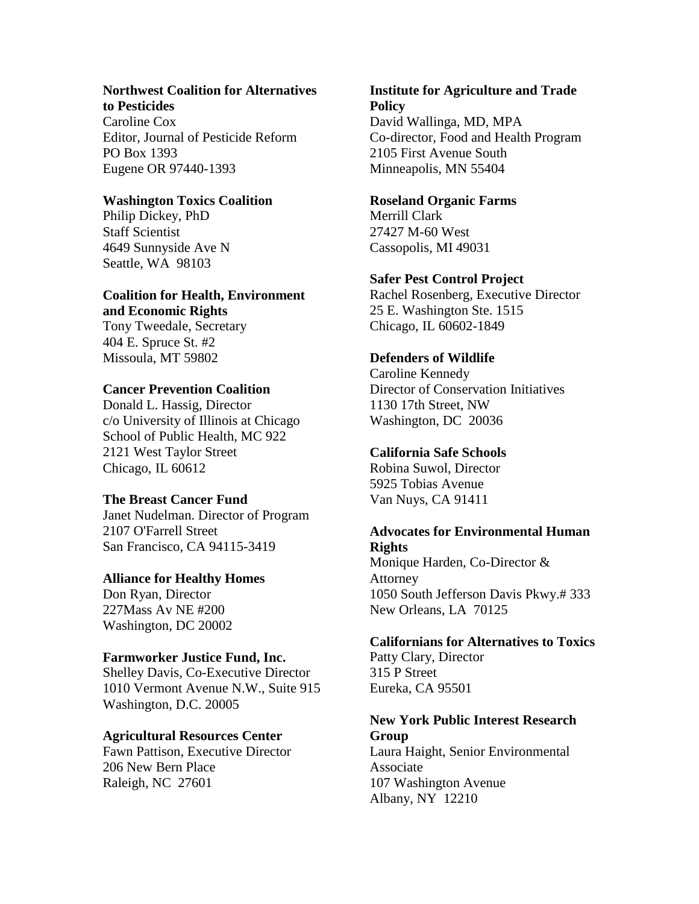**Northwest Coalition for Alternatives to Pesticides**
Caroline Cox
Editor, Journal of Pesticide Reform
PO Box 1393
Eugene OR 97440-1393

**Washington Toxics Coalition**
Philip Dickey, PhD
Staff Scientist
4649 Sunnyside Ave N
Seattle, WA 98103

**Coalition for Health, Environment and Economic Rights**
Tony Tweedale, Secretary
404 E. Spruce St. #2
Missoula, MT 59802

**Cancer Prevention Coalition**
Donald L. Hassig, Director
c/o University of Illinois at Chicago
School of Public Health, MC 922
2121 West Taylor Street
Chicago, IL 60612

**The Breast Cancer Fund**
Janet Nudelman. Director of Program
2107 O'Farrell Street
San Francisco, CA 94115-3419

**Alliance for Healthy Homes**
Don Ryan, Director
227Mass Av NE #200
Washington, DC 20002

**Farmworker Justice Fund, Inc.**
Shelley Davis, Co-Executive Director
1010 Vermont Avenue N.W., Suite 915
Washington, D.C. 20005

**Agricultural Resources Center**
Fawn Pattison, Executive Director
206 New Bern Place
Raleigh, NC 27601

**Institute for Agriculture and Trade Policy**
David Wallinga, MD, MPA
Co-director, Food and Health Program
2105 First Avenue South
Minneapolis, MN 55404

**Roseland Organic Farms**
Merrill Clark
27427 M-60 West
Cassopolis, MI 49031

**Safer Pest Control Project**
Rachel Rosenberg, Executive Director
25 E. Washington Ste. 1515
Chicago, IL 60602-1849

**Defenders of Wildlife**
Caroline Kennedy
Director of Conservation Initiatives
1130 17th Street, NW
Washington, DC 20036

**California Safe Schools**
Robina Suwol, Director
5925 Tobias Avenue
Van Nuys, CA 91411

**Advocates for Environmental Human Rights**
Monique Harden, Co-Director & Attorney
1050 South Jefferson Davis Pkwy.# 333
New Orleans, LA 70125

**Californians for Alternatives to Toxics**
Patty Clary, Director
315 P Street
Eureka, CA 95501

**New York Public Interest Research Group**
Laura Haight, Senior Environmental Associate
107 Washington Avenue
Albany, NY 12210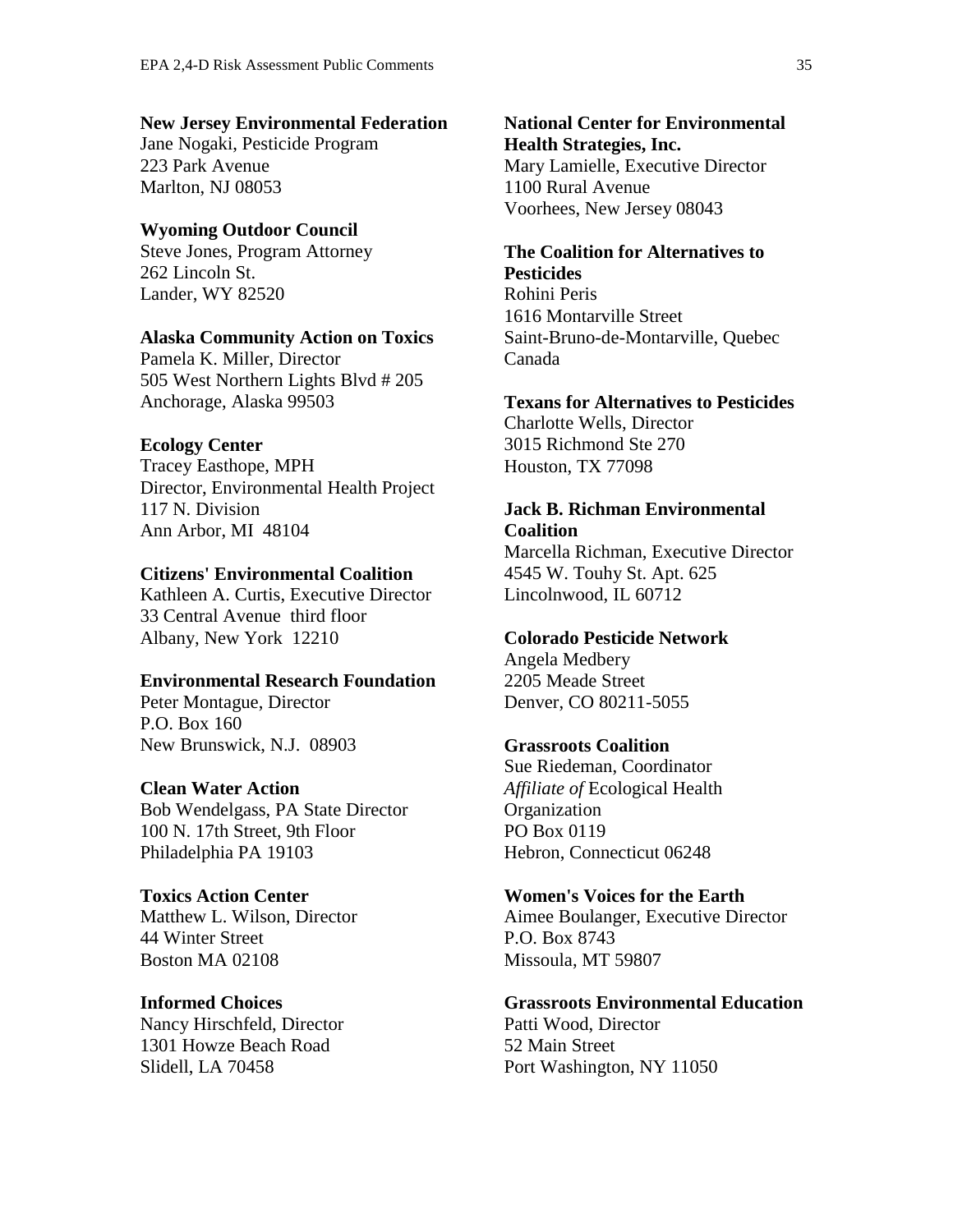**New Jersey Environmental Federation**
Jane Nogaki, Pesticide Program
223 Park Avenue
Marlton, NJ 08053

**Wyoming Outdoor Council**
Steve Jones, Program Attorney
262 Lincoln St.
Lander, WY 82520

**Alaska Community Action on Toxics**
Pamela K. Miller, Director
505 West Northern Lights Blvd # 205
Anchorage, Alaska 99503

**Ecology Center**
Tracey Easthope, MPH
Director, Environmental Health Project
117 N. Division
Ann Arbor, MI 48104

**Citizens' Environmental Coalition**
Kathleen A. Curtis, Executive Director
33 Central Avenue third floor
Albany, New York 12210

**Environmental Research Foundation**
Peter Montague, Director
P.O. Box 160
New Brunswick, N.J. 08903

**Clean Water Action**
Bob Wendelgass, PA State Director
100 N. 17th Street, 9th Floor
Philadelphia PA 19103

**Toxics Action Center**
Matthew L. Wilson, Director
44 Winter Street
Boston MA 02108

**Informed Choices**
Nancy Hirschfeld, Director
1301 Howze Beach Road
Slidell, LA 70458

**National Center for Environmental Health Strategies, Inc.**
Mary Lamielle, Executive Director
1100 Rural Avenue
Voorhees, New Jersey 08043

**The Coalition for Alternatives to Pesticides**
Rohini Peris
1616 Montarville Street
Saint-Bruno-de-Montarville, Quebec
Canada

**Texans for Alternatives to Pesticides**
Charlotte Wells, Director
3015 Richmond Ste 270
Houston, TX 77098

**Jack B. Richman Environmental Coalition**
Marcella Richman, Executive Director
4545 W. Touhy St. Apt. 625
Lincolnwood, IL 60712

**Colorado Pesticide Network**
Angela Medbery
2205 Meade Street
Denver, CO 80211-5055

**Grassroots Coalition**
Sue Riedeman, Coordinator
*Affiliate of* Ecological Health Organization
PO Box 0119
Hebron, Connecticut 06248

**Women's Voices for the Earth**
Aimee Boulanger, Executive Director
P.O. Box 8743
Missoula, MT 59807

**Grassroots Environmental Education**
Patti Wood, Director
52 Main Street
Port Washington, NY 11050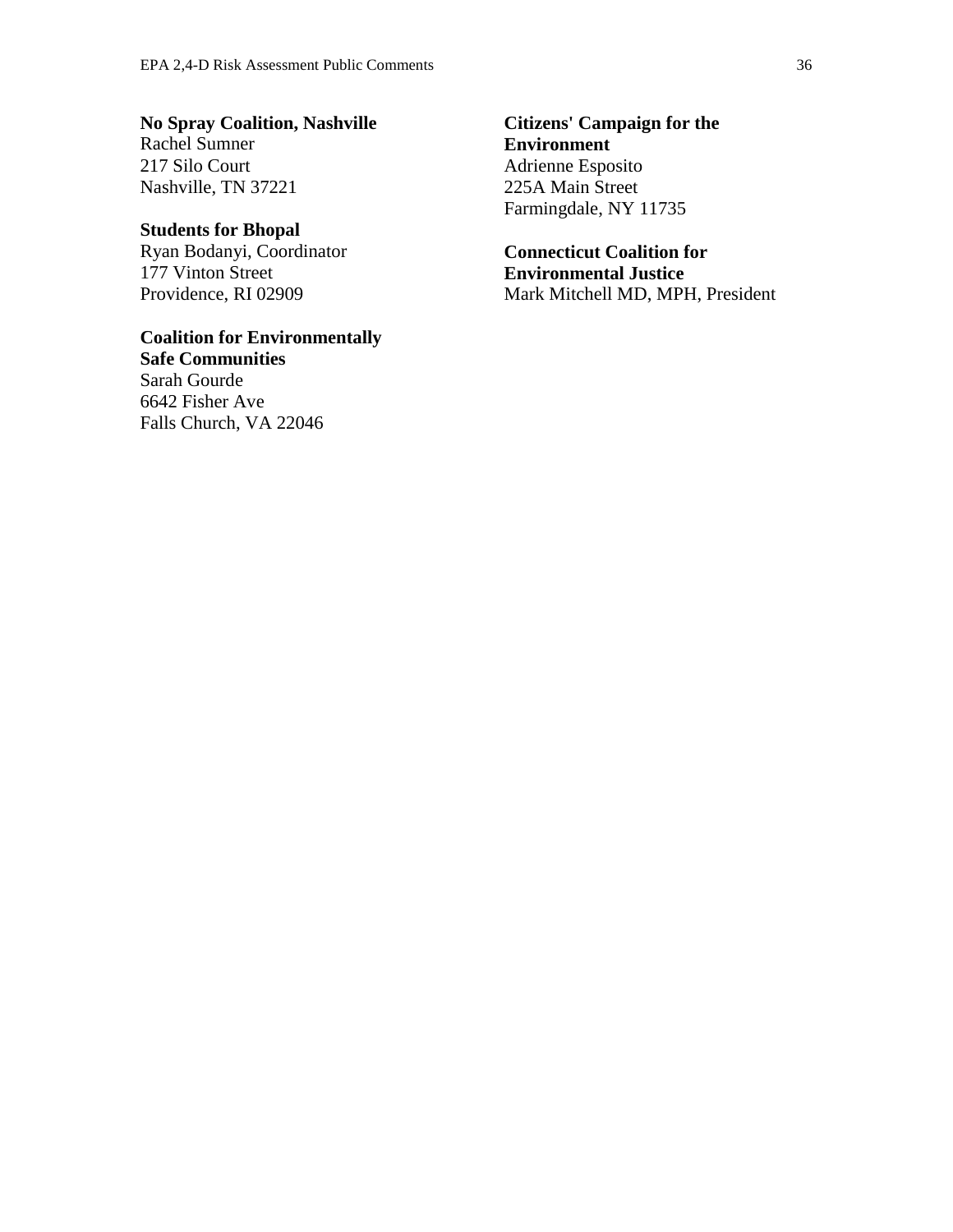**No Spray Coalition, Nashville**
Rachel Sumner
217 Silo Court
Nashville, TN 37221

**Students for Bhopal**
Ryan Bodanyi, Coordinator
177 Vinton Street
Providence, RI 02909

**Coalition for Environmentally Safe Communities**
Sarah Gourde
6642 Fisher Ave
Falls Church, VA 22046

**Citizens' Campaign for the Environment**
Adrienne Esposito
225A Main Street
Farmingdale, NY 11735

**Connecticut Coalition for Environmental Justice**
Mark Mitchell MD, MPH, President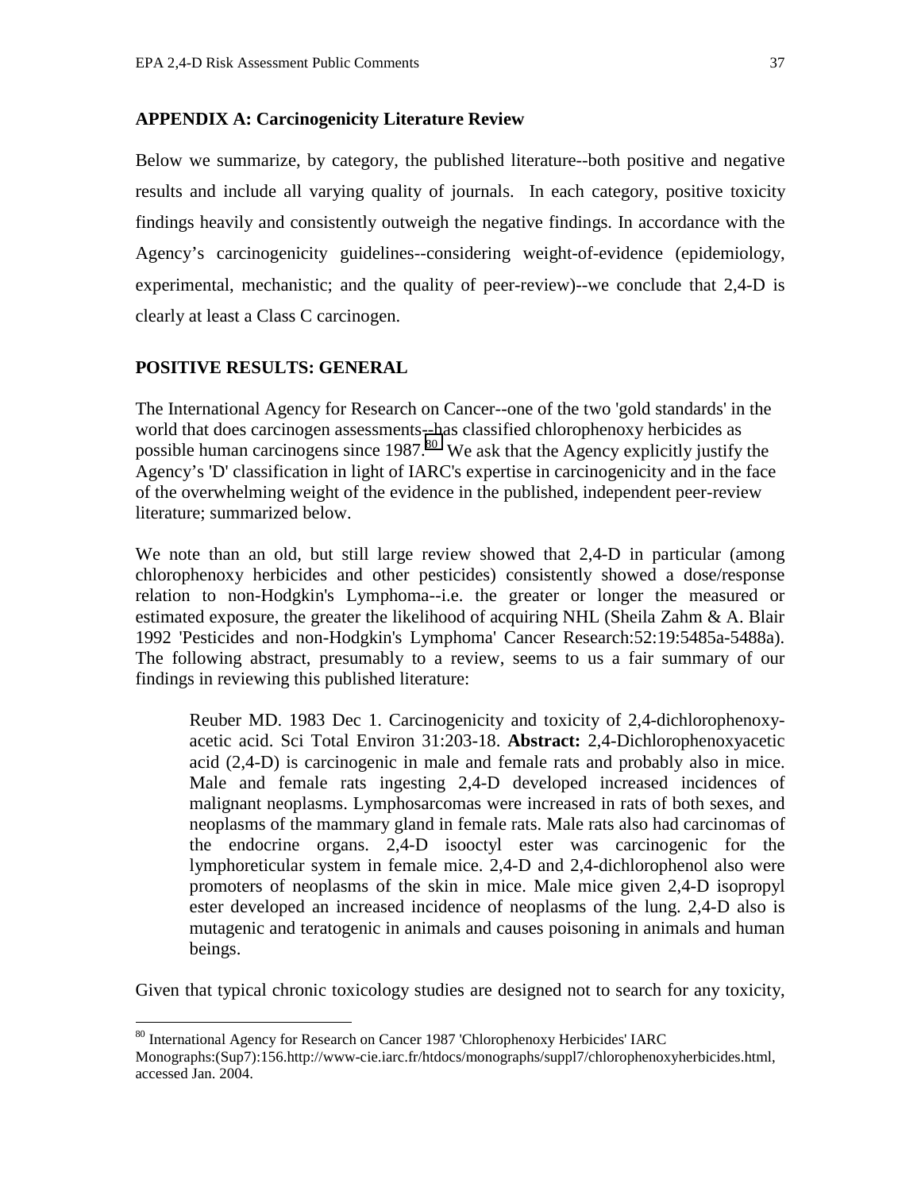## APPENDIX A: Carcinogenicity Literature Review

Below we summarize, by category, the published literature--both positive and negative results and include all varying quality of journals. In each category, positive toxicity findings heavily and consistently outweigh the negative findings. In accordance with the Agency's carcinogenicity guidelines--considering weight-of-evidence (epidemiology, experimental, mechanistic; and the quality of peer-review)--we conclude that 2,4-D is clearly at least a Class C carcinogen.

### POSITIVE RESULTS: GENERAL

The International Agency for Research on Cancer--one of the two 'gold standards' in the world that does carcinogen assessments--has classified chlorophenoxy herbicides as possible human carcinogens since 1987.[80] We ask that the Agency explicitly justify the Agency's 'D' classification in light of IARC's expertise in carcinogenicity and in the face of the overwhelming weight of the evidence in the published, independent peer-review literature; summarized below.

We note than an old, but still large review showed that 2,4-D in particular (among chlorophenoxy herbicides and other pesticides) consistently showed a dose/response relation to non-Hodgkin's Lymphoma--i.e. the greater or longer the measured or estimated exposure, the greater the likelihood of acquiring NHL (Sheila Zahm & A. Blair 1992 'Pesticides and non-Hodgkin's Lymphoma' Cancer Research:52:19:5485a-5488a). The following abstract, presumably to a review, seems to us a fair summary of our findings in reviewing this published literature:

> Reuber MD. 1983 Dec 1. Carcinogenicity and toxicity of 2,4-dichlorophenoxy-acetic acid. Sci Total Environ 31:203-18. **Abstract:** 2,4-Dichlorophenoxyacetic acid (2,4-D) is carcinogenic in male and female rats and probably also in mice. Male and female rats ingesting 2,4-D developed increased incidences of malignant neoplasms. Lymphosarcomas were increased in rats of both sexes, and neoplasms of the mammary gland in female rats. Male rats also had carcinomas of the endocrine organs. 2,4-D isooctyl ester was carcinogenic for the lymphoreticular system in female mice. 2,4-D and 2,4-dichlorophenol also were promoters of neoplasms of the skin in mice. Male mice given 2,4-D isopropyl ester developed an increased incidence of neoplasms of the lung. 2,4-D also is mutagenic and teratogenic in animals and causes poisoning in animals and human beings.

Given that typical chronic toxicology studies are designed not to search for any toxicity,

---

[80] International Agency for Research on Cancer 1987 'Chlorophenoxy Herbicides' IARC Monographs:(Sup7):156.http://www-cie.iarc.fr/htdocs/monographs/suppl7/chlorophenoxyherbicides.html, accessed Jan. 2004.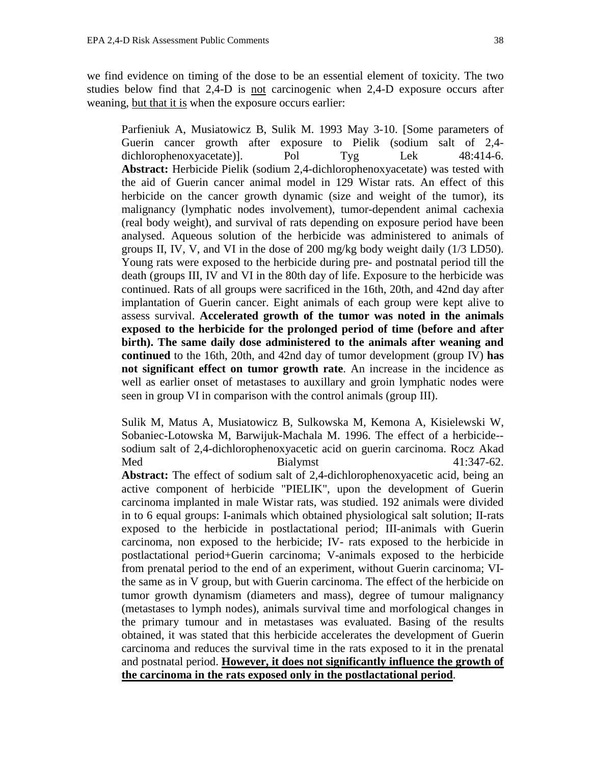we find evidence on timing of the dose to be an essential element of toxicity. The two studies below find that 2,4-D is <u>not</u> carcinogenic when 2,4-D exposure occurs after weaning, <u>but that it is</u> when the exposure occurs earlier:

> Parfieniuk A, Musiatowicz B, Sulik M. 1993 May 3-10. [Some parameters of Guerin cancer growth after exposure to Pielik (sodium salt of 2,4-dichlorophenoxyacetate)]. Pol Tyg Lek 48:414-6.
> **Abstract:** Herbicide Pielik (sodium 2,4-dichlorophenoxyacetate) was tested with the aid of Guerin cancer animal model in 129 Wistar rats. An effect of this herbicide on the cancer growth dynamic (size and weight of the tumor), its malignancy (lymphatic nodes involvement), tumor-dependent animal cachexia (real body weight), and survival of rats depending on exposure period have been analysed. Aqueous solution of the herbicide was administered to animals of groups II, IV, V, and VI in the dose of 200 mg/kg body weight daily (1/3 LD50). Young rats were exposed to the herbicide during pre- and postnatal period till the death (groups III, IV and VI in the 80th day of life. Exposure to the herbicide was continued. Rats of all groups were sacrificed in the 16th, 20th, and 42nd day after implantation of Guerin cancer. Eight animals of each group were kept alive to assess survival. **Accelerated growth of the tumor was noted in the animals exposed to the herbicide for the prolonged period of time (before and after birth). The same daily dose administered to the animals after weaning and continued** to the 16th, 20th, and 42nd day of tumor development (group IV) **has not significant effect on tumor growth rate**. An increase in the incidence as well as earlier onset of metastases to auxillary and groin lymphatic nodes were seen in group VI in comparison with the control animals (group III).
>
> Sulik M, Matus A, Musiatowicz B, Sulkowska M, Kemona A, Kisielewski W, Sobaniec-Lotowska M, Barwijuk-Machala M. 1996. The effect of a herbicide--sodium salt of 2,4-dichlorophenoxyacetic acid on guerin carcinoma. Rocz Akad Med Bialymst 41:347-62.
> **Abstract:** The effect of sodium salt of 2,4-dichlorophenoxyacetic acid, being an active component of herbicide "PIELIK", upon the development of Guerin carcinoma implanted in male Wistar rats, was studied. 192 animals were divided in to 6 equal groups: I-animals which obtained physiological salt solution; II-rats exposed to the herbicide in postlactational period; III-animals with Guerin carcinoma, non exposed to the herbicide; IV- rats exposed to the herbicide in postlactational period+Guerin carcinoma; V-animals exposed to the herbicide from prenatal period to the end of an experiment, without Guerin carcinoma; VI-the same as in V group, but with Guerin carcinoma. The effect of the herbicide on tumor growth dynamism (diameters and mass), degree of tumour malignancy (metastases to lymph nodes), animals survival time and morfological changes in the primary tumour and in metastases was evaluated. Basing of the results obtained, it was stated that this herbicide accelerates the development of Guerin carcinoma and reduces the survival time in the rats exposed to it in the prenatal and postnatal period. <u>**However, it does not significantly influence the growth of the carcinoma in the rats exposed only in the postlactational period**</u>.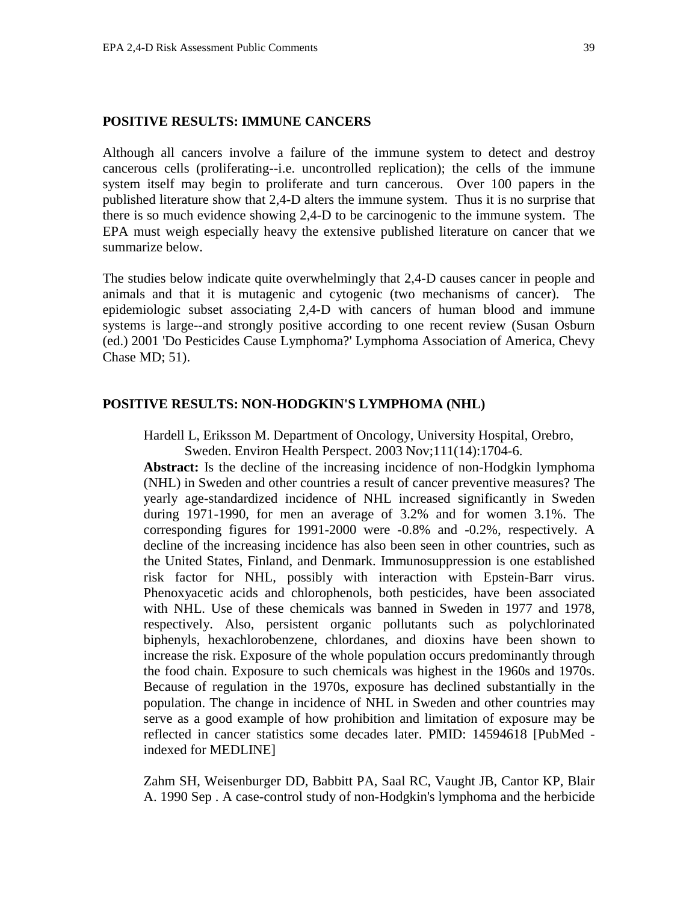## POSITIVE RESULTS: IMMUNE CANCERS

Although all cancers involve a failure of the immune system to detect and destroy cancerous cells (proliferating--i.e. uncontrolled replication); the cells of the immune system itself may begin to proliferate and turn cancerous. Over 100 papers in the published literature show that 2,4-D alters the immune system. Thus it is no surprise that there is so much evidence showing 2,4-D to be carcinogenic to the immune system. The EPA must weigh especially heavy the extensive published literature on cancer that we summarize below.

The studies below indicate quite overwhelmingly that 2,4-D causes cancer in people and animals and that it is mutagenic and cytogenic (two mechanisms of cancer). The epidemiologic subset associating 2,4-D with cancers of human blood and immune systems is large--and strongly positive according to one recent review (Susan Osburn (ed.) 2001 'Do Pesticides Cause Lymphoma?' Lymphoma Association of America, Chevy Chase MD; 51).

## POSITIVE RESULTS: NON-HODGKIN'S LYMPHOMA (NHL)

Hardell L, Eriksson M. Department of Oncology, University Hospital, Orebro, Sweden. Environ Health Perspect. 2003 Nov;111(14):1704-6.

**Abstract:** Is the decline of the increasing incidence of non-Hodgkin lymphoma (NHL) in Sweden and other countries a result of cancer preventive measures? The yearly age-standardized incidence of NHL increased significantly in Sweden during 1971-1990, for men an average of 3.2% and for women 3.1%. The corresponding figures for 1991-2000 were -0.8% and -0.2%, respectively. A decline of the increasing incidence has also been seen in other countries, such as the United States, Finland, and Denmark. Immunosuppression is one established risk factor for NHL, possibly with interaction with Epstein-Barr virus. Phenoxyacetic acids and chlorophenols, both pesticides, have been associated with NHL. Use of these chemicals was banned in Sweden in 1977 and 1978, respectively. Also, persistent organic pollutants such as polychlorinated biphenyls, hexachlorobenzene, chlordanes, and dioxins have been shown to increase the risk. Exposure of the whole population occurs predominantly through the food chain. Exposure to such chemicals was highest in the 1960s and 1970s. Because of regulation in the 1970s, exposure has declined substantially in the population. The change in incidence of NHL in Sweden and other countries may serve as a good example of how prohibition and limitation of exposure may be reflected in cancer statistics some decades later. PMID: 14594618 [PubMed - indexed for MEDLINE]

Zahm SH, Weisenburger DD, Babbitt PA, Saal RC, Vaught JB, Cantor KP, Blair A. 1990 Sep . A case-control study of non-Hodgkin's lymphoma and the herbicide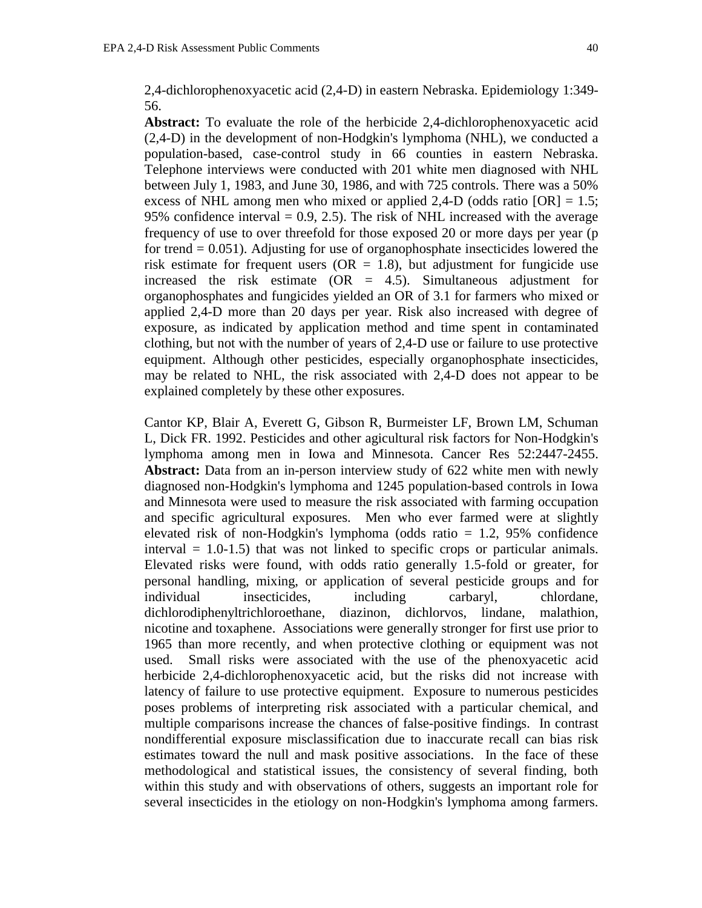2,4-dichlorophenoxyacetic acid (2,4-D) in eastern Nebraska. Epidemiology 1:349-56.

**Abstract:** To evaluate the role of the herbicide 2,4-dichlorophenoxyacetic acid (2,4-D) in the development of non-Hodgkin's lymphoma (NHL), we conducted a population-based, case-control study in 66 counties in eastern Nebraska. Telephone interviews were conducted with 201 white men diagnosed with NHL between July 1, 1983, and June 30, 1986, and with 725 controls. There was a 50% excess of NHL among men who mixed or applied 2,4-D (odds ratio [OR] = 1.5; 95% confidence interval = 0.9, 2.5). The risk of NHL increased with the average frequency of use to over threefold for those exposed 20 or more days per year (p for trend = 0.051). Adjusting for use of organophosphate insecticides lowered the risk estimate for frequent users (OR = 1.8), but adjustment for fungicide use increased the risk estimate (OR = 4.5). Simultaneous adjustment for organophosphates and fungicides yielded an OR of 3.1 for farmers who mixed or applied 2,4-D more than 20 days per year. Risk also increased with degree of exposure, as indicated by application method and time spent in contaminated clothing, but not with the number of years of 2,4-D use or failure to use protective equipment. Although other pesticides, especially organophosphate insecticides, may be related to NHL, the risk associated with 2,4-D does not appear to be explained completely by these other exposures.

Cantor KP, Blair A, Everett G, Gibson R, Burmeister LF, Brown LM, Schuman L, Dick FR. 1992. Pesticides and other agicultural risk factors for Non-Hodgkin's lymphoma among men in Iowa and Minnesota. Cancer Res 52:2447-2455.

**Abstract:** Data from an in-person interview study of 622 white men with newly diagnosed non-Hodgkin's lymphoma and 1245 population-based controls in Iowa and Minnesota were used to measure the risk associated with farming occupation and specific agricultural exposures. Men who ever farmed were at slightly elevated risk of non-Hodgkin's lymphoma (odds ratio = 1.2, 95% confidence interval = 1.0-1.5) that was not linked to specific crops or particular animals. Elevated risks were found, with odds ratio generally 1.5-fold or greater, for personal handling, mixing, or application of several pesticide groups and for individual insecticides, including carbaryl, chlordane, dichlorodiphenyltrichloroethane, diazinon, dichlorvos, lindane, malathion, nicotine and toxaphene. Associations were generally stronger for first use prior to 1965 than more recently, and when protective clothing or equipment was not used. Small risks were associated with the use of the phenoxyacetic acid herbicide 2,4-dichlorophenoxyacetic acid, but the risks did not increase with latency of failure to use protective equipment. Exposure to numerous pesticides poses problems of interpreting risk associated with a particular chemical, and multiple comparisons increase the chances of false-positive findings. In contrast nondifferential exposure misclassification due to inaccurate recall can bias risk estimates toward the null and mask positive associations. In the face of these methodological and statistical issues, the consistency of several finding, both within this study and with observations of others, suggests an important role for several insecticides in the etiology on non-Hodgkin's lymphoma among farmers.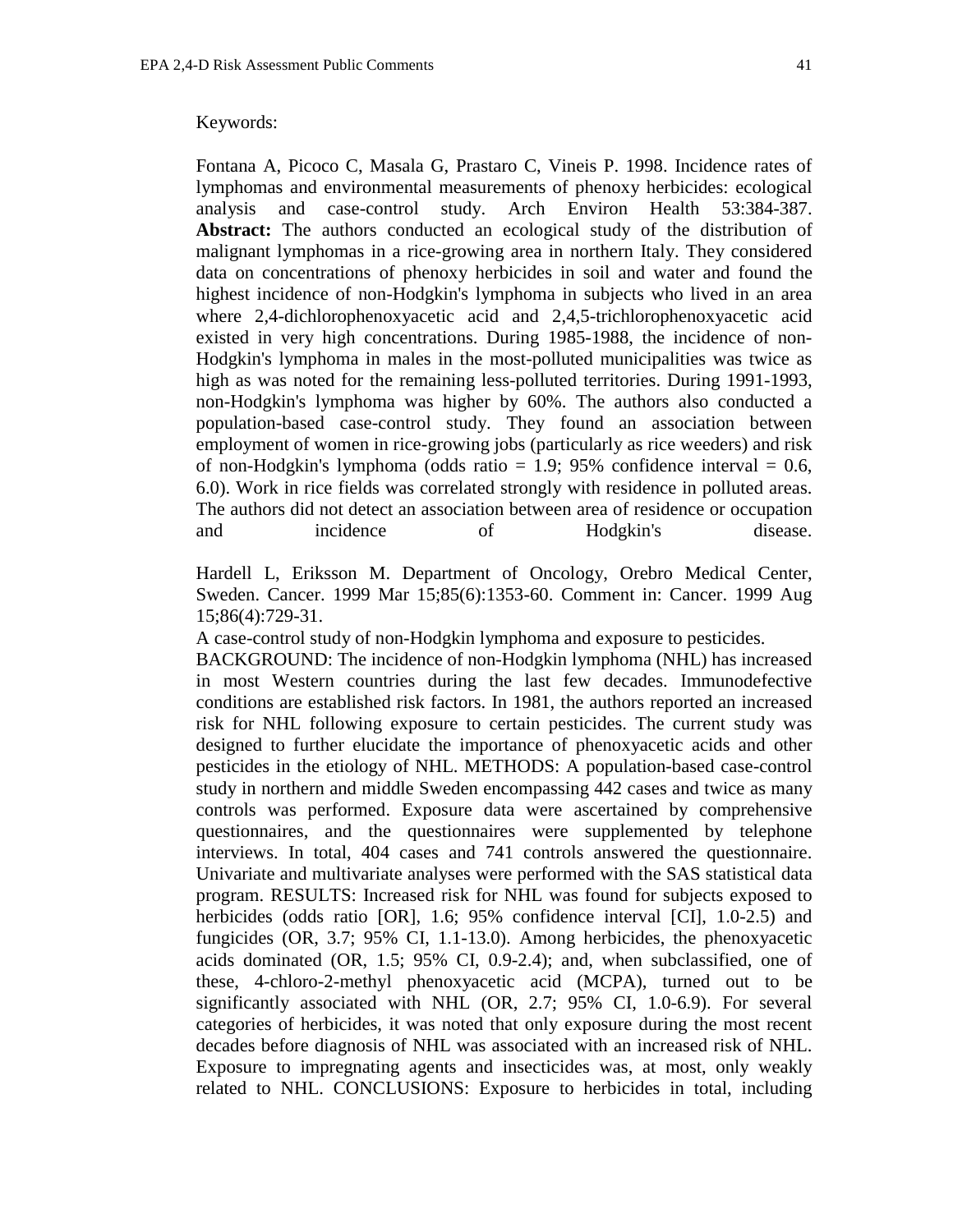Keywords:

Fontana A, Picoco C, Masala G, Prastaro C, Vineis P. 1998. Incidence rates of lymphomas and environmental measurements of phenoxy herbicides: ecological analysis and case-control study. Arch Environ Health 53:384-387. **Abstract:** The authors conducted an ecological study of the distribution of malignant lymphomas in a rice-growing area in northern Italy. They considered data on concentrations of phenoxy herbicides in soil and water and found the highest incidence of non-Hodgkin's lymphoma in subjects who lived in an area where 2,4-dichlorophenoxyacetic acid and 2,4,5-trichlorophenoxyacetic acid existed in very high concentrations. During 1985-1988, the incidence of non-Hodgkin's lymphoma in males in the most-polluted municipalities was twice as high as was noted for the remaining less-polluted territories. During 1991-1993, non-Hodgkin's lymphoma was higher by 60%. The authors also conducted a population-based case-control study. They found an association between employment of women in rice-growing jobs (particularly as rice weeders) and risk of non-Hodgkin's lymphoma (odds ratio = 1.9; 95% confidence interval = 0.6, 6.0). Work in rice fields was correlated strongly with residence in polluted areas. The authors did not detect an association between area of residence or occupation and incidence of Hodgkin's disease.

Hardell L, Eriksson M. Department of Oncology, Orebro Medical Center, Sweden. Cancer. 1999 Mar 15;85(6):1353-60. Comment in: Cancer. 1999 Aug 15;86(4):729-31.

A case-control study of non-Hodgkin lymphoma and exposure to pesticides.

BACKGROUND: The incidence of non-Hodgkin lymphoma (NHL) has increased in most Western countries during the last few decades. Immunodefective conditions are established risk factors. In 1981, the authors reported an increased risk for NHL following exposure to certain pesticides. The current study was designed to further elucidate the importance of phenoxyacetic acids and other pesticides in the etiology of NHL. METHODS: A population-based case-control study in northern and middle Sweden encompassing 442 cases and twice as many controls was performed. Exposure data were ascertained by comprehensive questionnaires, and the questionnaires were supplemented by telephone interviews. In total, 404 cases and 741 controls answered the questionnaire. Univariate and multivariate analyses were performed with the SAS statistical data program. RESULTS: Increased risk for NHL was found for subjects exposed to herbicides (odds ratio [OR], 1.6; 95% confidence interval [CI], 1.0-2.5) and fungicides (OR, 3.7; 95% CI, 1.1-13.0). Among herbicides, the phenoxyacetic acids dominated (OR, 1.5; 95% CI, 0.9-2.4); and, when subclassified, one of these, 4-chloro-2-methyl phenoxyacetic acid (MCPA), turned out to be significantly associated with NHL (OR, 2.7; 95% CI, 1.0-6.9). For several categories of herbicides, it was noted that only exposure during the most recent decades before diagnosis of NHL was associated with an increased risk of NHL. Exposure to impregnating agents and insecticides was, at most, only weakly related to NHL. CONCLUSIONS: Exposure to herbicides in total, including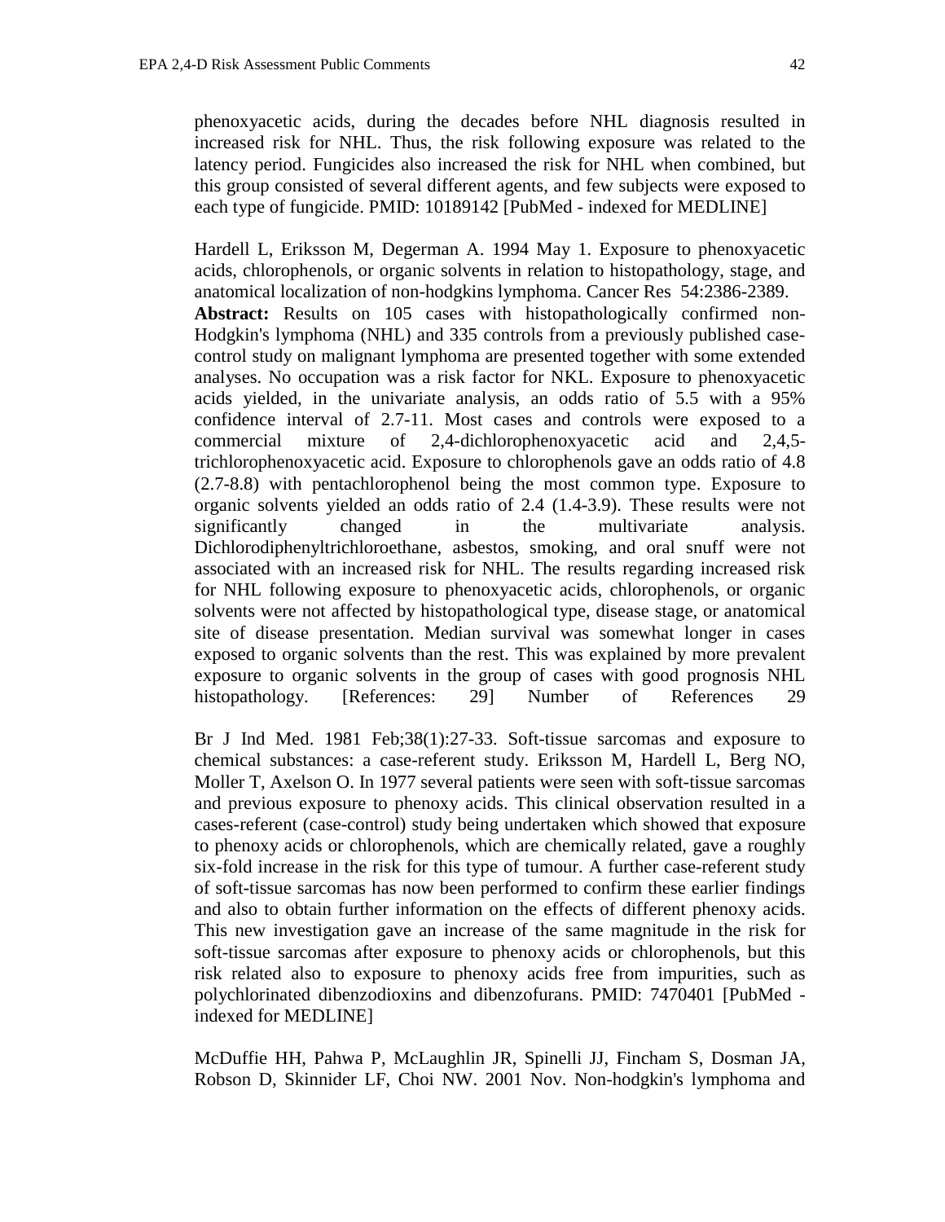phenoxyacetic acids, during the decades before NHL diagnosis resulted in increased risk for NHL. Thus, the risk following exposure was related to the latency period. Fungicides also increased the risk for NHL when combined, but this group consisted of several different agents, and few subjects were exposed to each type of fungicide. PMID: 10189142 [PubMed - indexed for MEDLINE]

Hardell L, Eriksson M, Degerman A. 1994 May 1. Exposure to phenoxyacetic acids, chlorophenols, or organic solvents in relation to histopathology, stage, and anatomical localization of non-hodgkins lymphoma. Cancer Res 54:2386-2389.
**Abstract:** Results on 105 cases with histopathologically confirmed non-Hodgkin's lymphoma (NHL) and 335 controls from a previously published case-control study on malignant lymphoma are presented together with some extended analyses. No occupation was a risk factor for NKL. Exposure to phenoxyacetic acids yielded, in the univariate analysis, an odds ratio of 5.5 with a 95% confidence interval of 2.7-11. Most cases and controls were exposed to a commercial mixture of 2,4-dichlorophenoxyacetic acid and 2,4,5-trichlorophenoxyacetic acid. Exposure to chlorophenols gave an odds ratio of 4.8 (2.7-8.8) with pentachlorophenol being the most common type. Exposure to organic solvents yielded an odds ratio of 2.4 (1.4-3.9). These results were not significantly changed in the multivariate analysis. Dichlorodiphenyltrichloroethane, asbestos, smoking, and oral snuff were not associated with an increased risk for NHL. The results regarding increased risk for NHL following exposure to phenoxyacetic acids, chlorophenols, or organic solvents were not affected by histopathological type, disease stage, or anatomical site of disease presentation. Median survival was somewhat longer in cases exposed to organic solvents than the rest. This was explained by more prevalent exposure to organic solvents in the group of cases with good prognosis NHL histopathology. [References: 29] Number of References 29

Br J Ind Med. 1981 Feb;38(1):27-33. Soft-tissue sarcomas and exposure to chemical substances: a case-referent study. Eriksson M, Hardell L, Berg NO, Moller T, Axelson O. In 1977 several patients were seen with soft-tissue sarcomas and previous exposure to phenoxy acids. This clinical observation resulted in a cases-referent (case-control) study being undertaken which showed that exposure to phenoxy acids or chlorophenols, which are chemically related, gave a roughly six-fold increase in the risk for this type of tumour. A further case-referent study of soft-tissue sarcomas has now been performed to confirm these earlier findings and also to obtain further information on the effects of different phenoxy acids. This new investigation gave an increase of the same magnitude in the risk for soft-tissue sarcomas after exposure to phenoxy acids or chlorophenols, but this risk related also to exposure to phenoxy acids free from impurities, such as polychlorinated dibenzodioxins and dibenzofurans. PMID: 7470401 [PubMed - indexed for MEDLINE]

McDuffie HH, Pahwa P, McLaughlin JR, Spinelli JJ, Fincham S, Dosman JA, Robson D, Skinnider LF, Choi NW. 2001 Nov. Non-hodgkin's lymphoma and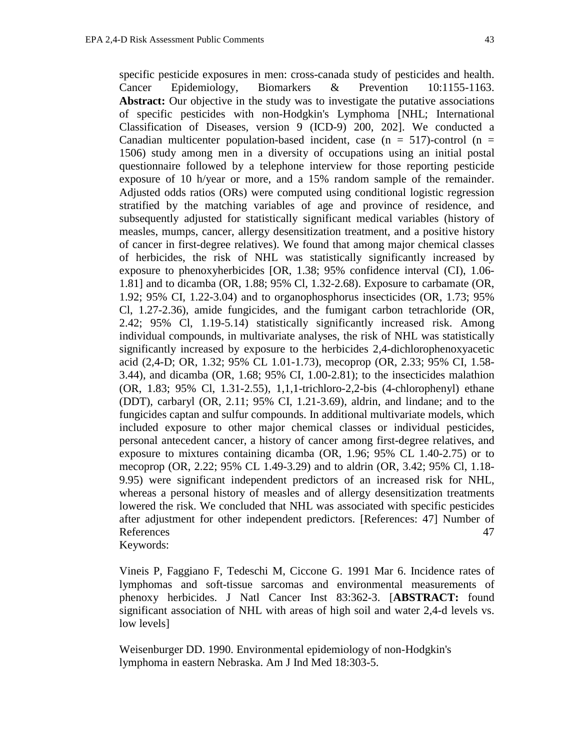specific pesticide exposures in men: cross-canada study of pesticides and health. Cancer Epidemiology, Biomarkers & Prevention 10:1155-1163. **Abstract:** Our objective in the study was to investigate the putative associations of specific pesticides with non-Hodgkin's Lymphoma [NHL; International Classification of Diseases, version 9 (ICD-9) 200, 202]. We conducted a Canadian multicenter population-based incident, case (n = 517)-control (n = 1506) study among men in a diversity of occupations using an initial postal questionnaire followed by a telephone interview for those reporting pesticide exposure of 10 h/year or more, and a 15% random sample of the remainder. Adjusted odds ratios (ORs) were computed using conditional logistic regression stratified by the matching variables of age and province of residence, and subsequently adjusted for statistically significant medical variables (history of measles, mumps, cancer, allergy desensitization treatment, and a positive history of cancer in first-degree relatives). We found that among major chemical classes of herbicides, the risk of NHL was statistically significantly increased by exposure to phenoxyherbicides [OR, 1.38; 95% confidence interval (CI), 1.06-1.81] and to dicamba (OR, 1.88; 95% Cl, 1.32-2.68). Exposure to carbamate (OR, 1.92; 95% CI, 1.22-3.04) and to organophosphorus insecticides (OR, 1.73; 95% Cl, 1.27-2.36), amide fungicides, and the fumigant carbon tetrachloride (OR, 2.42; 95% Cl, 1.19-5.14) statistically significantly increased risk. Among individual compounds, in multivariate analyses, the risk of NHL was statistically significantly increased by exposure to the herbicides 2,4-dichlorophenoxyacetic acid (2,4-D; OR, 1.32; 95% CL 1.01-1.73), mecoprop (OR, 2.33; 95% CI, 1.58-3.44), and dicamba (OR, 1.68; 95% CI, 1.00-2.81); to the insecticides malathion (OR, 1.83; 95% Cl, 1.31-2.55), 1,1,1-trichloro-2,2-bis (4-chlorophenyl) ethane (DDT), carbaryl (OR, 2.11; 95% CI, 1.21-3.69), aldrin, and lindane; and to the fungicides captan and sulfur compounds. In additional multivariate models, which included exposure to other major chemical classes or individual pesticides, personal antecedent cancer, a history of cancer among first-degree relatives, and exposure to mixtures containing dicamba (OR, 1.96; 95% CL 1.40-2.75) or to mecoprop (OR, 2.22; 95% CL 1.49-3.29) and to aldrin (OR, 3.42; 95% Cl, 1.18-9.95) were significant independent predictors of an increased risk for NHL, whereas a personal history of measles and of allergy desensitization treatments lowered the risk. We concluded that NHL was associated with specific pesticides after adjustment for other independent predictors. [References: 47] Number of References 47
Keywords:

Vineis P, Faggiano F, Tedeschi M, Ciccone G. 1991 Mar 6. Incidence rates of lymphomas and soft-tissue sarcomas and environmental measurements of phenoxy herbicides. J Natl Cancer Inst 83:362-3. [**ABSTRACT:** found significant association of NHL with areas of high soil and water 2,4-d levels vs. low levels]

Weisenburger DD. 1990. Environmental epidemiology of non-Hodgkin's lymphoma in eastern Nebraska. Am J Ind Med 18:303-5.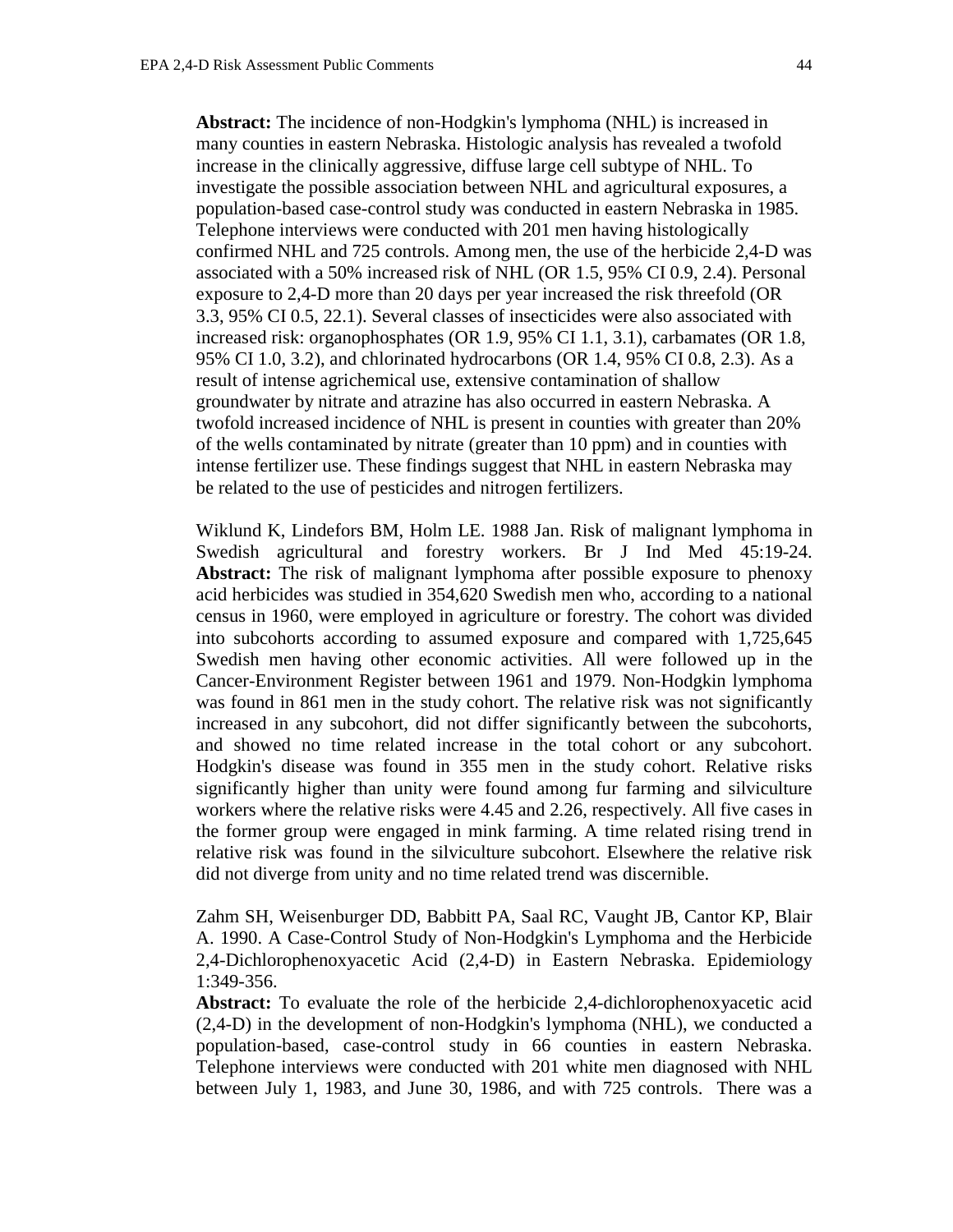**Abstract:** The incidence of non-Hodgkin's lymphoma (NHL) is increased in many counties in eastern Nebraska. Histologic analysis has revealed a twofold increase in the clinically aggressive, diffuse large cell subtype of NHL. To investigate the possible association between NHL and agricultural exposures, a population-based case-control study was conducted in eastern Nebraska in 1985. Telephone interviews were conducted with 201 men having histologically confirmed NHL and 725 controls. Among men, the use of the herbicide 2,4-D was associated with a 50% increased risk of NHL (OR 1.5, 95% CI 0.9, 2.4). Personal exposure to 2,4-D more than 20 days per year increased the risk threefold (OR 3.3, 95% CI 0.5, 22.1). Several classes of insecticides were also associated with increased risk: organophosphates (OR 1.9, 95% CI 1.1, 3.1), carbamates (OR 1.8, 95% CI 1.0, 3.2), and chlorinated hydrocarbons (OR 1.4, 95% CI 0.8, 2.3). As a result of intense agrichemical use, extensive contamination of shallow groundwater by nitrate and atrazine has also occurred in eastern Nebraska. A twofold increased incidence of NHL is present in counties with greater than 20% of the wells contaminated by nitrate (greater than 10 ppm) and in counties with intense fertilizer use. These findings suggest that NHL in eastern Nebraska may be related to the use of pesticides and nitrogen fertilizers.

Wiklund K, Lindefors BM, Holm LE. 1988 Jan. Risk of malignant lymphoma in Swedish agricultural and forestry workers. Br J Ind Med 45:19-24.
**Abstract:** The risk of malignant lymphoma after possible exposure to phenoxy acid herbicides was studied in 354,620 Swedish men who, according to a national census in 1960, were employed in agriculture or forestry. The cohort was divided into subcohorts according to assumed exposure and compared with 1,725,645 Swedish men having other economic activities. All were followed up in the Cancer-Environment Register between 1961 and 1979. Non-Hodgkin lymphoma was found in 861 men in the study cohort. The relative risk was not significantly increased in any subcohort, did not differ significantly between the subcohorts, and showed no time related increase in the total cohort or any subcohort. Hodgkin's disease was found in 355 men in the study cohort. Relative risks significantly higher than unity were found among fur farming and silviculture workers where the relative risks were 4.45 and 2.26, respectively. All five cases in the former group were engaged in mink farming. A time related rising trend in relative risk was found in the silviculture subcohort. Elsewhere the relative risk did not diverge from unity and no time related trend was discernible.

Zahm SH, Weisenburger DD, Babbitt PA, Saal RC, Vaught JB, Cantor KP, Blair A. 1990. A Case-Control Study of Non-Hodgkin's Lymphoma and the Herbicide 2,4-Dichlorophenoxyacetic Acid (2,4-D) in Eastern Nebraska. Epidemiology 1:349-356.
**Abstract:** To evaluate the role of the herbicide 2,4-dichlorophenoxyacetic acid (2,4-D) in the development of non-Hodgkin's lymphoma (NHL), we conducted a population-based, case-control study in 66 counties in eastern Nebraska. Telephone interviews were conducted with 201 white men diagnosed with NHL between July 1, 1983, and June 30, 1986, and with 725 controls. There was a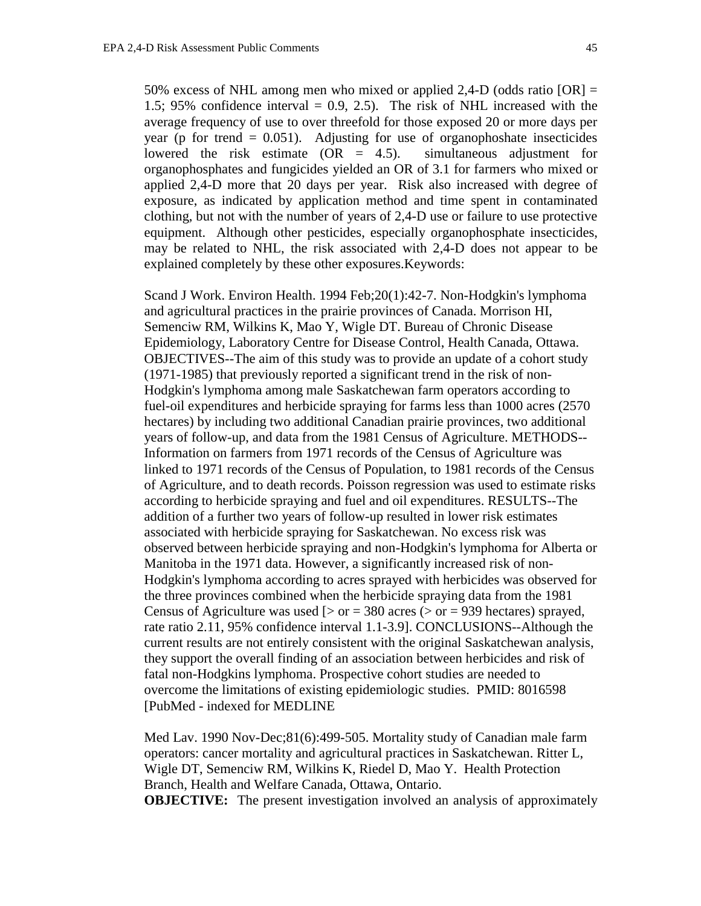50% excess of NHL among men who mixed or applied 2,4-D (odds ratio [OR] = 1.5; 95% confidence interval = 0.9, 2.5). The risk of NHL increased with the average frequency of use to over threefold for those exposed 20 or more days per year (p for trend = 0.051). Adjusting for use of organophoshate insecticides lowered the risk estimate (OR = 4.5). simultaneous adjustment for organophosphates and fungicides yielded an OR of 3.1 for farmers who mixed or applied 2,4-D more that 20 days per year. Risk also increased with degree of exposure, as indicated by application method and time spent in contaminated clothing, but not with the number of years of 2,4-D use or failure to use protective equipment. Although other pesticides, especially organophosphate insecticides, may be related to NHL, the risk associated with 2,4-D does not appear to be explained completely by these other exposures.Keywords:

Scand J Work. Environ Health. 1994 Feb;20(1):42-7. Non-Hodgkin's lymphoma and agricultural practices in the prairie provinces of Canada. Morrison HI, Semenciw RM, Wilkins K, Mao Y, Wigle DT. Bureau of Chronic Disease Epidemiology, Laboratory Centre for Disease Control, Health Canada, Ottawa. OBJECTIVES--The aim of this study was to provide an update of a cohort study (1971-1985) that previously reported a significant trend in the risk of non-Hodgkin's lymphoma among male Saskatchewan farm operators according to fuel-oil expenditures and herbicide spraying for farms less than 1000 acres (2570 hectares) by including two additional Canadian prairie provinces, two additional years of follow-up, and data from the 1981 Census of Agriculture. METHODS--Information on farmers from 1971 records of the Census of Agriculture was linked to 1971 records of the Census of Population, to 1981 records of the Census of Agriculture, and to death records. Poisson regression was used to estimate risks according to herbicide spraying and fuel and oil expenditures. RESULTS--The addition of a further two years of follow-up resulted in lower risk estimates associated with herbicide spraying for Saskatchewan. No excess risk was observed between herbicide spraying and non-Hodgkin's lymphoma for Alberta or Manitoba in the 1971 data. However, a significantly increased risk of non-Hodgkin's lymphoma according to acres sprayed with herbicides was observed for the three provinces combined when the herbicide spraying data from the 1981 Census of Agriculture was used [> or = 380 acres (> or = 939 hectares) sprayed, rate ratio 2.11, 95% confidence interval 1.1-3.9]. CONCLUSIONS--Although the current results are not entirely consistent with the original Saskatchewan analysis, they support the overall finding of an association between herbicides and risk of fatal non-Hodgkins lymphoma. Prospective cohort studies are needed to overcome the limitations of existing epidemiologic studies. PMID: 8016598 [PubMed - indexed for MEDLINE

Med Lav. 1990 Nov-Dec;81(6):499-505. Mortality study of Canadian male farm operators: cancer mortality and agricultural practices in Saskatchewan. Ritter L, Wigle DT, Semenciw RM, Wilkins K, Riedel D, Mao Y. Health Protection Branch, Health and Welfare Canada, Ottawa, Ontario.
**OBJECTIVE:** The present investigation involved an analysis of approximately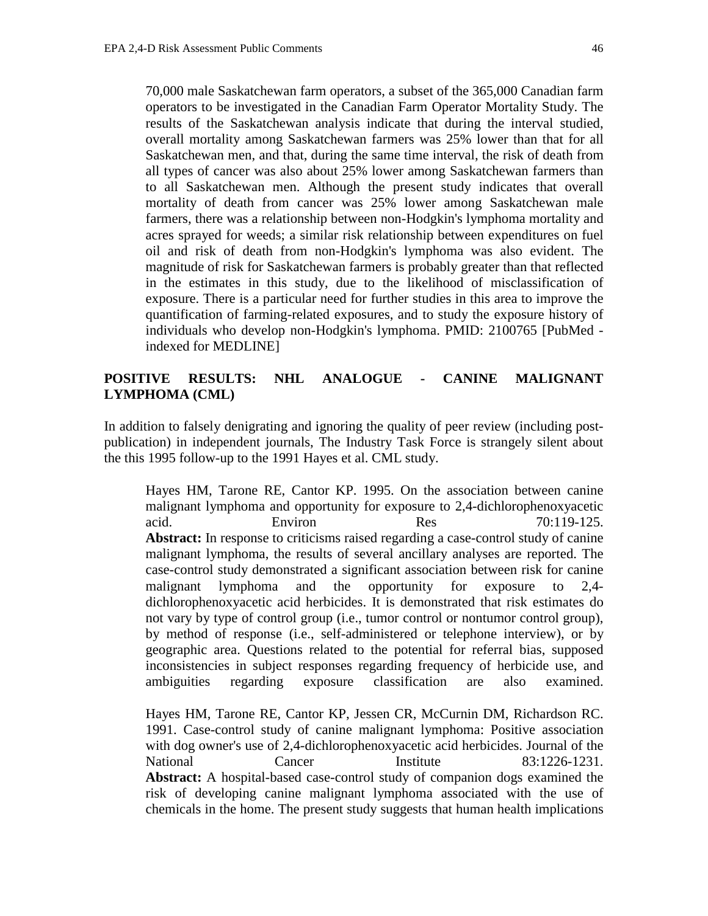70,000 male Saskatchewan farm operators, a subset of the 365,000 Canadian farm operators to be investigated in the Canadian Farm Operator Mortality Study. The results of the Saskatchewan analysis indicate that during the interval studied, overall mortality among Saskatchewan farmers was 25% lower than that for all Saskatchewan men, and that, during the same time interval, the risk of death from all types of cancer was also about 25% lower among Saskatchewan farmers than to all Saskatchewan men. Although the present study indicates that overall mortality of death from cancer was 25% lower among Saskatchewan male farmers, there was a relationship between non-Hodgkin's lymphoma mortality and acres sprayed for weeds; a similar risk relationship between expenditures on fuel oil and risk of death from non-Hodgkin's lymphoma was also evident. The magnitude of risk for Saskatchewan farmers is probably greater than that reflected in the estimates in this study, due to the likelihood of misclassification of exposure. There is a particular need for further studies in this area to improve the quantification of farming-related exposures, and to study the exposure history of individuals who develop non-Hodgkin's lymphoma. PMID: 2100765 [PubMed - indexed for MEDLINE]

## POSITIVE RESULTS: NHL ANALOGUE - CANINE MALIGNANT LYMPHOMA (CML)

In addition to falsely denigrating and ignoring the quality of peer review (including post-publication) in independent journals, The Industry Task Force is strangely silent about the this 1995 follow-up to the 1991 Hayes et al. CML study.

> Hayes HM, Tarone RE, Cantor KP. 1995. On the association between canine malignant lymphoma and opportunity for exposure to 2,4-dichlorophenoxyacetic acid. Environ Res 70:119-125.
> **Abstract:** In response to criticisms raised regarding a case-control study of canine malignant lymphoma, the results of several ancillary analyses are reported. The case-control study demonstrated a significant association between risk for canine malignant lymphoma and the opportunity for exposure to 2,4-dichlorophenoxyacetic acid herbicides. It is demonstrated that risk estimates do not vary by type of control group (i.e., tumor control or nontumor control group), by method of response (i.e., self-administered or telephone interview), or by geographic area. Questions related to the potential for referral bias, supposed inconsistencies in subject responses regarding frequency of herbicide use, and ambiguities regarding exposure classification are also examined.
>
> Hayes HM, Tarone RE, Cantor KP, Jessen CR, McCurnin DM, Richardson RC. 1991. Case-control study of canine malignant lymphoma: Positive association with dog owner's use of 2,4-dichlorophenoxyacetic acid herbicides. Journal of the National Cancer Institute 83:1226-1231.
> **Abstract:** A hospital-based case-control study of companion dogs examined the risk of developing canine malignant lymphoma associated with the use of chemicals in the home. The present study suggests that human health implications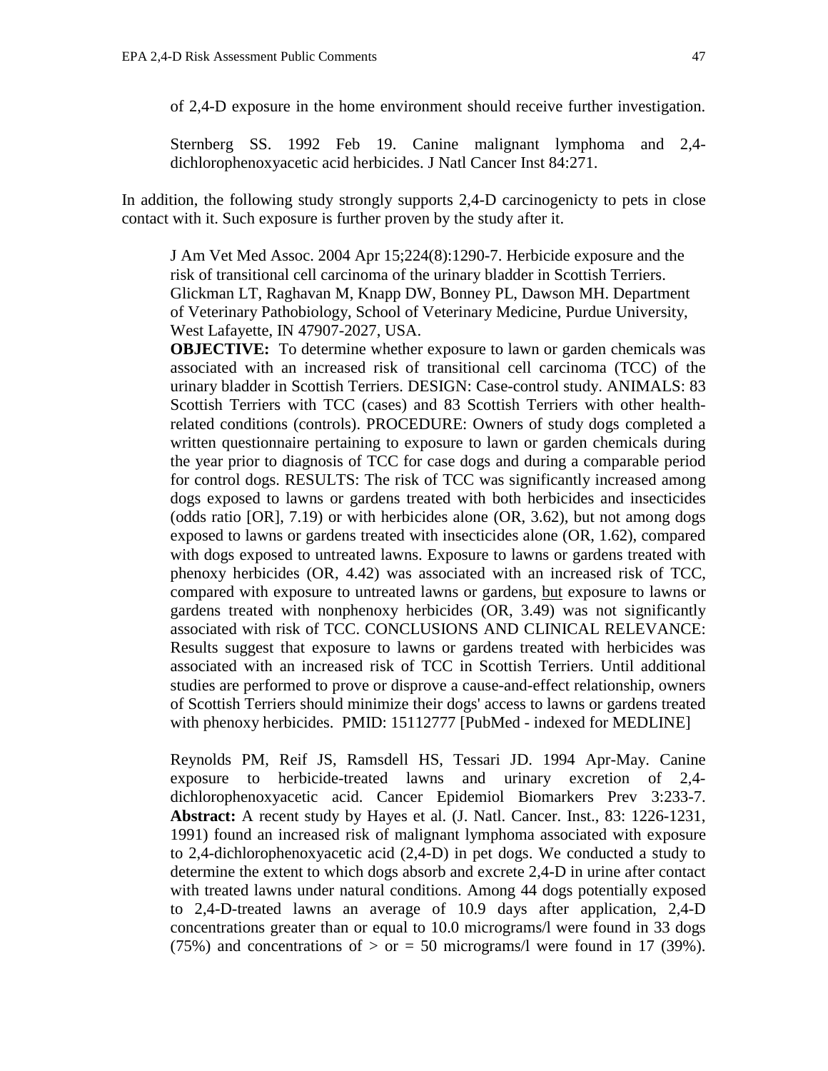of 2,4-D exposure in the home environment should receive further investigation.

> Sternberg SS. 1992 Feb 19. Canine malignant lymphoma and 2,4-dichlorophenoxyacetic acid herbicides. J Natl Cancer Inst 84:271.

In addition, the following study strongly supports 2,4-D carcinogenicty to pets in close contact with it. Such exposure is further proven by the study after it.

> J Am Vet Med Assoc. 2004 Apr 15;224(8):1290-7. Herbicide exposure and the risk of transitional cell carcinoma of the urinary bladder in Scottish Terriers. Glickman LT, Raghavan M, Knapp DW, Bonney PL, Dawson MH. Department of Veterinary Pathobiology, School of Veterinary Medicine, Purdue University, West Lafayette, IN 47907-2027, USA.
>
> **OBJECTIVE:** To determine whether exposure to lawn or garden chemicals was associated with an increased risk of transitional cell carcinoma (TCC) of the urinary bladder in Scottish Terriers. DESIGN: Case-control study. ANIMALS: 83 Scottish Terriers with TCC (cases) and 83 Scottish Terriers with other health-related conditions (controls). PROCEDURE: Owners of study dogs completed a written questionnaire pertaining to exposure to lawn or garden chemicals during the year prior to diagnosis of TCC for case dogs and during a comparable period for control dogs. RESULTS: The risk of TCC was significantly increased among dogs exposed to lawns or gardens treated with both herbicides and insecticides (odds ratio [OR], 7.19) or with herbicides alone (OR, 3.62), but not among dogs exposed to lawns or gardens treated with insecticides alone (OR, 1.62), compared with dogs exposed to untreated lawns. Exposure to lawns or gardens treated with phenoxy herbicides (OR, 4.42) was associated with an increased risk of TCC, compared with exposure to untreated lawns or gardens, <u>but</u> exposure to lawns or gardens treated with nonphenoxy herbicides (OR, 3.49) was not significantly associated with risk of TCC. CONCLUSIONS AND CLINICAL RELEVANCE: Results suggest that exposure to lawns or gardens treated with herbicides was associated with an increased risk of TCC in Scottish Terriers. Until additional studies are performed to prove or disprove a cause-and-effect relationship, owners of Scottish Terriers should minimize their dogs' access to lawns or gardens treated with phenoxy herbicides. PMID: 15112777 [PubMed - indexed for MEDLINE]

> Reynolds PM, Reif JS, Ramsdell HS, Tessari JD. 1994 Apr-May. Canine exposure to herbicide-treated lawns and urinary excretion of 2,4-dichlorophenoxyacetic acid. Cancer Epidemiol Biomarkers Prev 3:233-7. **Abstract:** A recent study by Hayes et al. (J. Natl. Cancer. Inst., 83: 1226-1231, 1991) found an increased risk of malignant lymphoma associated with exposure to 2,4-dichlorophenoxyacetic acid (2,4-D) in pet dogs. We conducted a study to determine the extent to which dogs absorb and excrete 2,4-D in urine after contact with treated lawns under natural conditions. Among 44 dogs potentially exposed to 2,4-D-treated lawns an average of 10.9 days after application, 2,4-D concentrations greater than or equal to 10.0 micrograms/l were found in 33 dogs (75%) and concentrations of > or = 50 micrograms/l were found in 17 (39%).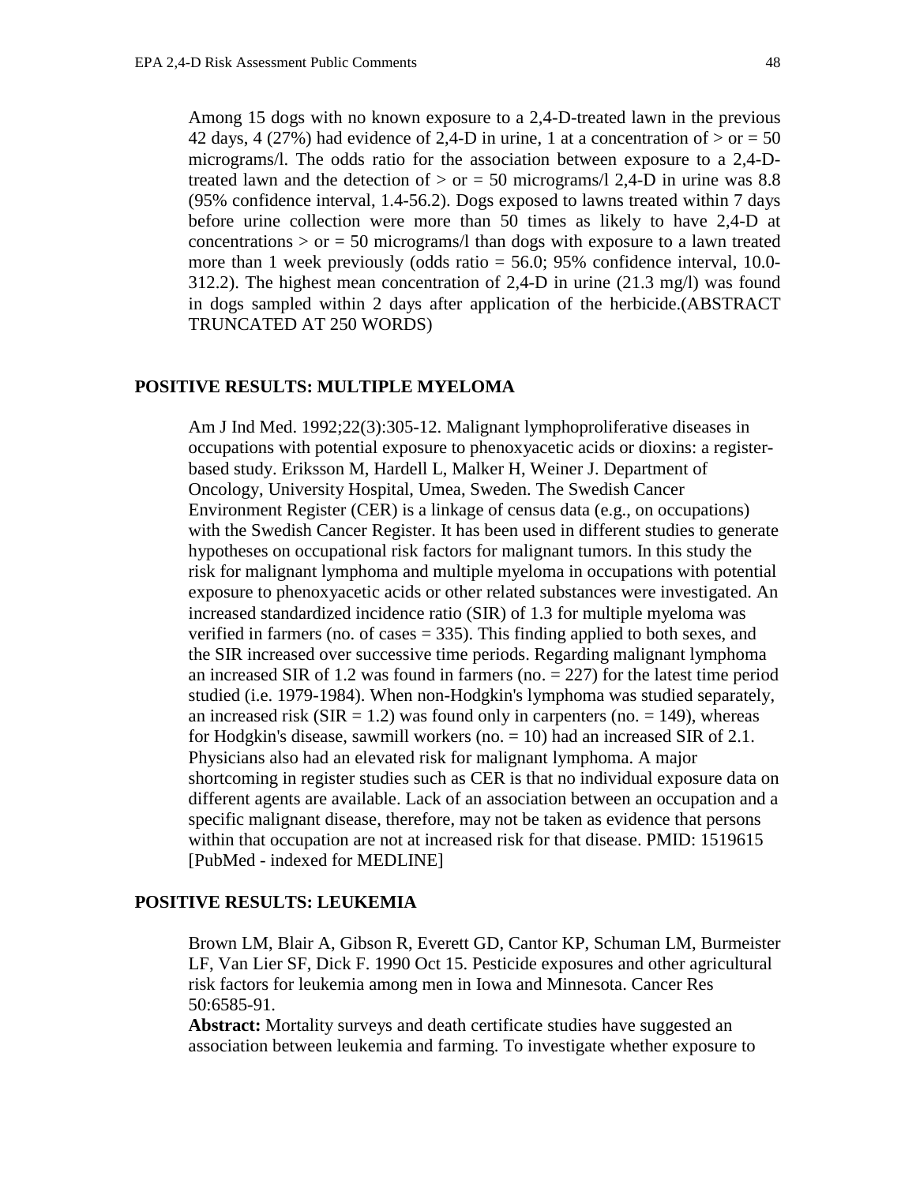Among 15 dogs with no known exposure to a 2,4-D-treated lawn in the previous 42 days, 4 (27%) had evidence of 2,4-D in urine, 1 at a concentration of > or = 50 micrograms/l. The odds ratio for the association between exposure to a 2,4-D-treated lawn and the detection of > or = 50 micrograms/l 2,4-D in urine was 8.8 (95% confidence interval, 1.4-56.2). Dogs exposed to lawns treated within 7 days before urine collection were more than 50 times as likely to have 2,4-D at concentrations > or = 50 micrograms/l than dogs with exposure to a lawn treated more than 1 week previously (odds ratio = 56.0; 95% confidence interval, 10.0-312.2). The highest mean concentration of 2,4-D in urine (21.3 mg/l) was found in dogs sampled within 2 days after application of the herbicide.(ABSTRACT TRUNCATED AT 250 WORDS)

## POSITIVE RESULTS: MULTIPLE MYELOMA

Am J Ind Med. 1992;22(3):305-12. Malignant lymphoproliferative diseases in occupations with potential exposure to phenoxyacetic acids or dioxins: a register-based study. Eriksson M, Hardell L, Malker H, Weiner J. Department of Oncology, University Hospital, Umea, Sweden. The Swedish Cancer Environment Register (CER) is a linkage of census data (e.g., on occupations) with the Swedish Cancer Register. It has been used in different studies to generate hypotheses on occupational risk factors for malignant tumors. In this study the risk for malignant lymphoma and multiple myeloma in occupations with potential exposure to phenoxyacetic acids or other related substances were investigated. An increased standardized incidence ratio (SIR) of 1.3 for multiple myeloma was verified in farmers (no. of cases = 335). This finding applied to both sexes, and the SIR increased over successive time periods. Regarding malignant lymphoma an increased SIR of 1.2 was found in farmers (no. = 227) for the latest time period studied (i.e. 1979-1984). When non-Hodgkin's lymphoma was studied separately, an increased risk (SIR = 1.2) was found only in carpenters (no. = 149), whereas for Hodgkin's disease, sawmill workers (no. = 10) had an increased SIR of 2.1. Physicians also had an elevated risk for malignant lymphoma. A major shortcoming in register studies such as CER is that no individual exposure data on different agents are available. Lack of an association between an occupation and a specific malignant disease, therefore, may not be taken as evidence that persons within that occupation are not at increased risk for that disease. PMID: 1519615 [PubMed - indexed for MEDLINE]

## POSITIVE RESULTS: LEUKEMIA

Brown LM, Blair A, Gibson R, Everett GD, Cantor KP, Schuman LM, Burmeister LF, Van Lier SF, Dick F. 1990 Oct 15. Pesticide exposures and other agricultural risk factors for leukemia among men in Iowa and Minnesota. Cancer Res 50:6585-91.

**Abstract:** Mortality surveys and death certificate studies have suggested an association between leukemia and farming. To investigate whether exposure to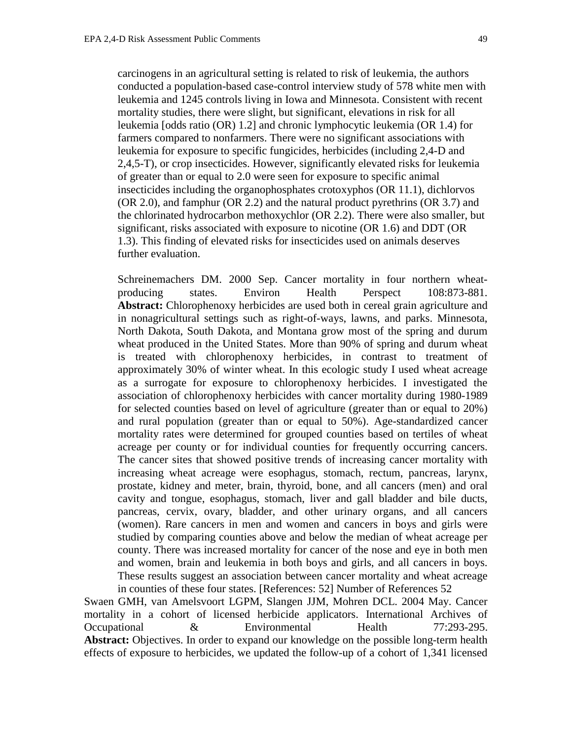carcinogens in an agricultural setting is related to risk of leukemia, the authors conducted a population-based case-control interview study of 578 white men with leukemia and 1245 controls living in Iowa and Minnesota. Consistent with recent mortality studies, there were slight, but significant, elevations in risk for all leukemia [odds ratio (OR) 1.2] and chronic lymphocytic leukemia (OR 1.4) for farmers compared to nonfarmers. There were no significant associations with leukemia for exposure to specific fungicides, herbicides (including 2,4-D and 2,4,5-T), or crop insecticides. However, significantly elevated risks for leukemia of greater than or equal to 2.0 were seen for exposure to specific animal insecticides including the organophosphates crotoxyphos (OR 11.1), dichlorvos (OR 2.0), and famphur (OR 2.2) and the natural product pyrethrins (OR 3.7) and the chlorinated hydrocarbon methoxychlor (OR 2.2). There were also smaller, but significant, risks associated with exposure to nicotine (OR 1.6) and DDT (OR 1.3). This finding of elevated risks for insecticides used on animals deserves further evaluation.

Schreinemachers DM. 2000 Sep. Cancer mortality in four northern wheat-producing states. Environ Health Perspect 108:873-881. **Abstract:** Chlorophenoxy herbicides are used both in cereal grain agriculture and in nonagricultural settings such as right-of-ways, lawns, and parks. Minnesota, North Dakota, South Dakota, and Montana grow most of the spring and durum wheat produced in the United States. More than 90% of spring and durum wheat is treated with chlorophenoxy herbicides, in contrast to treatment of approximately 30% of winter wheat. In this ecologic study I used wheat acreage as a surrogate for exposure to chlorophenoxy herbicides. I investigated the association of chlorophenoxy herbicides with cancer mortality during 1980-1989 for selected counties based on level of agriculture (greater than or equal to 20%) and rural population (greater than or equal to 50%). Age-standardized cancer mortality rates were determined for grouped counties based on tertiles of wheat acreage per county or for individual counties for frequently occurring cancers. The cancer sites that showed positive trends of increasing cancer mortality with increasing wheat acreage were esophagus, stomach, rectum, pancreas, larynx, prostate, kidney and meter, brain, thyroid, bone, and all cancers (men) and oral cavity and tongue, esophagus, stomach, liver and gall bladder and bile ducts, pancreas, cervix, ovary, bladder, and other urinary organs, and all cancers (women). Rare cancers in men and women and cancers in boys and girls were studied by comparing counties above and below the median of wheat acreage per county. There was increased mortality for cancer of the nose and eye in both men and women, brain and leukemia in both boys and girls, and all cancers in boys. These results suggest an association between cancer mortality and wheat acreage in counties of these four states. [References: 52] Number of References 52

Swaen GMH, van Amelsvoort LGPM, Slangen JJM, Mohren DCL. 2004 May. Cancer mortality in a cohort of licensed herbicide applicators. International Archives of Occupational & Environmental Health 77:293-295. **Abstract:** Objectives. In order to expand our knowledge on the possible long-term health effects of exposure to herbicides, we updated the follow-up of a cohort of 1,341 licensed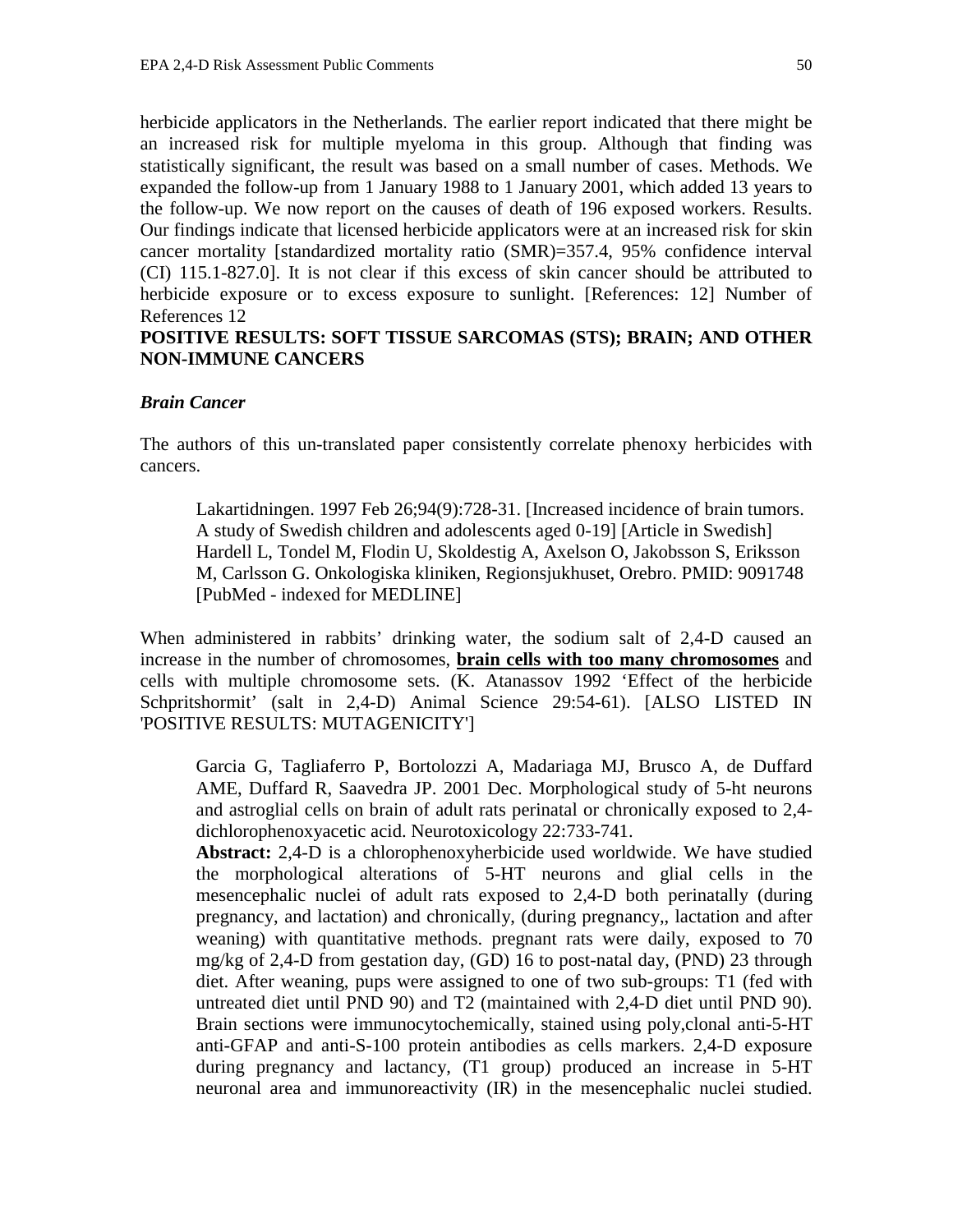herbicide applicators in the Netherlands. The earlier report indicated that there might be an increased risk for multiple myeloma in this group. Although that finding was statistically significant, the result was based on a small number of cases. Methods. We expanded the follow-up from 1 January 1988 to 1 January 2001, which added 13 years to the follow-up. We now report on the causes of death of 196 exposed workers. Results. Our findings indicate that licensed herbicide applicators were at an increased risk for skin cancer mortality [standardized mortality ratio (SMR)=357.4, 95% confidence interval (CI) 115.1-827.0]. It is not clear if this excess of skin cancer should be attributed to herbicide exposure or to excess exposure to sunlight. [References: 12] Number of References 12

**POSITIVE RESULTS: SOFT TISSUE SARCOMAS (STS); BRAIN; AND OTHER NON-IMMUNE CANCERS**

***Brain Cancer***

The authors of this un-translated paper consistently correlate phenoxy herbicides with cancers.

> Lakartidningen. 1997 Feb 26;94(9):728-31. [Increased incidence of brain tumors. A study of Swedish children and adolescents aged 0-19] [Article in Swedish] Hardell L, Tondel M, Flodin U, Skoldestig A, Axelson O, Jakobsson S, Eriksson M, Carlsson G. Onkologiska kliniken, Regionsjukhuset, Orebro. PMID: 9091748 [PubMed - indexed for MEDLINE]

When administered in rabbits' drinking water, the sodium salt of 2,4-D caused an increase in the number of chromosomes, **brain cells with too many chromosomes** and cells with multiple chromosome sets. (K. Atanassov 1992 'Effect of the herbicide Schpritshormit' (salt in 2,4-D) Animal Science 29:54-61). [ALSO LISTED IN 'POSITIVE RESULTS: MUTAGENICITY']

> Garcia G, Tagliaferro P, Bortolozzi A, Madariaga MJ, Brusco A, de Duffard AME, Duffard R, Saavedra JP. 2001 Dec. Morphological study of 5-ht neurons and astroglial cells on brain of adult rats perinatal or chronically exposed to 2,4-dichlorophenoxyacetic acid. Neurotoxicology 22:733-741.
>
> **Abstract:** 2,4-D is a chlorophenoxyherbicide used worldwide. We have studied the morphological alterations of 5-HT neurons and glial cells in the mesencephalic nuclei of adult rats exposed to 2,4-D both perinatally (during pregnancy, and lactation) and chronically, (during pregnancy,, lactation and after weaning) with quantitative methods. pregnant rats were daily, exposed to 70 mg/kg of 2,4-D from gestation day, (GD) 16 to post-natal day, (PND) 23 through diet. After weaning, pups were assigned to one of two sub-groups: T1 (fed with untreated diet until PND 90) and T2 (maintained with 2,4-D diet until PND 90). Brain sections were immunocytochemically, stained using poly,clonal anti-5-HT anti-GFAP and anti-S-100 protein antibodies as cells markers. 2,4-D exposure during pregnancy and lactancy, (T1 group) produced an increase in 5-HT neuronal area and immunoreactivity (IR) in the mesencephalic nuclei studied.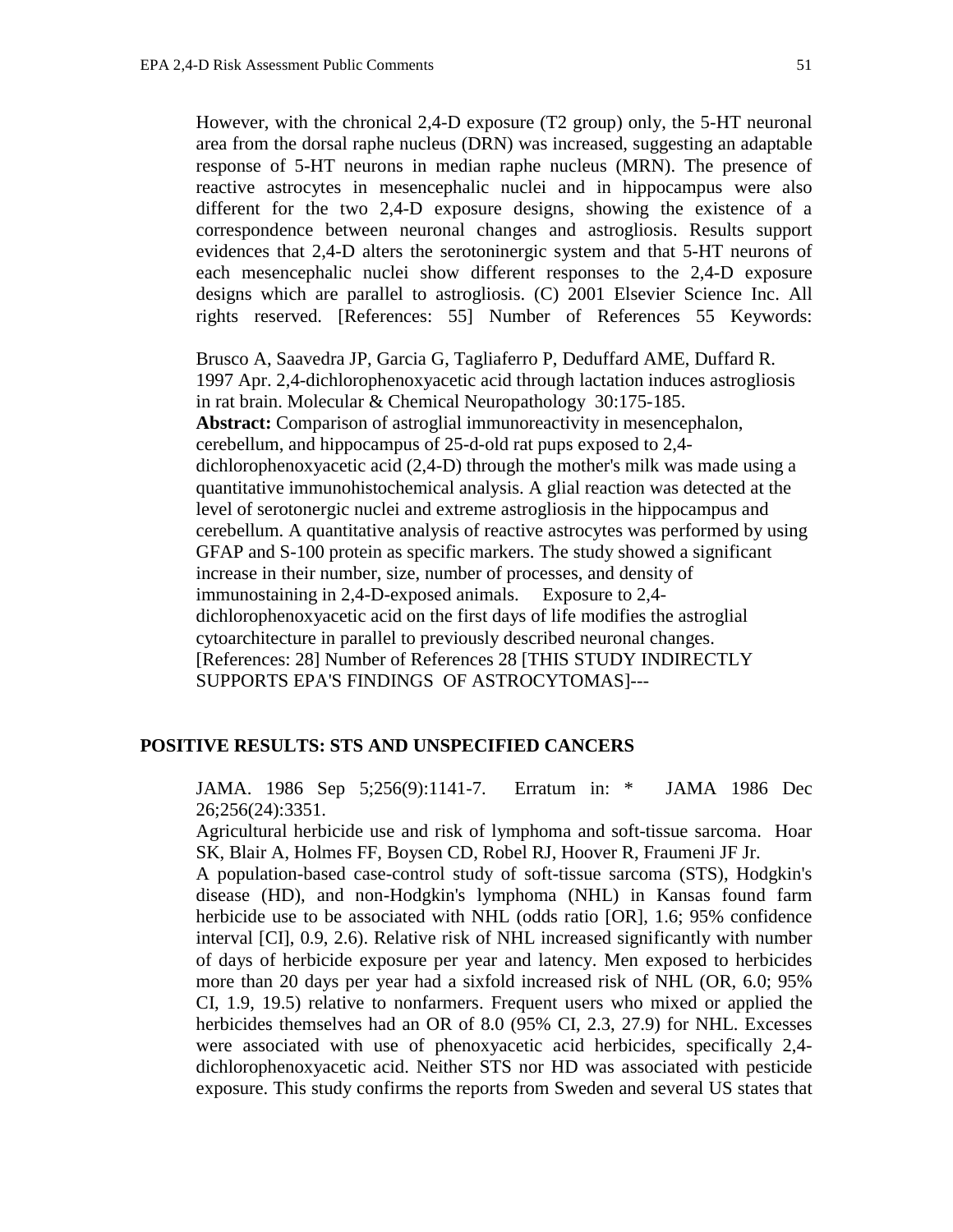However, with the chronical 2,4-D exposure (T2 group) only, the 5-HT neuronal area from the dorsal raphe nucleus (DRN) was increased, suggesting an adaptable response of 5-HT neurons in median raphe nucleus (MRN). The presence of reactive astrocytes in mesencephalic nuclei and in hippocampus were also different for the two 2,4-D exposure designs, showing the existence of a correspondence between neuronal changes and astrogliosis. Results support evidences that 2,4-D alters the serotoninergic system and that 5-HT neurons of each mesencephalic nuclei show different responses to the 2,4-D exposure designs which are parallel to astrogliosis. (C) 2001 Elsevier Science Inc. All rights reserved. [References: 55] Number of References 55 Keywords:

Brusco A, Saavedra JP, Garcia G, Tagliaferro P, Deduffard AME, Duffard R. 1997 Apr. 2,4-dichlorophenoxyacetic acid through lactation induces astrogliosis in rat brain. Molecular & Chemical Neuropathology 30:175-185.
**Abstract:** Comparison of astroglial immunoreactivity in mesencephalon, cerebellum, and hippocampus of 25-d-old rat pups exposed to 2,4-dichlorophenoxyacetic acid (2,4-D) through the mother's milk was made using a quantitative immunohistochemical analysis. A glial reaction was detected at the level of serotonergic nuclei and extreme astrogliosis in the hippocampus and cerebellum. A quantitative analysis of reactive astrocytes was performed by using GFAP and S-100 protein as specific markers. The study showed a significant increase in their number, size, number of processes, and density of immunostaining in 2,4-D-exposed animals. Exposure to 2,4-dichlorophenoxyacetic acid on the first days of life modifies the astroglial cytoarchitecture in parallel to previously described neuronal changes. [References: 28] Number of References 28 [THIS STUDY INDIRECTLY SUPPORTS EPA'S FINDINGS OF ASTROCYTOMAS]---

## POSITIVE RESULTS: STS AND UNSPECIFIED CANCERS

JAMA. 1986 Sep 5;256(9):1141-7. Erratum in: * JAMA 1986 Dec 26;256(24):3351.
Agricultural herbicide use and risk of lymphoma and soft-tissue sarcoma. Hoar SK, Blair A, Holmes FF, Boysen CD, Robel RJ, Hoover R, Fraumeni JF Jr.
A population-based case-control study of soft-tissue sarcoma (STS), Hodgkin's disease (HD), and non-Hodgkin's lymphoma (NHL) in Kansas found farm herbicide use to be associated with NHL (odds ratio [OR], 1.6; 95% confidence interval [CI], 0.9, 2.6). Relative risk of NHL increased significantly with number of days of herbicide exposure per year and latency. Men exposed to herbicides more than 20 days per year had a sixfold increased risk of NHL (OR, 6.0; 95% CI, 1.9, 19.5) relative to nonfarmers. Frequent users who mixed or applied the herbicides themselves had an OR of 8.0 (95% CI, 2.3, 27.9) for NHL. Excesses were associated with use of phenoxyacetic acid herbicides, specifically 2,4-dichlorophenoxyacetic acid. Neither STS nor HD was associated with pesticide exposure. This study confirms the reports from Sweden and several US states that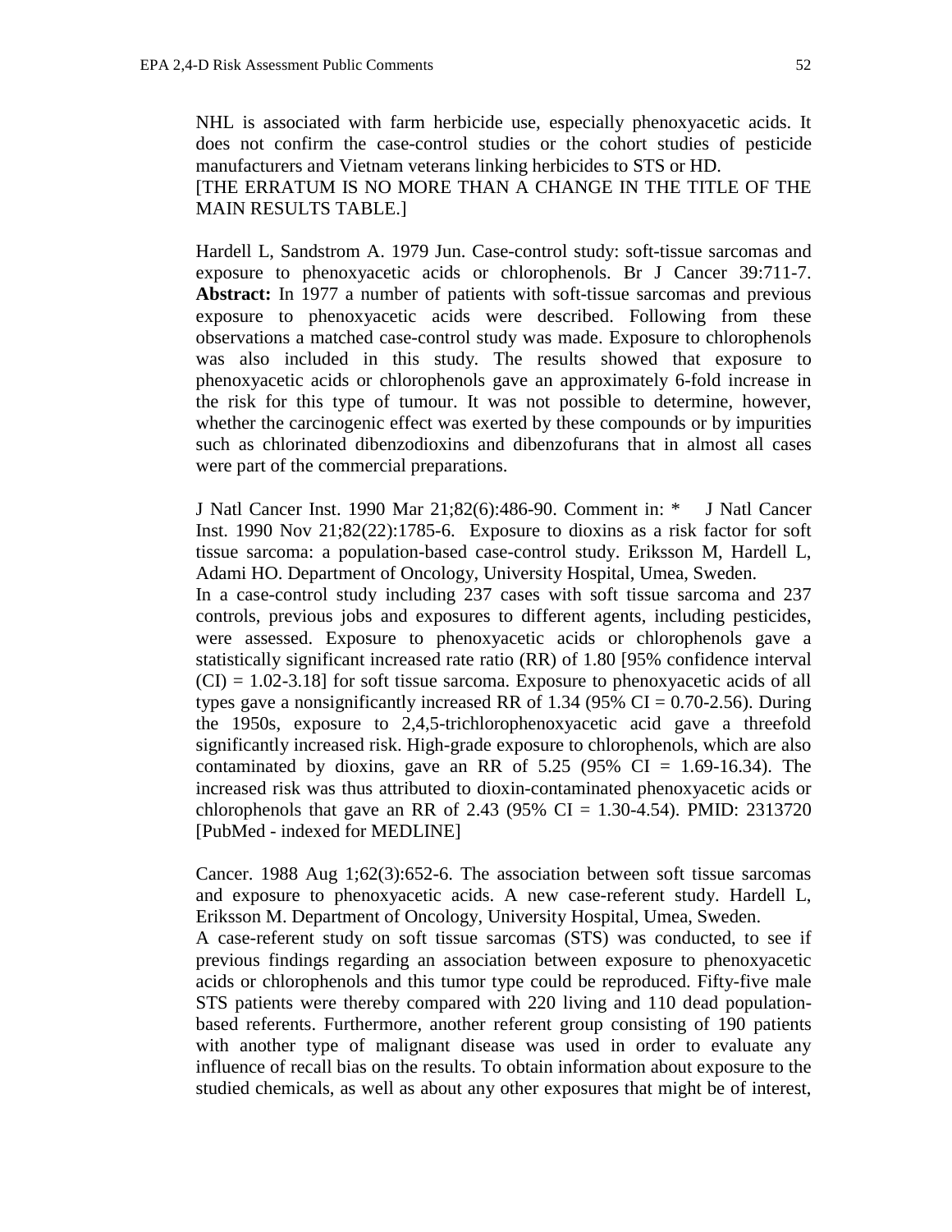NHL is associated with farm herbicide use, especially phenoxyacetic acids. It does not confirm the case-control studies or the cohort studies of pesticide manufacturers and Vietnam veterans linking herbicides to STS or HD.
[THE ERRATUM IS NO MORE THAN A CHANGE IN THE TITLE OF THE MAIN RESULTS TABLE.]

Hardell L, Sandstrom A. 1979 Jun. Case-control study: soft-tissue sarcomas and exposure to phenoxyacetic acids or chlorophenols. Br J Cancer 39:711-7. **Abstract:** In 1977 a number of patients with soft-tissue sarcomas and previous exposure to phenoxyacetic acids were described. Following from these observations a matched case-control study was made. Exposure to chlorophenols was also included in this study. The results showed that exposure to phenoxyacetic acids or chlorophenols gave an approximately 6-fold increase in the risk for this type of tumour. It was not possible to determine, however, whether the carcinogenic effect was exerted by these compounds or by impurities such as chlorinated dibenzodioxins and dibenzofurans that in almost all cases were part of the commercial preparations.

J Natl Cancer Inst. 1990 Mar 21;82(6):486-90. Comment in: * J Natl Cancer Inst. 1990 Nov 21;82(22):1785-6. Exposure to dioxins as a risk factor for soft tissue sarcoma: a population-based case-control study. Eriksson M, Hardell L, Adami HO. Department of Oncology, University Hospital, Umea, Sweden.
In a case-control study including 237 cases with soft tissue sarcoma and 237 controls, previous jobs and exposures to different agents, including pesticides, were assessed. Exposure to phenoxyacetic acids or chlorophenols gave a statistically significant increased rate ratio (RR) of 1.80 [95% confidence interval (CI) = 1.02-3.18] for soft tissue sarcoma. Exposure to phenoxyacetic acids of all types gave a nonsignificantly increased RR of 1.34 (95% CI = 0.70-2.56). During the 1950s, exposure to 2,4,5-trichlorophenoxyacetic acid gave a threefold significantly increased risk. High-grade exposure to chlorophenols, which are also contaminated by dioxins, gave an RR of 5.25 (95% CI = 1.69-16.34). The increased risk was thus attributed to dioxin-contaminated phenoxyacetic acids or chlorophenols that gave an RR of 2.43 (95% CI = 1.30-4.54). PMID: 2313720 [PubMed - indexed for MEDLINE]

Cancer. 1988 Aug 1;62(3):652-6. The association between soft tissue sarcomas and exposure to phenoxyacetic acids. A new case-referent study. Hardell L, Eriksson M. Department of Oncology, University Hospital, Umea, Sweden.
A case-referent study on soft tissue sarcomas (STS) was conducted, to see if previous findings regarding an association between exposure to phenoxyacetic acids or chlorophenols and this tumor type could be reproduced. Fifty-five male STS patients were thereby compared with 220 living and 110 dead population-based referents. Furthermore, another referent group consisting of 190 patients with another type of malignant disease was used in order to evaluate any influence of recall bias on the results. To obtain information about exposure to the studied chemicals, as well as about any other exposures that might be of interest,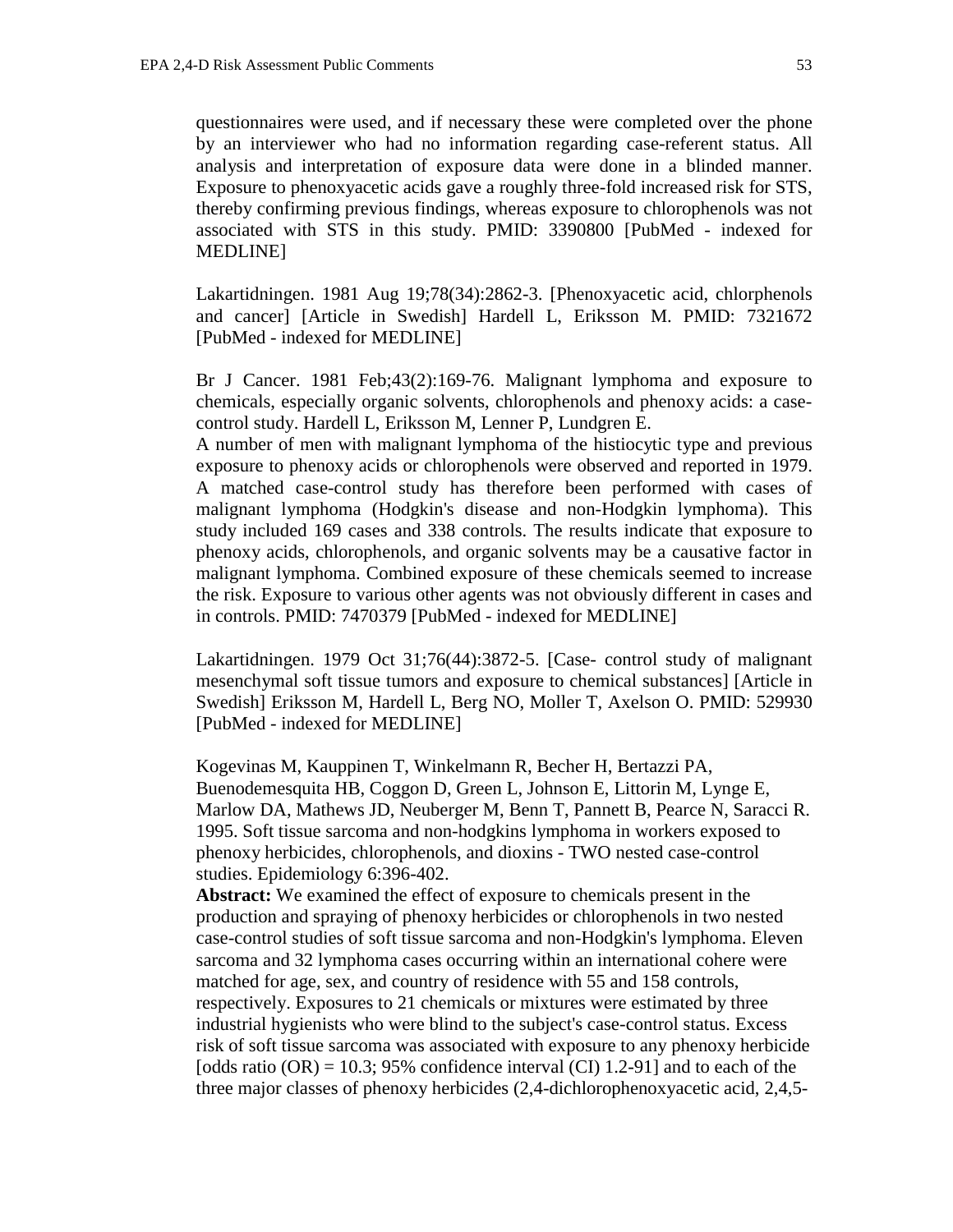questionnaires were used, and if necessary these were completed over the phone by an interviewer who had no information regarding case-referent status. All analysis and interpretation of exposure data were done in a blinded manner. Exposure to phenoxyacetic acids gave a roughly three-fold increased risk for STS, thereby confirming previous findings, whereas exposure to chlorophenols was not associated with STS in this study. PMID: 3390800 [PubMed - indexed for MEDLINE]

Lakartidningen. 1981 Aug 19;78(34):2862-3. [Phenoxyacetic acid, chlorphenols and cancer] [Article in Swedish] Hardell L, Eriksson M. PMID: 7321672 [PubMed - indexed for MEDLINE]

Br J Cancer. 1981 Feb;43(2):169-76. Malignant lymphoma and exposure to chemicals, especially organic solvents, chlorophenols and phenoxy acids: a case-control study. Hardell L, Eriksson M, Lenner P, Lundgren E.
A number of men with malignant lymphoma of the histiocytic type and previous exposure to phenoxy acids or chlorophenols were observed and reported in 1979. A matched case-control study has therefore been performed with cases of malignant lymphoma (Hodgkin's disease and non-Hodgkin lymphoma). This study included 169 cases and 338 controls. The results indicate that exposure to phenoxy acids, chlorophenols, and organic solvents may be a causative factor in malignant lymphoma. Combined exposure of these chemicals seemed to increase the risk. Exposure to various other agents was not obviously different in cases and in controls. PMID: 7470379 [PubMed - indexed for MEDLINE]

Lakartidningen. 1979 Oct 31;76(44):3872-5. [Case- control study of malignant mesenchymal soft tissue tumors and exposure to chemical substances] [Article in Swedish] Eriksson M, Hardell L, Berg NO, Moller T, Axelson O. PMID: 529930 [PubMed - indexed for MEDLINE]

Kogevinas M, Kauppinen T, Winkelmann R, Becher H, Bertazzi PA, Buenodemesquita HB, Coggon D, Green L, Johnson E, Littorin M, Lynge E, Marlow DA, Mathews JD, Neuberger M, Benn T, Pannett B, Pearce N, Saracci R. 1995. Soft tissue sarcoma and non-hodgkins lymphoma in workers exposed to phenoxy herbicides, chlorophenols, and dioxins - TWO nested case-control studies. Epidemiology 6:396-402.
**Abstract:** We examined the effect of exposure to chemicals present in the production and spraying of phenoxy herbicides or chlorophenols in two nested case-control studies of soft tissue sarcoma and non-Hodgkin's lymphoma. Eleven sarcoma and 32 lymphoma cases occurring within an international cohere were matched for age, sex, and country of residence with 55 and 158 controls, respectively. Exposures to 21 chemicals or mixtures were estimated by three industrial hygienists who were blind to the subject's case-control status. Excess risk of soft tissue sarcoma was associated with exposure to any phenoxy herbicide [odds ratio (OR) = 10.3; 95% confidence interval (CI) 1.2-91] and to each of the three major classes of phenoxy herbicides (2,4-dichlorophenoxyacetic acid, 2,4,5-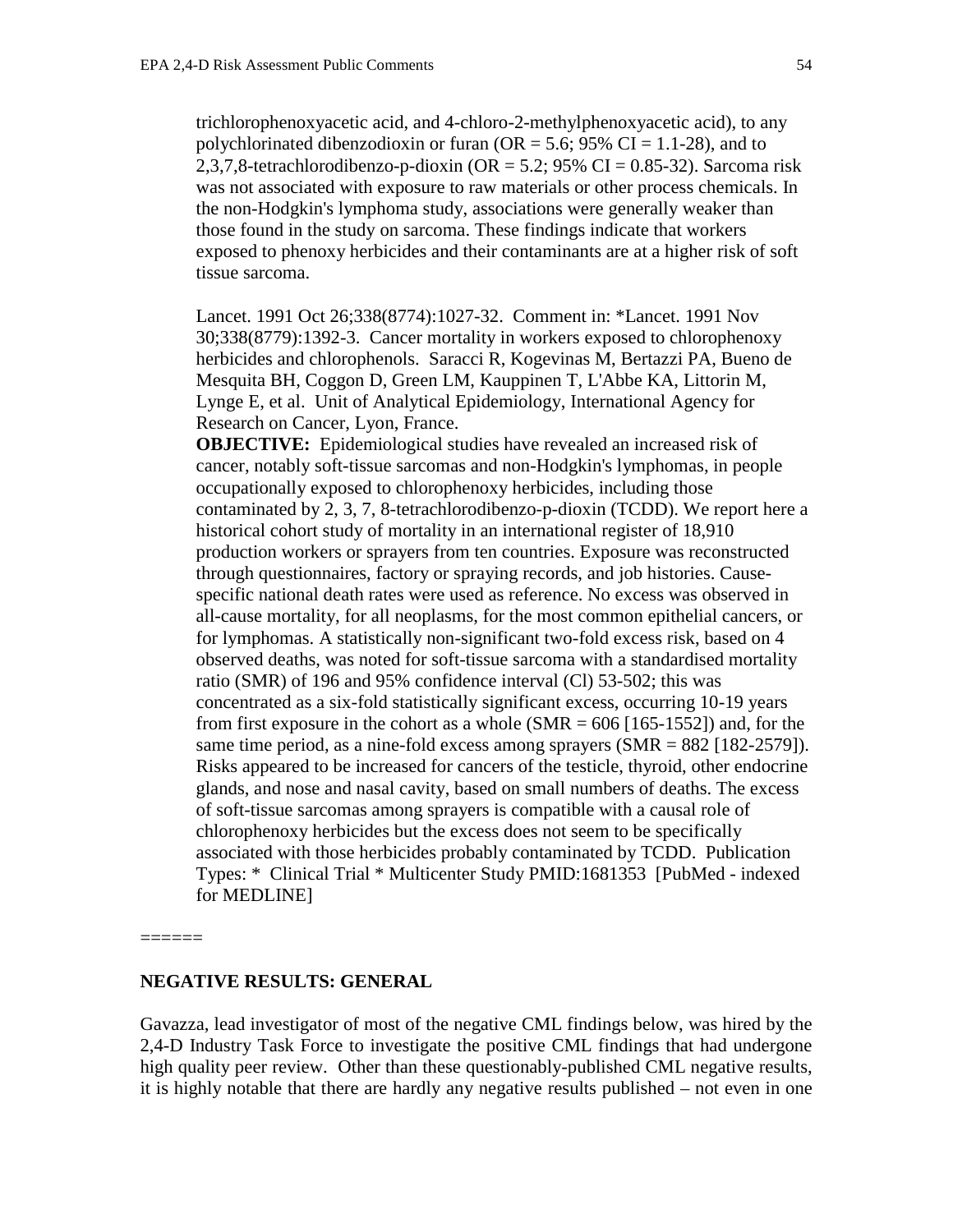trichlorophenoxyacetic acid, and 4-chloro-2-methylphenoxyacetic acid), to any polychlorinated dibenzodioxin or furan (OR = 5.6; 95% CI = 1.1-28), and to 2,3,7,8-tetrachlorodibenzo-p-dioxin (OR = 5.2; 95% CI = 0.85-32). Sarcoma risk was not associated with exposure to raw materials or other process chemicals. In the non-Hodgkin's lymphoma study, associations were generally weaker than those found in the study on sarcoma. These findings indicate that workers exposed to phenoxy herbicides and their contaminants are at a higher risk of soft tissue sarcoma.

Lancet. 1991 Oct 26;338(8774):1027-32. Comment in: *Lancet. 1991 Nov 30;338(8779):1392-3. Cancer mortality in workers exposed to chlorophenoxy herbicides and chlorophenols. Saracci R, Kogevinas M, Bertazzi PA, Bueno de Mesquita BH, Coggon D, Green LM, Kauppinen T, L'Abbe KA, Littorin M, Lynge E, et al. Unit of Analytical Epidemiology, International Agency for Research on Cancer, Lyon, France.
**OBJECTIVE:** Epidemiological studies have revealed an increased risk of cancer, notably soft-tissue sarcomas and non-Hodgkin's lymphomas, in people occupationally exposed to chlorophenoxy herbicides, including those contaminated by 2, 3, 7, 8-tetrachlorodibenzo-p-dioxin (TCDD). We report here a historical cohort study of mortality in an international register of 18,910 production workers or sprayers from ten countries. Exposure was reconstructed through questionnaires, factory or spraying records, and job histories. Cause-specific national death rates were used as reference. No excess was observed in all-cause mortality, for all neoplasms, for the most common epithelial cancers, or for lymphomas. A statistically non-significant two-fold excess risk, based on 4 observed deaths, was noted for soft-tissue sarcoma with a standardised mortality ratio (SMR) of 196 and 95% confidence interval (Cl) 53-502; this was concentrated as a six-fold statistically significant excess, occurring 10-19 years from first exposure in the cohort as a whole (SMR = 606 [165-1552]) and, for the same time period, as a nine-fold excess among sprayers (SMR = 882 [182-2579]). Risks appeared to be increased for cancers of the testicle, thyroid, other endocrine glands, and nose and nasal cavity, based on small numbers of deaths. The excess of soft-tissue sarcomas among sprayers is compatible with a causal role of chlorophenoxy herbicides but the excess does not seem to be specifically associated with those herbicides probably contaminated by TCDD. Publication Types: * Clinical Trial * Multicenter Study PMID:1681353 [PubMed - indexed for MEDLINE]

======

**NEGATIVE RESULTS: GENERAL**

Gavazza, lead investigator of most of the negative CML findings below, was hired by the 2,4-D Industry Task Force to investigate the positive CML findings that had undergone high quality peer review. Other than these questionably-published CML negative results, it is highly notable that there are hardly any negative results published – not even in one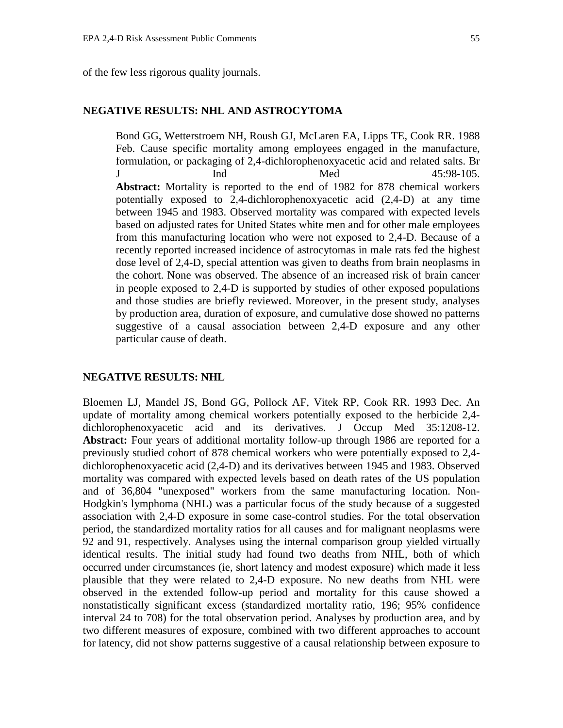of the few less rigorous quality journals.

## NEGATIVE RESULTS: NHL AND ASTROCYTOMA

Bond GG, Wetterstroem NH, Roush GJ, McLaren EA, Lipps TE, Cook RR. 1988 Feb. Cause specific mortality among employees engaged in the manufacture, formulation, or packaging of 2,4-dichlorophenoxyacetic acid and related salts. Br J Ind Med 45:98-105.
**Abstract:** Mortality is reported to the end of 1982 for 878 chemical workers potentially exposed to 2,4-dichlorophenoxyacetic acid (2,4-D) at any time between 1945 and 1983. Observed mortality was compared with expected levels based on adjusted rates for United States white men and for other male employees from this manufacturing location who were not exposed to 2,4-D. Because of a recently reported increased incidence of astrocytomas in male rats fed the highest dose level of 2,4-D, special attention was given to deaths from brain neoplasms in the cohort. None was observed. The absence of an increased risk of brain cancer in people exposed to 2,4-D is supported by studies of other exposed populations and those studies are briefly reviewed. Moreover, in the present study, analyses by production area, duration of exposure, and cumulative dose showed no patterns suggestive of a causal association between 2,4-D exposure and any other particular cause of death.

## NEGATIVE RESULTS: NHL

Bloemen LJ, Mandel JS, Bond GG, Pollock AF, Vitek RP, Cook RR. 1993 Dec. An update of mortality among chemical workers potentially exposed to the herbicide 2,4-dichlorophenoxyacetic acid and its derivatives. J Occup Med 35:1208-12. **Abstract:** Four years of additional mortality follow-up through 1986 are reported for a previously studied cohort of 878 chemical workers who were potentially exposed to 2,4-dichlorophenoxyacetic acid (2,4-D) and its derivatives between 1945 and 1983. Observed mortality was compared with expected levels based on death rates of the US population and of 36,804 "unexposed" workers from the same manufacturing location. Non-Hodgkin's lymphoma (NHL) was a particular focus of the study because of a suggested association with 2,4-D exposure in some case-control studies. For the total observation period, the standardized mortality ratios for all causes and for malignant neoplasms were 92 and 91, respectively. Analyses using the internal comparison group yielded virtually identical results. The initial study had found two deaths from NHL, both of which occurred under circumstances (ie, short latency and modest exposure) which made it less plausible that they were related to 2,4-D exposure. No new deaths from NHL were observed in the extended follow-up period and mortality for this cause showed a nonstatistically significant excess (standardized mortality ratio, 196; 95% confidence interval 24 to 708) for the total observation period. Analyses by production area, and by two different measures of exposure, combined with two different approaches to account for latency, did not show patterns suggestive of a causal relationship between exposure to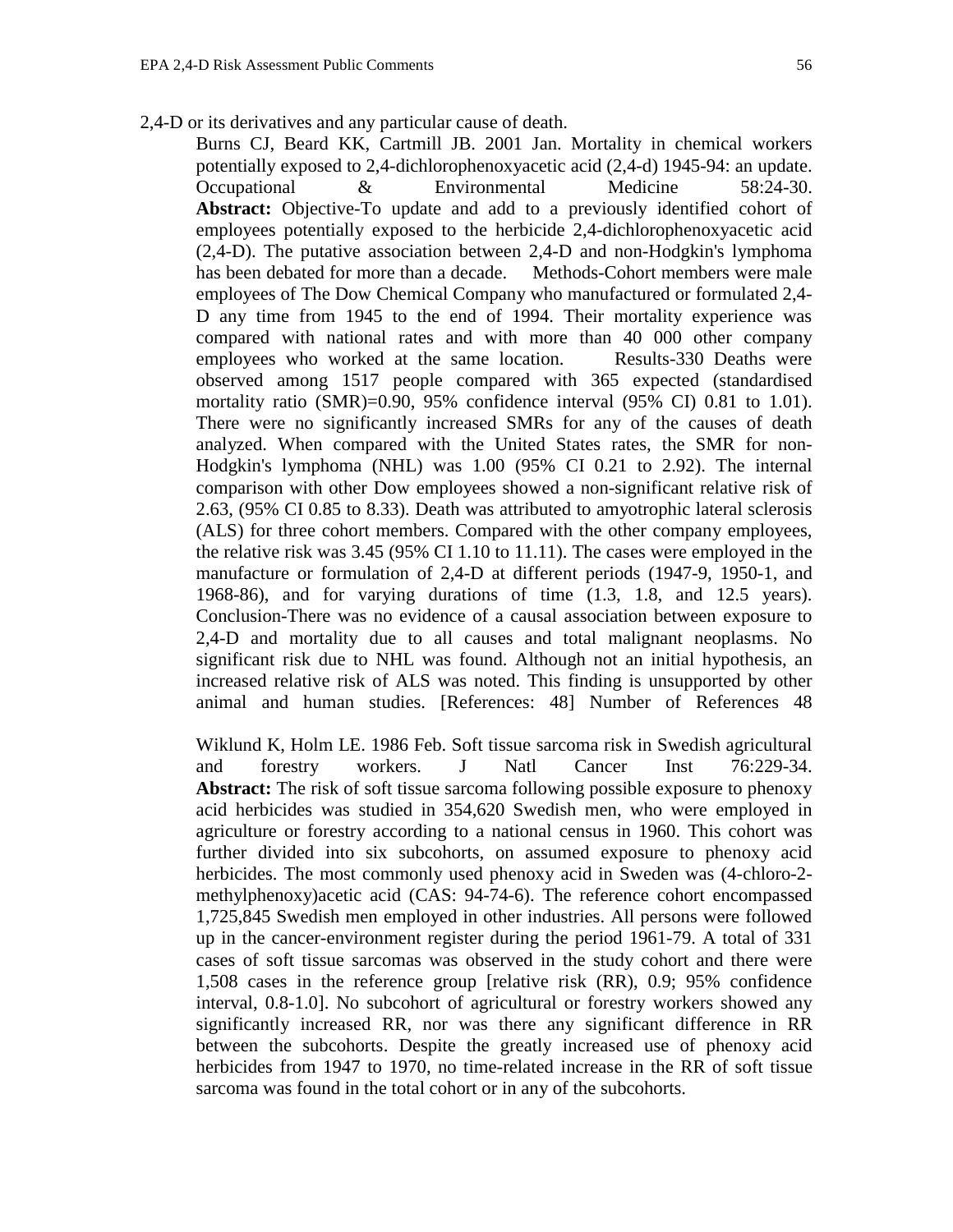2,4-D or its derivatives and any particular cause of death.

Burns CJ, Beard KK, Cartmill JB. 2001 Jan. Mortality in chemical workers potentially exposed to 2,4-dichlorophenoxyacetic acid (2,4-d) 1945-94: an update. Occupational & Environmental Medicine 58:24-30. **Abstract:** Objective-To update and add to a previously identified cohort of employees potentially exposed to the herbicide 2,4-dichlorophenoxyacetic acid (2,4-D). The putative association between 2,4-D and non-Hodgkin's lymphoma has been debated for more than a decade. Methods-Cohort members were male employees of The Dow Chemical Company who manufactured or formulated 2,4-D any time from 1945 to the end of 1994. Their mortality experience was compared with national rates and with more than 40 000 other company employees who worked at the same location. Results-330 Deaths were observed among 1517 people compared with 365 expected (standardised mortality ratio (SMR)=0.90, 95% confidence interval (95% CI) 0.81 to 1.01). There were no significantly increased SMRs for any of the causes of death analyzed. When compared with the United States rates, the SMR for non-Hodgkin's lymphoma (NHL) was 1.00 (95% CI 0.21 to 2.92). The internal comparison with other Dow employees showed a non-significant relative risk of 2.63, (95% CI 0.85 to 8.33). Death was attributed to amyotrophic lateral sclerosis (ALS) for three cohort members. Compared with the other company employees, the relative risk was 3.45 (95% CI 1.10 to 11.11). The cases were employed in the manufacture or formulation of 2,4-D at different periods (1947-9, 1950-1, and 1968-86), and for varying durations of time (1.3, 1.8, and 12.5 years). Conclusion-There was no evidence of a causal association between exposure to 2,4-D and mortality due to all causes and total malignant neoplasms. No significant risk due to NHL was found. Although not an initial hypothesis, an increased relative risk of ALS was noted. This finding is unsupported by other animal and human studies. [References: 48] Number of References 48

Wiklund K, Holm LE. 1986 Feb. Soft tissue sarcoma risk in Swedish agricultural and forestry workers. J Natl Cancer Inst 76:229-34. **Abstract:** The risk of soft tissue sarcoma following possible exposure to phenoxy acid herbicides was studied in 354,620 Swedish men, who were employed in agriculture or forestry according to a national census in 1960. This cohort was further divided into six subcohorts, on assumed exposure to phenoxy acid herbicides. The most commonly used phenoxy acid in Sweden was (4-chloro-2-methylphenoxy)acetic acid (CAS: 94-74-6). The reference cohort encompassed 1,725,845 Swedish men employed in other industries. All persons were followed up in the cancer-environment register during the period 1961-79. A total of 331 cases of soft tissue sarcomas was observed in the study cohort and there were 1,508 cases in the reference group [relative risk (RR), 0.9; 95% confidence interval, 0.8-1.0]. No subcohort of agricultural or forestry workers showed any significantly increased RR, nor was there any significant difference in RR between the subcohorts. Despite the greatly increased use of phenoxy acid herbicides from 1947 to 1970, no time-related increase in the RR of soft tissue sarcoma was found in the total cohort or in any of the subcohorts.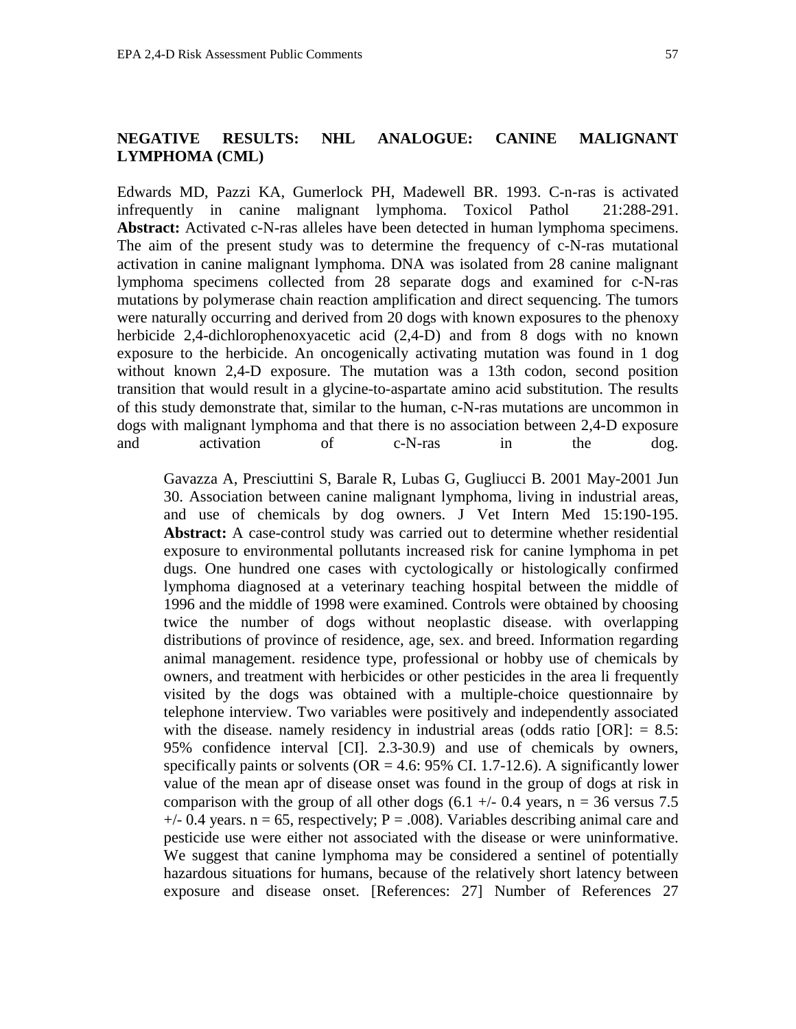## NEGATIVE RESULTS: NHL ANALOGUE: CANINE MALIGNANT LYMPHOMA (CML)

Edwards MD, Pazzi KA, Gumerlock PH, Madewell BR. 1993. C-n-ras is activated infrequently in canine malignant lymphoma. Toxicol Pathol 21:288-291. **Abstract:** Activated c-N-ras alleles have been detected in human lymphoma specimens. The aim of the present study was to determine the frequency of c-N-ras mutational activation in canine malignant lymphoma. DNA was isolated from 28 canine malignant lymphoma specimens collected from 28 separate dogs and examined for c-N-ras mutations by polymerase chain reaction amplification and direct sequencing. The tumors were naturally occurring and derived from 20 dogs with known exposures to the phenoxy herbicide 2,4-dichlorophenoxyacetic acid (2,4-D) and from 8 dogs with no known exposure to the herbicide. An oncogenically activating mutation was found in 1 dog without known 2,4-D exposure. The mutation was a 13th codon, second position transition that would result in a glycine-to-aspartate amino acid substitution. The results of this study demonstrate that, similar to the human, c-N-ras mutations are uncommon in dogs with malignant lymphoma and that there is no association between 2,4-D exposure and activation of c-N-ras in the dog.

> Gavazza A, Presciuttini S, Barale R, Lubas G, Gugliucci B. 2001 May-2001 Jun 30. Association between canine malignant lymphoma, living in industrial areas, and use of chemicals by dog owners. J Vet Intern Med 15:190-195. **Abstract:** A case-control study was carried out to determine whether residential exposure to environmental pollutants increased risk for canine lymphoma in pet dugs. One hundred one cases with cyctologically or histologically confirmed lymphoma diagnosed at a veterinary teaching hospital between the middle of 1996 and the middle of 1998 were examined. Controls were obtained by choosing twice the number of dogs without neoplastic disease. with overlapping distributions of province of residence, age, sex. and breed. Information regarding animal management. residence type, professional or hobby use of chemicals by owners, and treatment with herbicides or other pesticides in the area li frequently visited by the dogs was obtained with a multiple-choice questionnaire by telephone interview. Two variables were positively and independently associated with the disease. namely residency in industrial areas (odds ratio [OR]: = 8.5: 95% confidence interval [CI]. 2.3-30.9) and use of chemicals by owners, specifically paints or solvents (OR = 4.6: 95% CI. 1.7-12.6). A significantly lower value of the mean apr of disease onset was found in the group of dogs at risk in comparison with the group of all other dogs (6.1 +/- 0.4 years, n = 36 versus 7.5 +/- 0.4 years. n = 65, respectively; P = .008). Variables describing animal care and pesticide use were either not associated with the disease or were uninformative. We suggest that canine lymphoma may be considered a sentinel of potentially hazardous situations for humans, because of the relatively short latency between exposure and disease onset. [References: 27] Number of References 27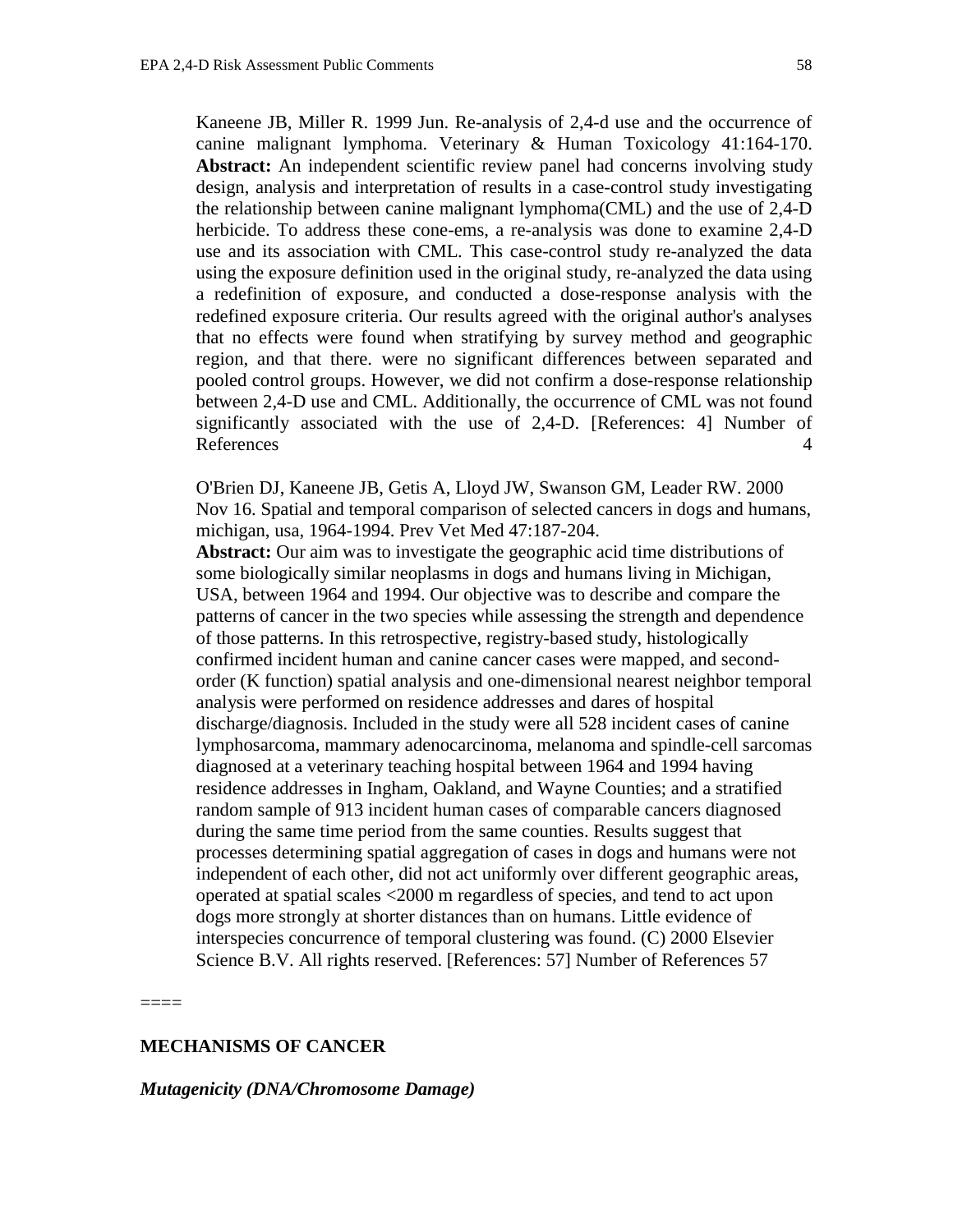Kaneene JB, Miller R. 1999 Jun. Re-analysis of 2,4-d use and the occurrence of canine malignant lymphoma. Veterinary & Human Toxicology 41:164-170. **Abstract:** An independent scientific review panel had concerns involving study design, analysis and interpretation of results in a case-control study investigating the relationship between canine malignant lymphoma(CML) and the use of 2,4-D herbicide. To address these cone-ems, a re-analysis was done to examine 2,4-D use and its association with CML. This case-control study re-analyzed the data using the exposure definition used in the original study, re-analyzed the data using a redefinition of exposure, and conducted a dose-response analysis with the redefined exposure criteria. Our results agreed with the original author's analyses that no effects were found when stratifying by survey method and geographic region, and that there. were no significant differences between separated and pooled control groups. However, we did not confirm a dose-response relationship between 2,4-D use and CML. Additionally, the occurrence of CML was not found significantly associated with the use of 2,4-D. [References: 4] Number of References 4

O'Brien DJ, Kaneene JB, Getis A, Lloyd JW, Swanson GM, Leader RW. 2000 Nov 16. Spatial and temporal comparison of selected cancers in dogs and humans, michigan, usa, 1964-1994. Prev Vet Med 47:187-204.
**Abstract:** Our aim was to investigate the geographic acid time distributions of some biologically similar neoplasms in dogs and humans living in Michigan, USA, between 1964 and 1994. Our objective was to describe and compare the patterns of cancer in the two species while assessing the strength and dependence of those patterns. In this retrospective, registry-based study, histologically confirmed incident human and canine cancer cases were mapped, and second-order (K function) spatial analysis and one-dimensional nearest neighbor temporal analysis were performed on residence addresses and dares of hospital discharge/diagnosis. Included in the study were all 528 incident cases of canine lymphosarcoma, mammary adenocarcinoma, melanoma and spindle-cell sarcomas diagnosed at a veterinary teaching hospital between 1964 and 1994 having residence addresses in Ingham, Oakland, and Wayne Counties; and a stratified random sample of 913 incident human cases of comparable cancers diagnosed during the same time period from the same counties. Results suggest that processes determining spatial aggregation of cases in dogs and humans were not independent of each other, did not act uniformly over different geographic areas, operated at spatial scales <2000 m regardless of species, and tend to act upon dogs more strongly at shorter distances than on humans. Little evidence of interspecies concurrence of temporal clustering was found. (C) 2000 Elsevier Science B.V. All rights reserved. [References: 57] Number of References 57

====

## MECHANISMS OF CANCER

### *Mutagenicity (DNA/Chromosome Damage)*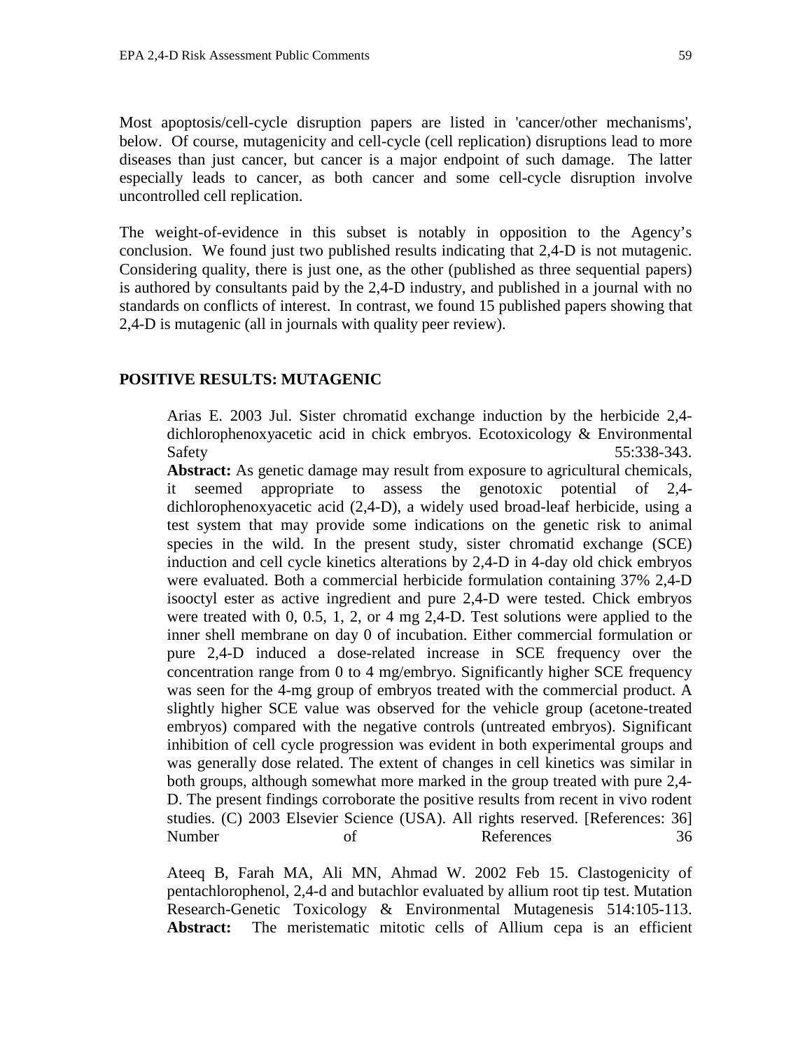Most apoptosis/cell-cycle disruption papers are listed in 'cancer/other mechanisms', below. Of course, mutagenicity and cell-cycle (cell replication) disruptions lead to more diseases than just cancer, but cancer is a major endpoint of such damage. The latter especially leads to cancer, as both cancer and some cell-cycle disruption involve uncontrolled cell replication.

The weight-of-evidence in this subset is notably in opposition to the Agency's conclusion. We found just two published results indicating that 2,4-D is not mutagenic. Considering quality, there is just one, as the other (published as three sequential papers) is authored by consultants paid by the 2,4-D industry, and published in a journal with no standards on conflicts of interest. In contrast, we found 15 published papers showing that 2,4-D is mutagenic (all in journals with quality peer review).

## POSITIVE RESULTS: MUTAGENIC

Arias E. 2003 Jul. Sister chromatid exchange induction by the herbicide 2,4-dichlorophenoxyacetic acid in chick embryos. Ecotoxicology & Environmental Safety 55:338-343.
**Abstract:** As genetic damage may result from exposure to agricultural chemicals, it seemed appropriate to assess the genotoxic potential of 2,4-dichlorophenoxyacetic acid (2,4-D), a widely used broad-leaf herbicide, using a test system that may provide some indications on the genetic risk to animal species in the wild. In the present study, sister chromatid exchange (SCE) induction and cell cycle kinetics alterations by 2,4-D in 4-day old chick embryos were evaluated. Both a commercial herbicide formulation containing 37% 2,4-D isooctyl ester as active ingredient and pure 2,4-D were tested. Chick embryos were treated with 0, 0.5, 1, 2, or 4 mg 2,4-D. Test solutions were applied to the inner shell membrane on day 0 of incubation. Either commercial formulation or pure 2,4-D induced a dose-related increase in SCE frequency over the concentration range from 0 to 4 mg/embryo. Significantly higher SCE frequency was seen for the 4-mg group of embryos treated with the commercial product. A slightly higher SCE value was observed for the vehicle group (acetone-treated embryos) compared with the negative controls (untreated embryos). Significant inhibition of cell cycle progression was evident in both experimental groups and was generally dose related. The extent of changes in cell kinetics was similar in both groups, although somewhat more marked in the group treated with pure 2,4-D. The present findings corroborate the positive results from recent in vivo rodent studies. (C) 2003 Elsevier Science (USA). All rights reserved. [References: 36] Number of References 36

Ateeq B, Farah MA, Ali MN, Ahmad W. 2002 Feb 15. Clastogenicity of pentachlorophenol, 2,4-d and butachlor evaluated by allium root tip test. Mutation Research-Genetic Toxicology & Environmental Mutagenesis 514:105-113.
**Abstract:** The meristematic mitotic cells of Allium cepa is an efficient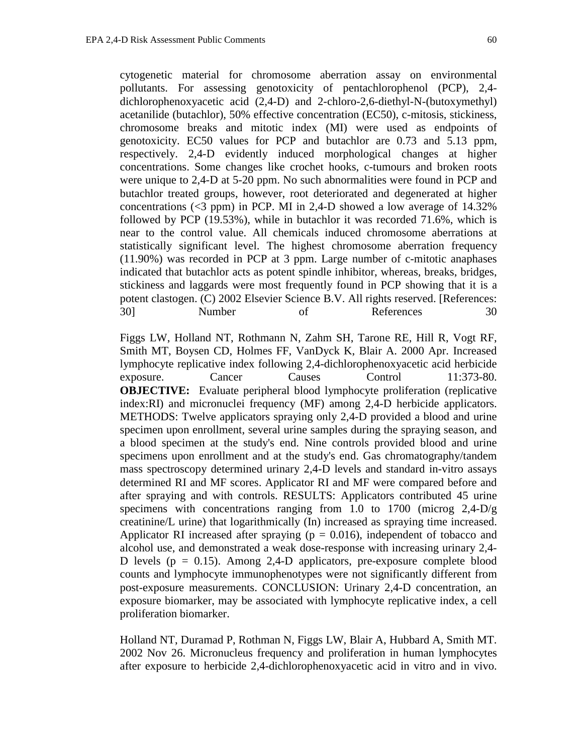cytogenetic material for chromosome aberration assay on environmental pollutants. For assessing genotoxicity of pentachlorophenol (PCP), 2,4-dichlorophenoxyacetic acid (2,4-D) and 2-chloro-2,6-diethyl-N-(butoxymethyl) acetanilide (butachlor), 50% effective concentration (EC50), c-mitosis, stickiness, chromosome breaks and mitotic index (MI) were used as endpoints of genotoxicity. EC50 values for PCP and butachlor are 0.73 and 5.13 ppm, respectively. 2,4-D evidently induced morphological changes at higher concentrations. Some changes like crochet hooks, c-tumours and broken roots were unique to 2,4-D at 5-20 ppm. No such abnormalities were found in PCP and butachlor treated groups, however, root deteriorated and degenerated at higher concentrations (<3 ppm) in PCP. MI in 2,4-D showed a low average of 14.32% followed by PCP (19.53%), while in butachlor it was recorded 71.6%, which is near to the control value. All chemicals induced chromosome aberrations at statistically significant level. The highest chromosome aberration frequency (11.90%) was recorded in PCP at 3 ppm. Large number of c-mitotic anaphases indicated that butachlor acts as potent spindle inhibitor, whereas, breaks, bridges, stickiness and laggards were most frequently found in PCP showing that it is a potent clastogen. (C) 2002 Elsevier Science B.V. All rights reserved. [References: 30] Number of References 30

Figgs LW, Holland NT, Rothmann N, Zahm SH, Tarone RE, Hill R, Vogt RF, Smith MT, Boysen CD, Holmes FF, VanDyck K, Blair A. 2000 Apr. Increased lymphocyte replicative index following 2,4-dichlorophenoxyacetic acid herbicide exposure. Cancer Causes Control 11:373-80. **OBJECTIVE:** Evaluate peripheral blood lymphocyte proliferation (replicative index:RI) and micronuclei frequency (MF) among 2,4-D herbicide applicators. METHODS: Twelve applicators spraying only 2,4-D provided a blood and urine specimen upon enrollment, several urine samples during the spraying season, and a blood specimen at the study's end. Nine controls provided blood and urine specimens upon enrollment and at the study's end. Gas chromatography/tandem mass spectroscopy determined urinary 2,4-D levels and standard in-vitro assays determined RI and MF scores. Applicator RI and MF were compared before and after spraying and with controls. RESULTS: Applicators contributed 45 urine specimens with concentrations ranging from 1.0 to 1700 (microg 2,4-D/g creatinine/L urine) that logarithmically (ln) increased as spraying time increased. Applicator RI increased after spraying ($p = 0.016$), independent of tobacco and alcohol use, and demonstrated a weak dose-response with increasing urinary 2,4-D levels ($p = 0.15$). Among 2,4-D applicators, pre-exposure complete blood counts and lymphocyte immunophenotypes were not significantly different from post-exposure measurements. CONCLUSION: Urinary 2,4-D concentration, an exposure biomarker, may be associated with lymphocyte replicative index, a cell proliferation biomarker.

Holland NT, Duramad P, Rothman N, Figgs LW, Blair A, Hubbard A, Smith MT. 2002 Nov 26. Micronucleus frequency and proliferation in human lymphocytes after exposure to herbicide 2,4-dichlorophenoxyacetic acid in vitro and in vivo.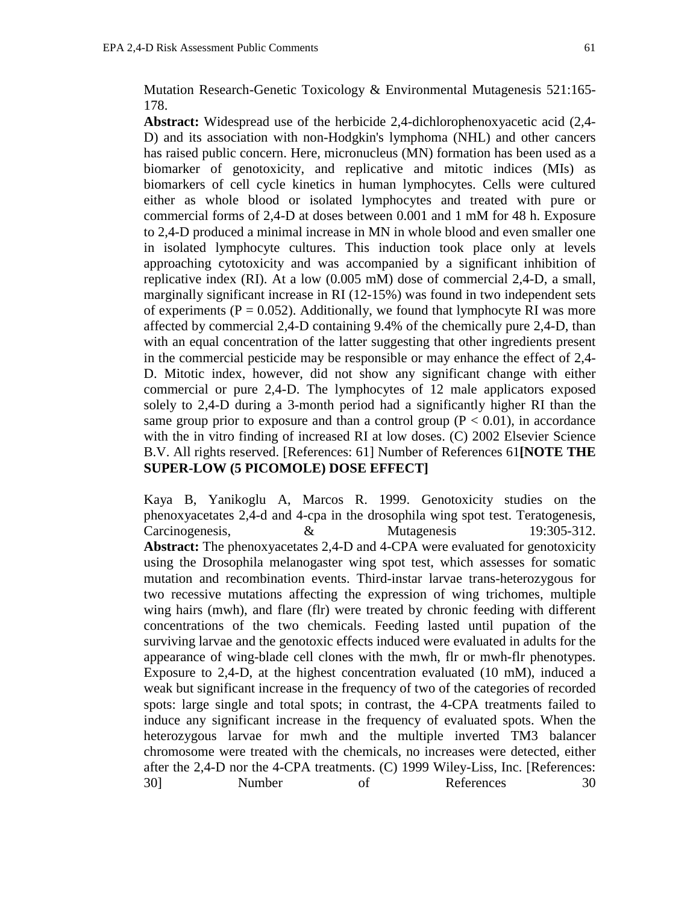Mutation Research-Genetic Toxicology & Environmental Mutagenesis 521:165-178.

**Abstract:** Widespread use of the herbicide 2,4-dichlorophenoxyacetic acid (2,4-D) and its association with non-Hodgkin's lymphoma (NHL) and other cancers has raised public concern. Here, micronucleus (MN) formation has been used as a biomarker of genotoxicity, and replicative and mitotic indices (MIs) as biomarkers of cell cycle kinetics in human lymphocytes. Cells were cultured either as whole blood or isolated lymphocytes and treated with pure or commercial forms of 2,4-D at doses between 0.001 and 1 mM for 48 h. Exposure to 2,4-D produced a minimal increase in MN in whole blood and even smaller one in isolated lymphocyte cultures. This induction took place only at levels approaching cytotoxicity and was accompanied by a significant inhibition of replicative index (RI). At a low (0.005 mM) dose of commercial 2,4-D, a small, marginally significant increase in RI (12-15%) was found in two independent sets of experiments ($P = 0.052$). Additionally, we found that lymphocyte RI was more affected by commercial 2,4-D containing 9.4% of the chemically pure 2,4-D, than with an equal concentration of the latter suggesting that other ingredients present in the commercial pesticide may be responsible or may enhance the effect of 2,4-D. Mitotic index, however, did not show any significant change with either commercial or pure 2,4-D. The lymphocytes of 12 male applicators exposed solely to 2,4-D during a 3-month period had a significantly higher RI than the same group prior to exposure and than a control group ($P < 0.01$), in accordance with the in vitro finding of increased RI at low doses. (C) 2002 Elsevier Science B.V. All rights reserved. [References: 61] Number of References 61**[NOTE THE SUPER-LOW (5 PICOMOLE) DOSE EFFECT]**

Kaya B, Yanikoglu A, Marcos R. 1999. Genotoxicity studies on the phenoxyacetates 2,4-d and 4-cpa in the drosophila wing spot test. Teratogenesis, Carcinogenesis, & Mutagenesis 19:305-312.

**Abstract:** The phenoxyacetates 2,4-D and 4-CPA were evaluated for genotoxicity using the Drosophila melanogaster wing spot test, which assesses for somatic mutation and recombination events. Third-instar larvae trans-heterozygous for two recessive mutations affecting the expression of wing trichomes, multiple wing hairs (mwh), and flare (flr) were treated by chronic feeding with different concentrations of the two chemicals. Feeding lasted until pupation of the surviving larvae and the genotoxic effects induced were evaluated in adults for the appearance of wing-blade cell clones with the mwh, flr or mwh-flr phenotypes. Exposure to 2,4-D, at the highest concentration evaluated (10 mM), induced a weak but significant increase in the frequency of two of the categories of recorded spots: large single and total spots; in contrast, the 4-CPA treatments failed to induce any significant increase in the frequency of evaluated spots. When the heterozygous larvae for mwh and the multiple inverted TM3 balancer chromosome were treated with the chemicals, no increases were detected, either after the 2,4-D nor the 4-CPA treatments. (C) 1999 Wiley-Liss, Inc. [References: 30] Number of References 30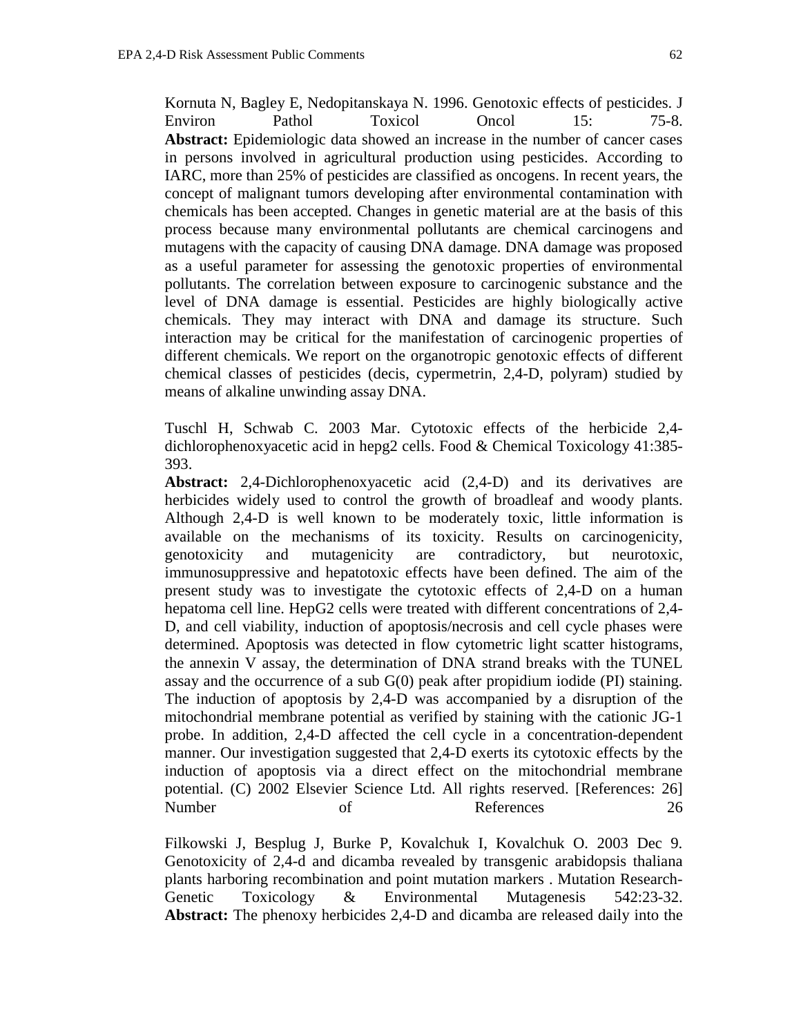Kornuta N, Bagley E, Nedopitanskaya N. 1996. Genotoxic effects of pesticides. J Environ Pathol Toxicol Oncol 15: 75-8.
**Abstract:** Epidemiologic data showed an increase in the number of cancer cases in persons involved in agricultural production using pesticides. According to IARC, more than 25% of pesticides are classified as oncogens. In recent years, the concept of malignant tumors developing after environmental contamination with chemicals has been accepted. Changes in genetic material are at the basis of this process because many environmental pollutants are chemical carcinogens and mutagens with the capacity of causing DNA damage. DNA damage was proposed as a useful parameter for assessing the genotoxic properties of environmental pollutants. The correlation between exposure to carcinogenic substance and the level of DNA damage is essential. Pesticides are highly biologically active chemicals. They may interact with DNA and damage its structure. Such interaction may be critical for the manifestation of carcinogenic properties of different chemicals. We report on the organotropic genotoxic effects of different chemical classes of pesticides (decis, cypermetrin, 2,4-D, polyram) studied by means of alkaline unwinding assay DNA.

Tuschl H, Schwab C. 2003 Mar. Cytotoxic effects of the herbicide 2,4-dichlorophenoxyacetic acid in hepg2 cells. Food & Chemical Toxicology 41:385-393.
**Abstract:** 2,4-Dichlorophenoxyacetic acid (2,4-D) and its derivatives are herbicides widely used to control the growth of broadleaf and woody plants. Although 2,4-D is well known to be moderately toxic, little information is available on the mechanisms of its toxicity. Results on carcinogenicity, genotoxicity and mutagenicity are contradictory, but neurotoxic, immunosuppressive and hepatotoxic effects have been defined. The aim of the present study was to investigate the cytotoxic effects of 2,4-D on a human hepatoma cell line. HepG2 cells were treated with different concentrations of 2,4-D, and cell viability, induction of apoptosis/necrosis and cell cycle phases were determined. Apoptosis was detected in flow cytometric light scatter histograms, the annexin V assay, the determination of DNA strand breaks with the TUNEL assay and the occurrence of a sub G(0) peak after propidium iodide (PI) staining. The induction of apoptosis by 2,4-D was accompanied by a disruption of the mitochondrial membrane potential as verified by staining with the cationic JG-1 probe. In addition, 2,4-D affected the cell cycle in a concentration-dependent manner. Our investigation suggested that 2,4-D exerts its cytotoxic effects by the induction of apoptosis via a direct effect on the mitochondrial membrane potential. (C) 2002 Elsevier Science Ltd. All rights reserved. [References: 26] Number of References 26

Filkowski J, Besplug J, Burke P, Kovalchuk I, Kovalchuk O. 2003 Dec 9. Genotoxicity of 2,4-d and dicamba revealed by transgenic arabidopsis thaliana plants harboring recombination and point mutation markers . Mutation Research-Genetic Toxicology & Environmental Mutagenesis 542:23-32.
**Abstract:** The phenoxy herbicides 2,4-D and dicamba are released daily into the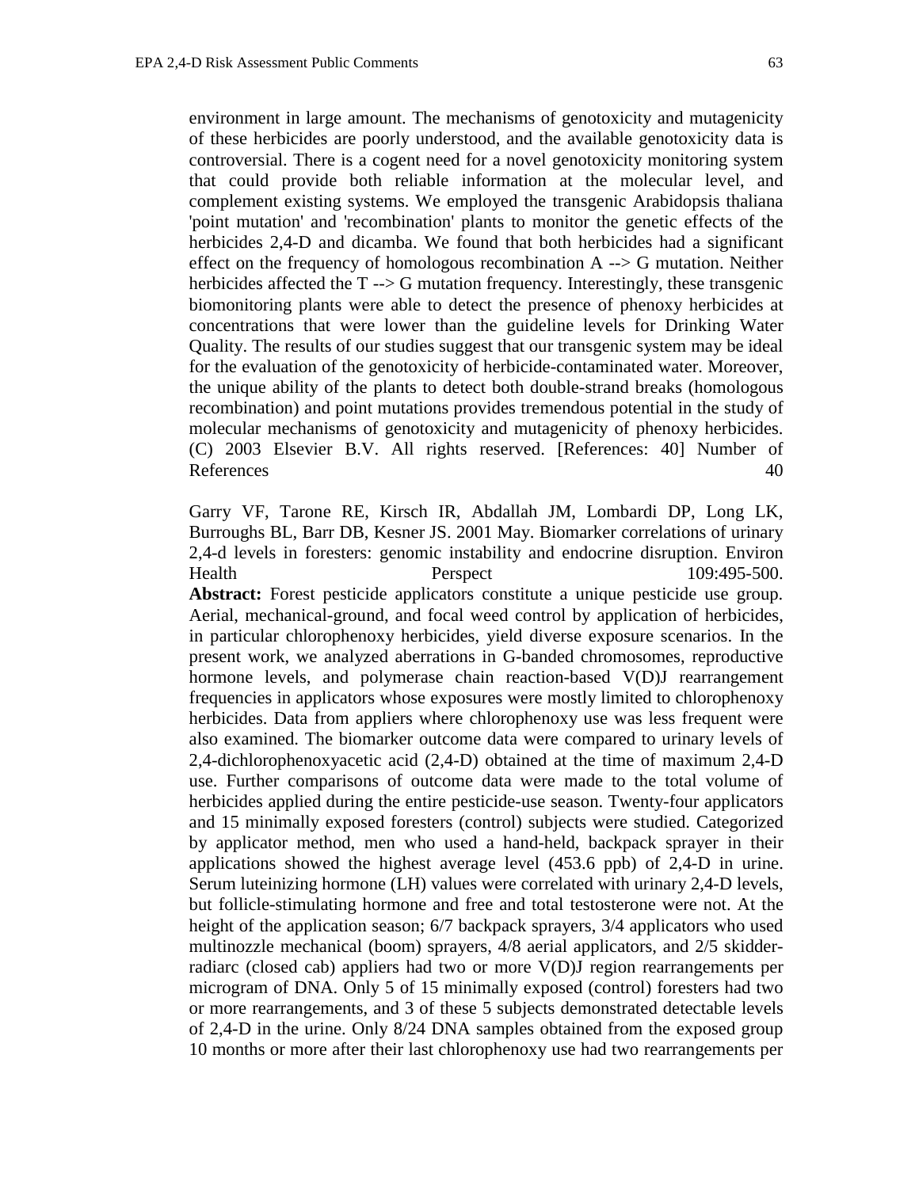environment in large amount. The mechanisms of genotoxicity and mutagenicity of these herbicides are poorly understood, and the available genotoxicity data is controversial. There is a cogent need for a novel genotoxicity monitoring system that could provide both reliable information at the molecular level, and complement existing systems. We employed the transgenic Arabidopsis thaliana 'point mutation' and 'recombination' plants to monitor the genetic effects of the herbicides 2,4-D and dicamba. We found that both herbicides had a significant effect on the frequency of homologous recombination A --> G mutation. Neither herbicides affected the T --> G mutation frequency. Interestingly, these transgenic biomonitoring plants were able to detect the presence of phenoxy herbicides at concentrations that were lower than the guideline levels for Drinking Water Quality. The results of our studies suggest that our transgenic system may be ideal for the evaluation of the genotoxicity of herbicide-contaminated water. Moreover, the unique ability of the plants to detect both double-strand breaks (homologous recombination) and point mutations provides tremendous potential in the study of molecular mechanisms of genotoxicity and mutagenicity of phenoxy herbicides. (C) 2003 Elsevier B.V. All rights reserved. [References: 40] Number of References 40

Garry VF, Tarone RE, Kirsch IR, Abdallah JM, Lombardi DP, Long LK, Burroughs BL, Barr DB, Kesner JS. 2001 May. Biomarker correlations of urinary 2,4-d levels in foresters: genomic instability and endocrine disruption. Environ Health Perspect 109:495-500.

**Abstract:** Forest pesticide applicators constitute a unique pesticide use group. Aerial, mechanical-ground, and focal weed control by application of herbicides, in particular chlorophenoxy herbicides, yield diverse exposure scenarios. In the present work, we analyzed aberrations in G-banded chromosomes, reproductive hormone levels, and polymerase chain reaction-based V(D)J rearrangement frequencies in applicators whose exposures were mostly limited to chlorophenoxy herbicides. Data from appliers where chlorophenoxy use was less frequent were also examined. The biomarker outcome data were compared to urinary levels of 2,4-dichlorophenoxyacetic acid (2,4-D) obtained at the time of maximum 2,4-D use. Further comparisons of outcome data were made to the total volume of herbicides applied during the entire pesticide-use season. Twenty-four applicators and 15 minimally exposed foresters (control) subjects were studied. Categorized by applicator method, men who used a hand-held, backpack sprayer in their applications showed the highest average level (453.6 ppb) of 2,4-D in urine. Serum luteinizing hormone (LH) values were correlated with urinary 2,4-D levels, but follicle-stimulating hormone and free and total testosterone were not. At the height of the application season; 6/7 backpack sprayers, 3/4 applicators who used multinozzle mechanical (boom) sprayers, 4/8 aerial applicators, and 2/5 skidder-radiarc (closed cab) appliers had two or more V(D)J region rearrangements per microgram of DNA. Only 5 of 15 minimally exposed (control) foresters had two or more rearrangements, and 3 of these 5 subjects demonstrated detectable levels of 2,4-D in the urine. Only 8/24 DNA samples obtained from the exposed group 10 months or more after their last chlorophenoxy use had two rearrangements per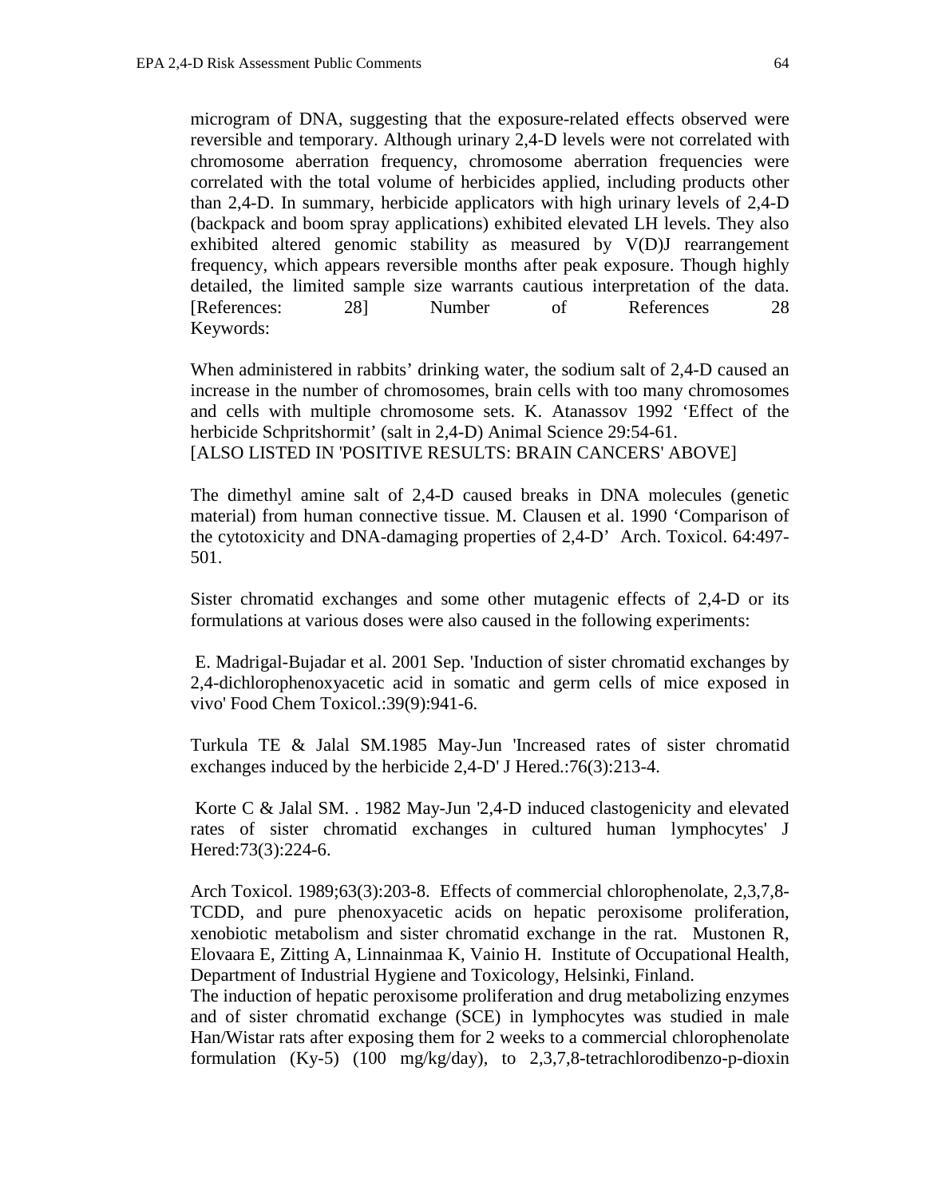microgram of DNA, suggesting that the exposure-related effects observed were reversible and temporary. Although urinary 2,4-D levels were not correlated with chromosome aberration frequency, chromosome aberration frequencies were correlated with the total volume of herbicides applied, including products other than 2,4-D. In summary, herbicide applicators with high urinary levels of 2,4-D (backpack and boom spray applications) exhibited elevated LH levels. They also exhibited altered genomic stability as measured by V(D)J rearrangement frequency, which appears reversible months after peak exposure. Though highly detailed, the limited sample size warrants cautious interpretation of the data. [References: 28] Number of References 28
Keywords:

When administered in rabbits' drinking water, the sodium salt of 2,4-D caused an increase in the number of chromosomes, brain cells with too many chromosomes and cells with multiple chromosome sets. K. Atanassov 1992 'Effect of the herbicide Schpritshormit' (salt in 2,4-D) Animal Science 29:54-61.
[ALSO LISTED IN 'POSITIVE RESULTS: BRAIN CANCERS' ABOVE]

The dimethyl amine salt of 2,4-D caused breaks in DNA molecules (genetic material) from human connective tissue. M. Clausen et al. 1990 'Comparison of the cytotoxicity and DNA-damaging properties of 2,4-D' Arch. Toxicol. 64:497-501.

Sister chromatid exchanges and some other mutagenic effects of 2,4-D or its formulations at various doses were also caused in the following experiments:

E. Madrigal-Bujadar et al. 2001 Sep. 'Induction of sister chromatid exchanges by 2,4-dichlorophenoxyacetic acid in somatic and germ cells of mice exposed in vivo' Food Chem Toxicol.:39(9):941-6.

Turkula TE & Jalal SM.1985 May-Jun 'Increased rates of sister chromatid exchanges induced by the herbicide 2,4-D' J Hered.:76(3):213-4.

Korte C & Jalal SM. . 1982 May-Jun '2,4-D induced clastogenicity and elevated rates of sister chromatid exchanges in cultured human lymphocytes' J Hered:73(3):224-6.

Arch Toxicol. 1989;63(3):203-8. Effects of commercial chlorophenolate, 2,3,7,8-TCDD, and pure phenoxyacetic acids on hepatic peroxisome proliferation, xenobiotic metabolism and sister chromatid exchange in the rat. Mustonen R, Elovaara E, Zitting A, Linnainmaa K, Vainio H. Institute of Occupational Health, Department of Industrial Hygiene and Toxicology, Helsinki, Finland.
The induction of hepatic peroxisome proliferation and drug metabolizing enzymes and of sister chromatid exchange (SCE) in lymphocytes was studied in male Han/Wistar rats after exposing them for 2 weeks to a commercial chlorophenolate formulation (Ky-5) (100 mg/kg/day), to 2,3,7,8-tetrachlorodibenzo-p-dioxin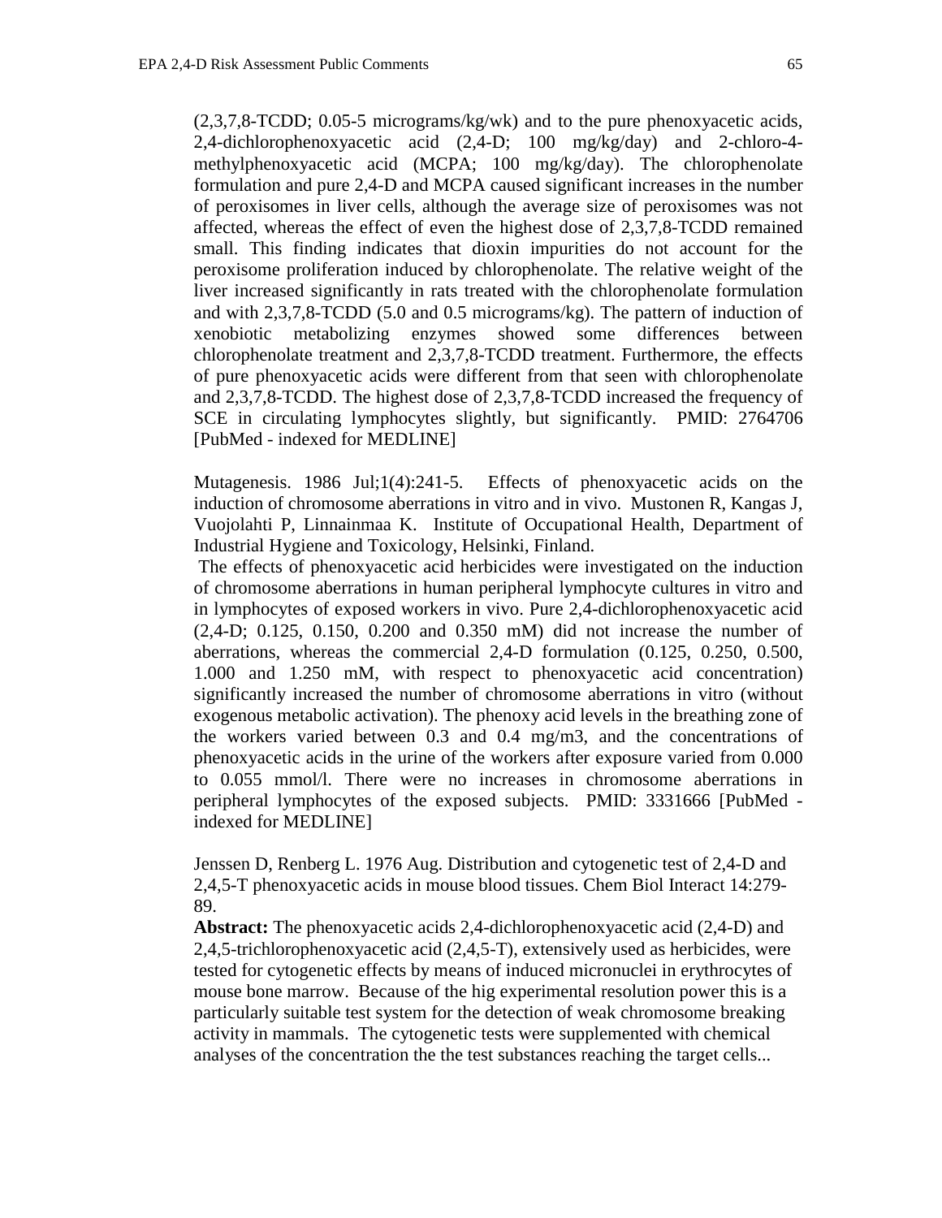(2,3,7,8-TCDD; 0.05-5 micrograms/kg/wk) and to the pure phenoxyacetic acids, 2,4-dichlorophenoxyacetic acid (2,4-D; 100 mg/kg/day) and 2-chloro-4-methylphenoxyacetic acid (MCPA; 100 mg/kg/day). The chlorophenolate formulation and pure 2,4-D and MCPA caused significant increases in the number of peroxisomes in liver cells, although the average size of peroxisomes was not affected, whereas the effect of even the highest dose of 2,3,7,8-TCDD remained small. This finding indicates that dioxin impurities do not account for the peroxisome proliferation induced by chlorophenolate. The relative weight of the liver increased significantly in rats treated with the chlorophenolate formulation and with 2,3,7,8-TCDD (5.0 and 0.5 micrograms/kg). The pattern of induction of xenobiotic metabolizing enzymes showed some differences between chlorophenolate treatment and 2,3,7,8-TCDD treatment. Furthermore, the effects of pure phenoxyacetic acids were different from that seen with chlorophenolate and 2,3,7,8-TCDD. The highest dose of 2,3,7,8-TCDD increased the frequency of SCE in circulating lymphocytes slightly, but significantly. PMID: 2764706 [PubMed - indexed for MEDLINE]

Mutagenesis. 1986 Jul;1(4):241-5. Effects of phenoxyacetic acids on the induction of chromosome aberrations in vitro and in vivo. Mustonen R, Kangas J, Vuojolahti P, Linnainmaa K. Institute of Occupational Health, Department of Industrial Hygiene and Toxicology, Helsinki, Finland.

The effects of phenoxyacetic acid herbicides were investigated on the induction of chromosome aberrations in human peripheral lymphocyte cultures in vitro and in lymphocytes of exposed workers in vivo. Pure 2,4-dichlorophenoxyacetic acid (2,4-D; 0.125, 0.150, 0.200 and 0.350 mM) did not increase the number of aberrations, whereas the commercial 2,4-D formulation (0.125, 0.250, 0.500, 1.000 and 1.250 mM, with respect to phenoxyacetic acid concentration) significantly increased the number of chromosome aberrations in vitro (without exogenous metabolic activation). The phenoxy acid levels in the breathing zone of the workers varied between 0.3 and 0.4 mg/m3, and the concentrations of phenoxyacetic acids in the urine of the workers after exposure varied from 0.000 to 0.055 mmol/l. There were no increases in chromosome aberrations in peripheral lymphocytes of the exposed subjects. PMID: 3331666 [PubMed - indexed for MEDLINE]

Jenssen D, Renberg L. 1976 Aug. Distribution and cytogenetic test of 2,4-D and 2,4,5-T phenoxyacetic acids in mouse blood tissues. Chem Biol Interact 14:279-89.

**Abstract:** The phenoxyacetic acids 2,4-dichlorophenoxyacetic acid (2,4-D) and 2,4,5-trichlorophenoxyacetic acid (2,4,5-T), extensively used as herbicides, were tested for cytogenetic effects by means of induced micronuclei in erythrocytes of mouse bone marrow. Because of the hig experimental resolution power this is a particularly suitable test system for the detection of weak chromosome breaking activity in mammals. The cytogenetic tests were supplemented with chemical analyses of the concentration the the test substances reaching the target cells...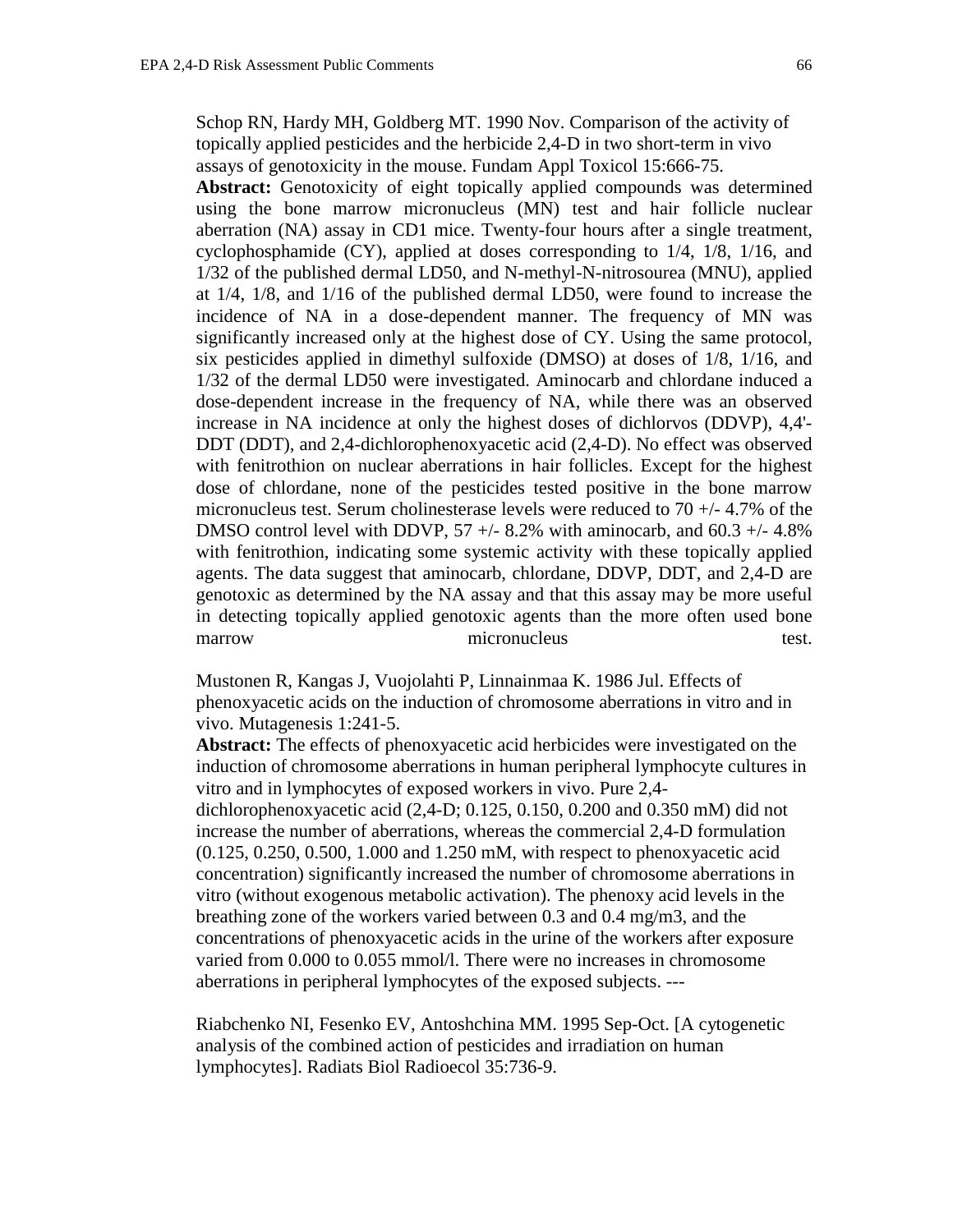Schop RN, Hardy MH, Goldberg MT. 1990 Nov. Comparison of the activity of topically applied pesticides and the herbicide 2,4-D in two short-term in vivo assays of genotoxicity in the mouse. Fundam Appl Toxicol 15:666-75.

**Abstract:** Genotoxicity of eight topically applied compounds was determined using the bone marrow micronucleus (MN) test and hair follicle nuclear aberration (NA) assay in CD1 mice. Twenty-four hours after a single treatment, cyclophosphamide (CY), applied at doses corresponding to 1/4, 1/8, 1/16, and 1/32 of the published dermal LD50, and N-methyl-N-nitrosourea (MNU), applied at 1/4, 1/8, and 1/16 of the published dermal LD50, were found to increase the incidence of NA in a dose-dependent manner. The frequency of MN was significantly increased only at the highest dose of CY. Using the same protocol, six pesticides applied in dimethyl sulfoxide (DMSO) at doses of 1/8, 1/16, and 1/32 of the dermal LD50 were investigated. Aminocarb and chlordane induced a dose-dependent increase in the frequency of NA, while there was an observed increase in NA incidence at only the highest doses of dichlorvos (DDVP), 4,4'-DDT (DDT), and 2,4-dichlorophenoxyacetic acid (2,4-D). No effect was observed with fenitrothion on nuclear aberrations in hair follicles. Except for the highest dose of chlordane, none of the pesticides tested positive in the bone marrow micronucleus test. Serum cholinesterase levels were reduced to 70 +/- 4.7% of the DMSO control level with DDVP, 57 +/- 8.2% with aminocarb, and 60.3 +/- 4.8% with fenitrothion, indicating some systemic activity with these topically applied agents. The data suggest that aminocarb, chlordane, DDVP, DDT, and 2,4-D are genotoxic as determined by the NA assay and that this assay may be more useful in detecting topically applied genotoxic agents than the more often used bone marrow micronucleus test.

Mustonen R, Kangas J, Vuojolahti P, Linnainmaa K. 1986 Jul. Effects of phenoxyacetic acids on the induction of chromosome aberrations in vitro and in vivo. Mutagenesis 1:241-5.

**Abstract:** The effects of phenoxyacetic acid herbicides were investigated on the induction of chromosome aberrations in human peripheral lymphocyte cultures in vitro and in lymphocytes of exposed workers in vivo. Pure 2,4-dichlorophenoxyacetic acid (2,4-D; 0.125, 0.150, 0.200 and 0.350 mM) did not increase the number of aberrations, whereas the commercial 2,4-D formulation (0.125, 0.250, 0.500, 1.000 and 1.250 mM, with respect to phenoxyacetic acid concentration) significantly increased the number of chromosome aberrations in vitro (without exogenous metabolic activation). The phenoxy acid levels in the breathing zone of the workers varied between 0.3 and 0.4 mg/m3, and the concentrations of phenoxyacetic acids in the urine of the workers after exposure varied from 0.000 to 0.055 mmol/l. There were no increases in chromosome aberrations in peripheral lymphocytes of the exposed subjects. ---

Riabchenko NI, Fesenko EV, Antoshchina MM. 1995 Sep-Oct. [A cytogenetic analysis of the combined action of pesticides and irradiation on human lymphocytes]. Radiats Biol Radioecol 35:736-9.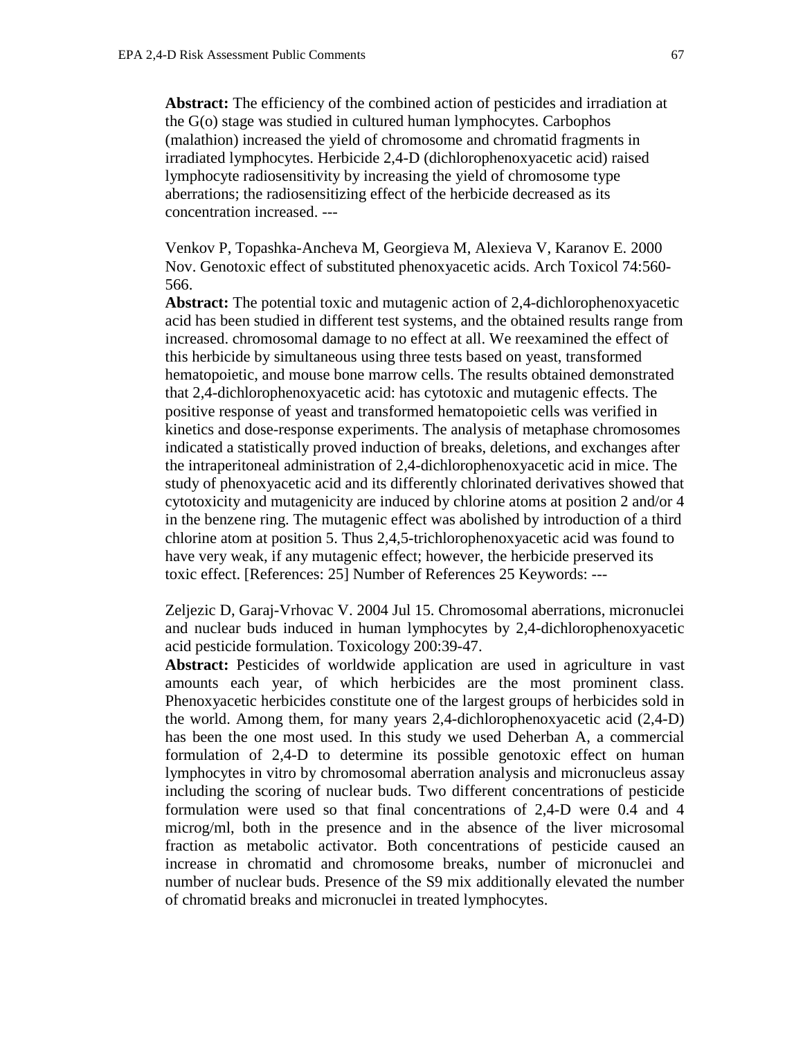**Abstract:** The efficiency of the combined action of pesticides and irradiation at the G(o) stage was studied in cultured human lymphocytes. Carbophos (malathion) increased the yield of chromosome and chromatid fragments in irradiated lymphocytes. Herbicide 2,4-D (dichlorophenoxyacetic acid) raised lymphocyte radiosensitivity by increasing the yield of chromosome type aberrations; the radiosensitizing effect of the herbicide decreased as its concentration increased. ---

Venkov P, Topashka-Ancheva M, Georgieva M, Alexieva V, Karanov E. 2000 Nov. Genotoxic effect of substituted phenoxyacetic acids. Arch Toxicol 74:560-566.

**Abstract:** The potential toxic and mutagenic action of 2,4-dichlorophenoxyacetic acid has been studied in different test systems, and the obtained results range from increased. chromosomal damage to no effect at all. We reexamined the effect of this herbicide by simultaneous using three tests based on yeast, transformed hematopoietic, and mouse bone marrow cells. The results obtained demonstrated that 2,4-dichlorophenoxyacetic acid: has cytotoxic and mutagenic effects. The positive response of yeast and transformed hematopoietic cells was verified in kinetics and dose-response experiments. The analysis of metaphase chromosomes indicated a statistically proved induction of breaks, deletions, and exchanges after the intraperitoneal administration of 2,4-dichlorophenoxyacetic acid in mice. The study of phenoxyacetic acid and its differently chlorinated derivatives showed that cytotoxicity and mutagenicity are induced by chlorine atoms at position 2 and/or 4 in the benzene ring. The mutagenic effect was abolished by introduction of a third chlorine atom at position 5. Thus 2,4,5-trichlorophenoxyacetic acid was found to have very weak, if any mutagenic effect; however, the herbicide preserved its toxic effect. [References: 25] Number of References 25 Keywords: ---

Zeljezic D, Garaj-Vrhovac V. 2004 Jul 15. Chromosomal aberrations, micronuclei and nuclear buds induced in human lymphocytes by 2,4-dichlorophenoxyacetic acid pesticide formulation. Toxicology 200:39-47.

**Abstract:** Pesticides of worldwide application are used in agriculture in vast amounts each year, of which herbicides are the most prominent class. Phenoxyacetic herbicides constitute one of the largest groups of herbicides sold in the world. Among them, for many years 2,4-dichlorophenoxyacetic acid (2,4-D) has been the one most used. In this study we used Deherban A, a commercial formulation of 2,4-D to determine its possible genotoxic effect on human lymphocytes in vitro by chromosomal aberration analysis and micronucleus assay including the scoring of nuclear buds. Two different concentrations of pesticide formulation were used so that final concentrations of 2,4-D were 0.4 and 4 microg/ml, both in the presence and in the absence of the liver microsomal fraction as metabolic activator. Both concentrations of pesticide caused an increase in chromatid and chromosome breaks, number of micronuclei and number of nuclear buds. Presence of the S9 mix additionally elevated the number of chromatid breaks and micronuclei in treated lymphocytes.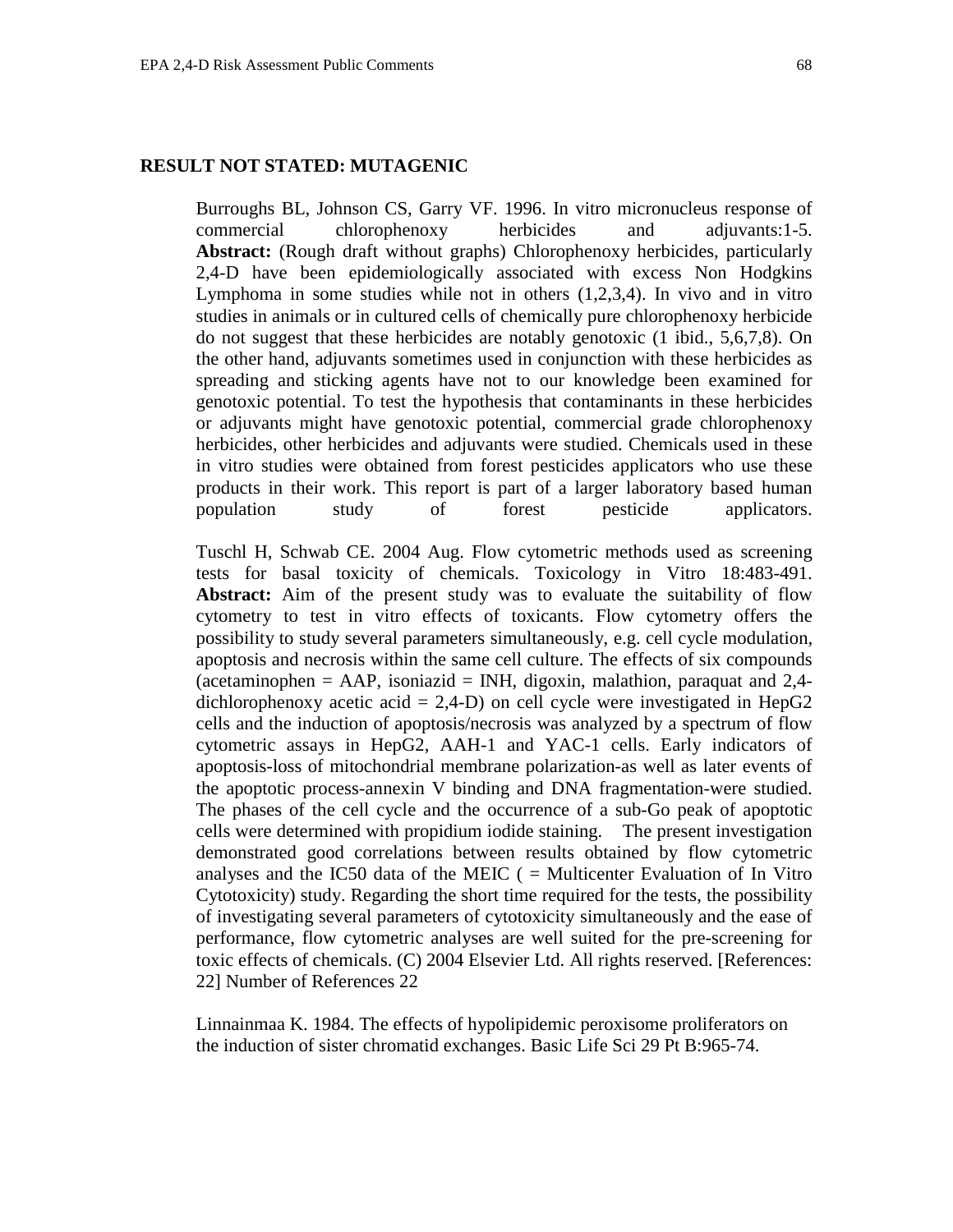**RESULT NOT STATED: MUTAGENIC**

Burroughs BL, Johnson CS, Garry VF. 1996. In vitro micronucleus response of commercial chlorophenoxy herbicides and adjuvants:1-5. **Abstract:** (Rough draft without graphs) Chlorophenoxy herbicides, particularly 2,4-D have been epidemiologically associated with excess Non Hodgkins Lymphoma in some studies while not in others (1,2,3,4). In vivo and in vitro studies in animals or in cultured cells of chemically pure chlorophenoxy herbicide do not suggest that these herbicides are notably genotoxic (1 ibid., 5,6,7,8). On the other hand, adjuvants sometimes used in conjunction with these herbicides as spreading and sticking agents have not to our knowledge been examined for genotoxic potential. To test the hypothesis that contaminants in these herbicides or adjuvants might have genotoxic potential, commercial grade chlorophenoxy herbicides, other herbicides and adjuvants were studied. Chemicals used in these in vitro studies were obtained from forest pesticides applicators who use these products in their work. This report is part of a larger laboratory based human population study of forest pesticide applicators.

Tuschl H, Schwab CE. 2004 Aug. Flow cytometric methods used as screening tests for basal toxicity of chemicals. Toxicology in Vitro 18:483-491. **Abstract:** Aim of the present study was to evaluate the suitability of flow cytometry to test in vitro effects of toxicants. Flow cytometry offers the possibility to study several parameters simultaneously, e.g. cell cycle modulation, apoptosis and necrosis within the same cell culture. The effects of six compounds (acetaminophen = AAP, isoniazid = INH, digoxin, malathion, paraquat and 2,4-dichlorophenoxy acetic acid = 2,4-D) on cell cycle were investigated in HepG2 cells and the induction of apoptosis/necrosis was analyzed by a spectrum of flow cytometric assays in HepG2, AAH-1 and YAC-1 cells. Early indicators of apoptosis-loss of mitochondrial membrane polarization-as well as later events of the apoptotic process-annexin V binding and DNA fragmentation-were studied. The phases of the cell cycle and the occurrence of a sub-Go peak of apoptotic cells were determined with propidium iodide staining. The present investigation demonstrated good correlations between results obtained by flow cytometric analyses and the IC50 data of the MEIC ( = Multicenter Evaluation of In Vitro Cytotoxicity) study. Regarding the short time required for the tests, the possibility of investigating several parameters of cytotoxicity simultaneously and the ease of performance, flow cytometric analyses are well suited for the pre-screening for toxic effects of chemicals. (C) 2004 Elsevier Ltd. All rights reserved. [References: 22] Number of References 22

Linnainmaa K. 1984. The effects of hypolipidemic peroxisome proliferators on the induction of sister chromatid exchanges. Basic Life Sci 29 Pt B:965-74.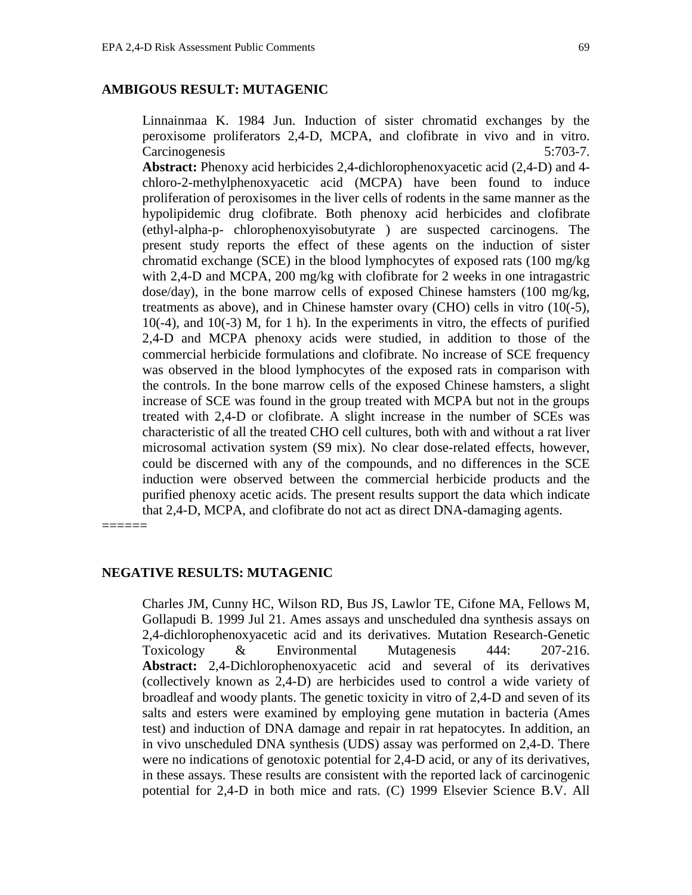## AMBIGOUS RESULT: MUTAGENIC

Linnainmaa K. 1984 Jun. Induction of sister chromatid exchanges by the peroxisome proliferators 2,4-D, MCPA, and clofibrate in vivo and in vitro. Carcinogenesis 5:703-7.

**Abstract:** Phenoxy acid herbicides 2,4-dichlorophenoxyacetic acid (2,4-D) and 4-chloro-2-methylphenoxyacetic acid (MCPA) have been found to induce proliferation of peroxisomes in the liver cells of rodents in the same manner as the hypolipidemic drug clofibrate. Both phenoxy acid herbicides and clofibrate (ethyl-alpha-p- chlorophenoxyisobutyrate ) are suspected carcinogens. The present study reports the effect of these agents on the induction of sister chromatid exchange (SCE) in the blood lymphocytes of exposed rats (100 mg/kg with 2,4-D and MCPA, 200 mg/kg with clofibrate for 2 weeks in one intragastric dose/day), in the bone marrow cells of exposed Chinese hamsters (100 mg/kg, treatments as above), and in Chinese hamster ovary (CHO) cells in vitro (10(-5), 10(-4), and 10(-3) M, for 1 h). In the experiments in vitro, the effects of purified 2,4-D and MCPA phenoxy acids were studied, in addition to those of the commercial herbicide formulations and clofibrate. No increase of SCE frequency was observed in the blood lymphocytes of the exposed rats in comparison with the controls. In the bone marrow cells of the exposed Chinese hamsters, a slight increase of SCE was found in the group treated with MCPA but not in the groups treated with 2,4-D or clofibrate. A slight increase in the number of SCEs was characteristic of all the treated CHO cell cultures, both with and without a rat liver microsomal activation system (S9 mix). No clear dose-related effects, however, could be discerned with any of the compounds, and no differences in the SCE induction were observed between the commercial herbicide products and the purified phenoxy acetic acids. The present results support the data which indicate that 2,4-D, MCPA, and clofibrate do not act as direct DNA-damaging agents.

======

## NEGATIVE RESULTS: MUTAGENIC

Charles JM, Cunny HC, Wilson RD, Bus JS, Lawlor TE, Cifone MA, Fellows M, Gollapudi B. 1999 Jul 21. Ames assays and unscheduled dna synthesis assays on 2,4-dichlorophenoxyacetic acid and its derivatives. Mutation Research-Genetic Toxicology & Environmental Mutagenesis 444: 207-216.

**Abstract:** 2,4-Dichlorophenoxyacetic acid and several of its derivatives (collectively known as 2,4-D) are herbicides used to control a wide variety of broadleaf and woody plants. The genetic toxicity in vitro of 2,4-D and seven of its salts and esters were examined by employing gene mutation in bacteria (Ames test) and induction of DNA damage and repair in rat hepatocytes. In addition, an in vivo unscheduled DNA synthesis (UDS) assay was performed on 2,4-D. There were no indications of genotoxic potential for 2,4-D acid, or any of its derivatives, in these assays. These results are consistent with the reported lack of carcinogenic potential for 2,4-D in both mice and rats. (C) 1999 Elsevier Science B.V. All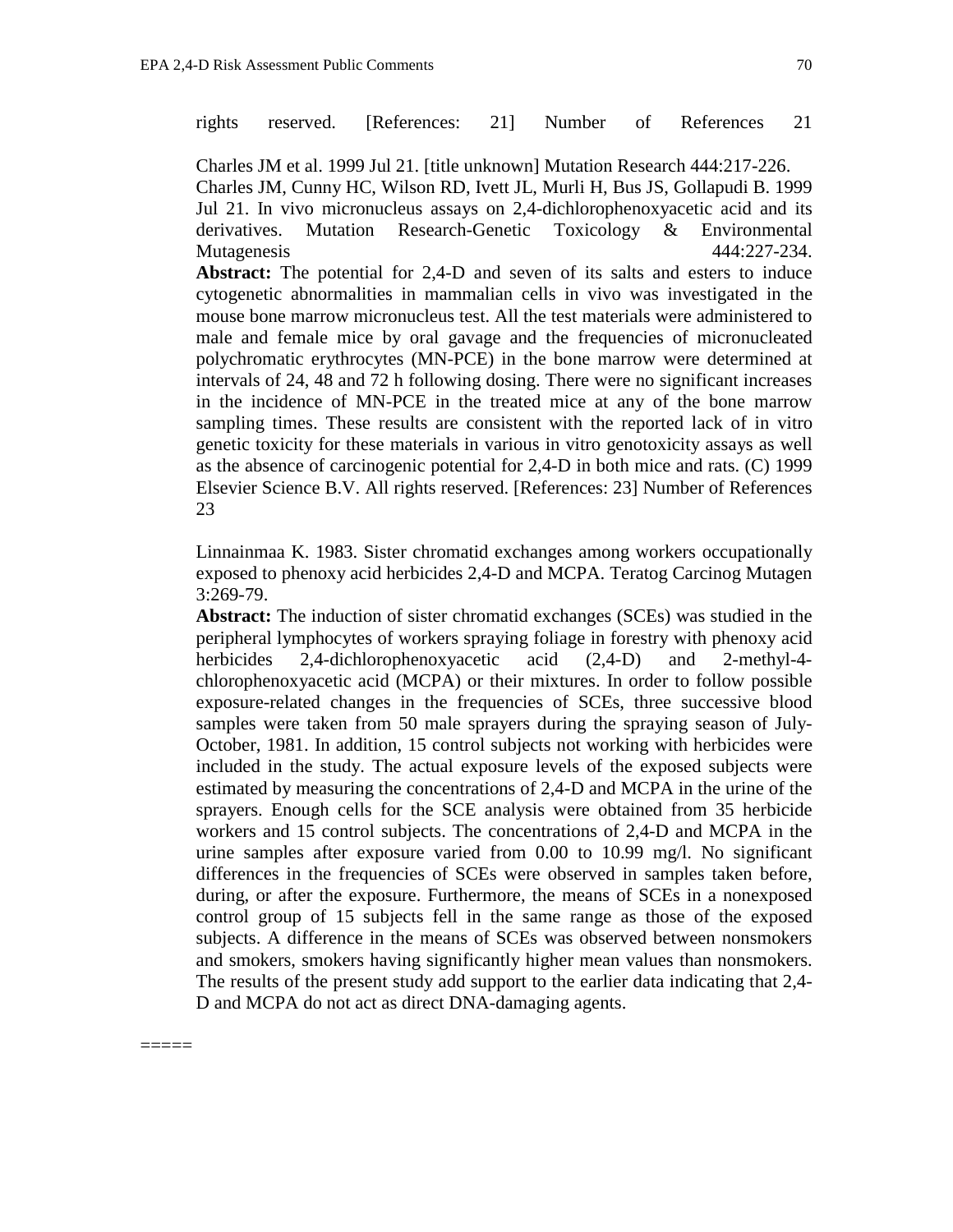rights reserved. [References: 21] Number of References 21

Charles JM et al. 1999 Jul 21. [title unknown] Mutation Research 444:217-226.
Charles JM, Cunny HC, Wilson RD, Ivett JL, Murli H, Bus JS, Gollapudi B. 1999 Jul 21. In vivo micronucleus assays on 2,4-dichlorophenoxyacetic acid and its derivatives. Mutation Research-Genetic Toxicology & Environmental Mutagenesis 444:227-234.
**Abstract:** The potential for 2,4-D and seven of its salts and esters to induce cytogenetic abnormalities in mammalian cells in vivo was investigated in the mouse bone marrow micronucleus test. All the test materials were administered to male and female mice by oral gavage and the frequencies of micronucleated polychromatic erythrocytes (MN-PCE) in the bone marrow were determined at intervals of 24, 48 and 72 h following dosing. There were no significant increases in the incidence of MN-PCE in the treated mice at any of the bone marrow sampling times. These results are consistent with the reported lack of in vitro genetic toxicity for these materials in various in vitro genotoxicity assays as well as the absence of carcinogenic potential for 2,4-D in both mice and rats. (C) 1999 Elsevier Science B.V. All rights reserved. [References: 23] Number of References 23

Linnainmaa K. 1983. Sister chromatid exchanges among workers occupationally exposed to phenoxy acid herbicides 2,4-D and MCPA. Teratog Carcinog Mutagen 3:269-79.
**Abstract:** The induction of sister chromatid exchanges (SCEs) was studied in the peripheral lymphocytes of workers spraying foliage in forestry with phenoxy acid herbicides 2,4-dichlorophenoxyacetic acid (2,4-D) and 2-methyl-4-chlorophenoxyacetic acid (MCPA) or their mixtures. In order to follow possible exposure-related changes in the frequencies of SCEs, three successive blood samples were taken from 50 male sprayers during the spraying season of July-October, 1981. In addition, 15 control subjects not working with herbicides were included in the study. The actual exposure levels of the exposed subjects were estimated by measuring the concentrations of 2,4-D and MCPA in the urine of the sprayers. Enough cells for the SCE analysis were obtained from 35 herbicide workers and 15 control subjects. The concentrations of 2,4-D and MCPA in the urine samples after exposure varied from 0.00 to 10.99 mg/l. No significant differences in the frequencies of SCEs were observed in samples taken before, during, or after the exposure. Furthermore, the means of SCEs in a nonexposed control group of 15 subjects fell in the same range as those of the exposed subjects. A difference in the means of SCEs was observed between nonsmokers and smokers, smokers having significantly higher mean values than nonsmokers. The results of the present study add support to the earlier data indicating that 2,4-D and MCPA do not act as direct DNA-damaging agents.

=====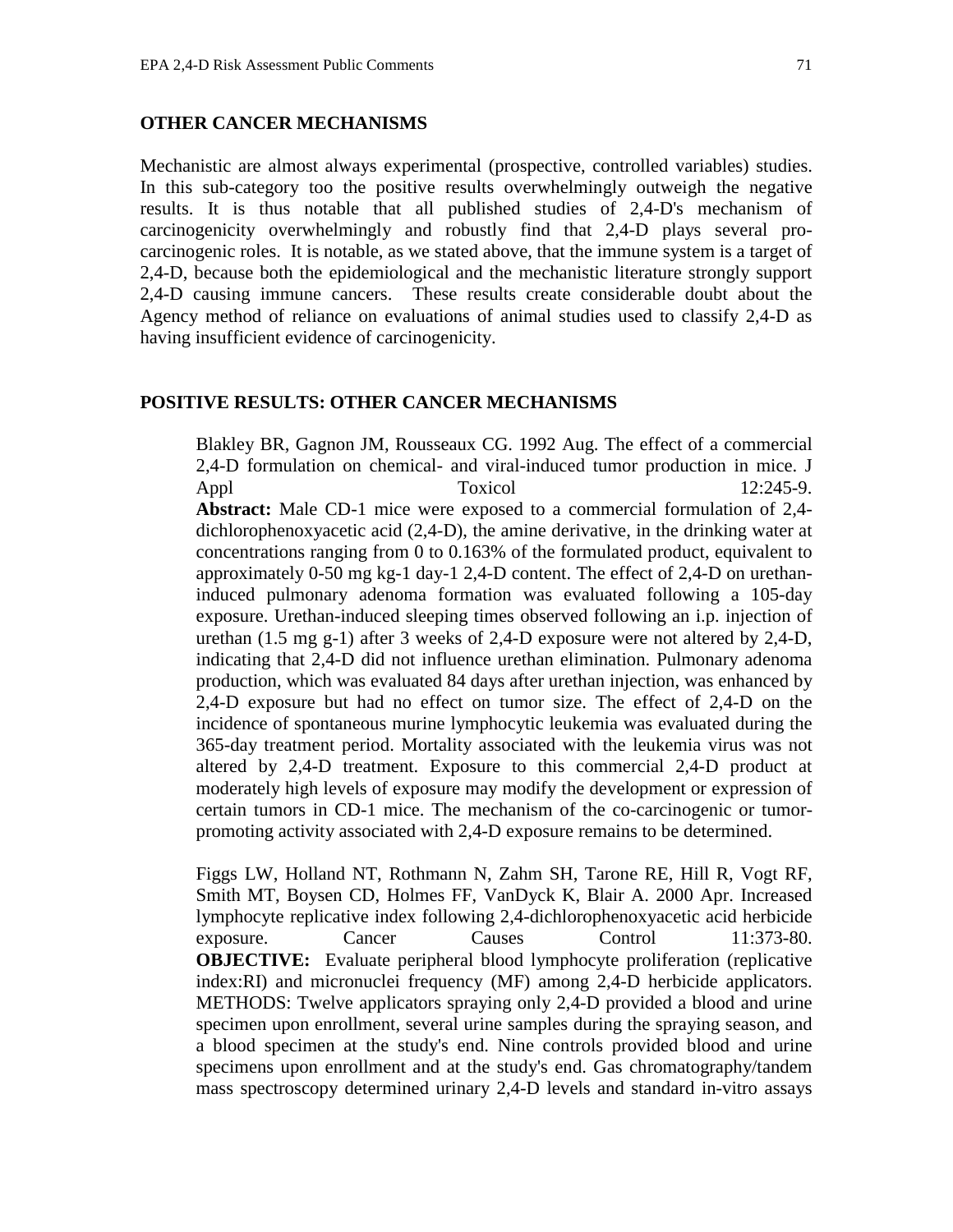## OTHER CANCER MECHANISMS

Mechanistic are almost always experimental (prospective, controlled variables) studies. In this sub-category too the positive results overwhelmingly outweigh the negative results. It is thus notable that all published studies of 2,4-D's mechanism of carcinogenicity overwhelmingly and robustly find that 2,4-D plays several pro-carcinogenic roles. It is notable, as we stated above, that the immune system is a target of 2,4-D, because both the epidemiological and the mechanistic literature strongly support 2,4-D causing immune cancers. These results create considerable doubt about the Agency method of reliance on evaluations of animal studies used to classify 2,4-D as having insufficient evidence of carcinogenicity.

## POSITIVE RESULTS: OTHER CANCER MECHANISMS

Blakley BR, Gagnon JM, Rousseaux CG. 1992 Aug. The effect of a commercial 2,4-D formulation on chemical- and viral-induced tumor production in mice. J Appl Toxicol 12:245-9.
**Abstract:** Male CD-1 mice were exposed to a commercial formulation of 2,4-dichlorophenoxyacetic acid (2,4-D), the amine derivative, in the drinking water at concentrations ranging from 0 to 0.163% of the formulated product, equivalent to approximately 0-50 mg kg-1 day-1 2,4-D content. The effect of 2,4-D on urethan-induced pulmonary adenoma formation was evaluated following a 105-day exposure. Urethan-induced sleeping times observed following an i.p. injection of urethan (1.5 mg g-1) after 3 weeks of 2,4-D exposure were not altered by 2,4-D, indicating that 2,4-D did not influence urethan elimination. Pulmonary adenoma production, which was evaluated 84 days after urethan injection, was enhanced by 2,4-D exposure but had no effect on tumor size. The effect of 2,4-D on the incidence of spontaneous murine lymphocytic leukemia was evaluated during the 365-day treatment period. Mortality associated with the leukemia virus was not altered by 2,4-D treatment. Exposure to this commercial 2,4-D product at moderately high levels of exposure may modify the development or expression of certain tumors in CD-1 mice. The mechanism of the co-carcinogenic or tumor-promoting activity associated with 2,4-D exposure remains to be determined.

Figgs LW, Holland NT, Rothmann N, Zahm SH, Tarone RE, Hill R, Vogt RF, Smith MT, Boysen CD, Holmes FF, VanDyck K, Blair A. 2000 Apr. Increased lymphocyte replicative index following 2,4-dichlorophenoxyacetic acid herbicide exposure. Cancer Causes Control 11:373-80.
**OBJECTIVE:** Evaluate peripheral blood lymphocyte proliferation (replicative index:RI) and micronuclei frequency (MF) among 2,4-D herbicide applicators. METHODS: Twelve applicators spraying only 2,4-D provided a blood and urine specimen upon enrollment, several urine samples during the spraying season, and a blood specimen at the study's end. Nine controls provided blood and urine specimens upon enrollment and at the study's end. Gas chromatography/tandem mass spectroscopy determined urinary 2,4-D levels and standard in-vitro assays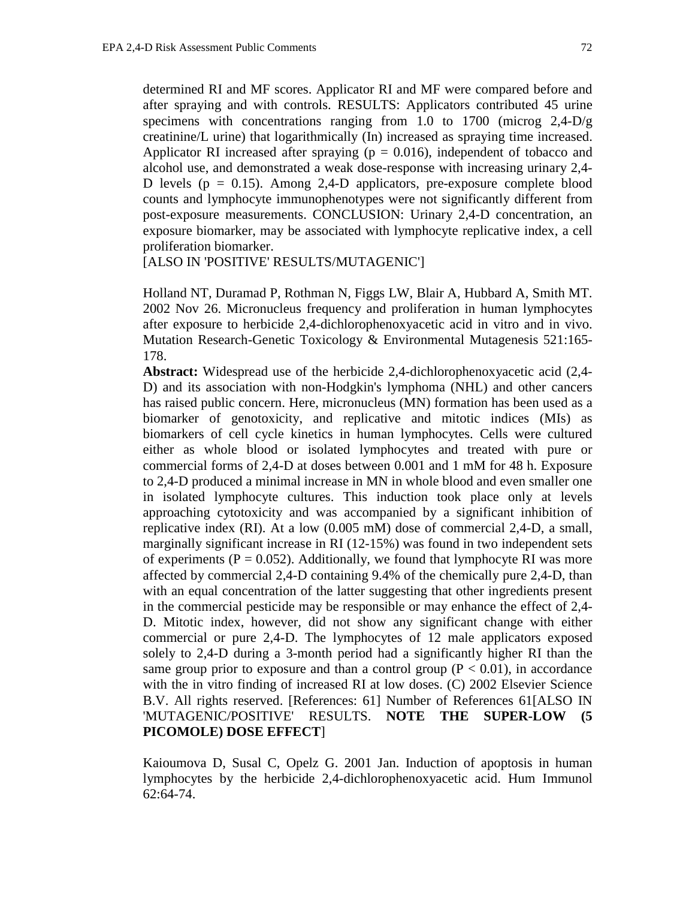determined RI and MF scores. Applicator RI and MF were compared before and after spraying and with controls. RESULTS: Applicators contributed 45 urine specimens with concentrations ranging from 1.0 to 1700 (microg 2,4-D/g creatinine/L urine) that logarithmically (ln) increased as spraying time increased. Applicator RI increased after spraying ($p = 0.016$), independent of tobacco and alcohol use, and demonstrated a weak dose-response with increasing urinary 2,4-D levels ($p = 0.15$). Among 2,4-D applicators, pre-exposure complete blood counts and lymphocyte immunophenotypes were not significantly different from post-exposure measurements. CONCLUSION: Urinary 2,4-D concentration, an exposure biomarker, may be associated with lymphocyte replicative index, a cell proliferation biomarker.
[ALSO IN 'POSITIVE' RESULTS/MUTAGENIC']

Holland NT, Duramad P, Rothman N, Figgs LW, Blair A, Hubbard A, Smith MT. 2002 Nov 26. Micronucleus frequency and proliferation in human lymphocytes after exposure to herbicide 2,4-dichlorophenoxyacetic acid in vitro and in vivo. Mutation Research-Genetic Toxicology & Environmental Mutagenesis 521:165-178.
**Abstract:** Widespread use of the herbicide 2,4-dichlorophenoxyacetic acid (2,4-D) and its association with non-Hodgkin's lymphoma (NHL) and other cancers has raised public concern. Here, micronucleus (MN) formation has been used as a biomarker of genotoxicity, and replicative and mitotic indices (MIs) as biomarkers of cell cycle kinetics in human lymphocytes. Cells were cultured either as whole blood or isolated lymphocytes and treated with pure or commercial forms of 2,4-D at doses between 0.001 and 1 mM for 48 h. Exposure to 2,4-D produced a minimal increase in MN in whole blood and even smaller one in isolated lymphocyte cultures. This induction took place only at levels approaching cytotoxicity and was accompanied by a significant inhibition of replicative index (RI). At a low (0.005 mM) dose of commercial 2,4-D, a small, marginally significant increase in RI (12-15%) was found in two independent sets of experiments ($P = 0.052$). Additionally, we found that lymphocyte RI was more affected by commercial 2,4-D containing 9.4% of the chemically pure 2,4-D, than with an equal concentration of the latter suggesting that other ingredients present in the commercial pesticide may be responsible or may enhance the effect of 2,4-D. Mitotic index, however, did not show any significant change with either commercial or pure 2,4-D. The lymphocytes of 12 male applicators exposed solely to 2,4-D during a 3-month period had a significantly higher RI than the same group prior to exposure and than a control group ($P < 0.01$), in accordance with the in vitro finding of increased RI at low doses. (C) 2002 Elsevier Science B.V. All rights reserved. [References: 61] Number of References 61[ALSO IN 'MUTAGENIC/POSITIVE' RESULTS. **NOTE THE SUPER-LOW (5 PICOMOLE) DOSE EFFECT**]

Kaioumova D, Susal C, Opelz G. 2001 Jan. Induction of apoptosis in human lymphocytes by the herbicide 2,4-dichlorophenoxyacetic acid. Hum Immunol 62:64-74.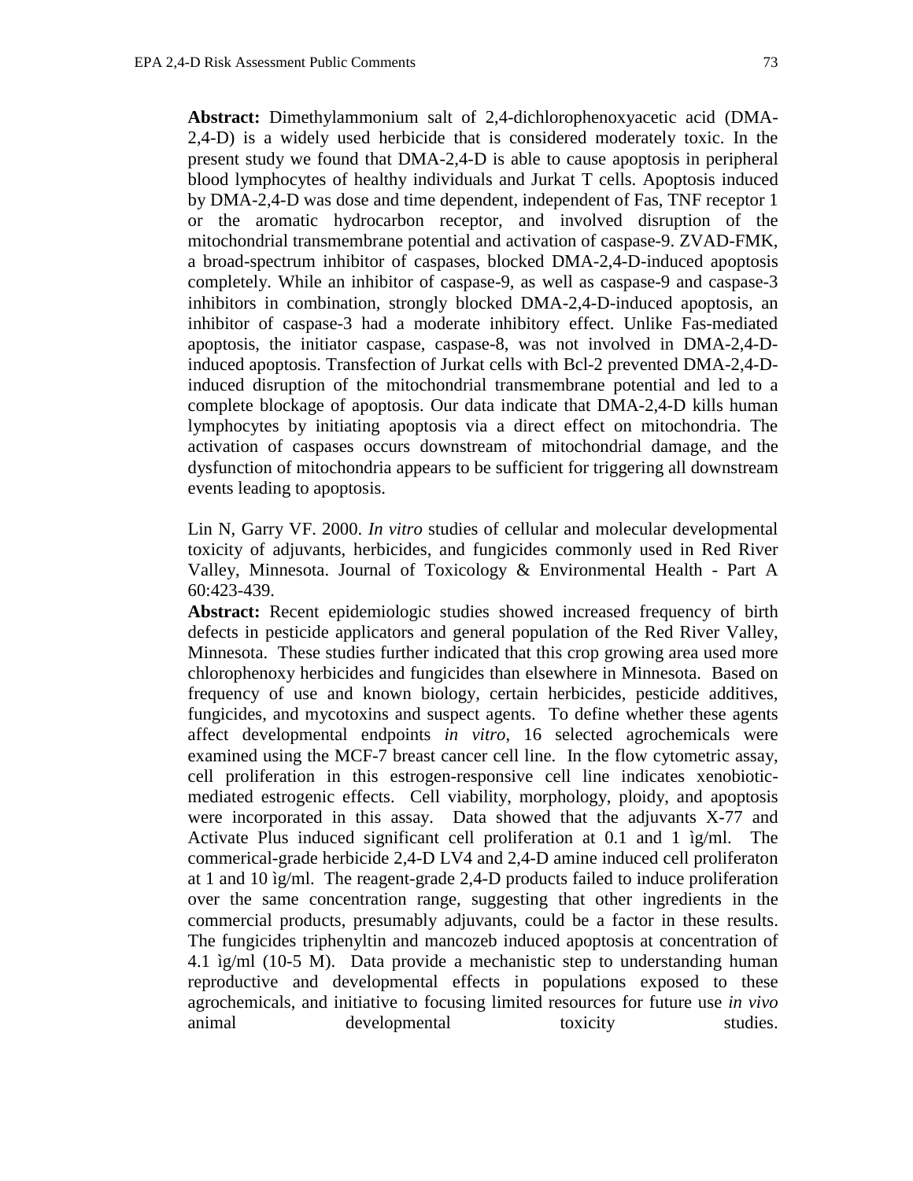**Abstract:** Dimethylammonium salt of 2,4-dichlorophenoxyacetic acid (DMA-2,4-D) is a widely used herbicide that is considered moderately toxic. In the present study we found that DMA-2,4-D is able to cause apoptosis in peripheral blood lymphocytes of healthy individuals and Jurkat T cells. Apoptosis induced by DMA-2,4-D was dose and time dependent, independent of Fas, TNF receptor 1 or the aromatic hydrocarbon receptor, and involved disruption of the mitochondrial transmembrane potential and activation of caspase-9. ZVAD-FMK, a broad-spectrum inhibitor of caspases, blocked DMA-2,4-D-induced apoptosis completely. While an inhibitor of caspase-9, as well as caspase-9 and caspase-3 inhibitors in combination, strongly blocked DMA-2,4-D-induced apoptosis, an inhibitor of caspase-3 had a moderate inhibitory effect. Unlike Fas-mediated apoptosis, the initiator caspase, caspase-8, was not involved in DMA-2,4-D-induced apoptosis. Transfection of Jurkat cells with Bcl-2 prevented DMA-2,4-D-induced disruption of the mitochondrial transmembrane potential and led to a complete blockage of apoptosis. Our data indicate that DMA-2,4-D kills human lymphocytes by initiating apoptosis via a direct effect on mitochondria. The activation of caspases occurs downstream of mitochondrial damage, and the dysfunction of mitochondria appears to be sufficient for triggering all downstream events leading to apoptosis.

Lin N, Garry VF. 2000. *In vitro* studies of cellular and molecular developmental toxicity of adjuvants, herbicides, and fungicides commonly used in Red River Valley, Minnesota. Journal of Toxicology & Environmental Health - Part A 60:423-439.

**Abstract:** Recent epidemiologic studies showed increased frequency of birth defects in pesticide applicators and general population of the Red River Valley, Minnesota. These studies further indicated that this crop growing area used more chlorophenoxy herbicides and fungicides than elsewhere in Minnesota. Based on frequency of use and known biology, certain herbicides, pesticide additives, fungicides, and mycotoxins and suspect agents. To define whether these agents affect developmental endpoints *in vitro*, 16 selected agrochemicals were examined using the MCF-7 breast cancer cell line. In the flow cytometric assay, cell proliferation in this estrogen-responsive cell line indicates xenobiotic-mediated estrogenic effects. Cell viability, morphology, ploidy, and apoptosis were incorporated in this assay. Data showed that the adjuvants X-77 and Activate Plus induced significant cell proliferation at 0.1 and 1 ìg/ml. The commerical-grade herbicide 2,4-D LV4 and 2,4-D amine induced cell proliferaton at 1 and 10 ìg/ml. The reagent-grade 2,4-D products failed to induce proliferation over the same concentration range, suggesting that other ingredients in the commercial products, presumably adjuvants, could be a factor in these results. The fungicides triphenyltin and mancozeb induced apoptosis at concentration of 4.1 ìg/ml (10-5 M). Data provide a mechanistic step to understanding human reproductive and developmental effects in populations exposed to these agrochemicals, and initiative to focusing limited resources for future use *in vivo* animal developmental toxicity studies.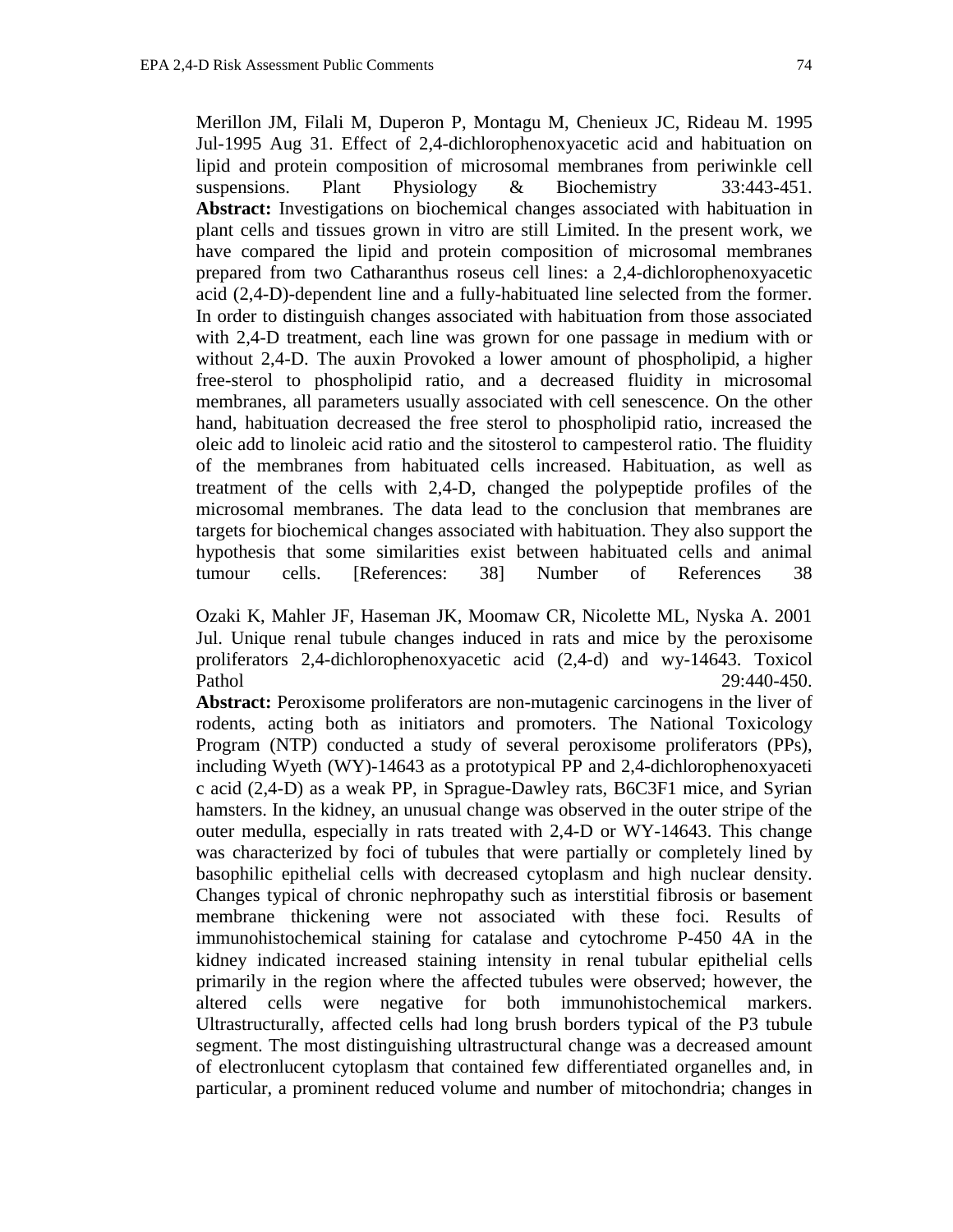Merillon JM, Filali M, Duperon P, Montagu M, Chenieux JC, Rideau M. 1995 Jul-1995 Aug 31. Effect of 2,4-dichlorophenoxyacetic acid and habituation on lipid and protein composition of microsomal membranes from periwinkle cell suspensions. Plant Physiology & Biochemistry 33:443-451.
**Abstract:** Investigations on biochemical changes associated with habituation in plant cells and tissues grown in vitro are still Limited. In the present work, we have compared the lipid and protein composition of microsomal membranes prepared from two Catharanthus roseus cell lines: a 2,4-dichlorophenoxyacetic acid (2,4-D)-dependent line and a fully-habituated line selected from the former. In order to distinguish changes associated with habituation from those associated with 2,4-D treatment, each line was grown for one passage in medium with or without 2,4-D. The auxin Provoked a lower amount of phospholipid, a higher free-sterol to phospholipid ratio, and a decreased fluidity in microsomal membranes, all parameters usually associated with cell senescence. On the other hand, habituation decreased the free sterol to phospholipid ratio, increased the oleic add to linoleic acid ratio and the sitosterol to campesterol ratio. The fluidity of the membranes from habituated cells increased. Habituation, as well as treatment of the cells with 2,4-D, changed the polypeptide profiles of the microsomal membranes. The data lead to the conclusion that membranes are targets for biochemical changes associated with habituation. They also support the hypothesis that some similarities exist between habituated cells and animal tumour cells. [References: 38] Number of References 38

Ozaki K, Mahler JF, Haseman JK, Moomaw CR, Nicolette ML, Nyska A. 2001 Jul. Unique renal tubule changes induced in rats and mice by the peroxisome proliferators 2,4-dichlorophenoxyacetic acid (2,4-d) and wy-14643. Toxicol Pathol 29:440-450.
**Abstract:** Peroxisome proliferators are non-mutagenic carcinogens in the liver of rodents, acting both as initiators and promoters. The National Toxicology Program (NTP) conducted a study of several peroxisome proliferators (PPs), including Wyeth (WY)-14643 as a prototypical PP and 2,4-dichlorophenoxyaceti c acid (2,4-D) as a weak PP, in Sprague-Dawley rats, B6C3F1 mice, and Syrian hamsters. In the kidney, an unusual change was observed in the outer stripe of the outer medulla, especially in rats treated with 2,4-D or WY-14643. This change was characterized by foci of tubules that were partially or completely lined by basophilic epithelial cells with decreased cytoplasm and high nuclear density. Changes typical of chronic nephropathy such as interstitial fibrosis or basement membrane thickening were not associated with these foci. Results of immunohistochemical staining for catalase and cytochrome P-450 4A in the kidney indicated increased staining intensity in renal tubular epithelial cells primarily in the region where the affected tubules were observed; however, the altered cells were negative for both immunohistochemical markers. Ultrastructurally, affected cells had long brush borders typical of the P3 tubule segment. The most distinguishing ultrastructural change was a decreased amount of electronlucent cytoplasm that contained few differentiated organelles and, in particular, a prominent reduced volume and number of mitochondria; changes in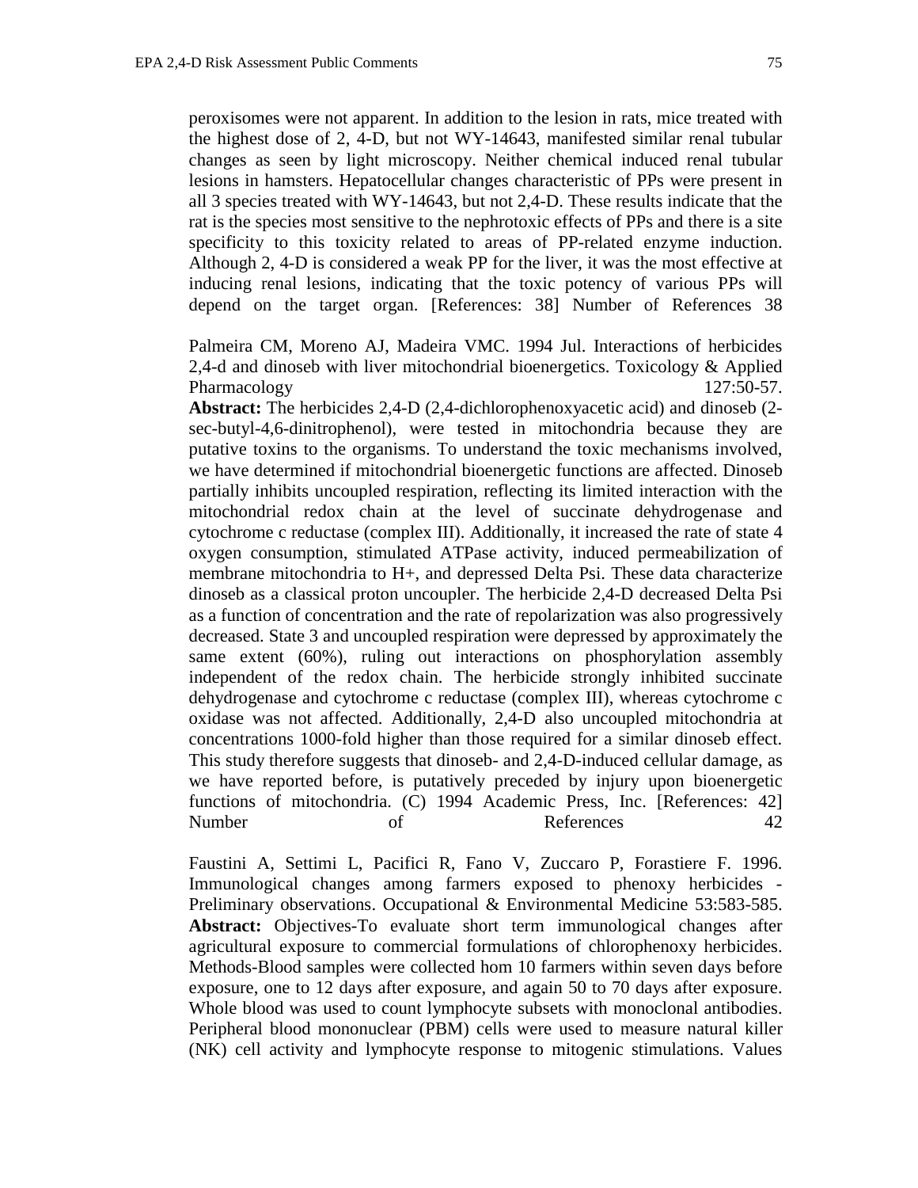peroxisomes were not apparent. In addition to the lesion in rats, mice treated with the highest dose of 2, 4-D, but not WY-14643, manifested similar renal tubular changes as seen by light microscopy. Neither chemical induced renal tubular lesions in hamsters. Hepatocellular changes characteristic of PPs were present in all 3 species treated with WY-14643, but not 2,4-D. These results indicate that the rat is the species most sensitive to the nephrotoxic effects of PPs and there is a site specificity to this toxicity related to areas of PP-related enzyme induction. Although 2, 4-D is considered a weak PP for the liver, it was the most effective at inducing renal lesions, indicating that the toxic potency of various PPs will depend on the target organ. [References: 38] Number of References 38

Palmeira CM, Moreno AJ, Madeira VMC. 1994 Jul. Interactions of herbicides 2,4-d and dinoseb with liver mitochondrial bioenergetics. Toxicology & Applied Pharmacology 127:50-57.
**Abstract:** The herbicides 2,4-D (2,4-dichlorophenoxyacetic acid) and dinoseb (2-sec-butyl-4,6-dinitrophenol), were tested in mitochondria because they are putative toxins to the organisms. To understand the toxic mechanisms involved, we have determined if mitochondrial bioenergetic functions are affected. Dinoseb partially inhibits uncoupled respiration, reflecting its limited interaction with the mitochondrial redox chain at the level of succinate dehydrogenase and cytochrome c reductase (complex III). Additionally, it increased the rate of state 4 oxygen consumption, stimulated ATPase activity, induced permeabilization of membrane mitochondria to H+, and depressed Delta Psi. These data characterize dinoseb as a classical proton uncoupler. The herbicide 2,4-D decreased Delta Psi as a function of concentration and the rate of repolarization was also progressively decreased. State 3 and uncoupled respiration were depressed by approximately the same extent (60%), ruling out interactions on phosphorylation assembly independent of the redox chain. The herbicide strongly inhibited succinate dehydrogenase and cytochrome c reductase (complex III), whereas cytochrome c oxidase was not affected. Additionally, 2,4-D also uncoupled mitochondria at concentrations 1000-fold higher than those required for a similar dinoseb effect. This study therefore suggests that dinoseb- and 2,4-D-induced cellular damage, as we have reported before, is putatively preceded by injury upon bioenergetic functions of mitochondria. (C) 1994 Academic Press, Inc. [References: 42] Number of References 42

Faustini A, Settimi L, Pacifici R, Fano V, Zuccaro P, Forastiere F. 1996. Immunological changes among farmers exposed to phenoxy herbicides - Preliminary observations. Occupational & Environmental Medicine 53:583-585.
**Abstract:** Objectives-To evaluate short term immunological changes after agricultural exposure to commercial formulations of chlorophenoxy herbicides. Methods-Blood samples were collected hom 10 farmers within seven days before exposure, one to 12 days after exposure, and again 50 to 70 days after exposure. Whole blood was used to count lymphocyte subsets with monoclonal antibodies. Peripheral blood mononuclear (PBM) cells were used to measure natural killer (NK) cell activity and lymphocyte response to mitogenic stimulations. Values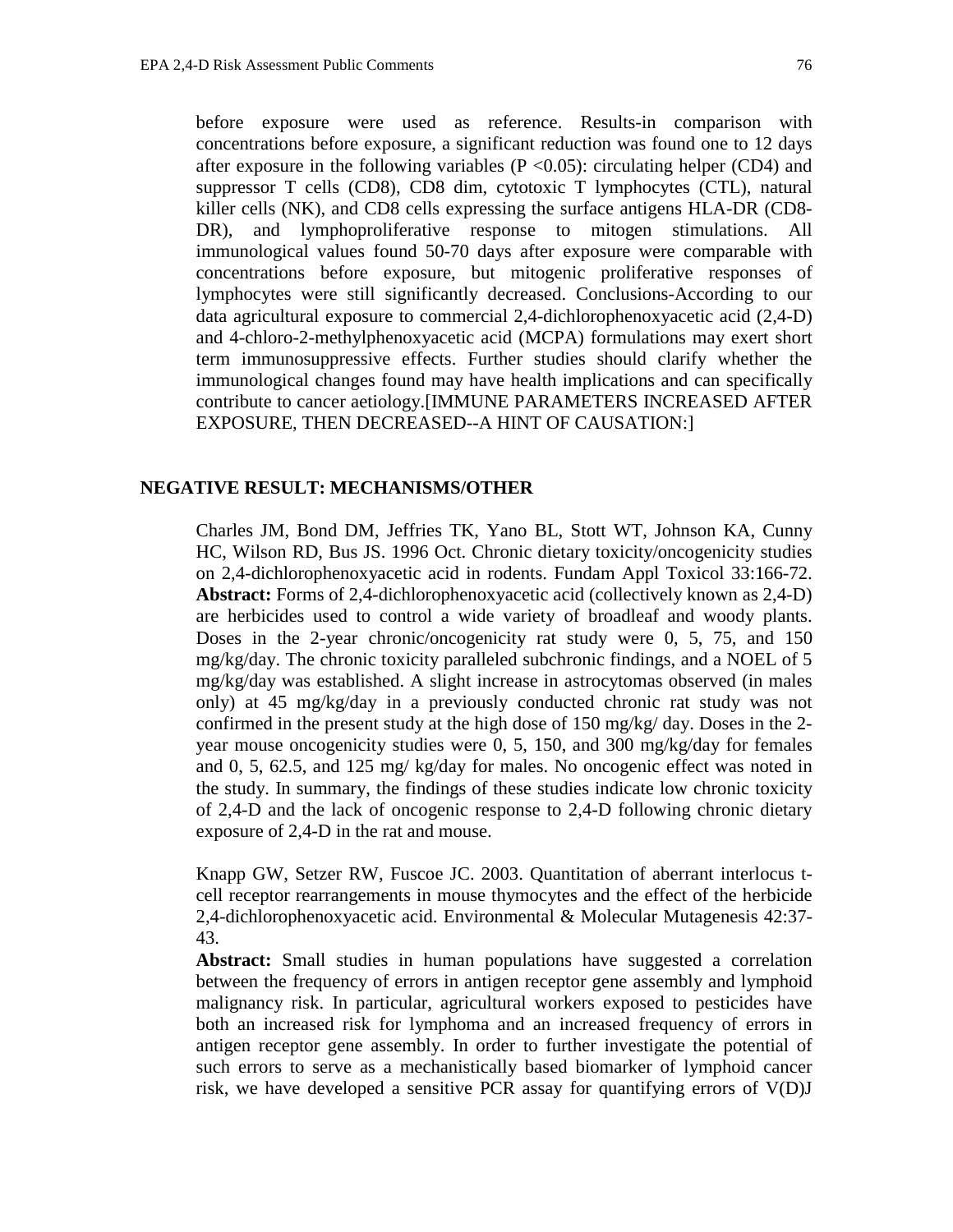before exposure were used as reference. Results-in comparison with concentrations before exposure, a significant reduction was found one to 12 days after exposure in the following variables ($P < 0.05$): circulating helper (CD4) and suppressor T cells (CD8), CD8 dim, cytotoxic T lymphocytes (CTL), natural killer cells (NK), and CD8 cells expressing the surface antigens HLA-DR (CD8-DR), and lymphoproliferative response to mitogen stimulations. All immunological values found 50-70 days after exposure were comparable with concentrations before exposure, but mitogenic proliferative responses of lymphocytes were still significantly decreased. Conclusions-According to our data agricultural exposure to commercial 2,4-dichlorophenoxyacetic acid (2,4-D) and 4-chloro-2-methylphenoxyacetic acid (MCPA) formulations may exert short term immunosuppressive effects. Further studies should clarify whether the immunological changes found may have health implications and can specifically contribute to cancer aetiology.[IMMUNE PARAMETERS INCREASED AFTER EXPOSURE, THEN DECREASED--A HINT OF CAUSATION:]

## NEGATIVE RESULT: MECHANISMS/OTHER

Charles JM, Bond DM, Jeffries TK, Yano BL, Stott WT, Johnson KA, Cunny HC, Wilson RD, Bus JS. 1996 Oct. Chronic dietary toxicity/oncogenicity studies on 2,4-dichlorophenoxyacetic acid in rodents. Fundam Appl Toxicol 33:166-72.
**Abstract:** Forms of 2,4-dichlorophenoxyacetic acid (collectively known as 2,4-D) are herbicides used to control a wide variety of broadleaf and woody plants. Doses in the 2-year chronic/oncogenicity rat study were 0, 5, 75, and 150 mg/kg/day. The chronic toxicity paralleled subchronic findings, and a NOEL of 5 mg/kg/day was established. A slight increase in astrocytomas observed (in males only) at 45 mg/kg/day in a previously conducted chronic rat study was not confirmed in the present study at the high dose of 150 mg/kg/ day. Doses in the 2-year mouse oncogenicity studies were 0, 5, 150, and 300 mg/kg/day for females and 0, 5, 62.5, and 125 mg/ kg/day for males. No oncogenic effect was noted in the study. In summary, the findings of these studies indicate low chronic toxicity of 2,4-D and the lack of oncogenic response to 2,4-D following chronic dietary exposure of 2,4-D in the rat and mouse.

Knapp GW, Setzer RW, Fuscoe JC. 2003. Quantitation of aberrant interlocus t-cell receptor rearrangements in mouse thymocytes and the effect of the herbicide 2,4-dichlorophenoxyacetic acid. Environmental & Molecular Mutagenesis 42:37-43.
**Abstract:** Small studies in human populations have suggested a correlation between the frequency of errors in antigen receptor gene assembly and lymphoid malignancy risk. In particular, agricultural workers exposed to pesticides have both an increased risk for lymphoma and an increased frequency of errors in antigen receptor gene assembly. In order to further investigate the potential of such errors to serve as a mechanistically based biomarker of lymphoid cancer risk, we have developed a sensitive PCR assay for quantifying errors of V(D)J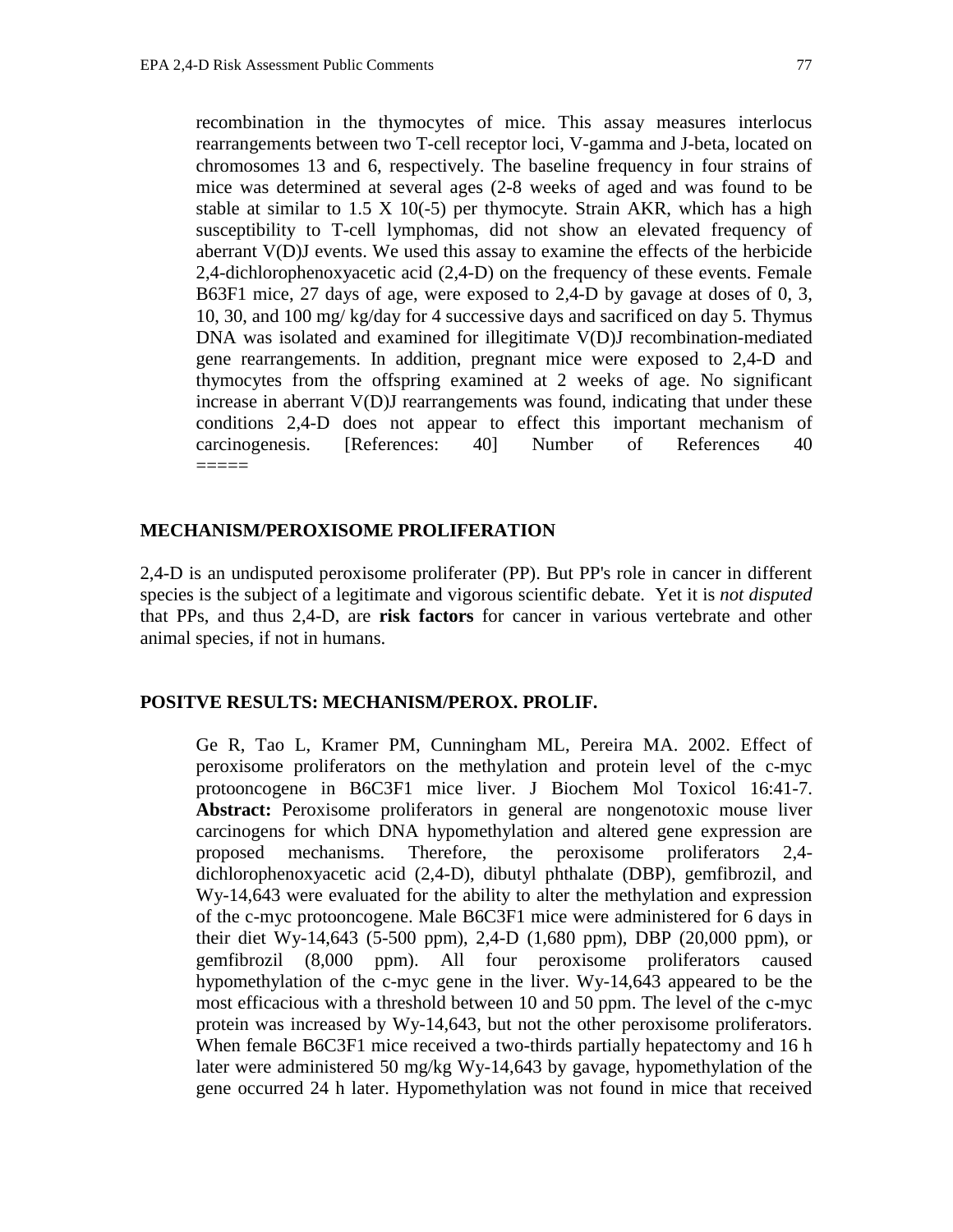recombination in the thymocytes of mice. This assay measures interlocus rearrangements between two T-cell receptor loci, V-gamma and J-beta, located on chromosomes 13 and 6, respectively. The baseline frequency in four strains of mice was determined at several ages (2-8 weeks of aged and was found to be stable at similar to 1.5 X 10(-5) per thymocyte. Strain AKR, which has a high susceptibility to T-cell lymphomas, did not show an elevated frequency of aberrant V(D)J events. We used this assay to examine the effects of the herbicide 2,4-dichlorophenoxyacetic acid (2,4-D) on the frequency of these events. Female B63F1 mice, 27 days of age, were exposed to 2,4-D by gavage at doses of 0, 3, 10, 30, and 100 mg/ kg/day for 4 successive days and sacrificed on day 5. Thymus DNA was isolated and examined for illegitimate V(D)J recombination-mediated gene rearrangements. In addition, pregnant mice were exposed to 2,4-D and thymocytes from the offspring examined at 2 weeks of age. No significant increase in aberrant V(D)J rearrangements was found, indicating that under these conditions 2,4-D does not appear to effect this important mechanism of carcinogenesis. [References: 40] Number of References 40
=====

### MECHANISM/PEROXISOME PROLIFERATION

2,4-D is an undisputed peroxisome proliferater (PP). But PP's role in cancer in different species is the subject of a legitimate and vigorous scientific debate. Yet it is *not disputed* that PPs, and thus 2,4-D, are **risk factors** for cancer in various vertebrate and other animal species, if not in humans.

### POSITVE RESULTS: MECHANISM/PEROX. PROLIF.

Ge R, Tao L, Kramer PM, Cunningham ML, Pereira MA. 2002. Effect of peroxisome proliferators on the methylation and protein level of the c-myc protooncogene in B6C3F1 mice liver. J Biochem Mol Toxicol 16:41-7. **Abstract:** Peroxisome proliferators in general are nongenotoxic mouse liver carcinogens for which DNA hypomethylation and altered gene expression are proposed mechanisms. Therefore, the peroxisome proliferators 2,4-dichlorophenoxyacetic acid (2,4-D), dibutyl phthalate (DBP), gemfibrozil, and Wy-14,643 were evaluated for the ability to alter the methylation and expression of the c-myc protooncogene. Male B6C3F1 mice were administered for 6 days in their diet Wy-14,643 (5-500 ppm), 2,4-D (1,680 ppm), DBP (20,000 ppm), or gemfibrozil (8,000 ppm). All four peroxisome proliferators caused hypomethylation of the c-myc gene in the liver. Wy-14,643 appeared to be the most efficacious with a threshold between 10 and 50 ppm. The level of the c-myc protein was increased by Wy-14,643, but not the other peroxisome proliferators. When female B6C3F1 mice received a two-thirds partially hepatectomy and 16 h later were administered 50 mg/kg Wy-14,643 by gavage, hypomethylation of the gene occurred 24 h later. Hypomethylation was not found in mice that received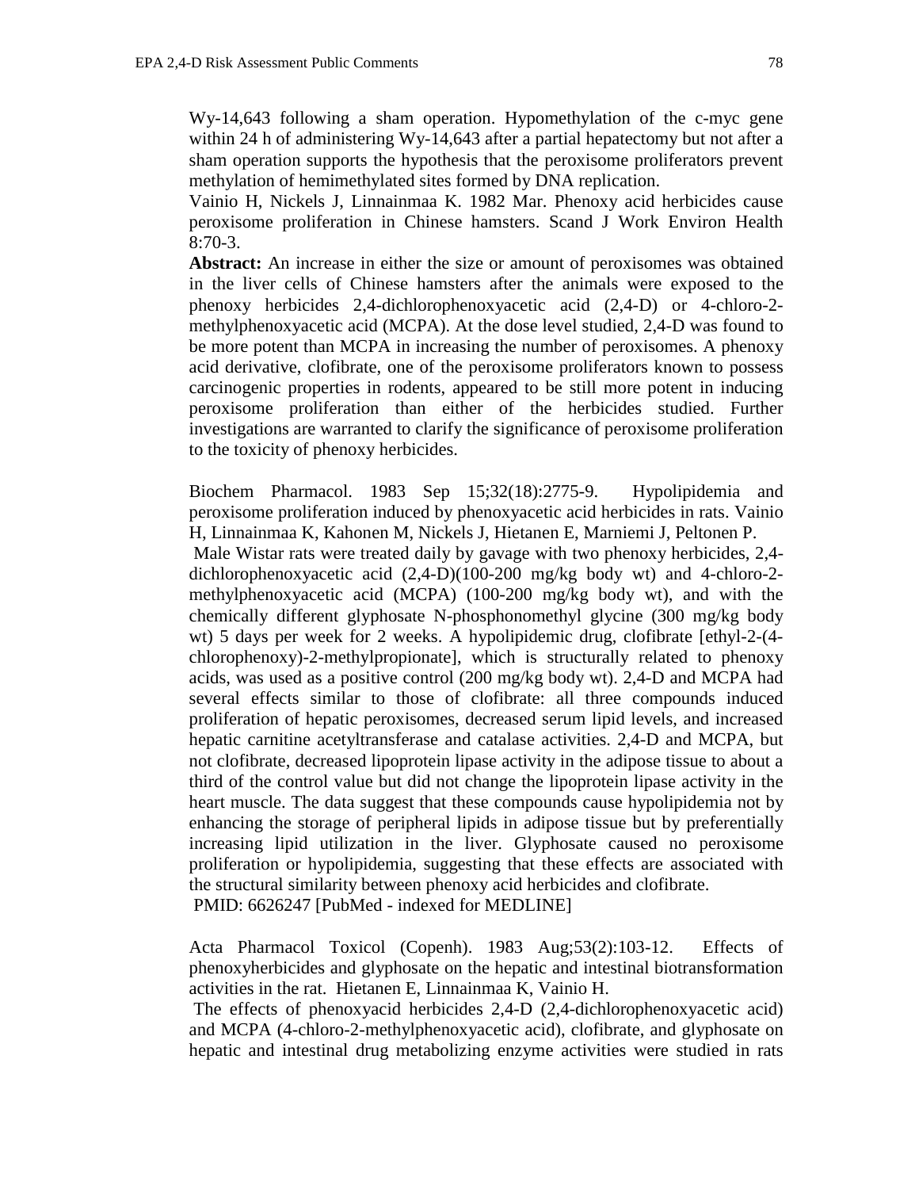Wy-14,643 following a sham operation. Hypomethylation of the c-myc gene within 24 h of administering Wy-14,643 after a partial hepatectomy but not after a sham operation supports the hypothesis that the peroxisome proliferators prevent methylation of hemimethylated sites formed by DNA replication.

Vainio H, Nickels J, Linnainmaa K. 1982 Mar. Phenoxy acid herbicides cause peroxisome proliferation in Chinese hamsters. Scand J Work Environ Health 8:70-3.

**Abstract:** An increase in either the size or amount of peroxisomes was obtained in the liver cells of Chinese hamsters after the animals were exposed to the phenoxy herbicides 2,4-dichlorophenoxyacetic acid (2,4-D) or 4-chloro-2-methylphenoxyacetic acid (MCPA). At the dose level studied, 2,4-D was found to be more potent than MCPA in increasing the number of peroxisomes. A phenoxy acid derivative, clofibrate, one of the peroxisome proliferators known to possess carcinogenic properties in rodents, appeared to be still more potent in inducing peroxisome proliferation than either of the herbicides studied. Further investigations are warranted to clarify the significance of peroxisome proliferation to the toxicity of phenoxy herbicides.

Biochem Pharmacol. 1983 Sep 15;32(18):2775-9. Hypolipidemia and peroxisome proliferation induced by phenoxyacetic acid herbicides in rats. Vainio H, Linnainmaa K, Kahonen M, Nickels J, Hietanen E, Marniemi J, Peltonen P.

Male Wistar rats were treated daily by gavage with two phenoxy herbicides, 2,4-dichlorophenoxyacetic acid (2,4-D)(100-200 mg/kg body wt) and 4-chloro-2-methylphenoxyacetic acid (MCPA) (100-200 mg/kg body wt), and with the chemically different glyphosate N-phosphonomethyl glycine (300 mg/kg body wt) 5 days per week for 2 weeks. A hypolipidemic drug, clofibrate [ethyl-2-(4-chlorophenoxy)-2-methylpropionate], which is structurally related to phenoxy acids, was used as a positive control (200 mg/kg body wt). 2,4-D and MCPA had several effects similar to those of clofibrate: all three compounds induced proliferation of hepatic peroxisomes, decreased serum lipid levels, and increased hepatic carnitine acetyltransferase and catalase activities. 2,4-D and MCPA, but not clofibrate, decreased lipoprotein lipase activity in the adipose tissue to about a third of the control value but did not change the lipoprotein lipase activity in the heart muscle. The data suggest that these compounds cause hypolipidemia not by enhancing the storage of peripheral lipids in adipose tissue but by preferentially increasing lipid utilization in the liver. Glyphosate caused no peroxisome proliferation or hypolipidemia, suggesting that these effects are associated with the structural similarity between phenoxy acid herbicides and clofibrate.

PMID: 6626247 [PubMed - indexed for MEDLINE]

Acta Pharmacol Toxicol (Copenh). 1983 Aug;53(2):103-12. Effects of phenoxyherbicides and glyphosate on the hepatic and intestinal biotransformation activities in the rat. Hietanen E, Linnainmaa K, Vainio H.

The effects of phenoxyacid herbicides 2,4-D (2,4-dichlorophenoxyacetic acid) and MCPA (4-chloro-2-methylphenoxyacetic acid), clofibrate, and glyphosate on hepatic and intestinal drug metabolizing enzyme activities were studied in rats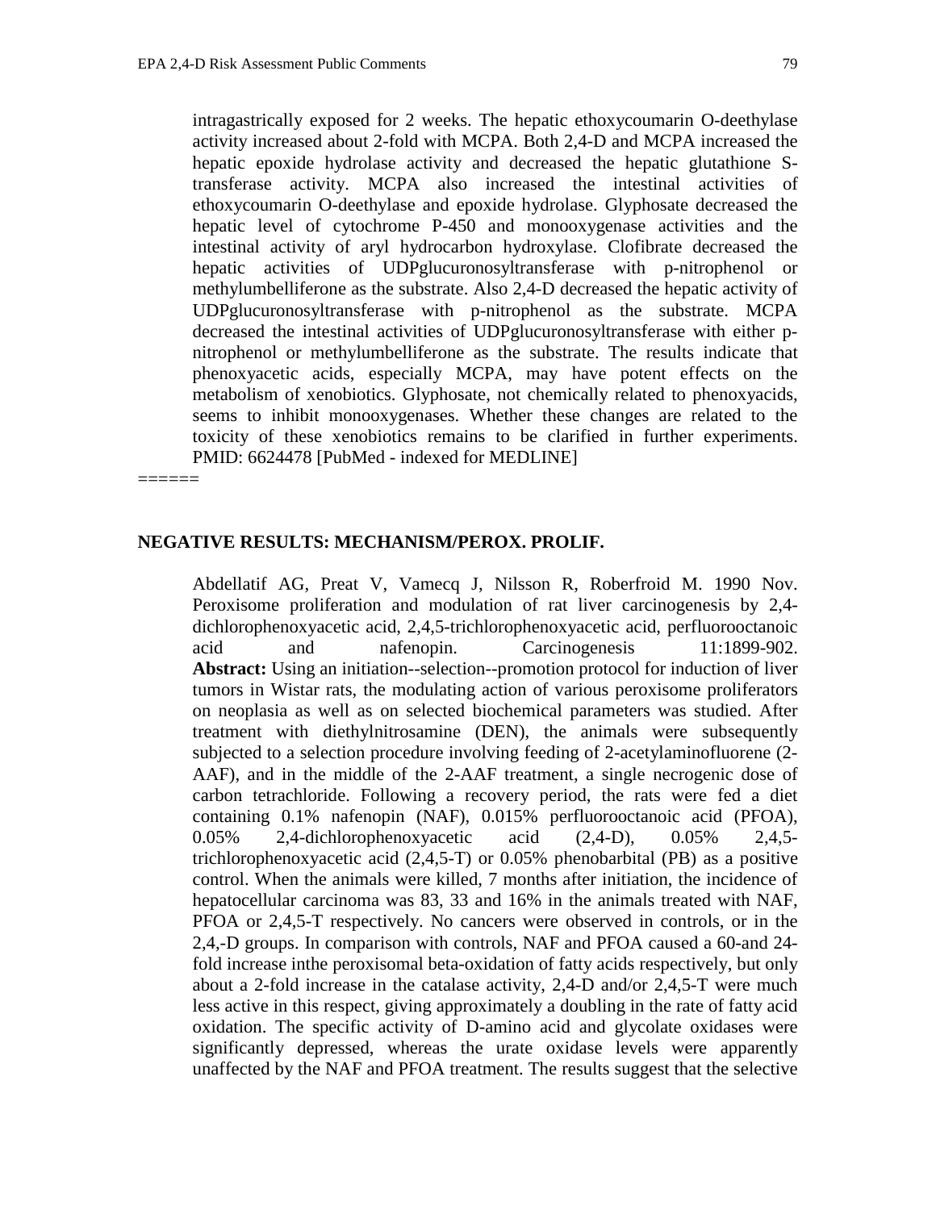intragastrically exposed for 2 weeks. The hepatic ethoxycoumarin O-deethylase activity increased about 2-fold with MCPA. Both 2,4-D and MCPA increased the hepatic epoxide hydrolase activity and decreased the hepatic glutathione S-transferase activity. MCPA also increased the intestinal activities of ethoxycoumarin O-deethylase and epoxide hydrolase. Glyphosate decreased the hepatic level of cytochrome P-450 and monooxygenase activities and the intestinal activity of aryl hydrocarbon hydroxylase. Clofibrate decreased the hepatic activities of UDPglucuronosyltransferase with p-nitrophenol or methylumbelliferone as the substrate. Also 2,4-D decreased the hepatic activity of UDPglucuronosyltransferase with p-nitrophenol as the substrate. MCPA decreased the intestinal activities of UDPglucuronosyltransferase with either p-nitrophenol or methylumbelliferone as the substrate. The results indicate that phenoxyacetic acids, especially MCPA, may have potent effects on the metabolism of xenobiotics. Glyphosate, not chemically related to phenoxyacids, seems to inhibit monooxygenases. Whether these changes are related to the toxicity of these xenobiotics remains to be clarified in further experiments. PMID: 6624478 [PubMed - indexed for MEDLINE]

======

**NEGATIVE RESULTS: MECHANISM/PEROX. PROLIF.**

Abdellatif AG, Preat V, Vamecq J, Nilsson R, Roberfroid M. 1990 Nov. Peroxisome proliferation and modulation of rat liver carcinogenesis by 2,4-dichlorophenoxyacetic acid, 2,4,5-trichlorophenoxyacetic acid, perfluorooctanoic acid and nafenopin. Carcinogenesis 11:1899-902.
**Abstract:** Using an initiation--selection--promotion protocol for induction of liver tumors in Wistar rats, the modulating action of various peroxisome proliferators on neoplasia as well as on selected biochemical parameters was studied. After treatment with diethylnitrosamine (DEN), the animals were subsequently subjected to a selection procedure involving feeding of 2-acetylaminofluorene (2-AAF), and in the middle of the 2-AAF treatment, a single necrogenic dose of carbon tetrachloride. Following a recovery period, the rats were fed a diet containing 0.1% nafenopin (NAF), 0.015% perfluorooctanoic acid (PFOA), 0.05% 2,4-dichlorophenoxyacetic acid (2,4-D), 0.05% 2,4,5-trichlorophenoxyacetic acid (2,4,5-T) or 0.05% phenobarbital (PB) as a positive control. When the animals were killed, 7 months after initiation, the incidence of hepatocellular carcinoma was 83, 33 and 16% in the animals treated with NAF, PFOA or 2,4,5-T respectively. No cancers were observed in controls, or in the 2,4,-D groups. In comparison with controls, NAF and PFOA caused a 60-and 24-fold increase inthe peroxisomal beta-oxidation of fatty acids respectively, but only about a 2-fold increase in the catalase activity, 2,4-D and/or 2,4,5-T were much less active in this respect, giving approximately a doubling in the rate of fatty acid oxidation. The specific activity of D-amino acid and glycolate oxidases were significantly depressed, whereas the urate oxidase levels were apparently unaffected by the NAF and PFOA treatment. The results suggest that the selective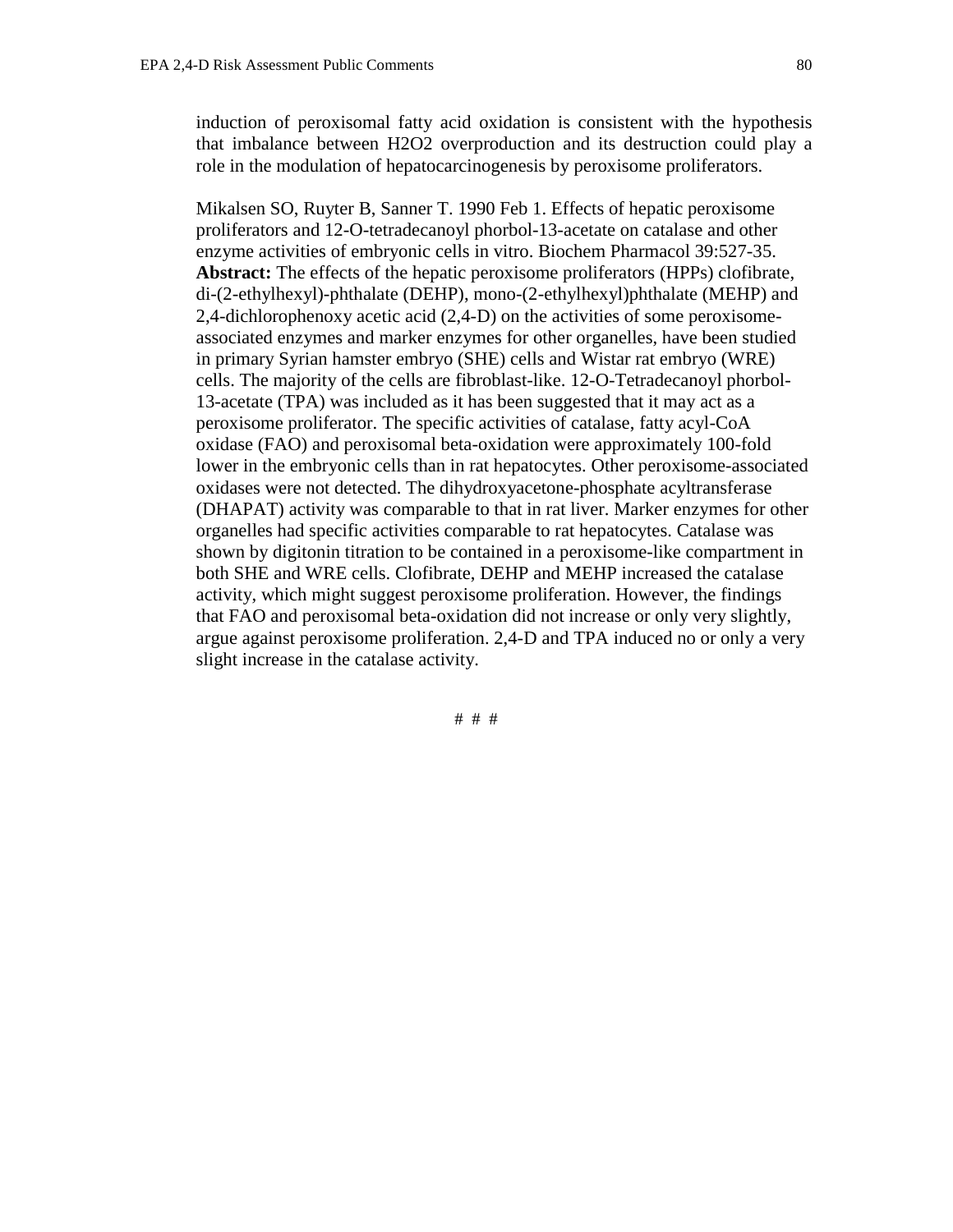induction of peroxisomal fatty acid oxidation is consistent with the hypothesis that imbalance between $H_2O_2$ overproduction and its destruction could play a role in the modulation of hepatocarcinogenesis by peroxisome proliferators.

Mikalsen SO, Ruyter B, Sanner T. 1990 Feb 1. Effects of hepatic peroxisome proliferators and 12-O-tetradecanoyl phorbol-13-acetate on catalase and other enzyme activities of embryonic cells in vitro. Biochem Pharmacol 39:527-35. **Abstract:** The effects of the hepatic peroxisome proliferators (HPPs) clofibrate, di-(2-ethylhexyl)-phthalate (DEHP), mono-(2-ethylhexyl)phthalate (MEHP) and 2,4-dichlorophenoxy acetic acid (2,4-D) on the activities of some peroxisome-associated enzymes and marker enzymes for other organelles, have been studied in primary Syrian hamster embryo (SHE) cells and Wistar rat embryo (WRE) cells. The majority of the cells are fibroblast-like. 12-O-Tetradecanoyl phorbol-13-acetate (TPA) was included as it has been suggested that it may act as a peroxisome proliferator. The specific activities of catalase, fatty acyl-CoA oxidase (FAO) and peroxisomal beta-oxidation were approximately 100-fold lower in the embryonic cells than in rat hepatocytes. Other peroxisome-associated oxidases were not detected. The dihydroxyacetone-phosphate acyltransferase (DHAPAT) activity was comparable to that in rat liver. Marker enzymes for other organelles had specific activities comparable to rat hepatocytes. Catalase was shown by digitonin titration to be contained in a peroxisome-like compartment in both SHE and WRE cells. Clofibrate, DEHP and MEHP increased the catalase activity, which might suggest peroxisome proliferation. However, the findings that FAO and peroxisomal beta-oxidation did not increase or only very slightly, argue against peroxisome proliferation. 2,4-D and TPA induced no or only a very slight increase in the catalase activity.

# # #